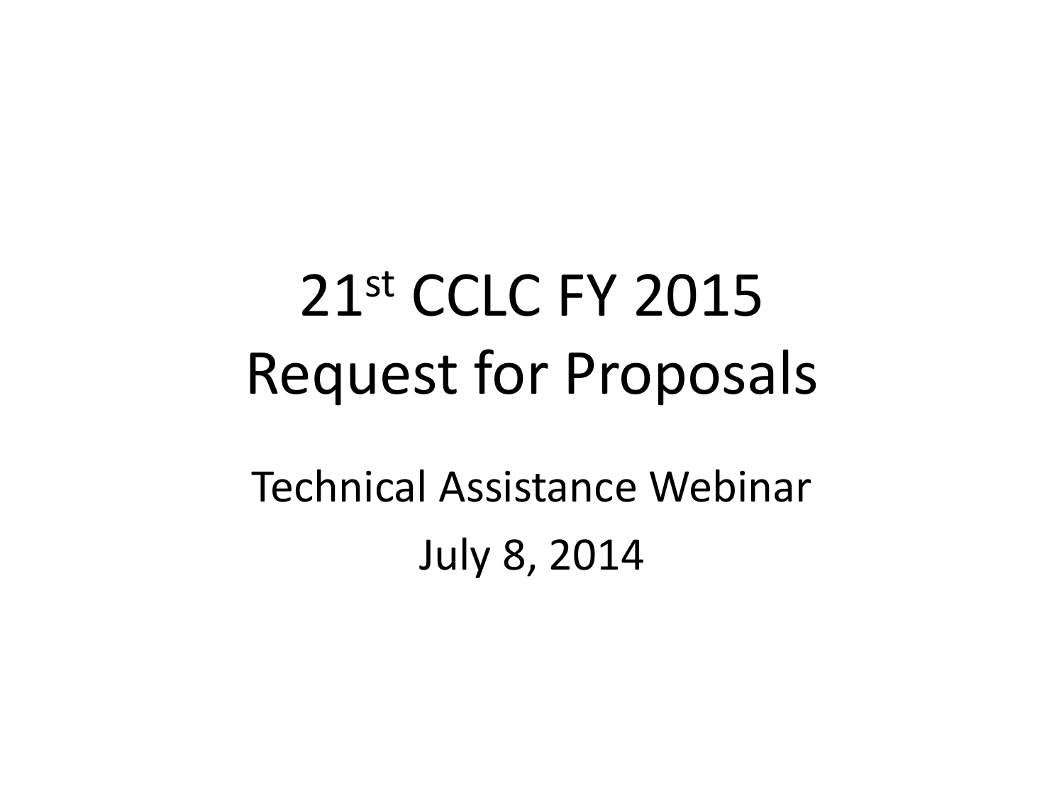# 21st CCLC FY 2015 Request for Proposals

Technical Assistance Webinar

July 8, 2014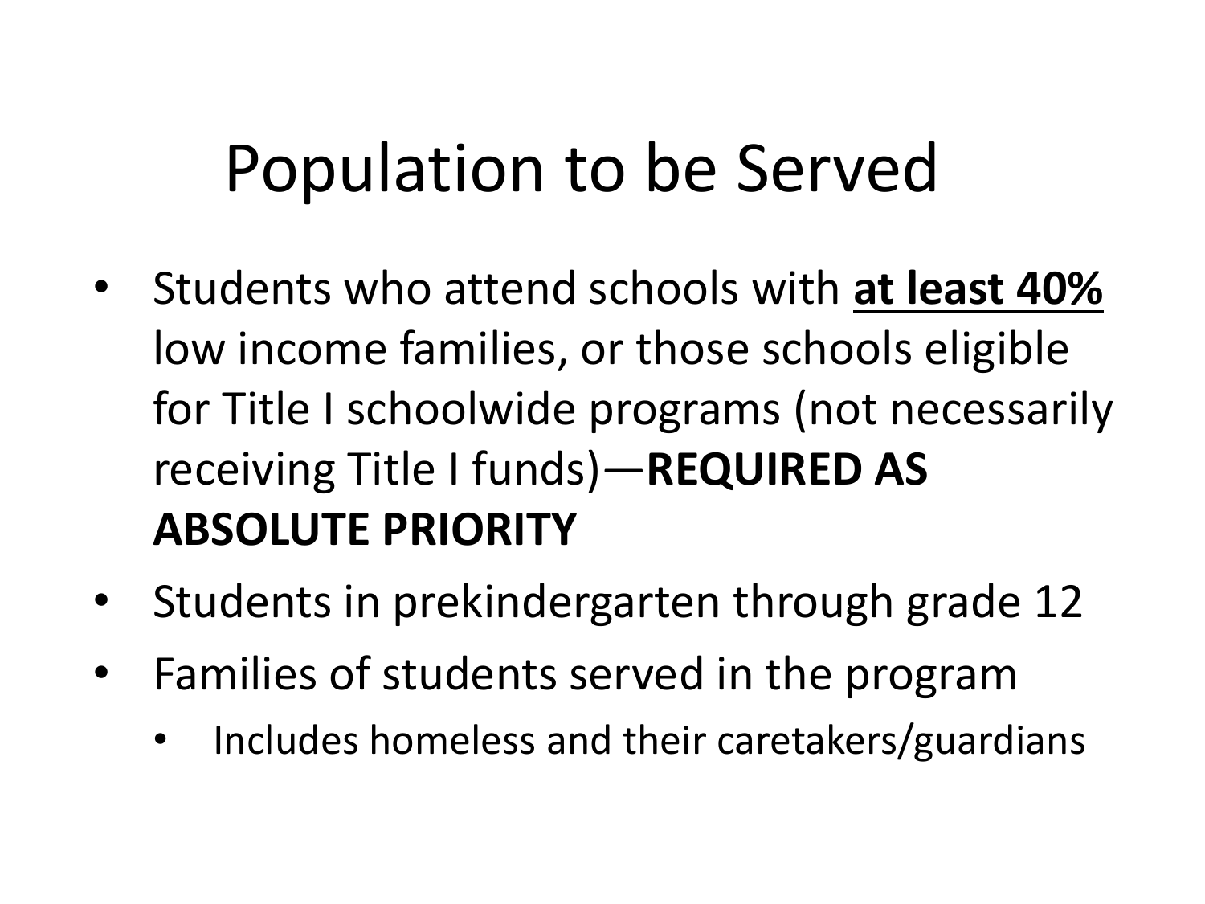# Population to be Served

- Students who attend schools with <u>**at least 40%**</u> low income families, or those schools eligible for Title I schoolwide programs (not necessarily receiving Title I funds)—**REQUIRED AS ABSOLUTE PRIORITY**
- Students in prekindergarten through grade 12
- Families of students served in the program
  - Includes homeless and their caretakers/guardians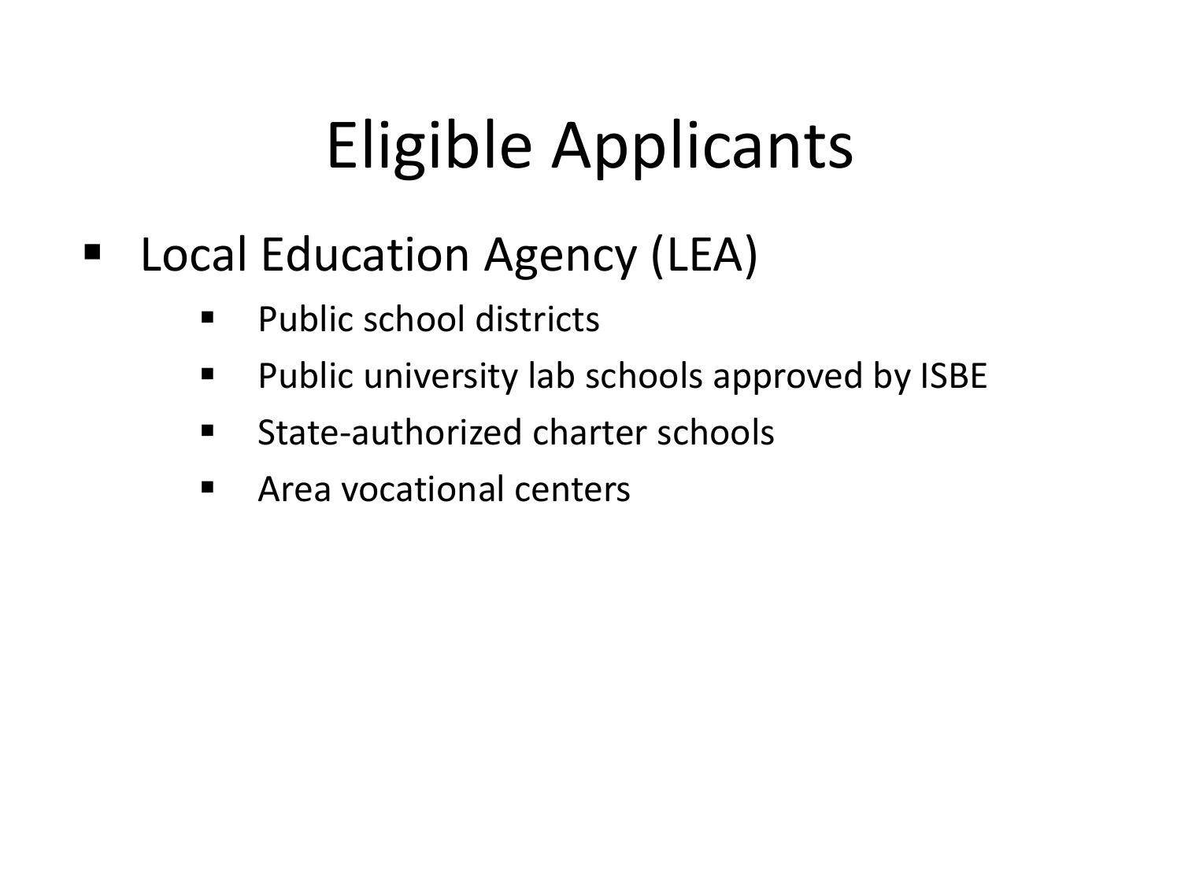# Eligible Applicants

- Local Education Agency (LEA)
  - Public school districts
  - Public university lab schools approved by ISBE
  - State-authorized charter schools
  - Area vocational centers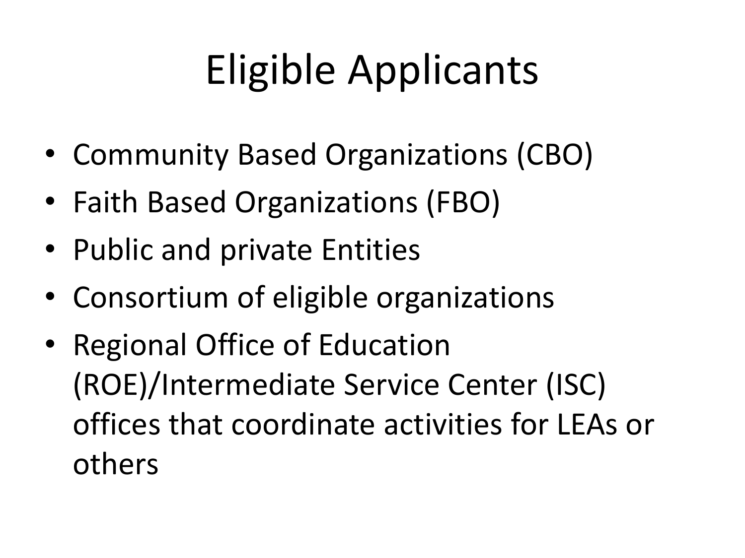# Eligible Applicants

- Community Based Organizations (CBO)
- Faith Based Organizations (FBO)
- Public and private Entities
- Consortium of eligible organizations
- Regional Office of Education (ROE)/Intermediate Service Center (ISC) offices that coordinate activities for LEAs or others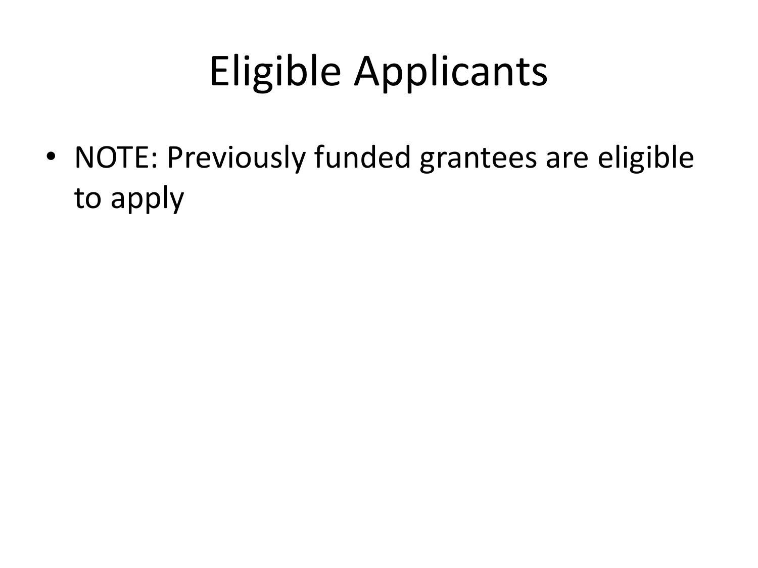# Eligible Applicants

- NOTE: Previously funded grantees are eligible to apply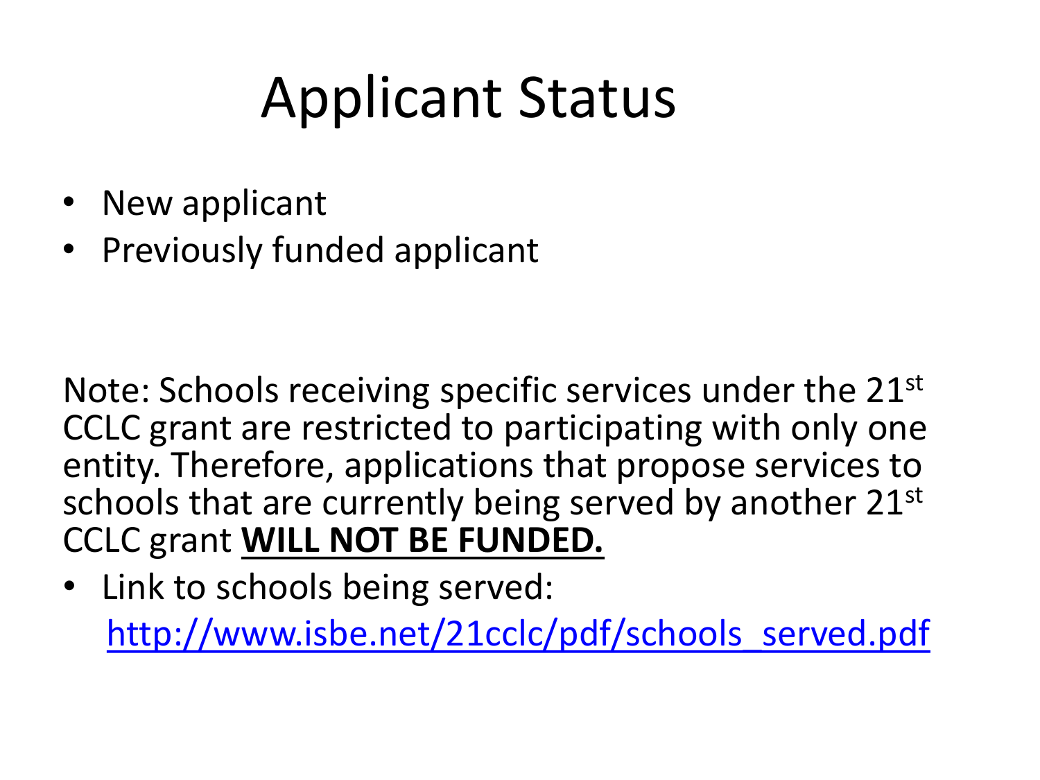# Applicant Status

- New applicant
- Previously funded applicant

Note: Schools receiving specific services under the 21st CCLC grant are restricted to participating with only one entity. Therefore, applications that propose services to schools that are currently being served by another 21st CCLC grant **WILL NOT BE FUNDED.**

- Link to schools being served:
  [http://www.isbe.net/21cclc/pdf/schools_served.pdf](http://www.isbe.net/21cclc/pdf/schools_served.pdf)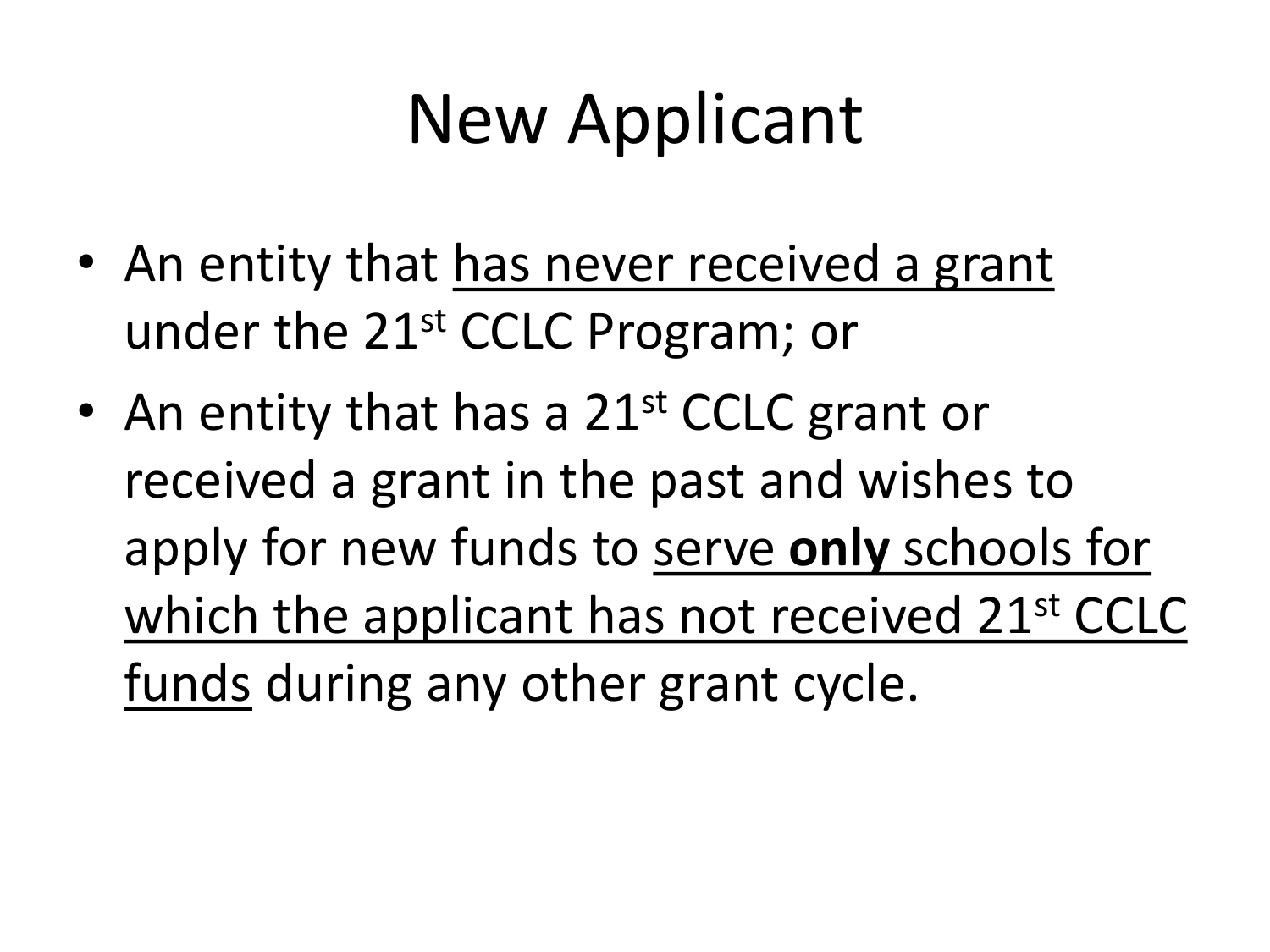# New Applicant

- An entity that has never received a grant under the 21st CCLC Program; or
- An entity that has a 21st CCLC grant or received a grant in the past and wishes to apply for new funds to serve **only** schools for which the applicant has not received 21st CCLC funds during any other grant cycle.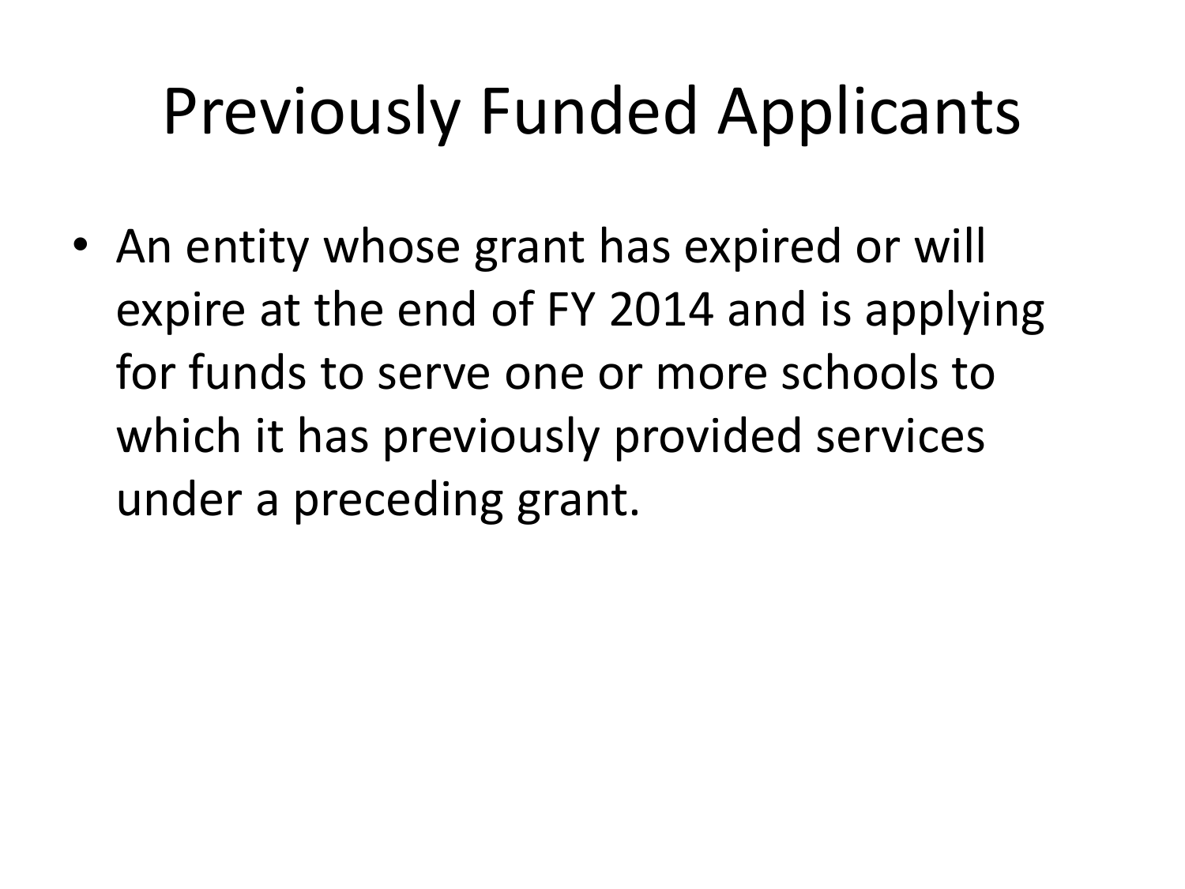# Previously Funded Applicants

- An entity whose grant has expired or will expire at the end of FY 2014 and is applying for funds to serve one or more schools to which it has previously provided services under a preceding grant.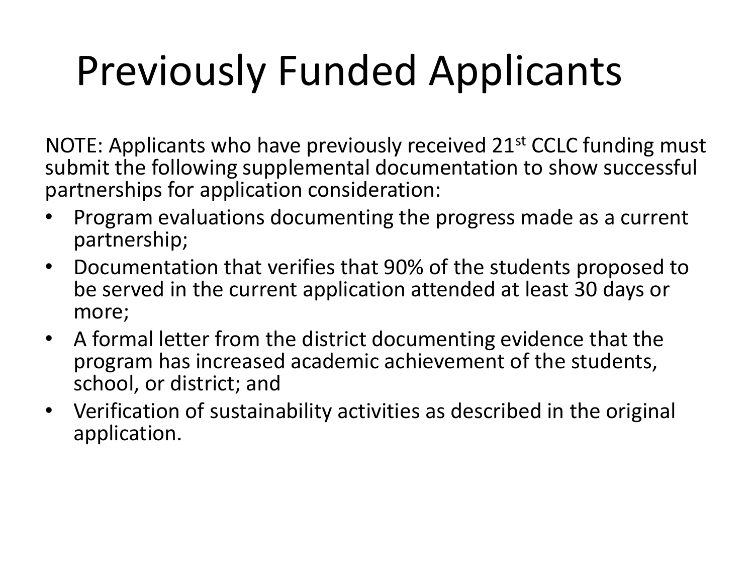# Previously Funded Applicants

NOTE: Applicants who have previously received 21st CCLC funding must submit the following supplemental documentation to show successful partnerships for application consideration:

- Program evaluations documenting the progress made as a current partnership;
- Documentation that verifies that 90% of the students proposed to be served in the current application attended at least 30 days or more;
- A formal letter from the district documenting evidence that the program has increased academic achievement of the students, school, or district; and
- Verification of sustainability activities as described in the original application.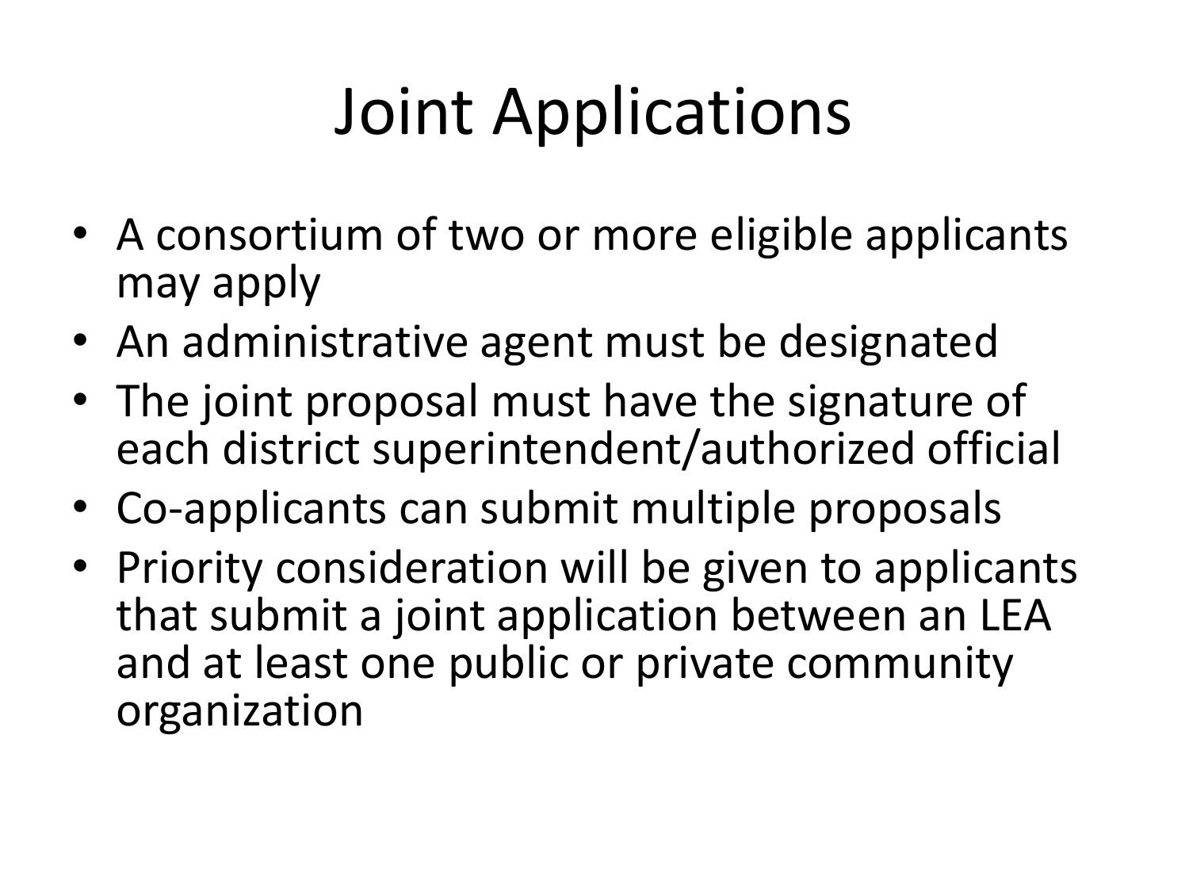# Joint Applications

- A consortium of two or more eligible applicants may apply
- An administrative agent must be designated
- The joint proposal must have the signature of each district superintendent/authorized official
- Co-applicants can submit multiple proposals
- Priority consideration will be given to applicants that submit a joint application between an LEA and at least one public or private community organization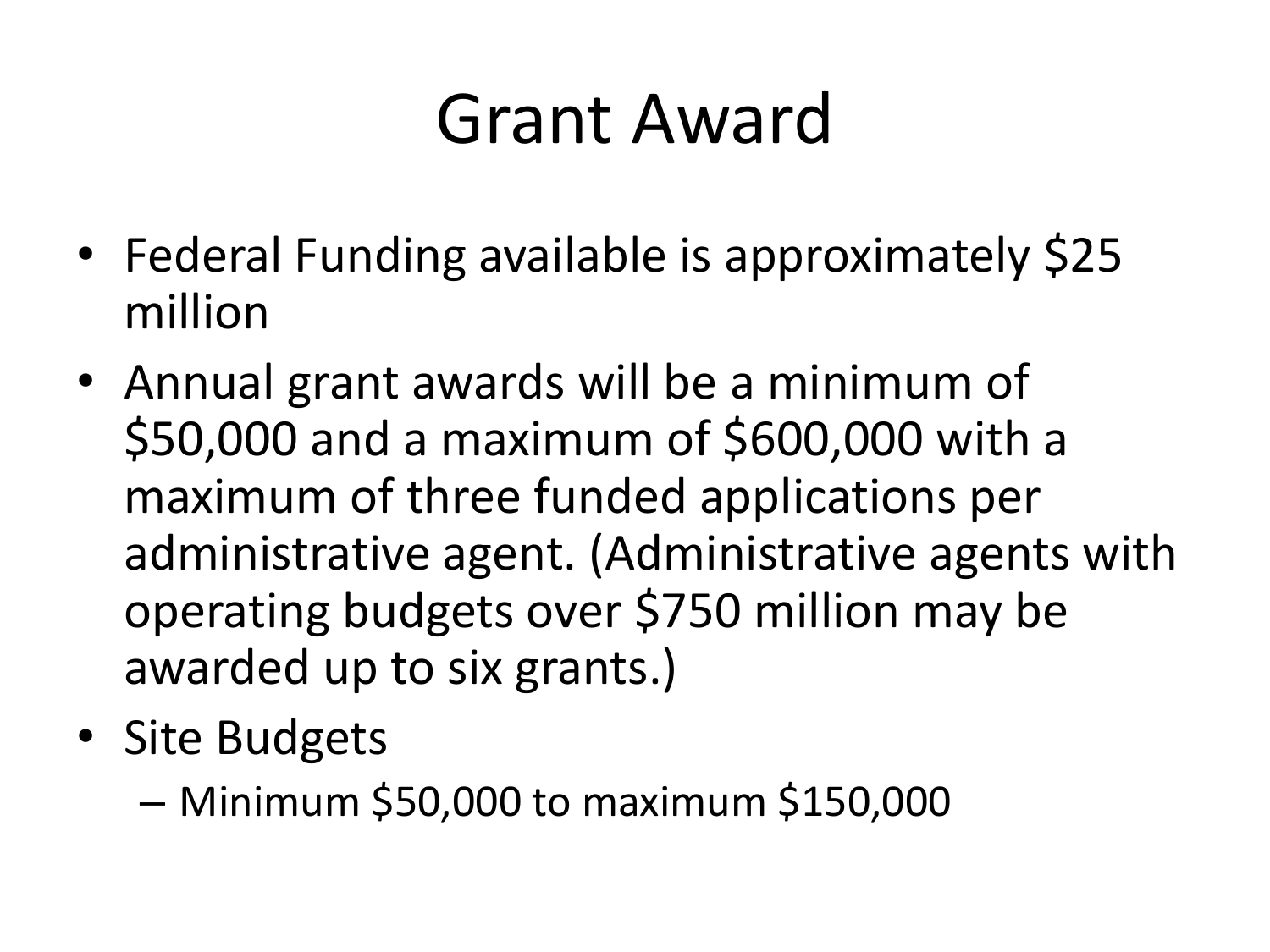# Grant Award

- Federal Funding available is approximately $25 million
- Annual grant awards will be a minimum of $50,000 and a maximum of $600,000 with a maximum of three funded applications per administrative agent. (Administrative agents with operating budgets over $750 million may be awarded up to six grants.)
- Site Budgets
  - Minimum $50,000 to maximum $150,000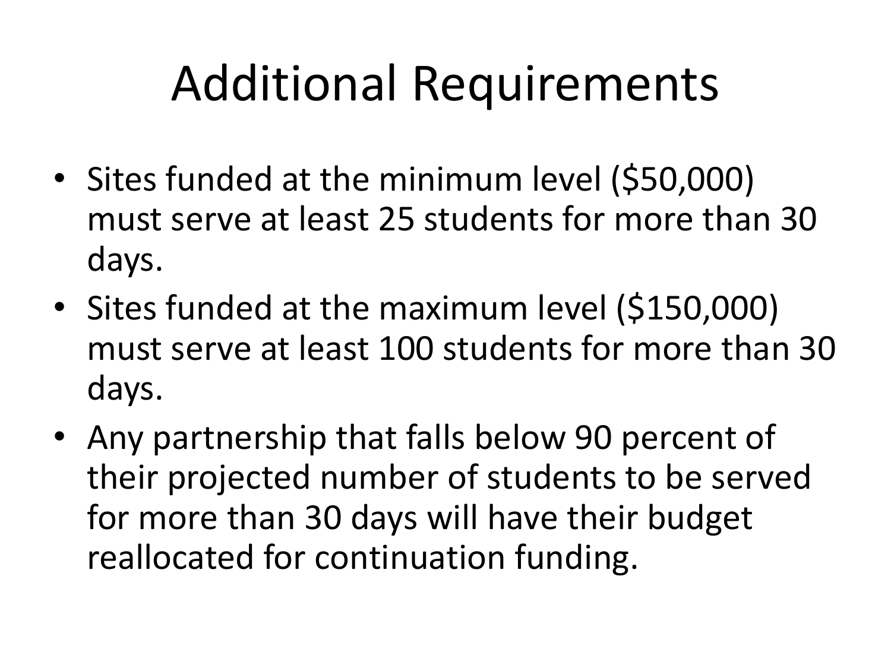# Additional Requirements

- Sites funded at the minimum level ($50,000) must serve at least 25 students for more than 30 days.
- Sites funded at the maximum level ($150,000) must serve at least 100 students for more than 30 days.
- Any partnership that falls below 90 percent of their projected number of students to be served for more than 30 days will have their budget reallocated for continuation funding.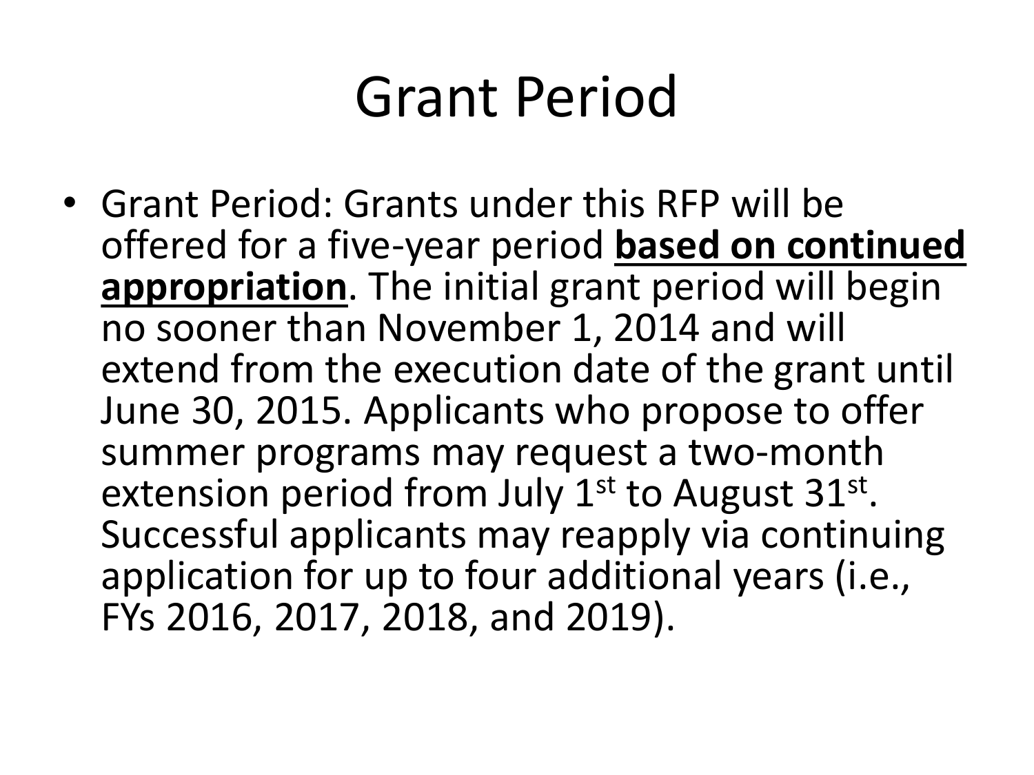# Grant Period

- Grant Period: Grants under this RFP will be offered for a five-year period **<u>based on continued appropriation</u>**. The initial grant period will begin no sooner than November 1, 2014 and will extend from the execution date of the grant until June 30, 2015. Applicants who propose to offer summer programs may request a two-month extension period from July 1st to August 31st. Successful applicants may reapply via continuing application for up to four additional years (i.e., FYs 2016, 2017, 2018, and 2019).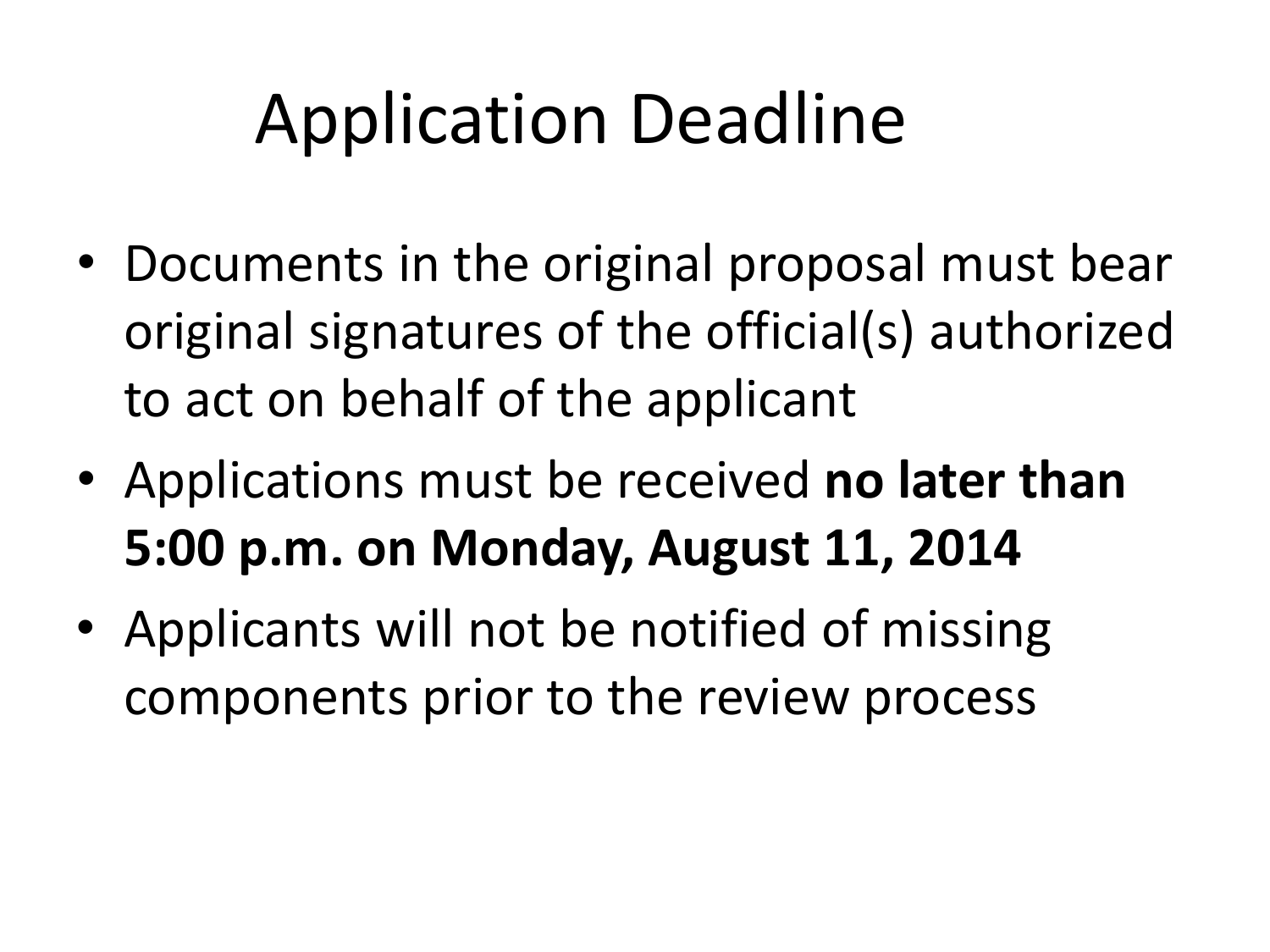# Application Deadline

- Documents in the original proposal must bear original signatures of the official(s) authorized to act on behalf of the applicant
- Applications must be received **no later than 5:00 p.m. on Monday, August 11, 2014**
- Applicants will not be notified of missing components prior to the review process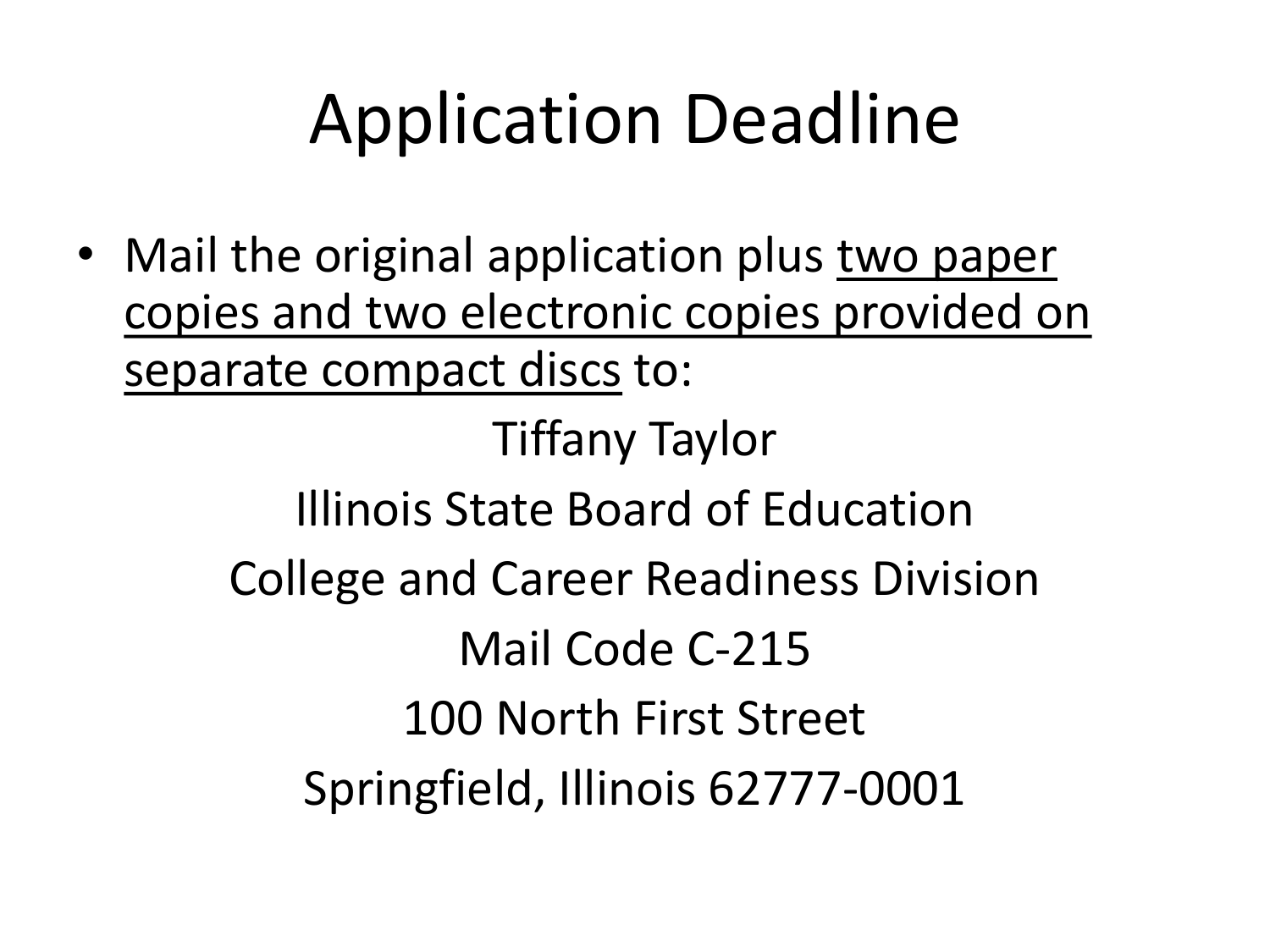# Application Deadline

- Mail the original application plus <u>two paper copies and two electronic copies provided on separate compact discs</u> to:

Tiffany Taylor

Illinois State Board of Education

College and Career Readiness Division

Mail Code C-215

100 North First Street

Springfield, Illinois 62777-0001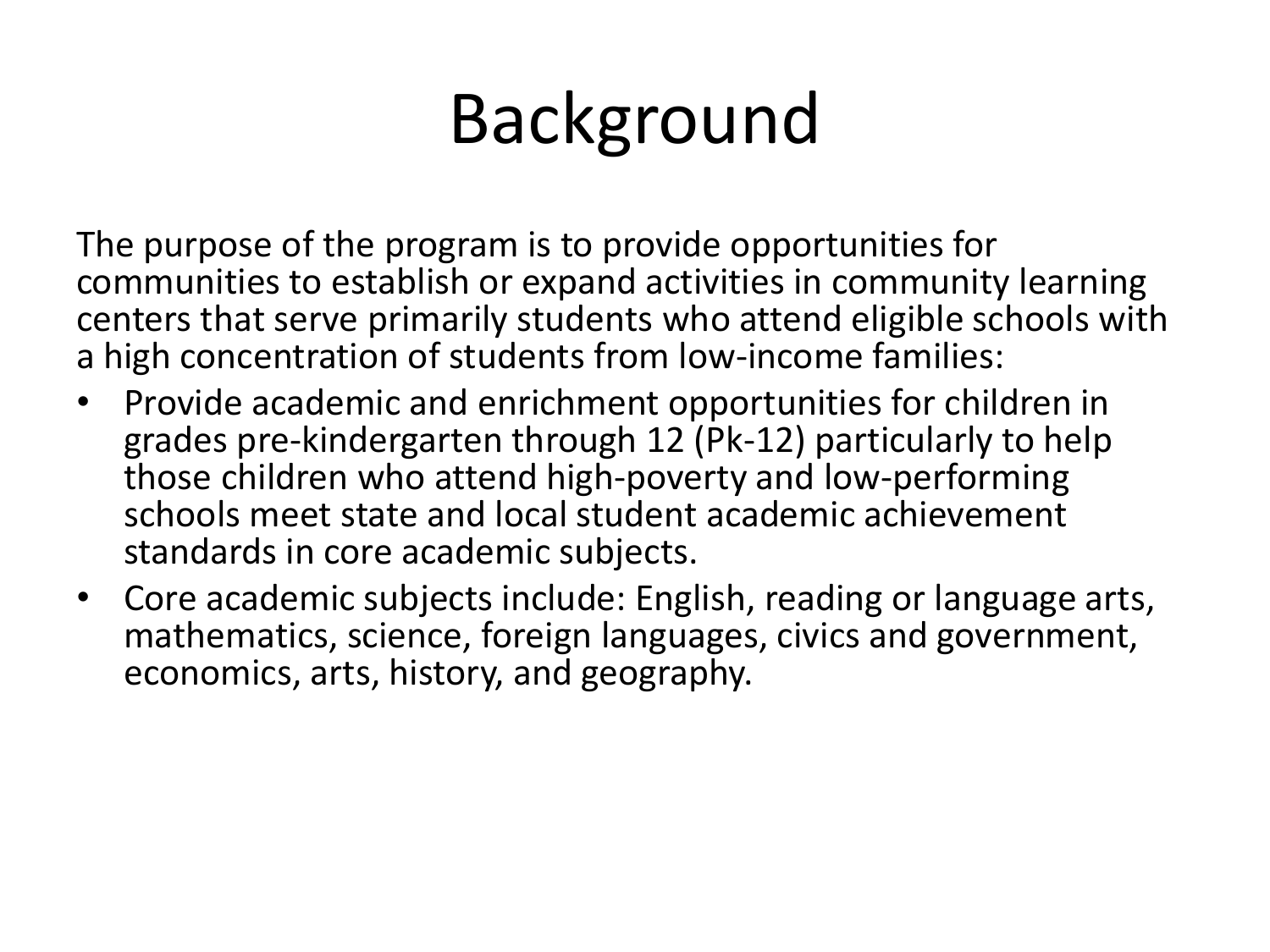# Background

The purpose of the program is to provide opportunities for communities to establish or expand activities in community learning centers that serve primarily students who attend eligible schools with a high concentration of students from low-income families:

- Provide academic and enrichment opportunities for children in grades pre-kindergarten through 12 (Pk-12) particularly to help those children who attend high-poverty and low-performing schools meet state and local student academic achievement standards in core academic subjects.
- Core academic subjects include: English, reading or language arts, mathematics, science, foreign languages, civics and government, economics, arts, history, and geography.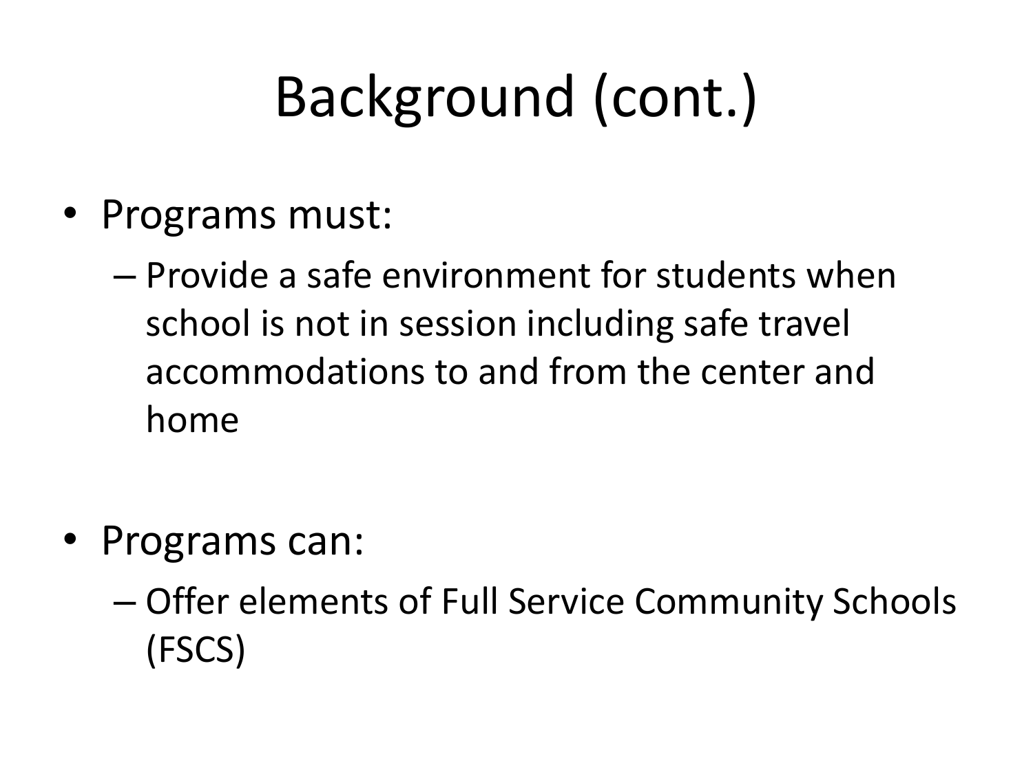# Background (cont.)

- Programs must:
  - Provide a safe environment for students when school is not in session including safe travel accommodations to and from the center and home

- Programs can:
  - Offer elements of Full Service Community Schools (FSCS)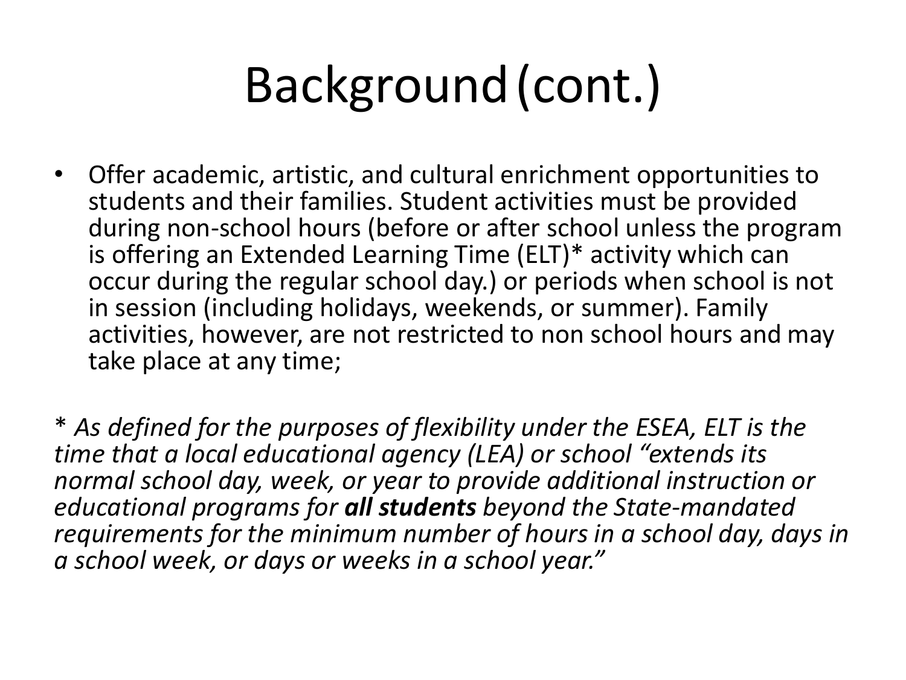# Background (cont.)

- Offer academic, artistic, and cultural enrichment opportunities to students and their families. Student activities must be provided during non-school hours (before or after school unless the program is offering an Extended Learning Time (ELT)* activity which can occur during the regular school day.) or periods when school is not in session (including holidays, weekends, or summer). Family activities, however, are not restricted to non school hours and may take place at any time;

*\* As defined for the purposes of flexibility under the ESEA, ELT is the time that a local educational agency (LEA) or school "extends its normal school day, week, or year to provide additional instruction or educational programs for **all students** beyond the State-mandated requirements for the minimum number of hours in a school day, days in a school week, or days or weeks in a school year."*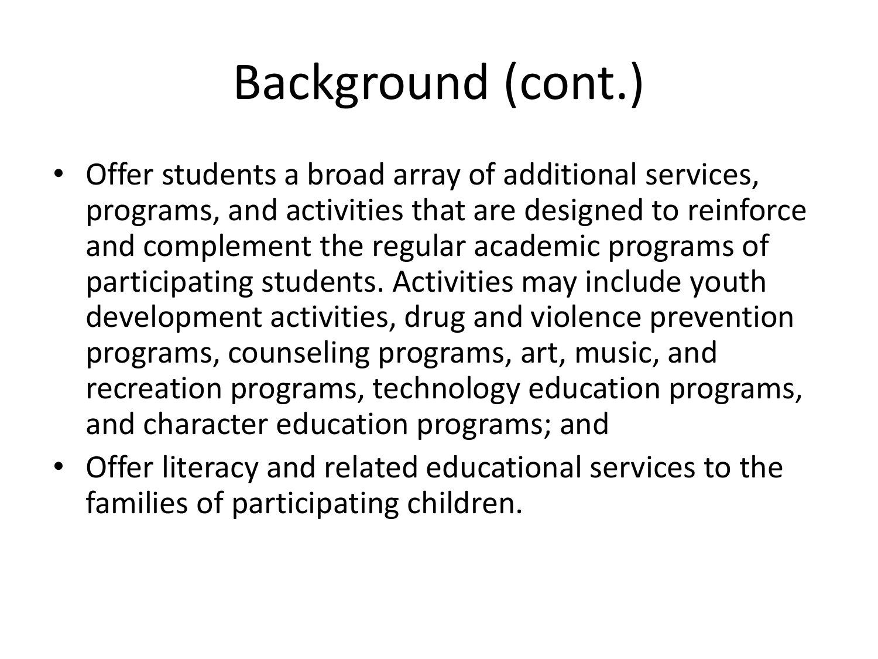# Background (cont.)

- Offer students a broad array of additional services, programs, and activities that are designed to reinforce and complement the regular academic programs of participating students. Activities may include youth development activities, drug and violence prevention programs, counseling programs, art, music, and recreation programs, technology education programs, and character education programs; and
- Offer literacy and related educational services to the families of participating children.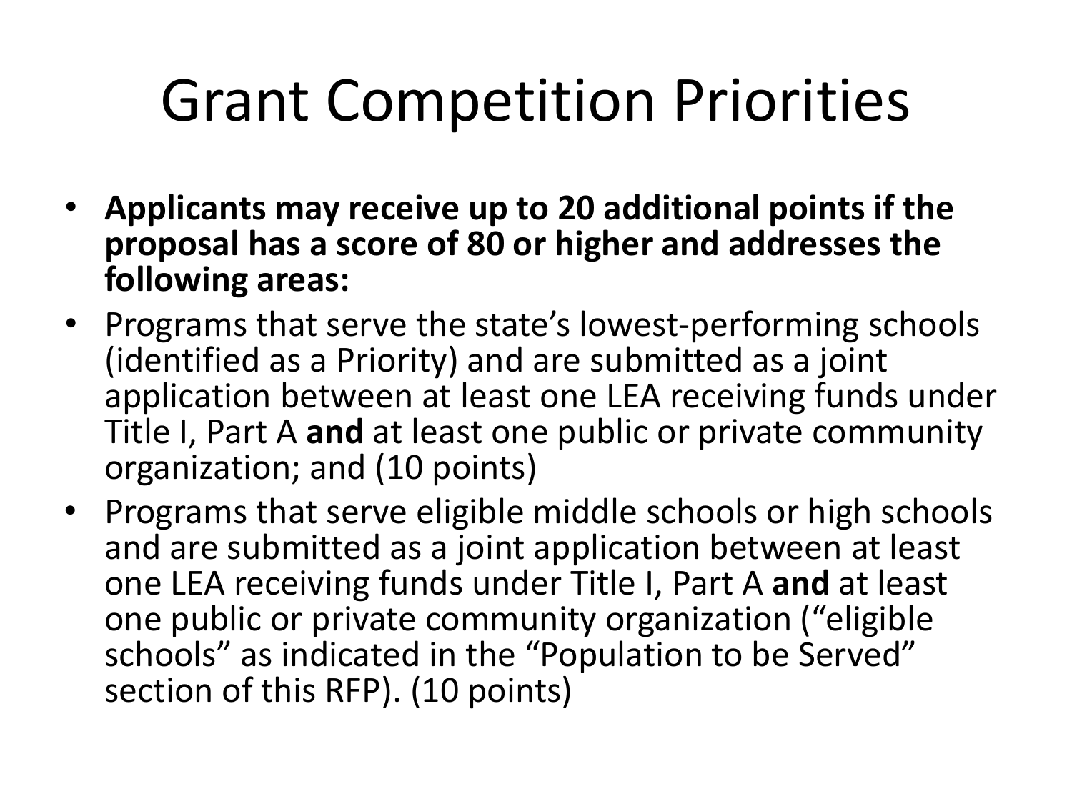# Grant Competition Priorities

- **Applicants may receive up to 20 additional points if the proposal has a score of 80 or higher and addresses the following areas:**
- Programs that serve the state's lowest-performing schools (identified as a Priority) and are submitted as a joint application between at least one LEA receiving funds under Title I, Part A **and** at least one public or private community organization; and (10 points)
- Programs that serve eligible middle schools or high schools and are submitted as a joint application between at least one LEA receiving funds under Title I, Part A **and** at least one public or private community organization ("eligible schools" as indicated in the "Population to be Served" section of this RFP). (10 points)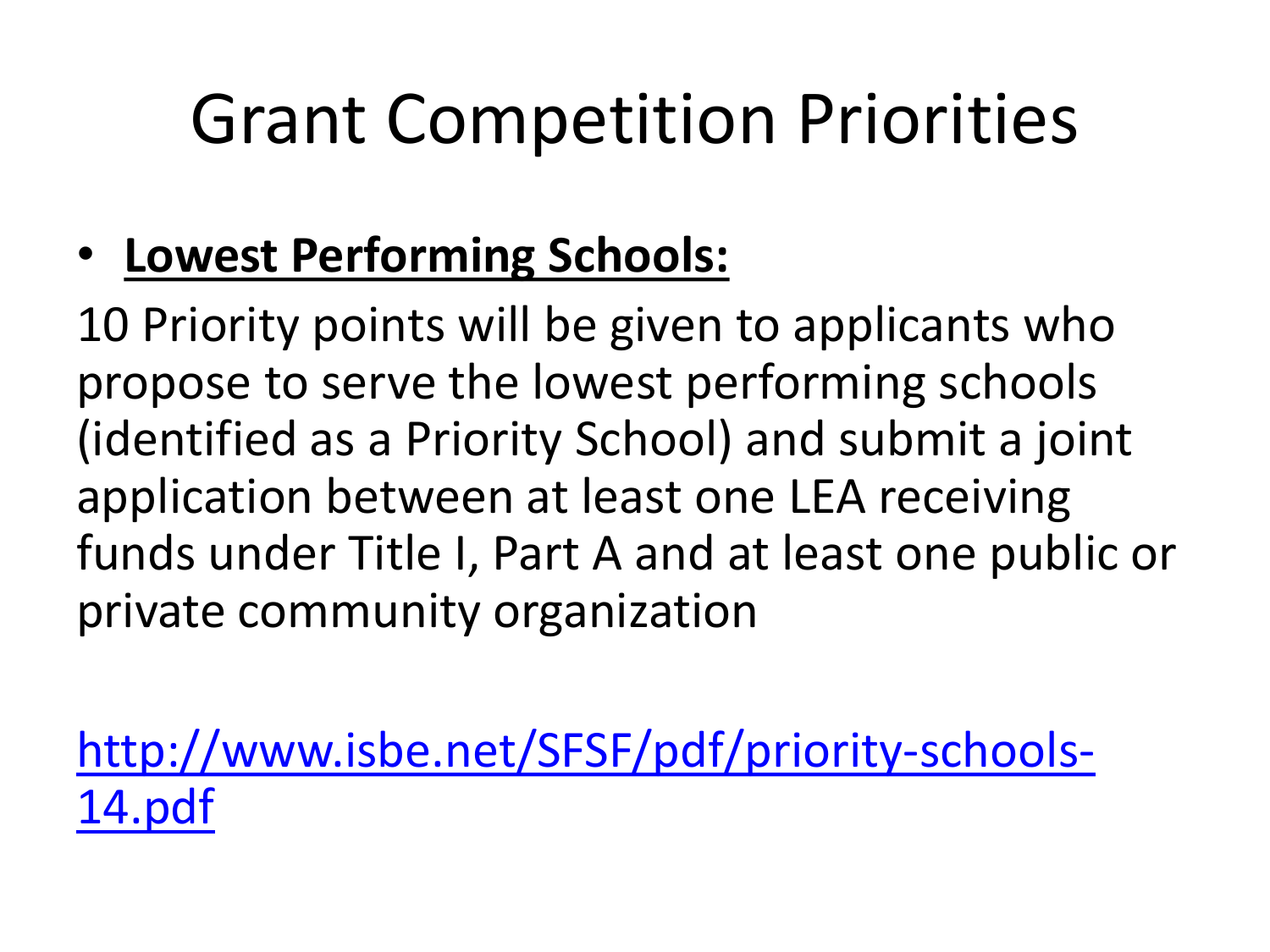# Grant Competition Priorities

- **Lowest Performing Schools:**

10 Priority points will be given to applicants who propose to serve the lowest performing schools (identified as a Priority School) and submit a joint application between at least one LEA receiving funds under Title I, Part A and at least one public or private community organization

http://www.isbe.net/SFSF/pdf/priority-schools-14.pdf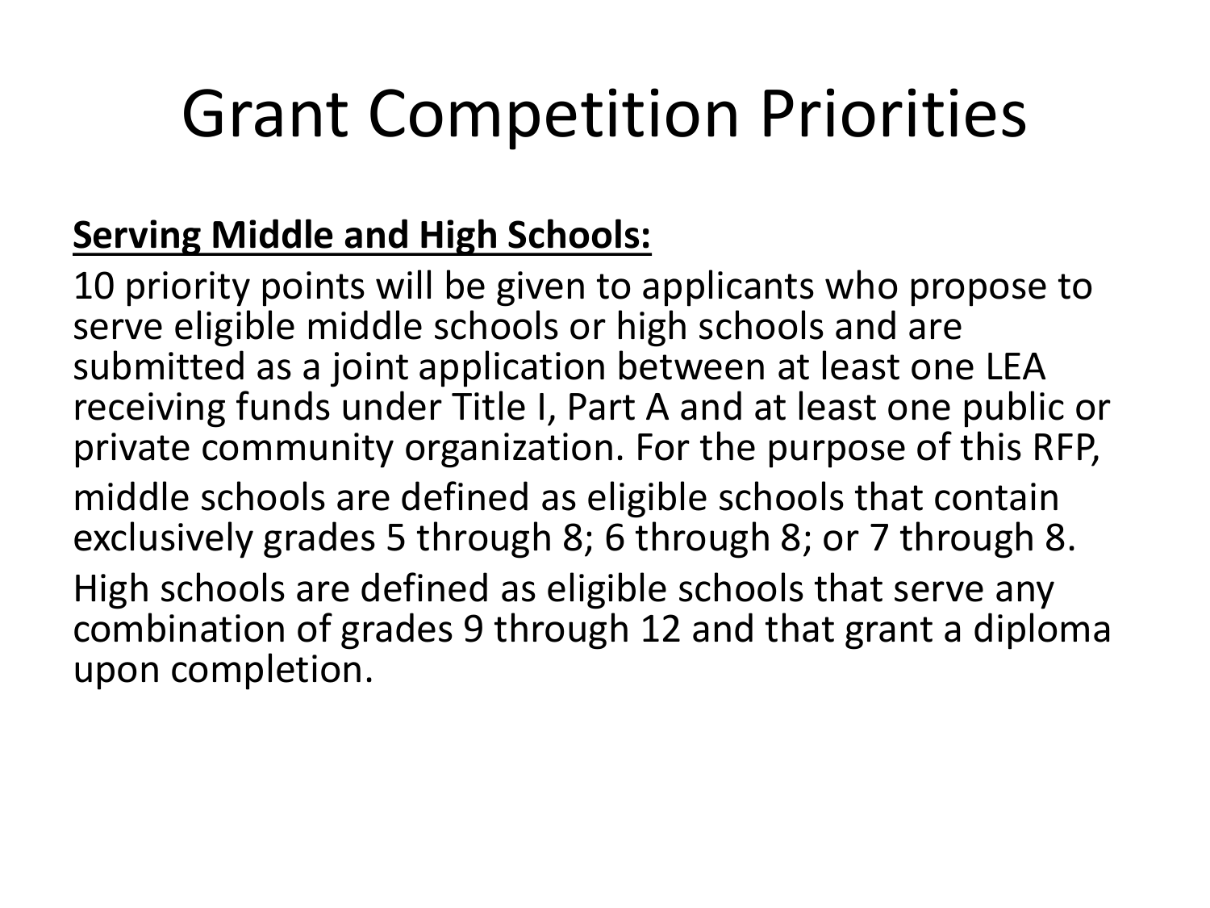# Grant Competition Priorities

**Serving Middle and High Schools:**

10 priority points will be given to applicants who propose to serve eligible middle schools or high schools and are submitted as a joint application between at least one LEA receiving funds under Title I, Part A and at least one public or private community organization. For the purpose of this RFP,

middle schools are defined as eligible schools that contain exclusively grades 5 through 8; 6 through 8; or 7 through 8.

High schools are defined as eligible schools that serve any combination of grades 9 through 12 and that grant a diploma upon completion.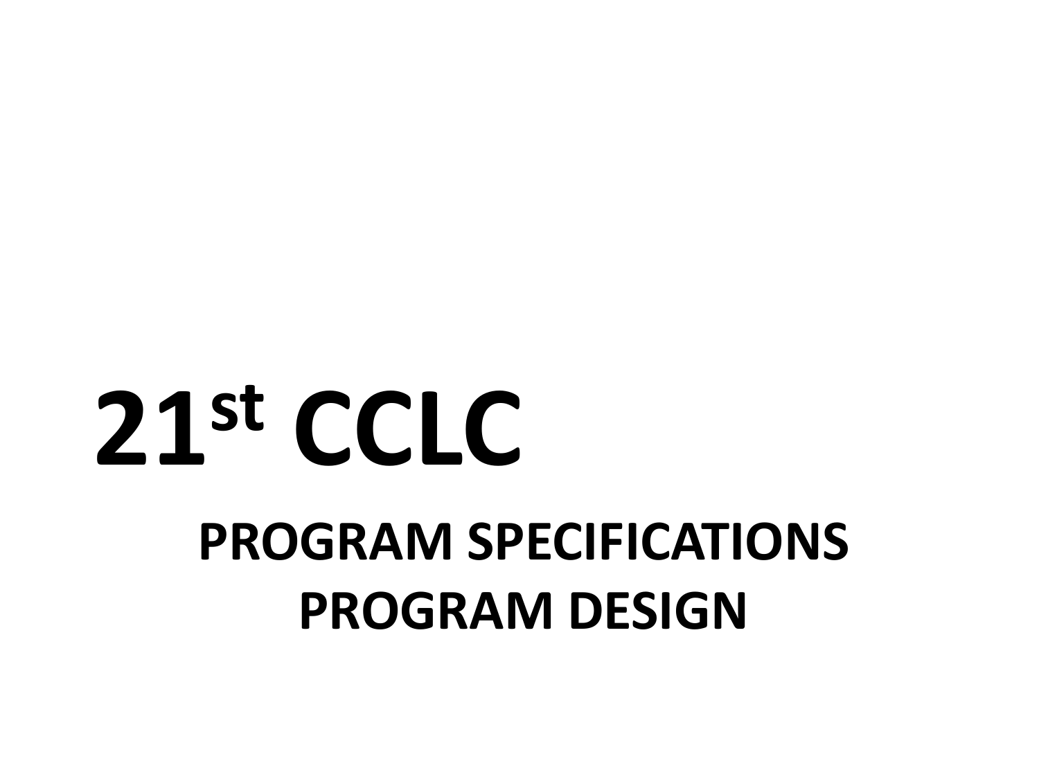# 21st CCLC

## PROGRAM SPECIFICATIONS

## PROGRAM DESIGN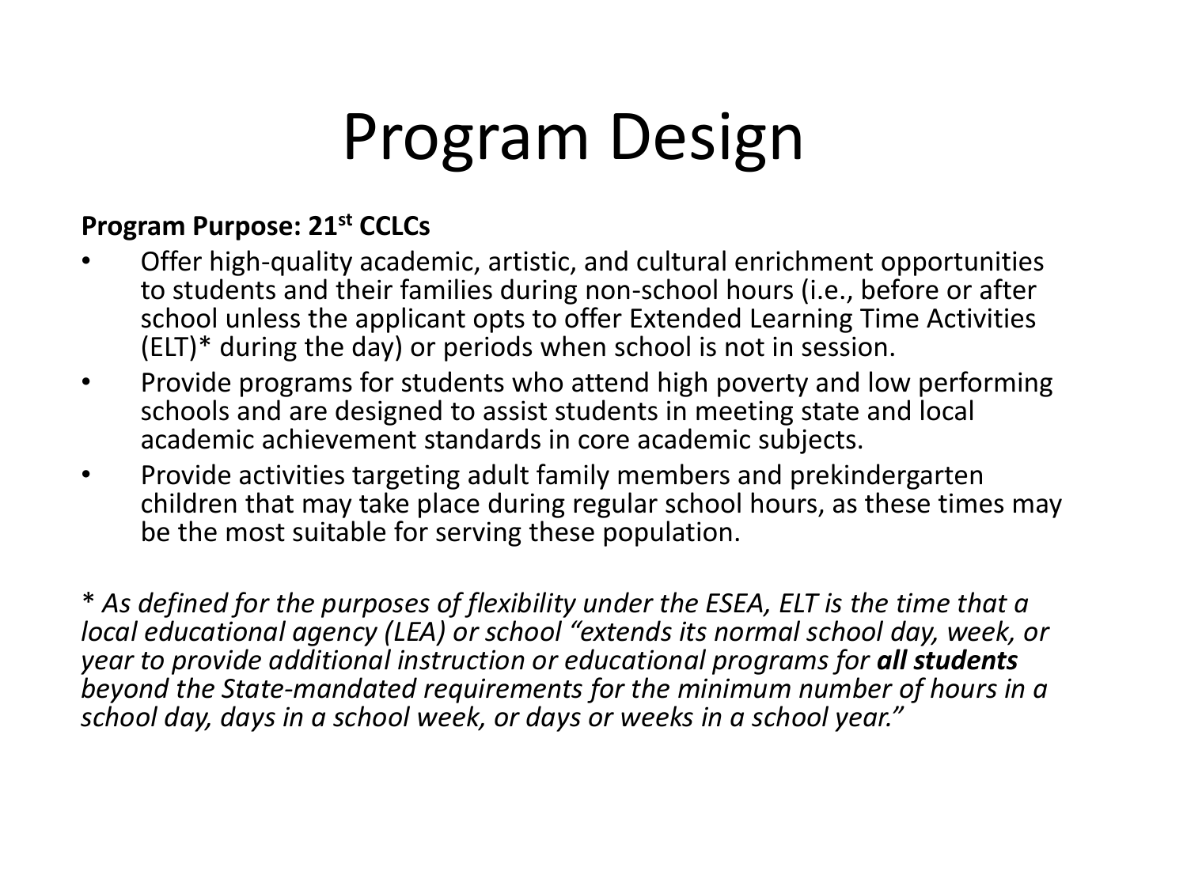# Program Design

**Program Purpose: 21st CCLCs**

- Offer high-quality academic, artistic, and cultural enrichment opportunities to students and their families during non-school hours (i.e., before or after school unless the applicant opts to offer Extended Learning Time Activities (ELT)* during the day) or periods when school is not in session.
- Provide programs for students who attend high poverty and low performing schools and are designed to assist students in meeting state and local academic achievement standards in core academic subjects.
- Provide activities targeting adult family members and prekindergarten children that may take place during regular school hours, as these times may be the most suitable for serving these population.

*\* As defined for the purposes of flexibility under the ESEA, ELT is the time that a local educational agency (LEA) or school "extends its normal school day, week, or year to provide additional instruction or educational programs for **all students** beyond the State-mandated requirements for the minimum number of hours in a school day, days in a school week, or days or weeks in a school year."*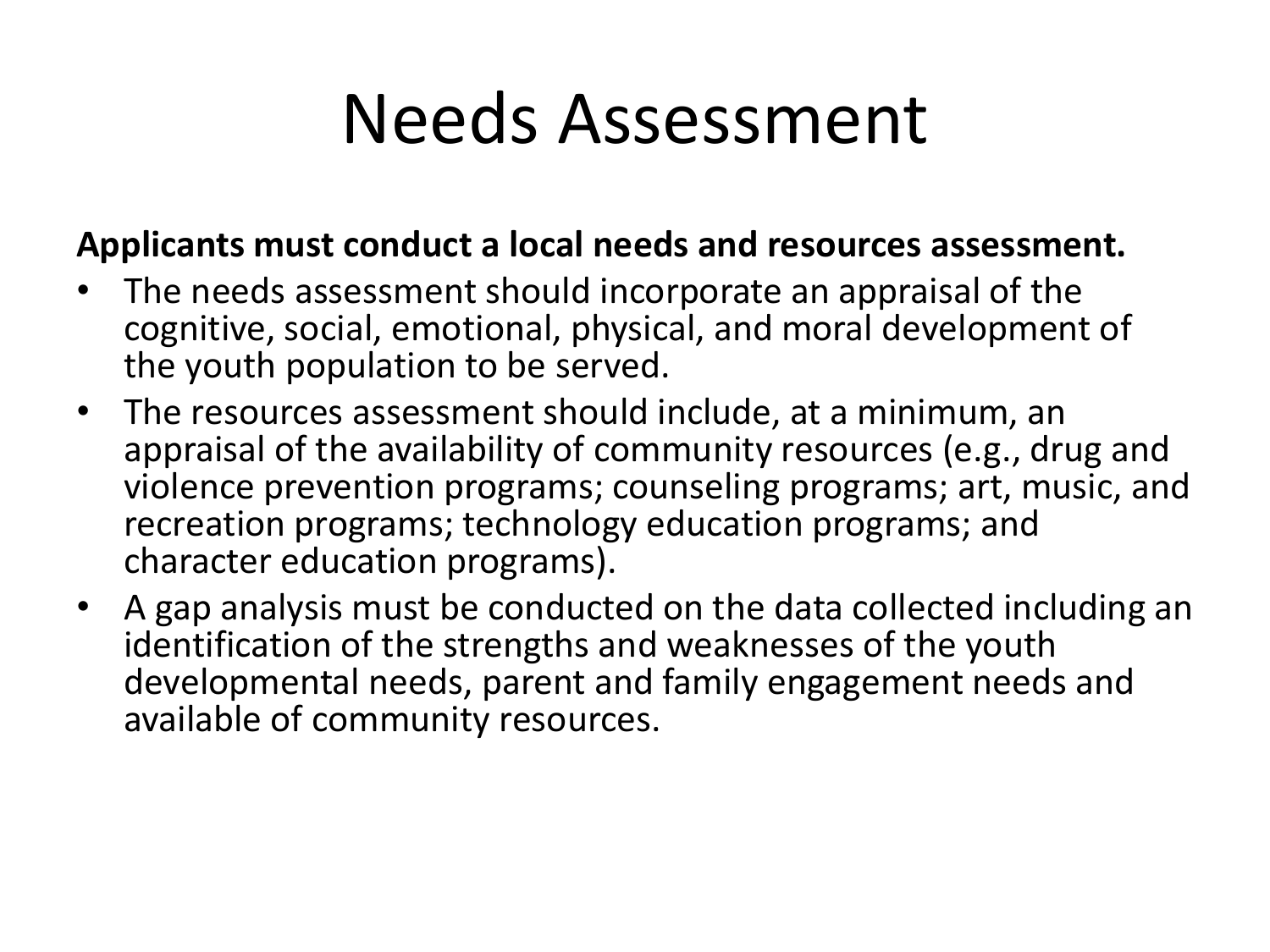# Needs Assessment

**Applicants must conduct a local needs and resources assessment.**

- The needs assessment should incorporate an appraisal of the cognitive, social, emotional, physical, and moral development of the youth population to be served.
- The resources assessment should include, at a minimum, an appraisal of the availability of community resources (e.g., drug and violence prevention programs; counseling programs; art, music, and recreation programs; technology education programs; and character education programs).
- A gap analysis must be conducted on the data collected including an identification of the strengths and weaknesses of the youth developmental needs, parent and family engagement needs and available of community resources.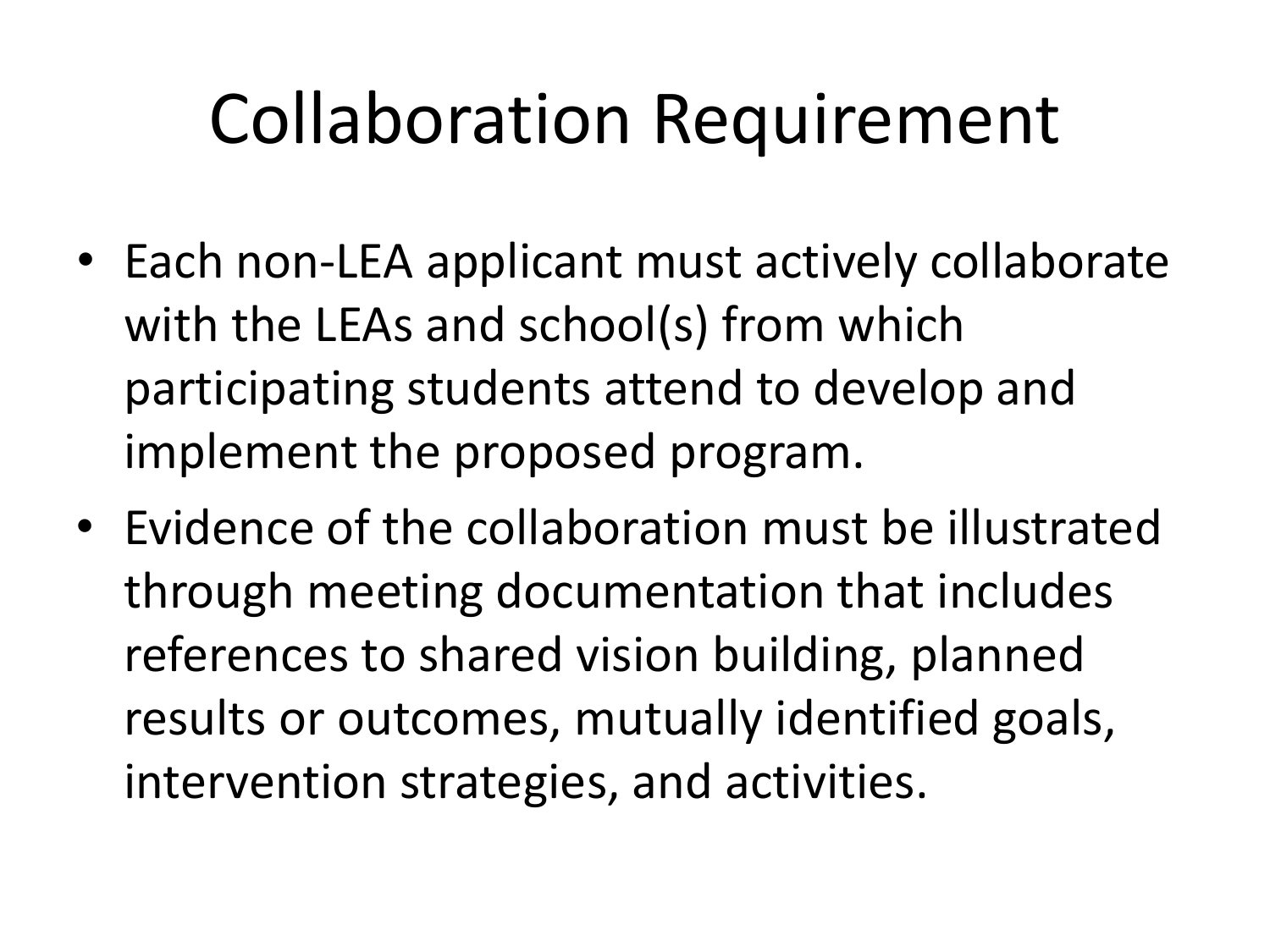# Collaboration Requirement

- Each non-LEA applicant must actively collaborate with the LEAs and school(s) from which participating students attend to develop and implement the proposed program.
- Evidence of the collaboration must be illustrated through meeting documentation that includes references to shared vision building, planned results or outcomes, mutually identified goals, intervention strategies, and activities.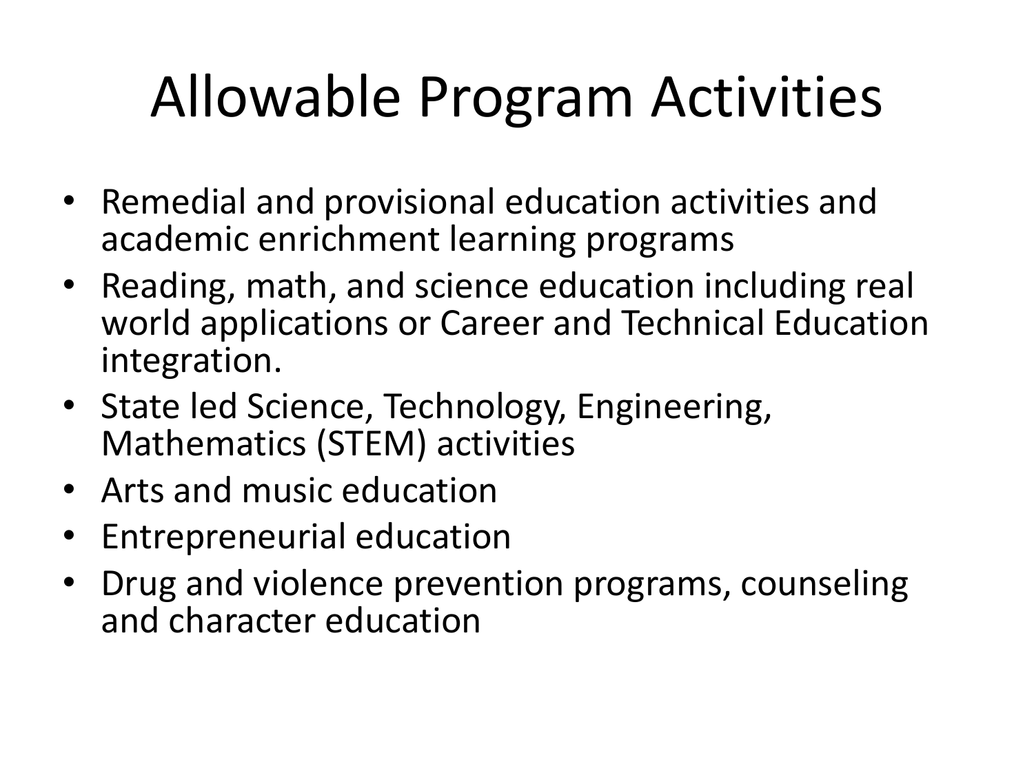# Allowable Program Activities

- Remedial and provisional education activities and academic enrichment learning programs
- Reading, math, and science education including real world applications or Career and Technical Education integration.
- State led Science, Technology, Engineering, Mathematics (STEM) activities
- Arts and music education
- Entrepreneurial education
- Drug and violence prevention programs, counseling and character education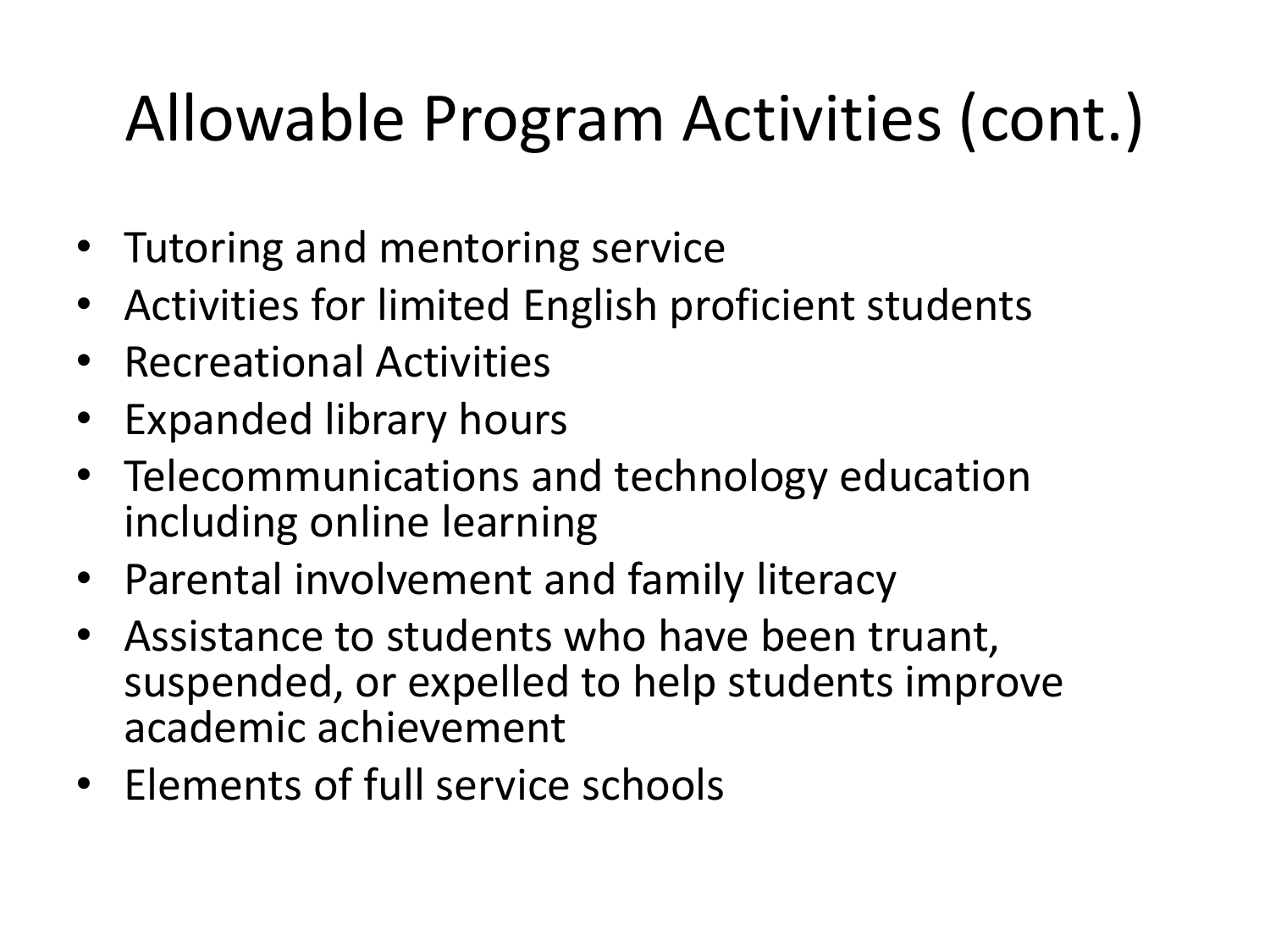# Allowable Program Activities (cont.)

- Tutoring and mentoring service
- Activities for limited English proficient students
- Recreational Activities
- Expanded library hours
- Telecommunications and technology education including online learning
- Parental involvement and family literacy
- Assistance to students who have been truant, suspended, or expelled to help students improve academic achievement
- Elements of full service schools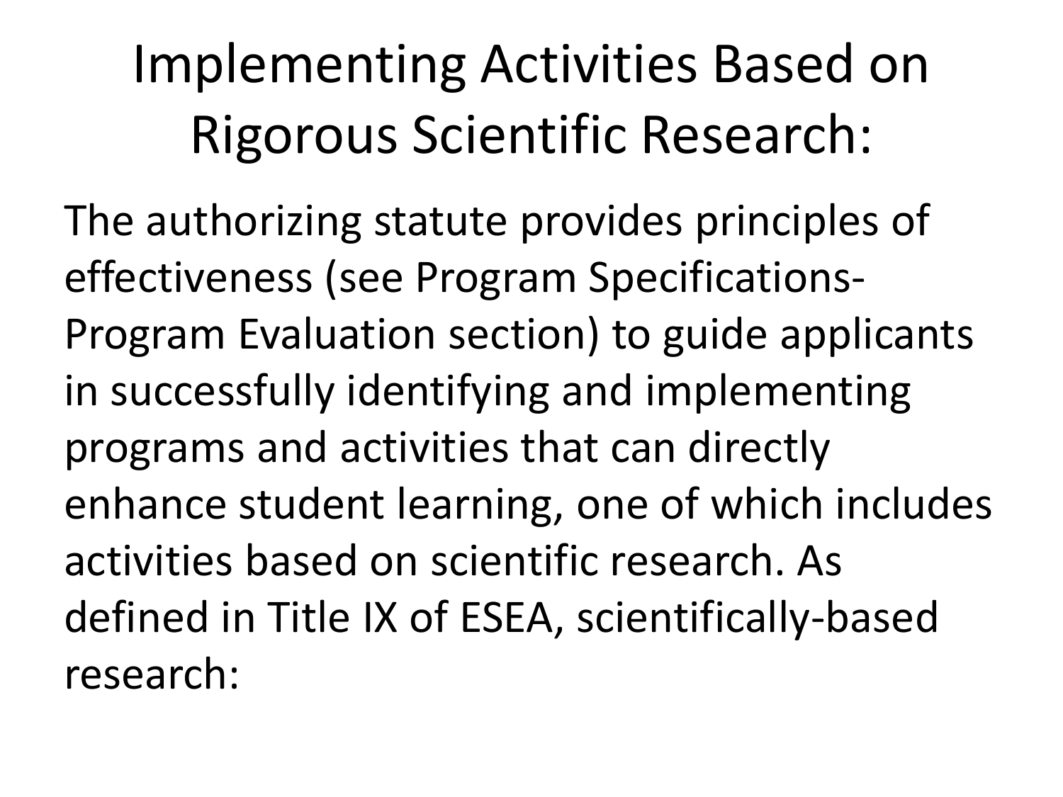# Implementing Activities Based on Rigorous Scientific Research:

The authorizing statute provides principles of effectiveness (see Program Specifications-Program Evaluation section) to guide applicants in successfully identifying and implementing programs and activities that can directly enhance student learning, one of which includes activities based on scientific research. As defined in Title IX of ESEA, scientifically-based research: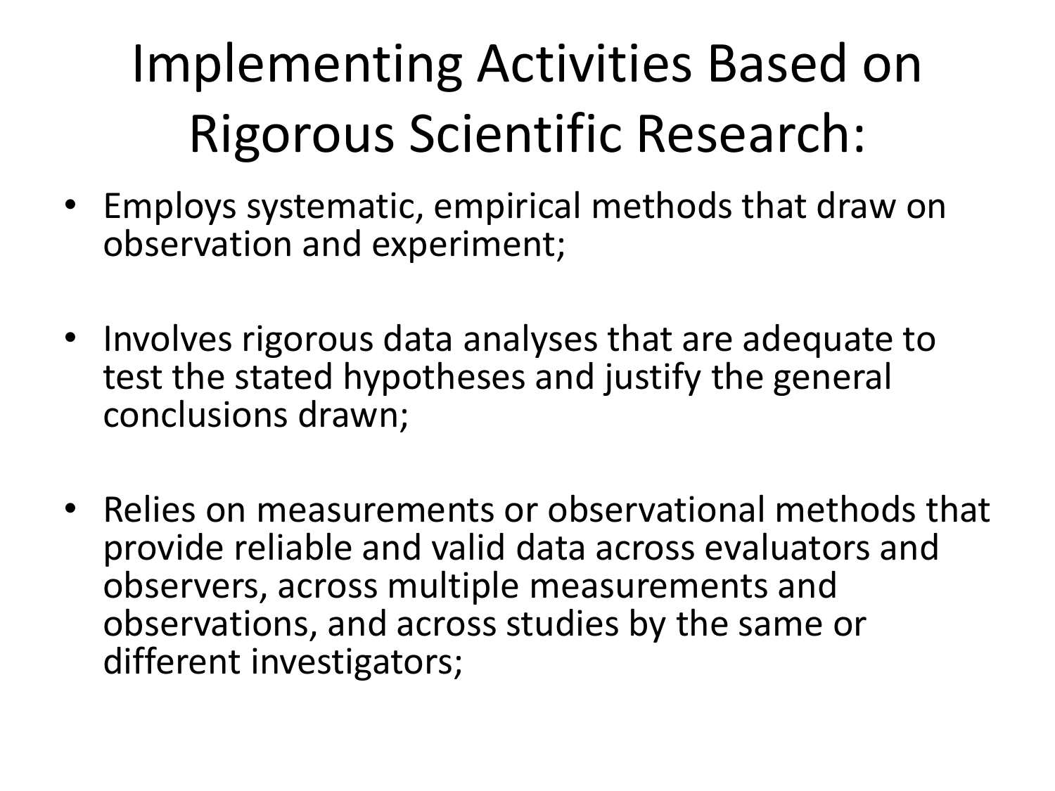# Implementing Activities Based on Rigorous Scientific Research:

- Employs systematic, empirical methods that draw on observation and experiment;
- Involves rigorous data analyses that are adequate to test the stated hypotheses and justify the general conclusions drawn;
- Relies on measurements or observational methods that provide reliable and valid data across evaluators and observers, across multiple measurements and observations, and across studies by the same or different investigators;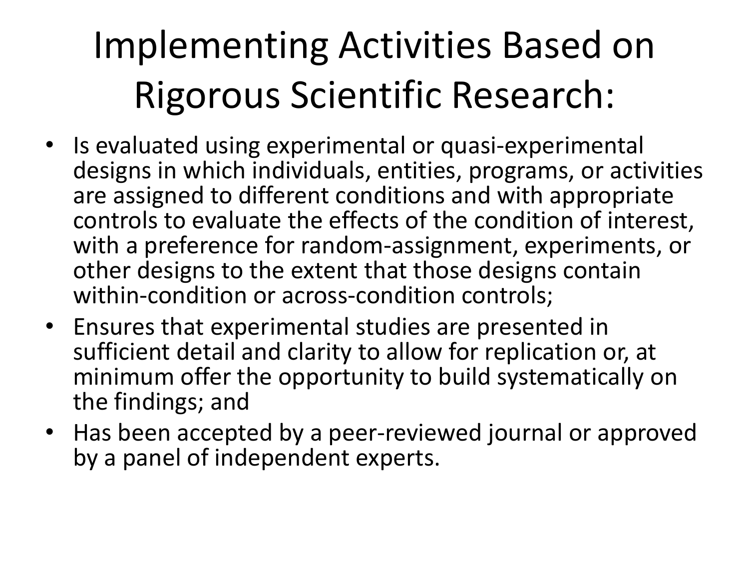# Implementing Activities Based on Rigorous Scientific Research:

- Is evaluated using experimental or quasi-experimental designs in which individuals, entities, programs, or activities are assigned to different conditions and with appropriate controls to evaluate the effects of the condition of interest, with a preference for random-assignment, experiments, or other designs to the extent that those designs contain within-condition or across-condition controls;
- Ensures that experimental studies are presented in sufficient detail and clarity to allow for replication or, at minimum offer the opportunity to build systematically on the findings; and
- Has been accepted by a peer-reviewed journal or approved by a panel of independent experts.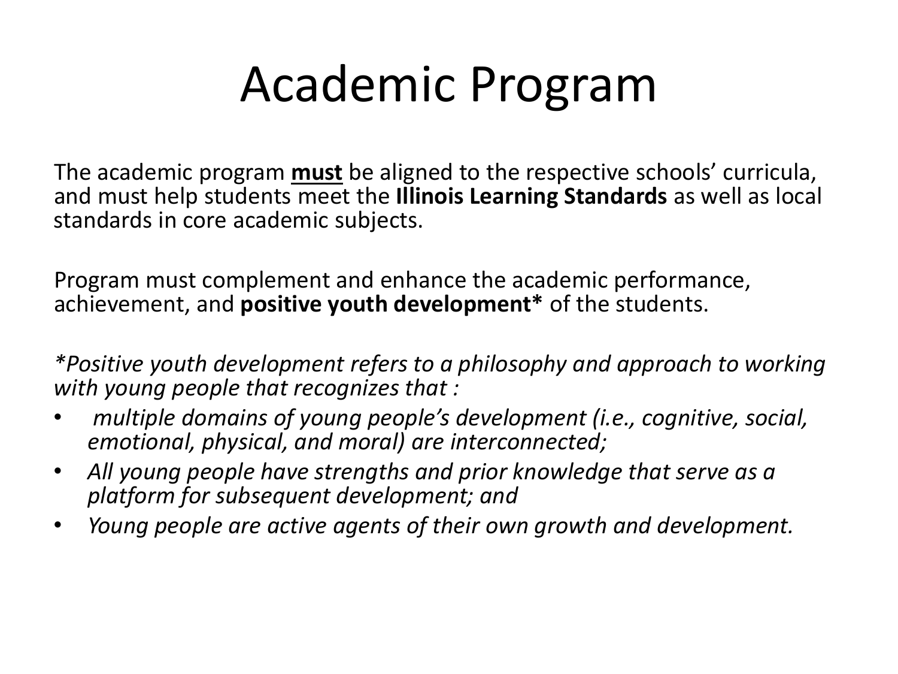# Academic Program

The academic program **must** be aligned to the respective schools' curricula, and must help students meet the **Illinois Learning Standards** as well as local standards in core academic subjects.

Program must complement and enhance the academic performance, achievement, and **positive youth development*** of the students.

*\*Positive youth development refers to a philosophy and approach to working with young people that recognizes that :*

- *multiple domains of young people's development (i.e., cognitive, social, emotional, physical, and moral) are interconnected;*
- *All young people have strengths and prior knowledge that serve as a platform for subsequent development; and*
- *Young people are active agents of their own growth and development.*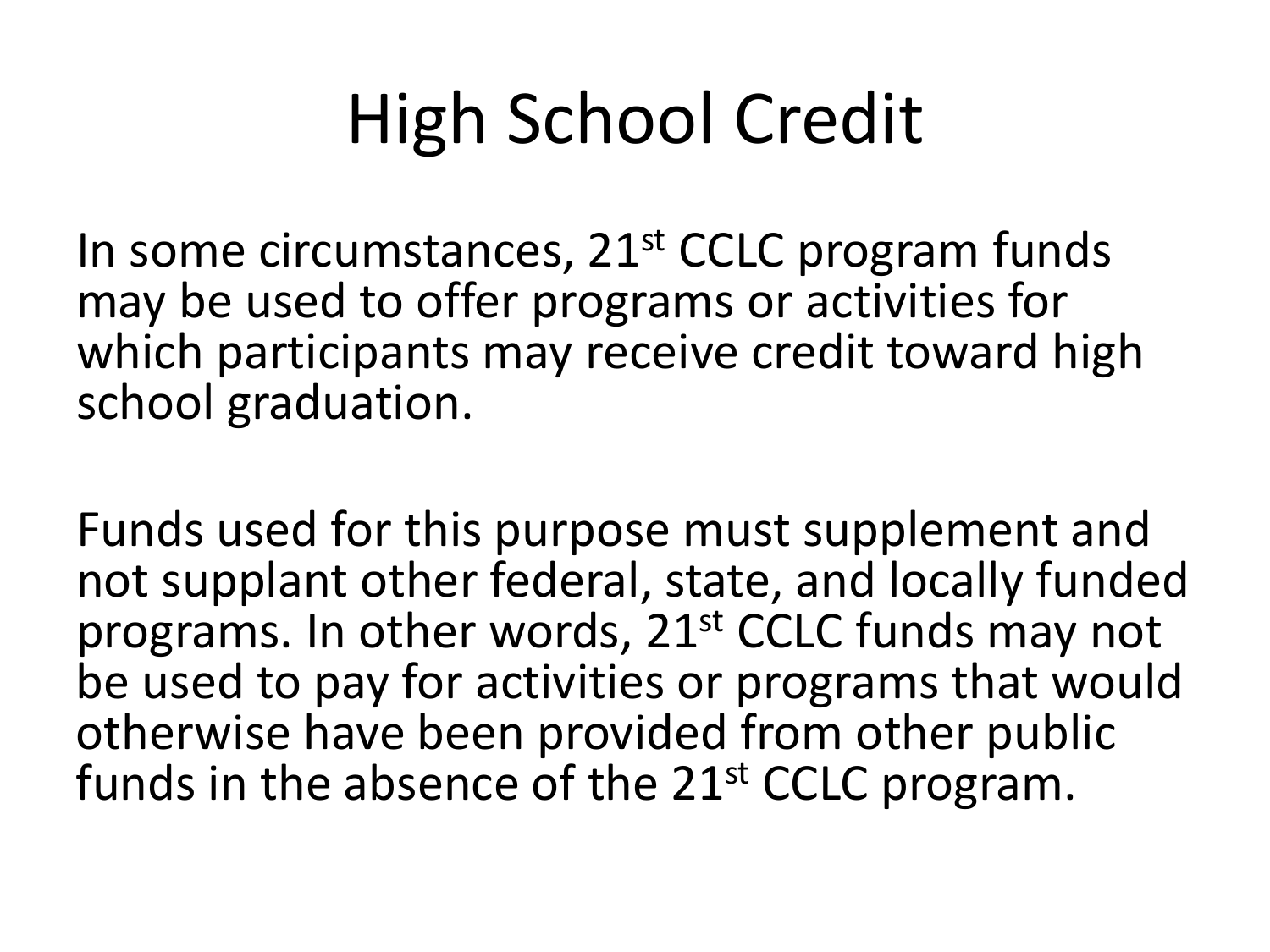# High School Credit

In some circumstances, 21st CCLC program funds may be used to offer programs or activities for which participants may receive credit toward high school graduation.

Funds used for this purpose must supplement and not supplant other federal, state, and locally funded programs. In other words, 21st CCLC funds may not be used to pay for activities or programs that would otherwise have been provided from other public funds in the absence of the 21st CCLC program.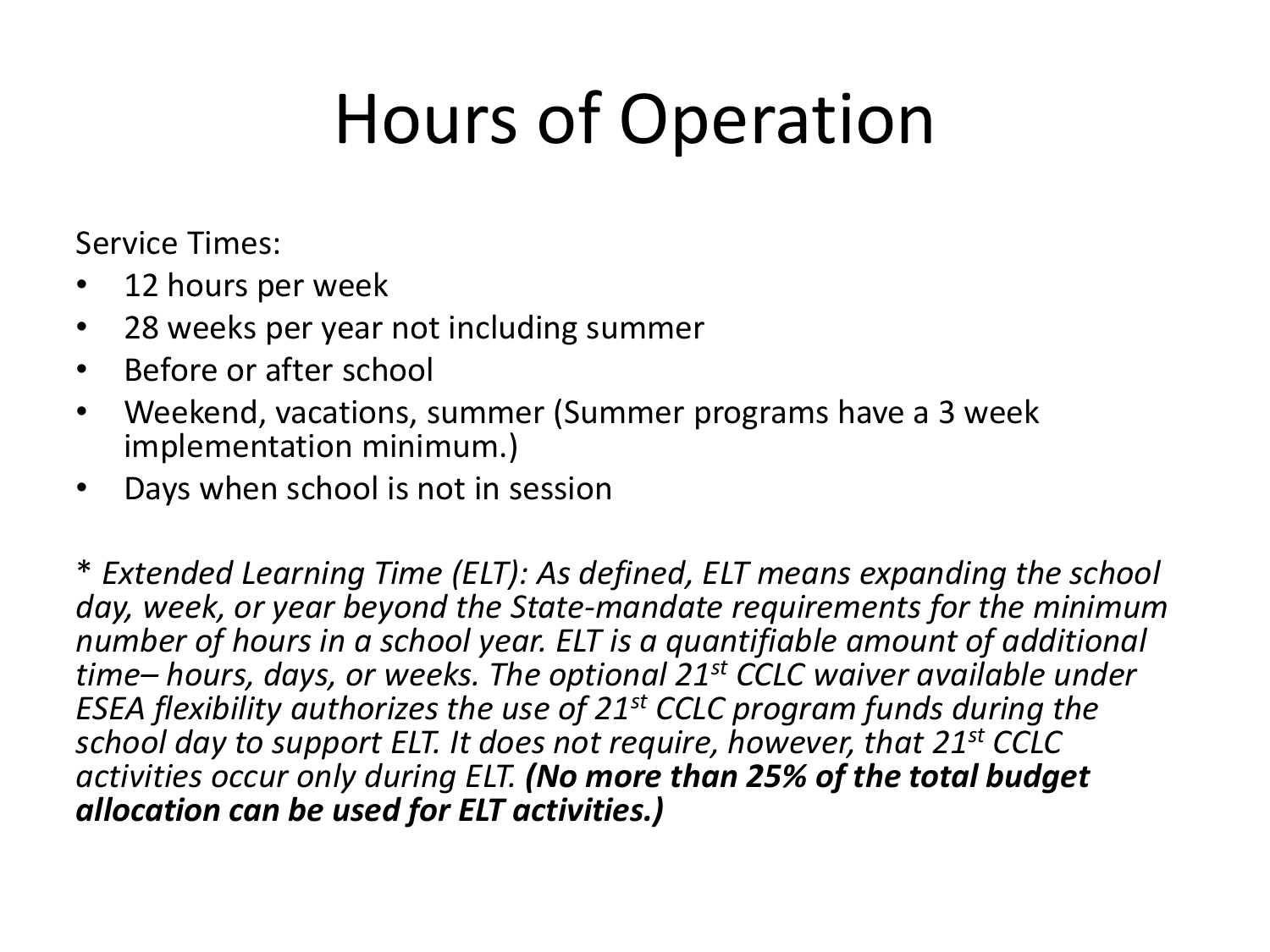# Hours of Operation

Service Times:

- 12 hours per week
- 28 weeks per year not including summer
- Before or after school
- Weekend, vacations, summer (Summer programs have a 3 week implementation minimum.)
- Days when school is not in session

*\* Extended Learning Time (ELT): As defined, ELT means expanding the school day, week, or year beyond the State-mandate requirements for the minimum number of hours in a school year. ELT is a quantifiable amount of additional time– hours, days, or weeks. The optional 21st CCLC waiver available under ESEA flexibility authorizes the use of 21st CCLC program funds during the school day to support ELT. It does not require, however, that 21st CCLC activities occur only during ELT.* ***(No more than 25% of the total budget allocation can be used for ELT activities.)***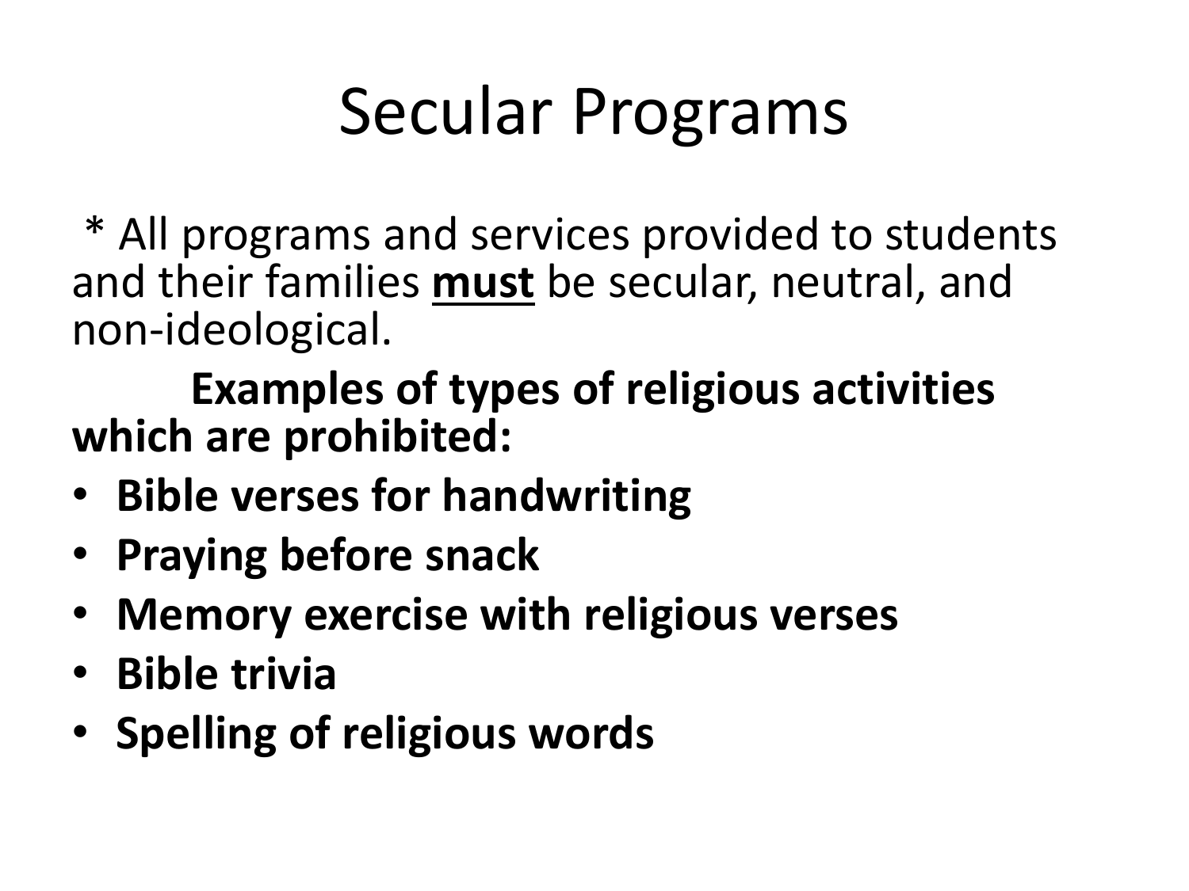# Secular Programs

\* All programs and services provided to students and their families **<u>must</u>** be secular, neutral, and non-ideological.

**Examples of types of religious activities which are prohibited:**

- **Bible verses for handwriting**
- **Praying before snack**
- **Memory exercise with religious verses**
- **Bible trivia**
- **Spelling of religious words**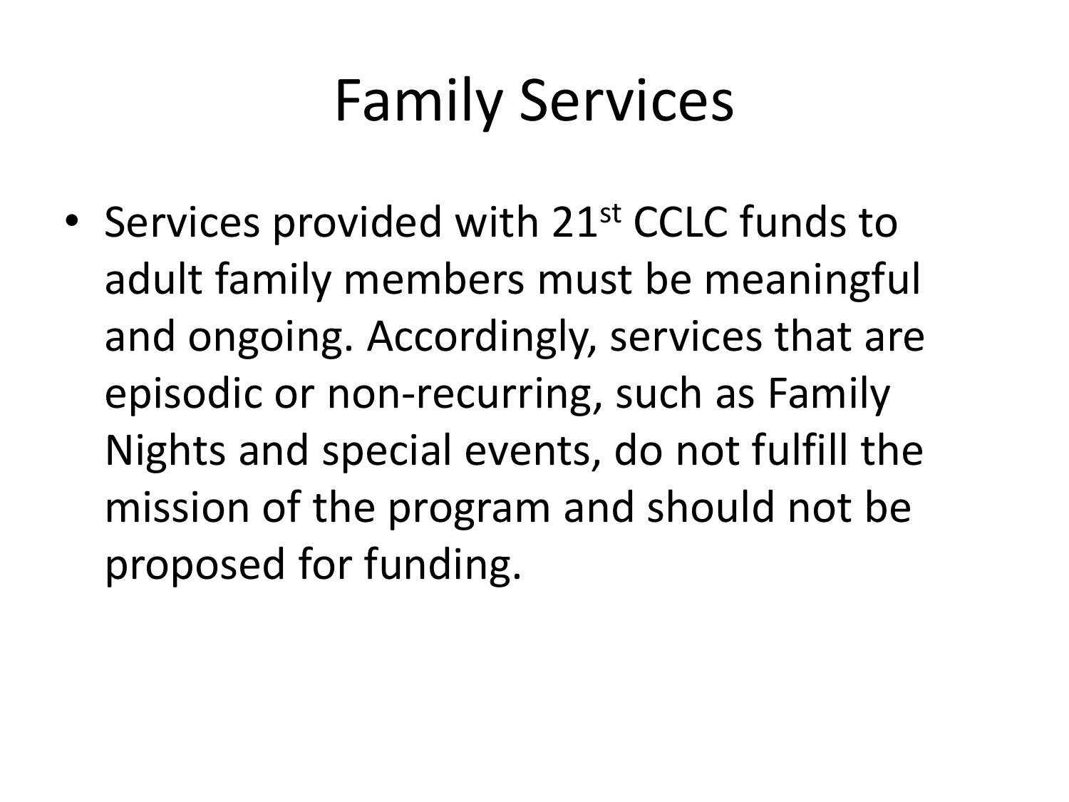# Family Services

- Services provided with 21st CCLC funds to adult family members must be meaningful and ongoing. Accordingly, services that are episodic or non-recurring, such as Family Nights and special events, do not fulfill the mission of the program and should not be proposed for funding.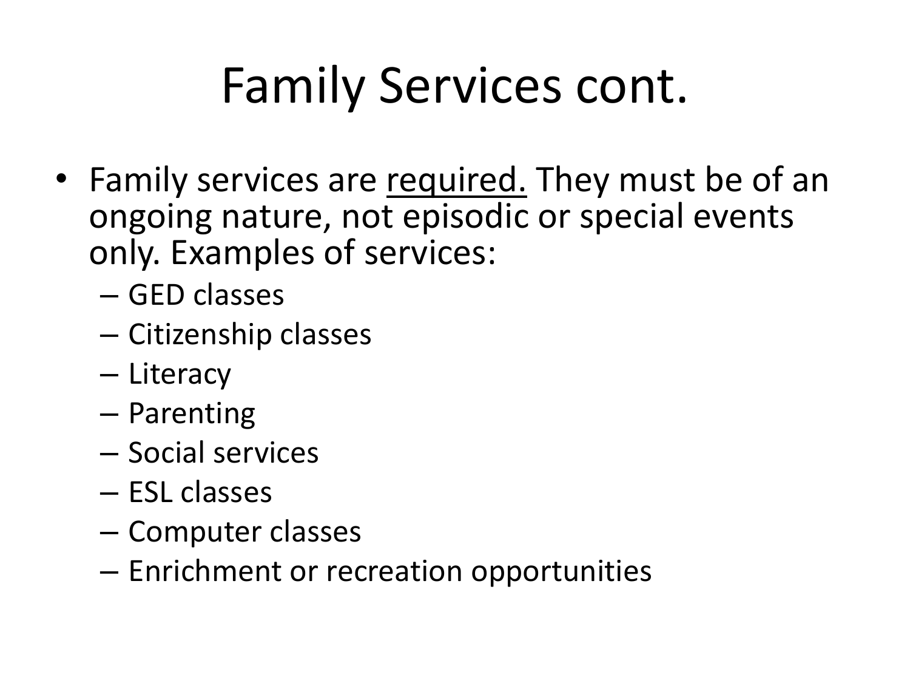# Family Services cont.

- Family services are <u>required.</u> They must be of an ongoing nature, not episodic or special events only. Examples of services:
  - GED classes
  - Citizenship classes
  - Literacy
  - Parenting
  - Social services
  - ESL classes
  - Computer classes
  - Enrichment or recreation opportunities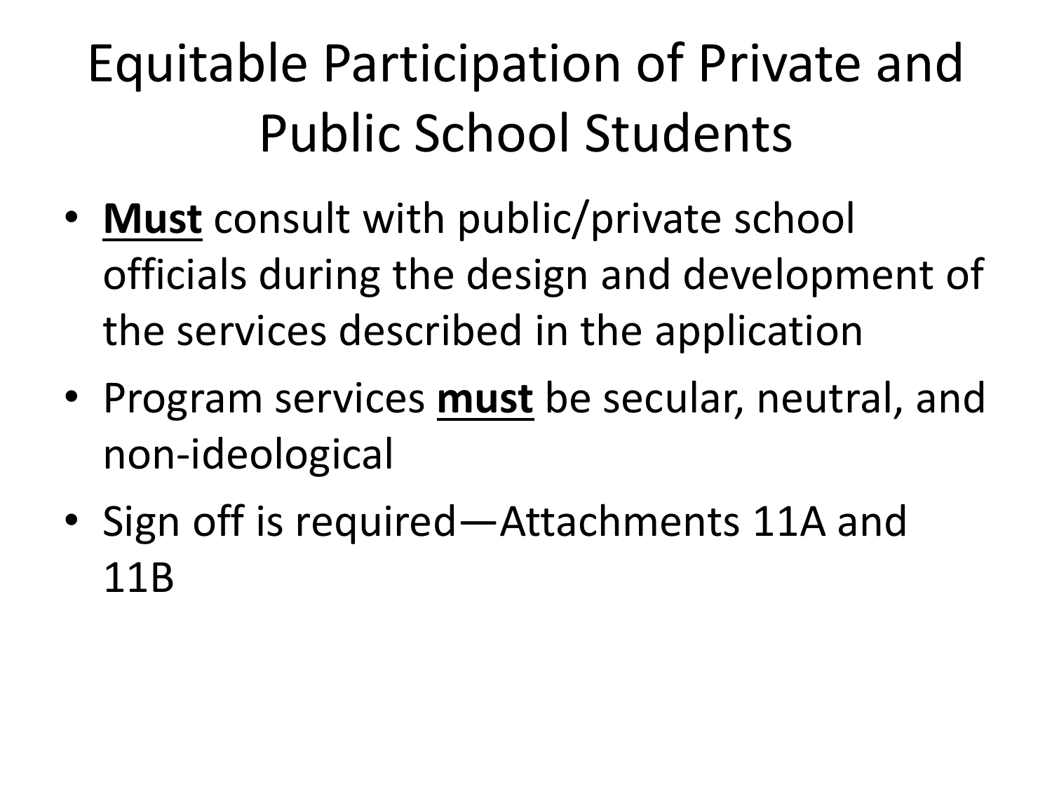# Equitable Participation of Private and Public School Students

- **<u>Must</u>** consult with public/private school officials during the design and development of the services described in the application
- Program services **<u>must</u>** be secular, neutral, and non-ideological
- Sign off is required—Attachments 11A and 11B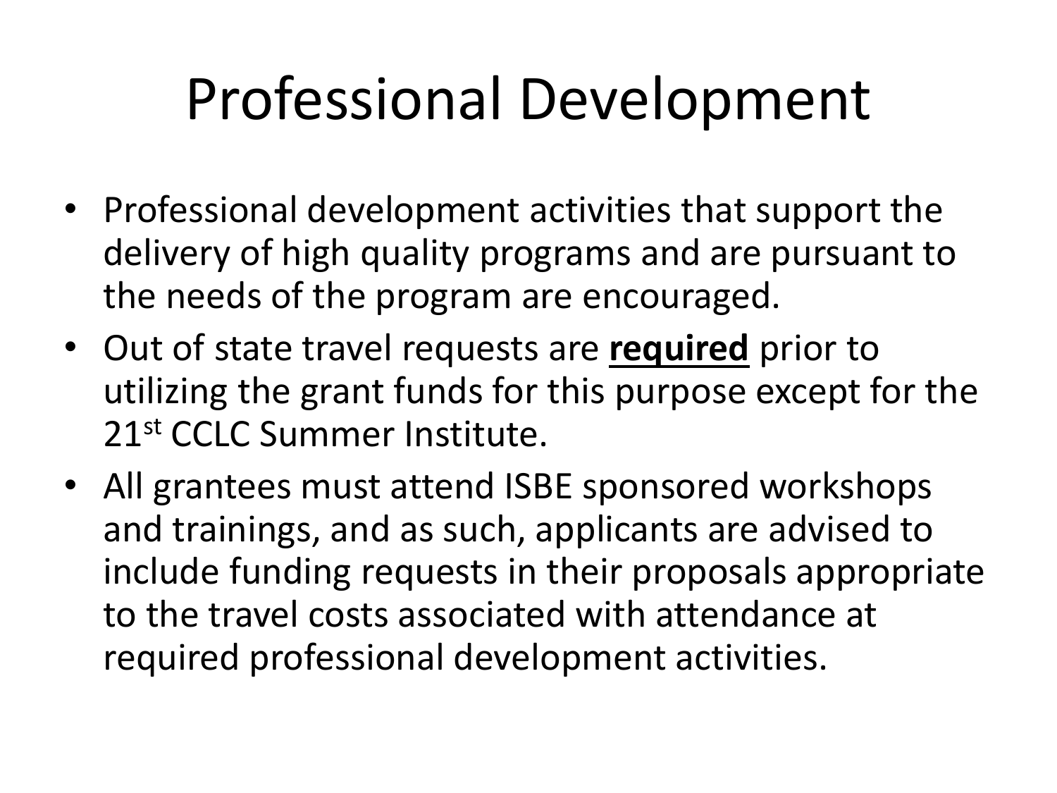# Professional Development

- Professional development activities that support the delivery of high quality programs and are pursuant to the needs of the program are encouraged.
- Out of state travel requests are <u>**required**</u> prior to utilizing the grant funds for this purpose except for the 21st CCLC Summer Institute.
- All grantees must attend ISBE sponsored workshops and trainings, and as such, applicants are advised to include funding requests in their proposals appropriate to the travel costs associated with attendance at required professional development activities.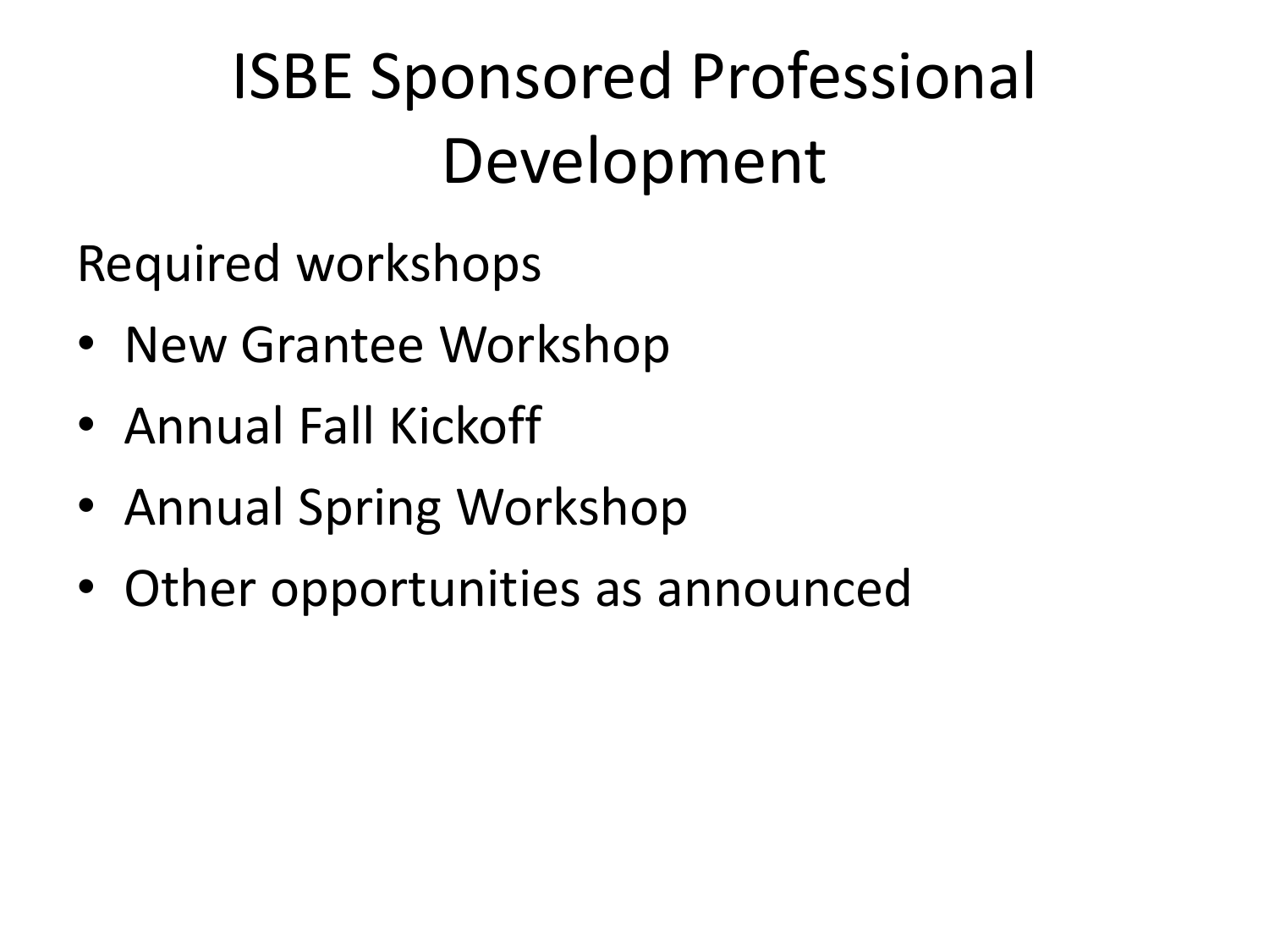# ISBE Sponsored Professional Development

Required workshops

- New Grantee Workshop
- Annual Fall Kickoff
- Annual Spring Workshop
- Other opportunities as announced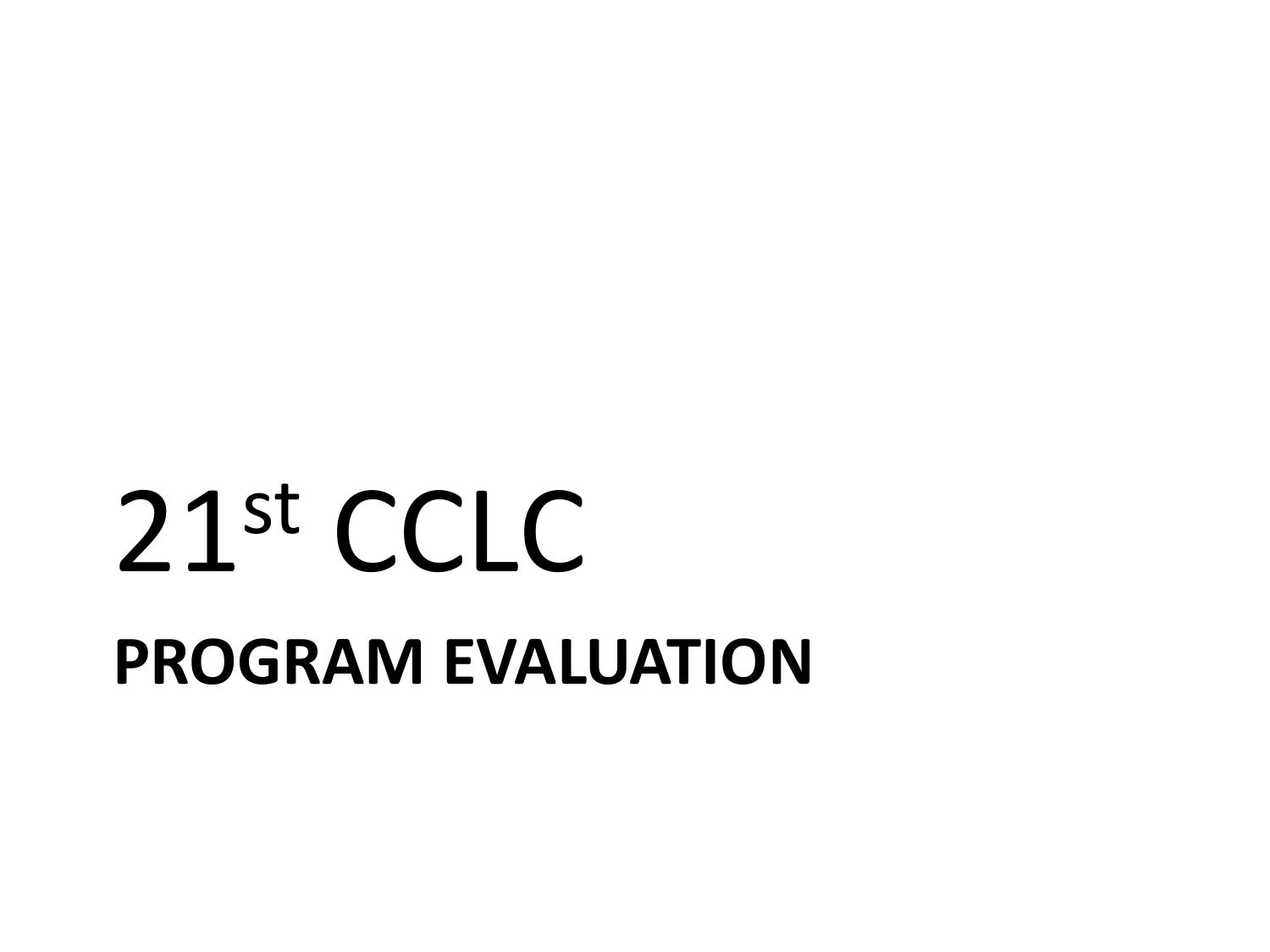21st CCLC

# PROGRAM EVALUATION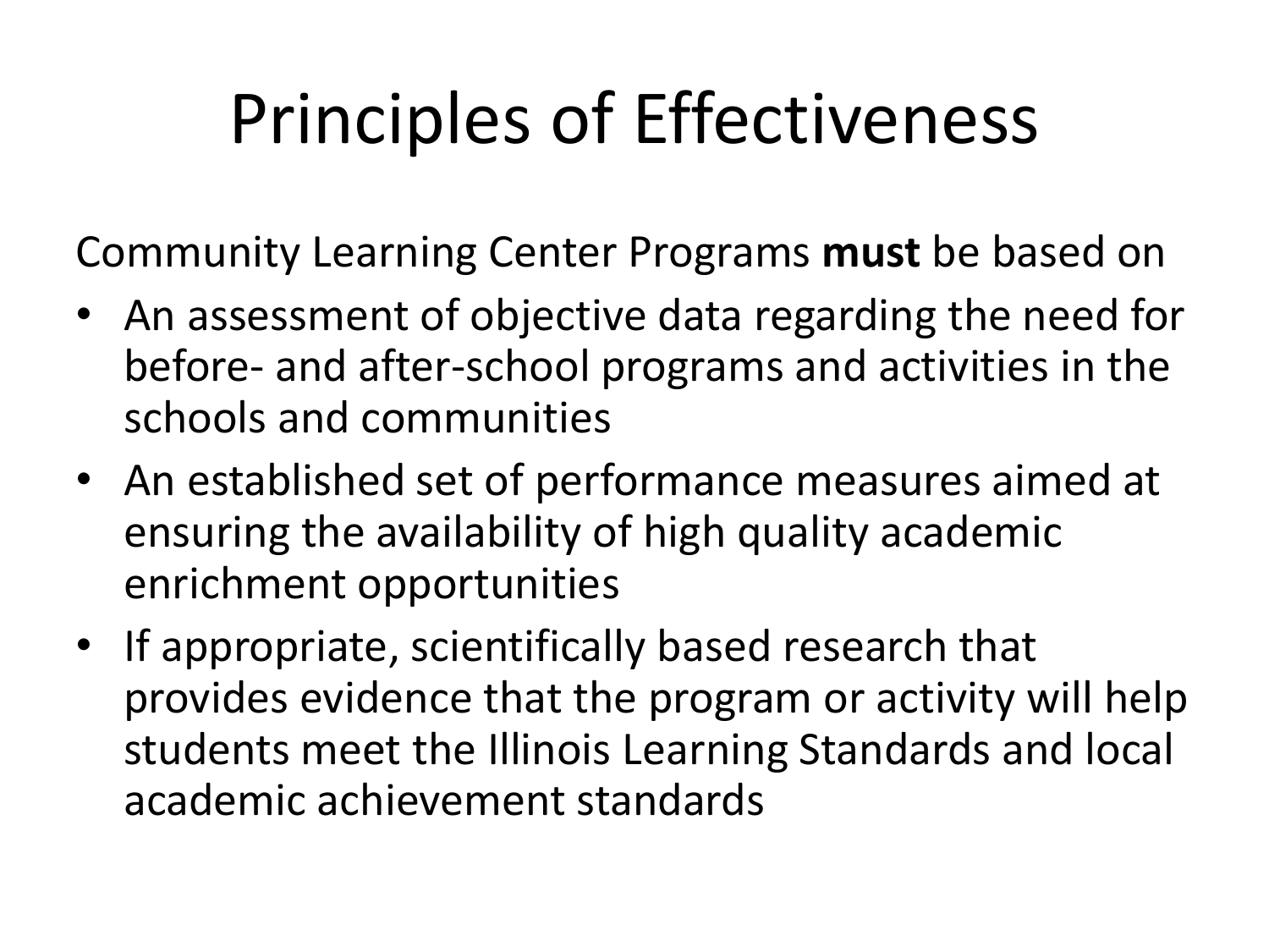# Principles of Effectiveness

Community Learning Center Programs **must** be based on

- An assessment of objective data regarding the need for before- and after-school programs and activities in the schools and communities
- An established set of performance measures aimed at ensuring the availability of high quality academic enrichment opportunities
- If appropriate, scientifically based research that provides evidence that the program or activity will help students meet the Illinois Learning Standards and local academic achievement standards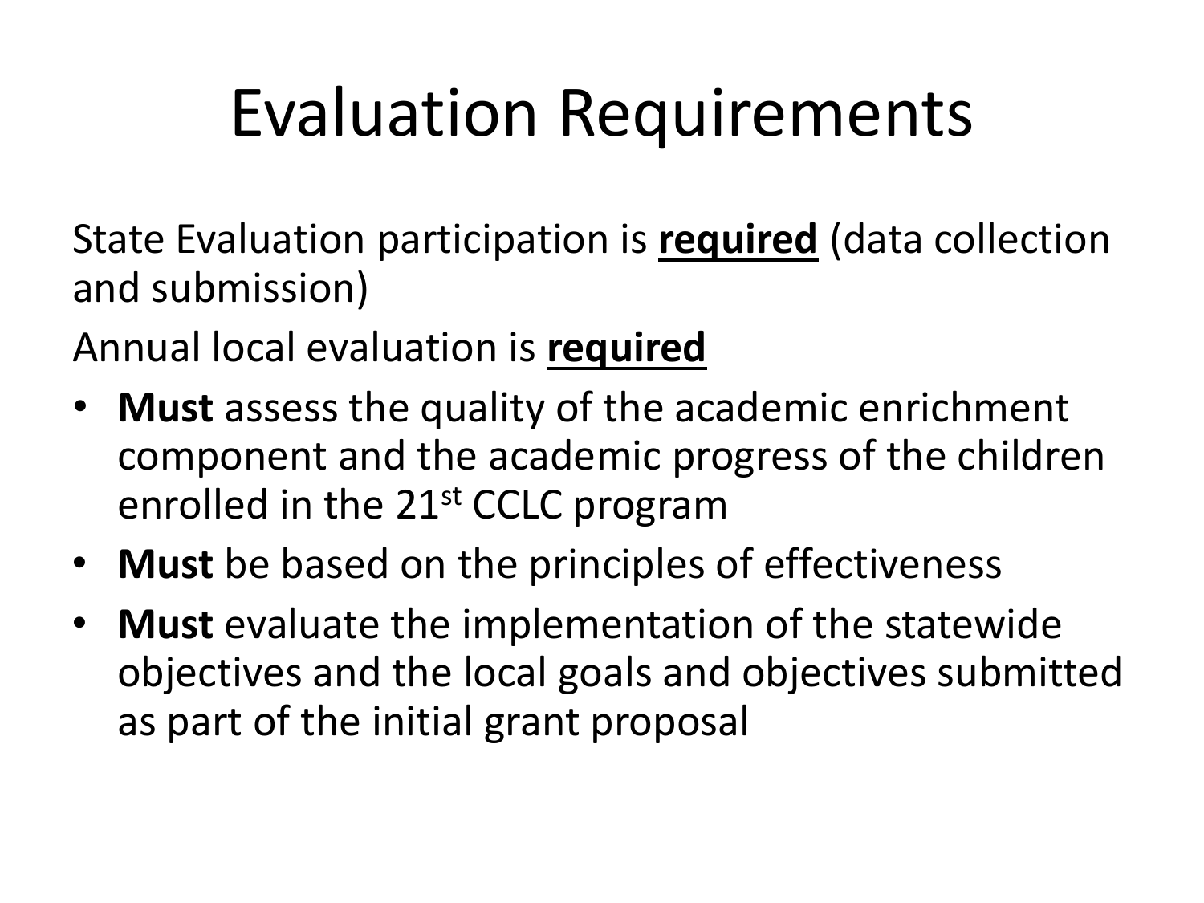# Evaluation Requirements

State Evaluation participation is **<u>required</u>** (data collection and submission)

Annual local evaluation is **<u>required</u>**

- **Must** assess the quality of the academic enrichment component and the academic progress of the children enrolled in the 21st CCLC program
- **Must** be based on the principles of effectiveness
- **Must** evaluate the implementation of the statewide objectives and the local goals and objectives submitted as part of the initial grant proposal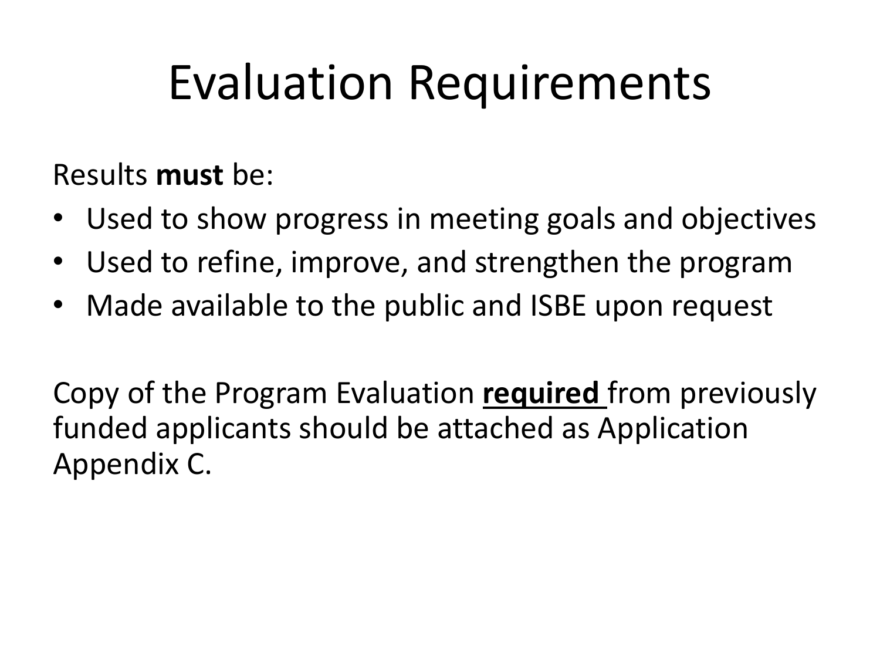# Evaluation Requirements

Results **must** be:

- Used to show progress in meeting goals and objectives
- Used to refine, improve, and strengthen the program
- Made available to the public and ISBE upon request

Copy of the Program Evaluation **required** from previously funded applicants should be attached as Application Appendix C.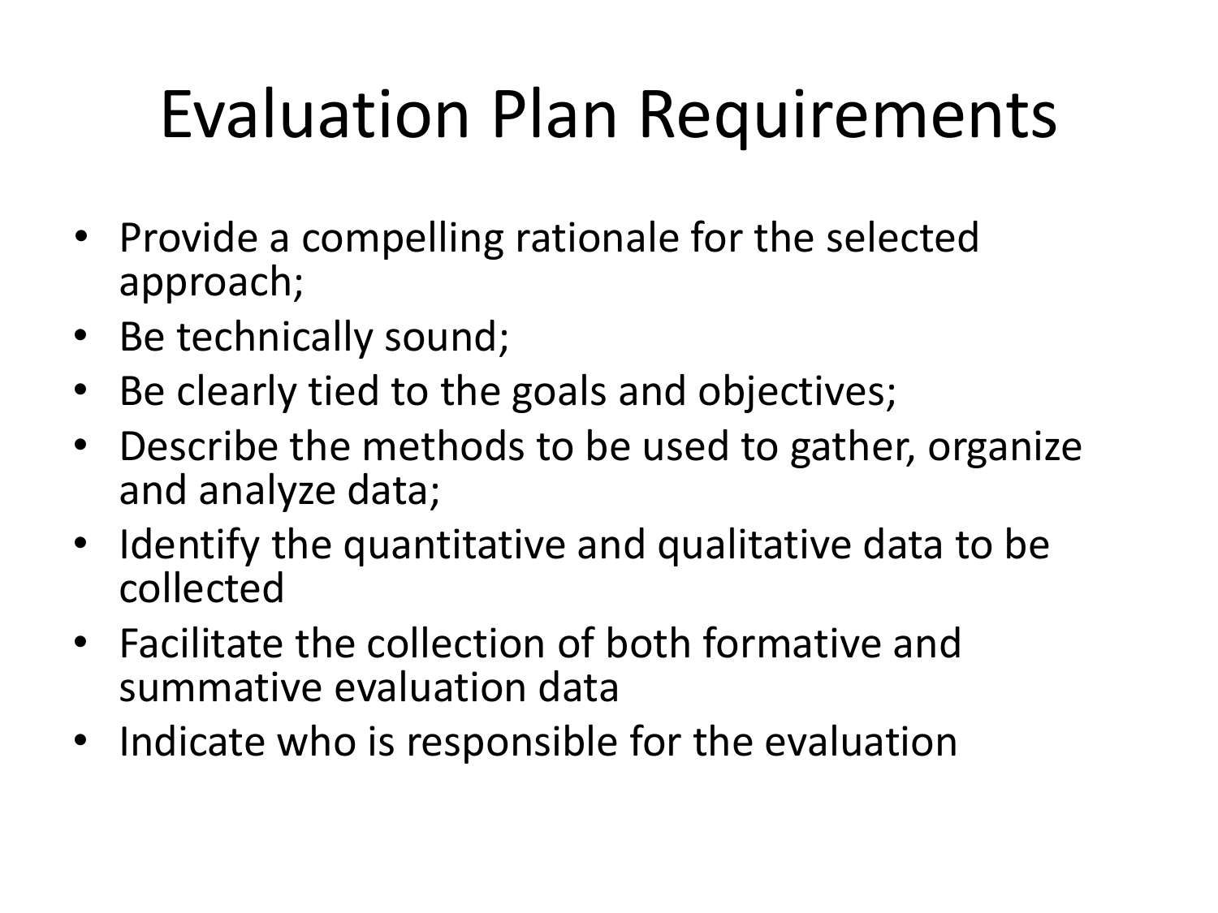# Evaluation Plan Requirements

- Provide a compelling rationale for the selected approach;
- Be technically sound;
- Be clearly tied to the goals and objectives;
- Describe the methods to be used to gather, organize and analyze data;
- Identify the quantitative and qualitative data to be collected
- Facilitate the collection of both formative and summative evaluation data
- Indicate who is responsible for the evaluation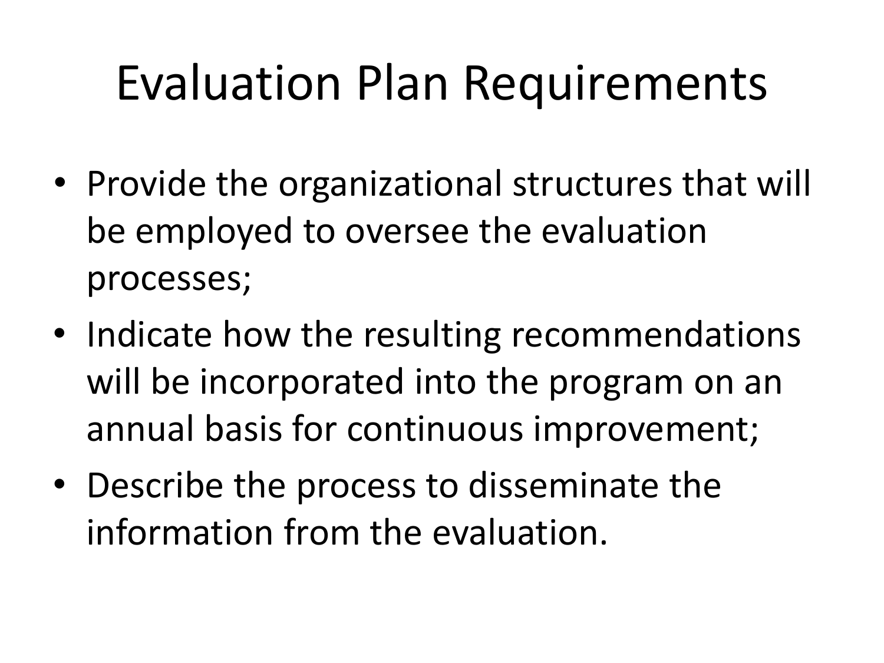# Evaluation Plan Requirements

- Provide the organizational structures that will be employed to oversee the evaluation processes;
- Indicate how the resulting recommendations will be incorporated into the program on an annual basis for continuous improvement;
- Describe the process to disseminate the information from the evaluation.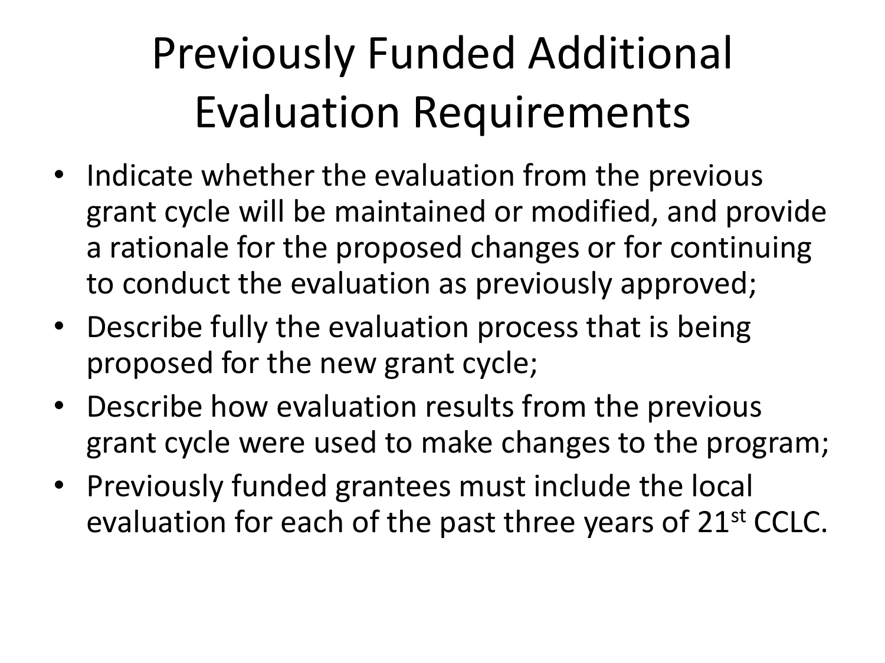# Previously Funded Additional Evaluation Requirements

- Indicate whether the evaluation from the previous grant cycle will be maintained or modified, and provide a rationale for the proposed changes or for continuing to conduct the evaluation as previously approved;
- Describe fully the evaluation process that is being proposed for the new grant cycle;
- Describe how evaluation results from the previous grant cycle were used to make changes to the program;
- Previously funded grantees must include the local evaluation for each of the past three years of 21st CCLC.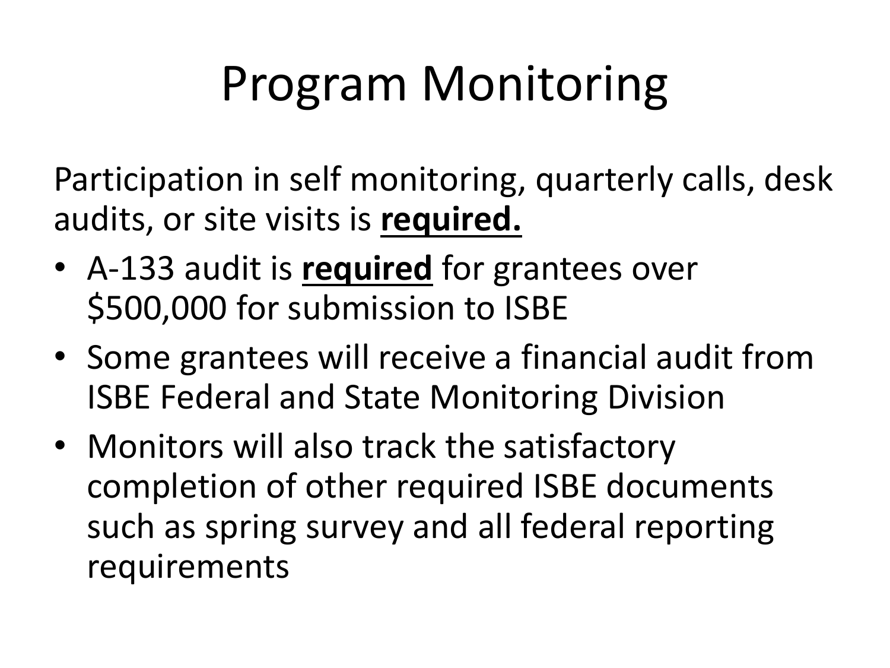# Program Monitoring

Participation in self monitoring, quarterly calls, desk audits, or site visits is **required.**

- A-133 audit is **required** for grantees over $500,000 for submission to ISBE
- Some grantees will receive a financial audit from ISBE Federal and State Monitoring Division
- Monitors will also track the satisfactory completion of other required ISBE documents such as spring survey and all federal reporting requirements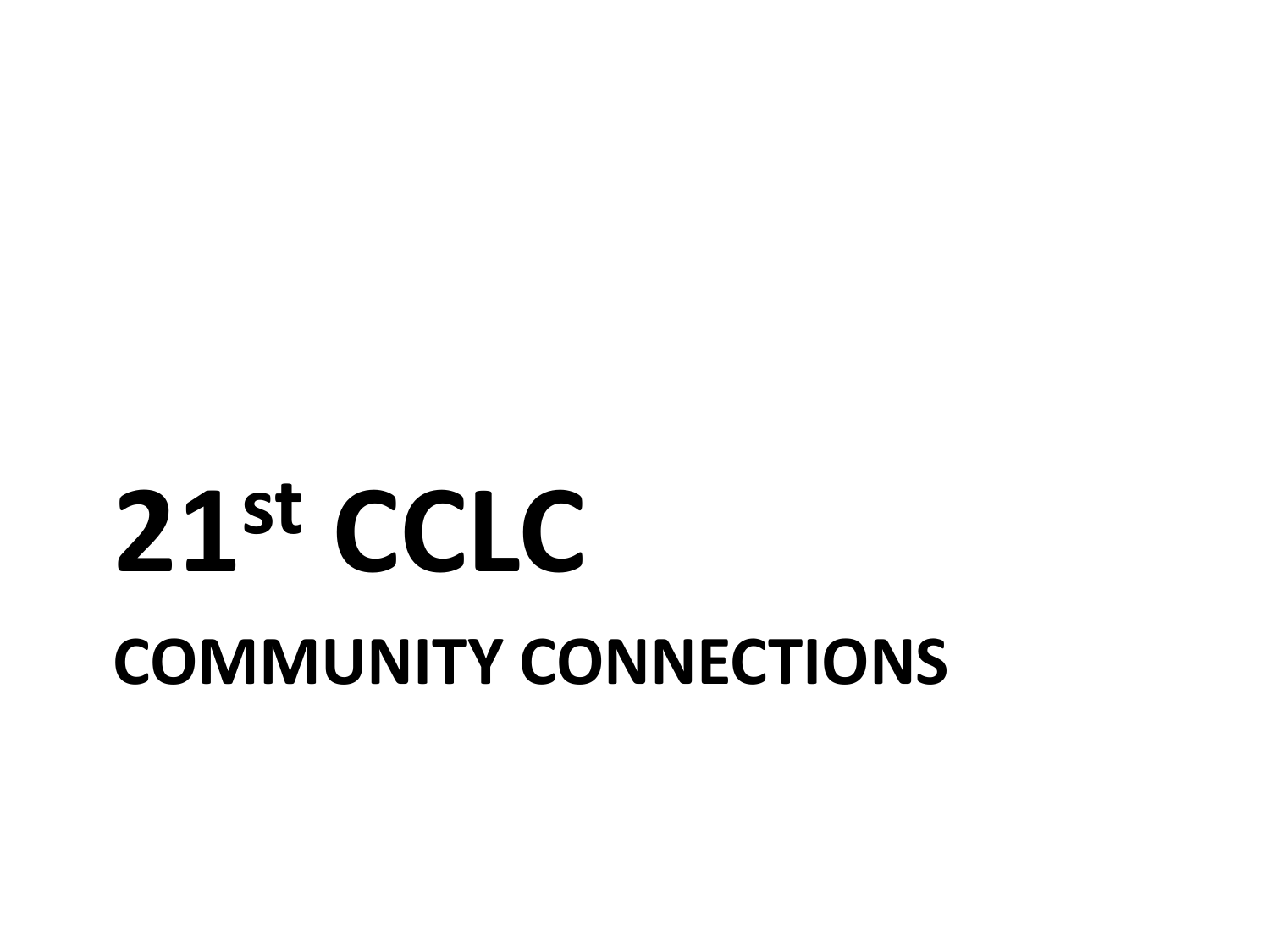# 21st CCLC

## COMMUNITY CONNECTIONS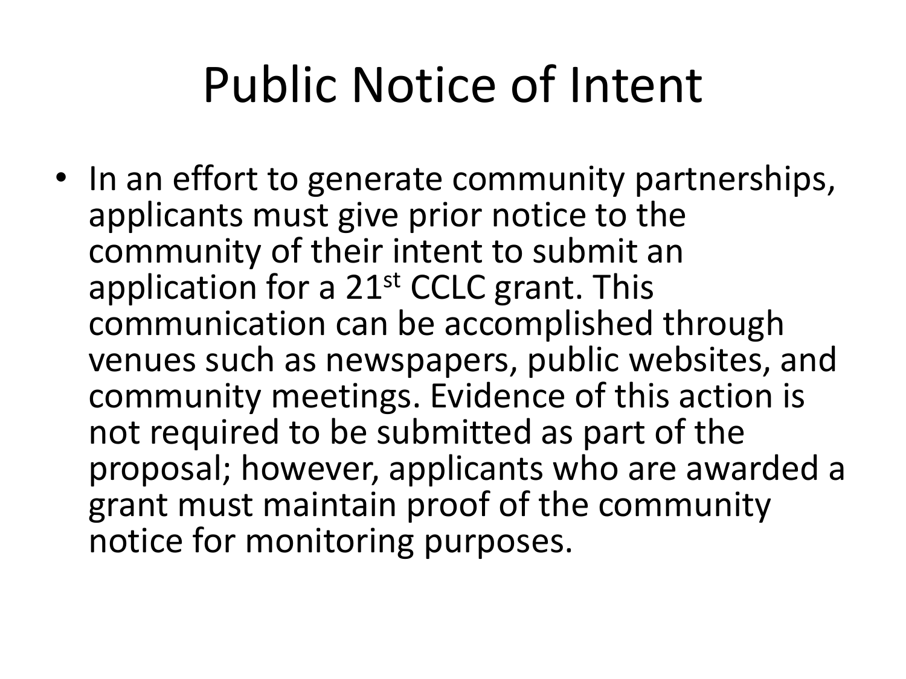# Public Notice of Intent

- In an effort to generate community partnerships, applicants must give prior notice to the community of their intent to submit an application for a 21st CCLC grant. This communication can be accomplished through venues such as newspapers, public websites, and community meetings. Evidence of this action is not required to be submitted as part of the proposal; however, applicants who are awarded a grant must maintain proof of the community notice for monitoring purposes.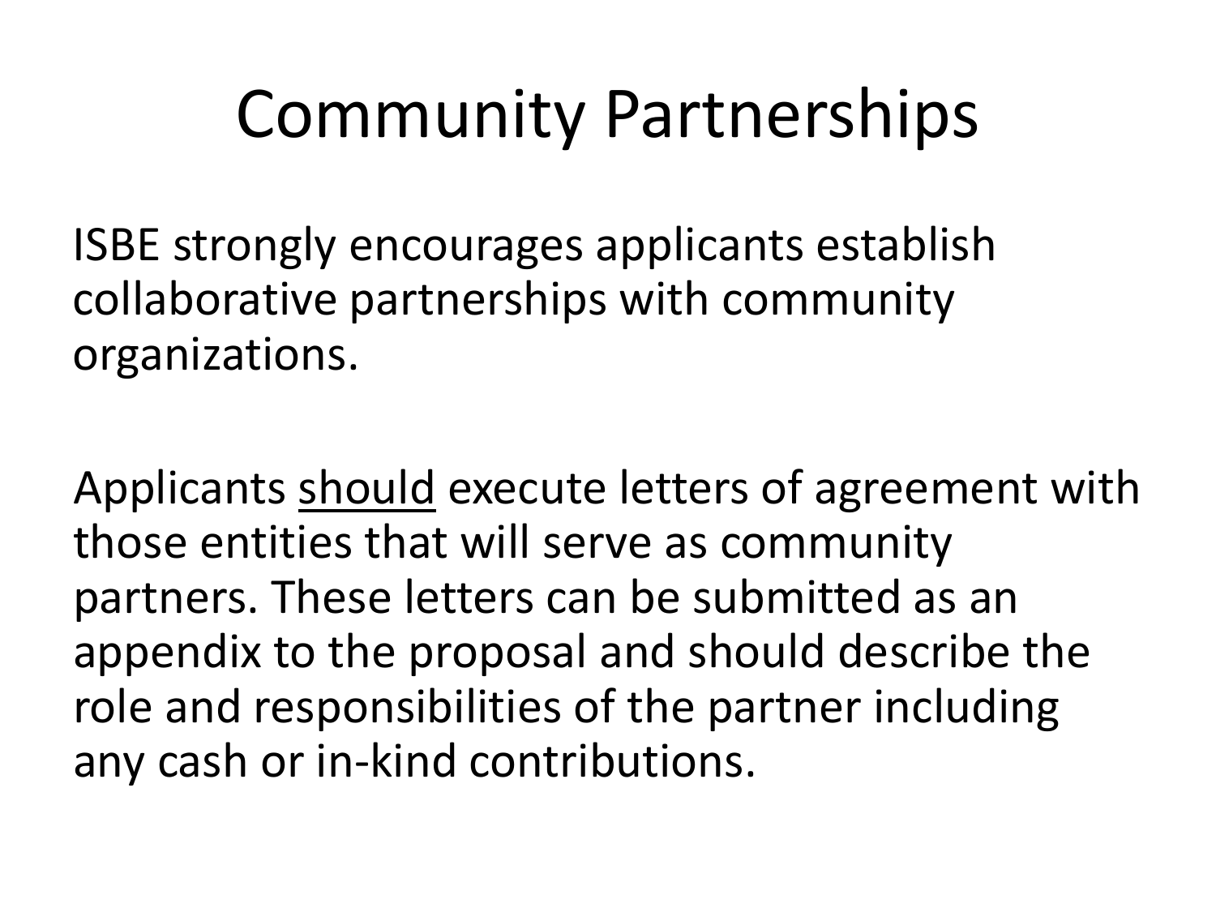# Community Partnerships

ISBE strongly encourages applicants establish collaborative partnerships with community organizations.

Applicants <u>should</u> execute letters of agreement with those entities that will serve as community partners. These letters can be submitted as an appendix to the proposal and should describe the role and responsibilities of the partner including any cash or in-kind contributions.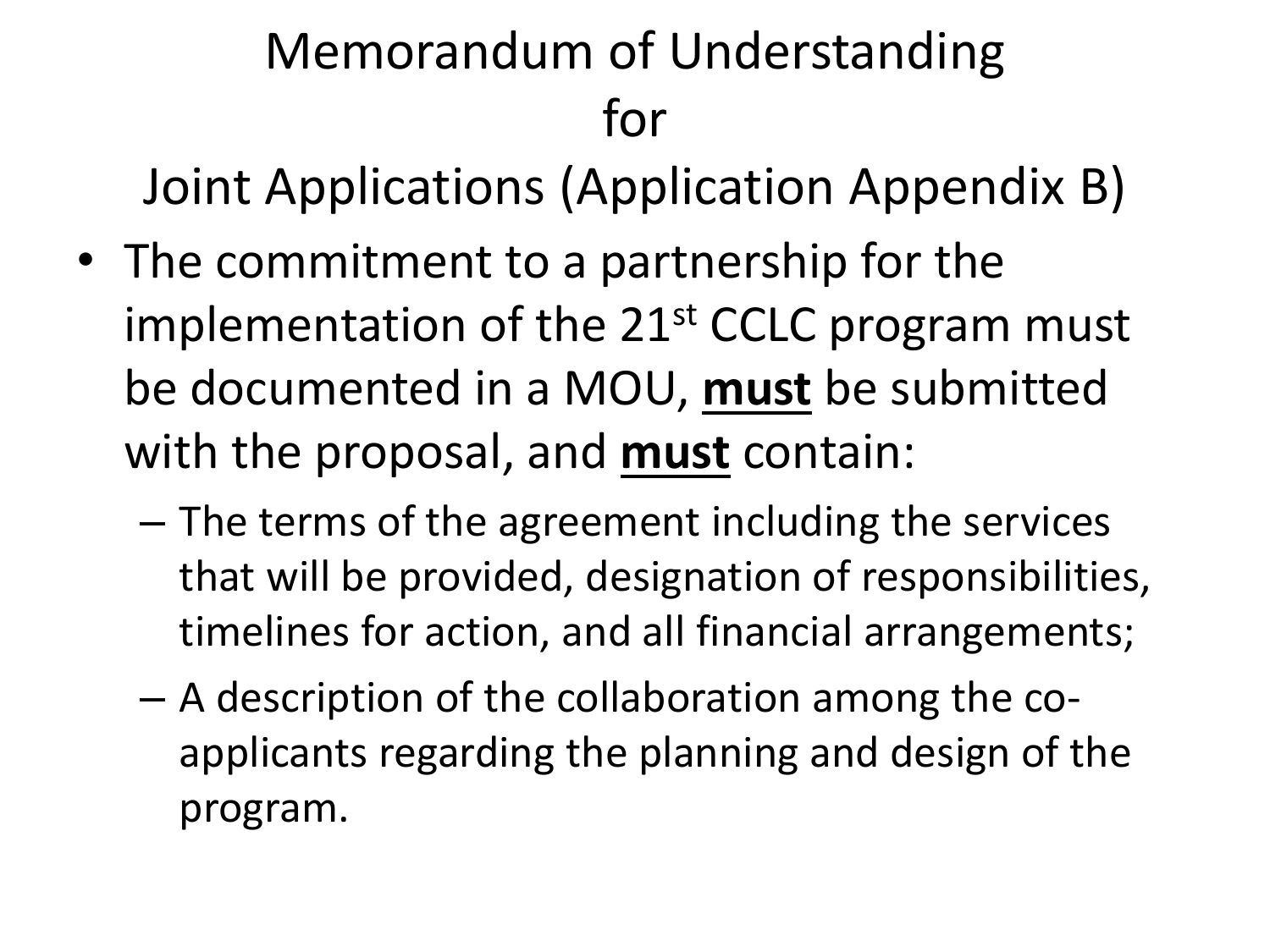# Memorandum of Understanding for Joint Applications (Application Appendix B)

- The commitment to a partnership for the implementation of the 21st CCLC program must be documented in a MOU, **must** be submitted with the proposal, and **must** contain:
  - The terms of the agreement including the services that will be provided, designation of responsibilities, timelines for action, and all financial arrangements;
  - A description of the collaboration among the co-applicants regarding the planning and design of the program.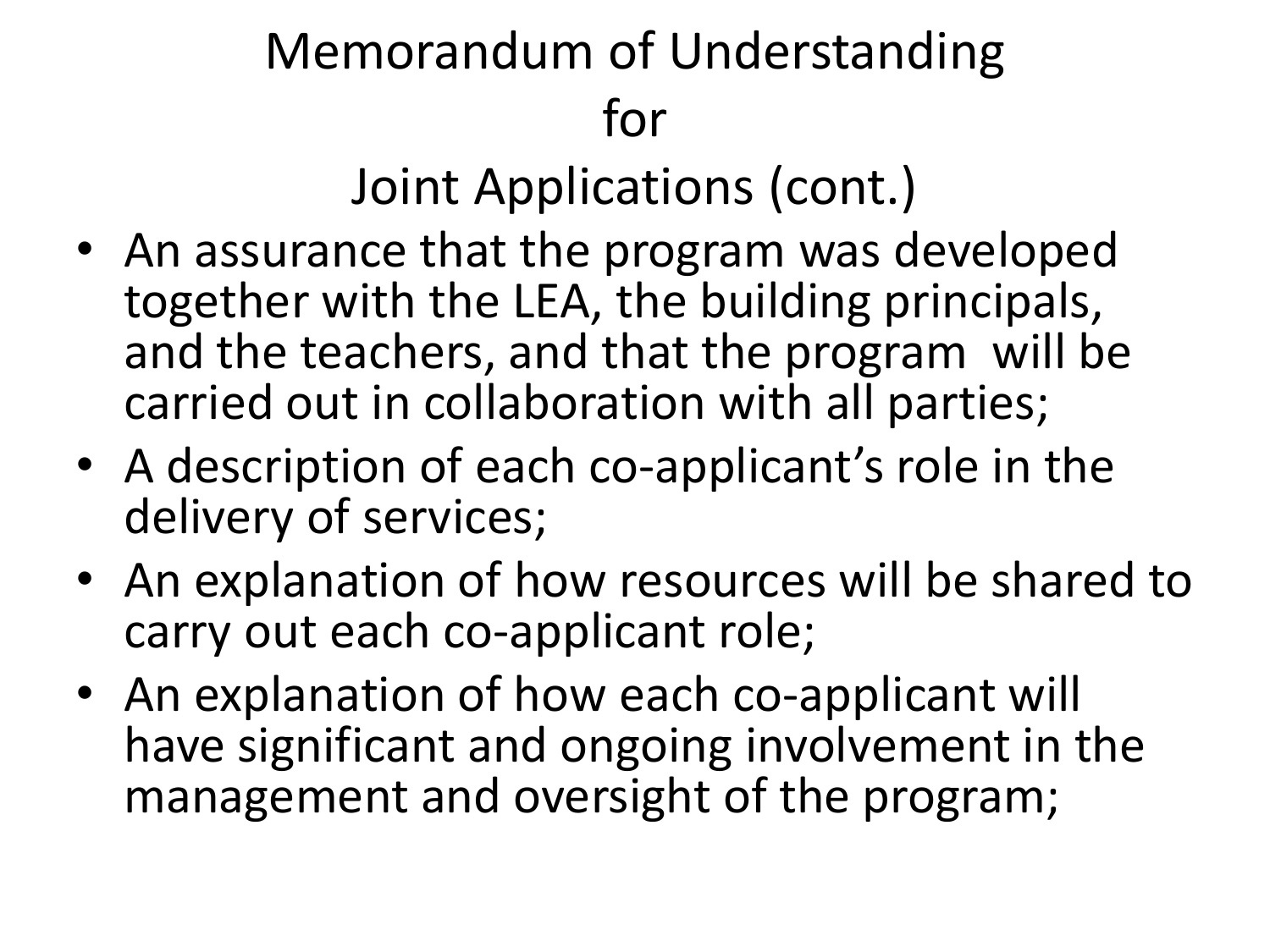# Memorandum of Understanding for Joint Applications (cont.)

- An assurance that the program was developed together with the LEA, the building principals, and the teachers, and that the program will be carried out in collaboration with all parties;
- A description of each co-applicant's role in the delivery of services;
- An explanation of how resources will be shared to carry out each co-applicant role;
- An explanation of how each co-applicant will have significant and ongoing involvement in the management and oversight of the program;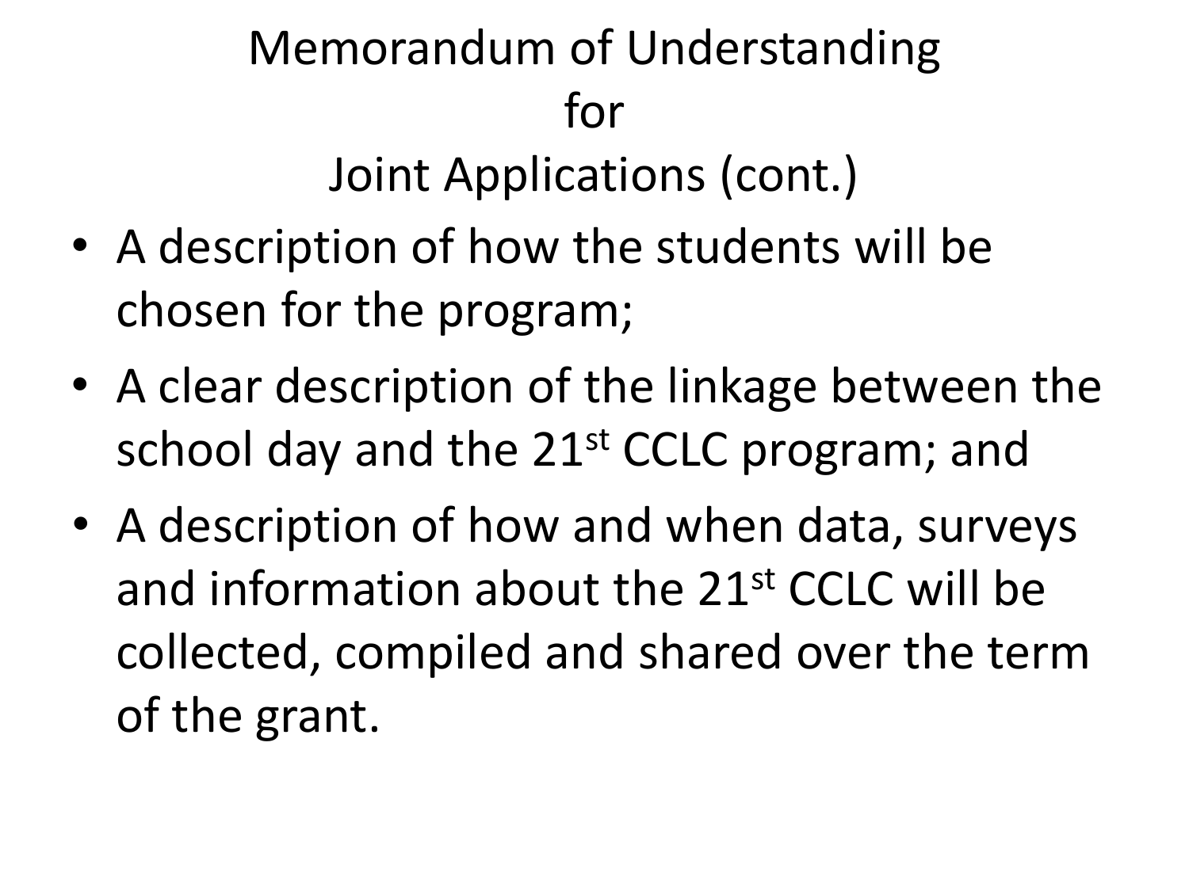# Memorandum of Understanding for Joint Applications (cont.)

- A description of how the students will be chosen for the program;
- A clear description of the linkage between the school day and the 21st CCLC program; and
- A description of how and when data, surveys and information about the 21st CCLC will be collected, compiled and shared over the term of the grant.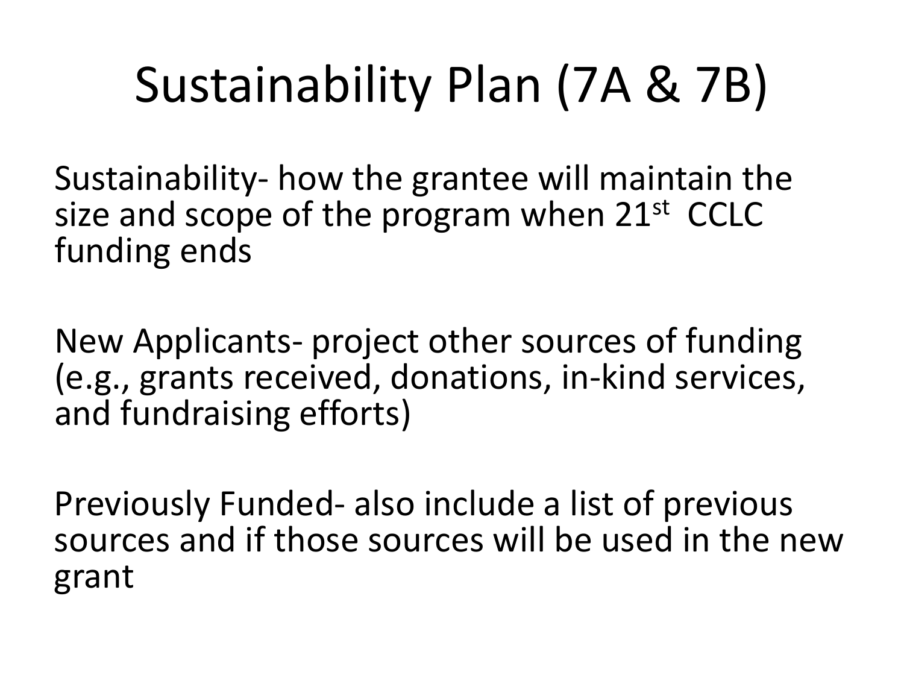# Sustainability Plan (7A & 7B)

Sustainability- how the grantee will maintain the size and scope of the program when 21st CCLC funding ends

New Applicants- project other sources of funding (e.g., grants received, donations, in-kind services, and fundraising efforts)

Previously Funded- also include a list of previous sources and if those sources will be used in the new grant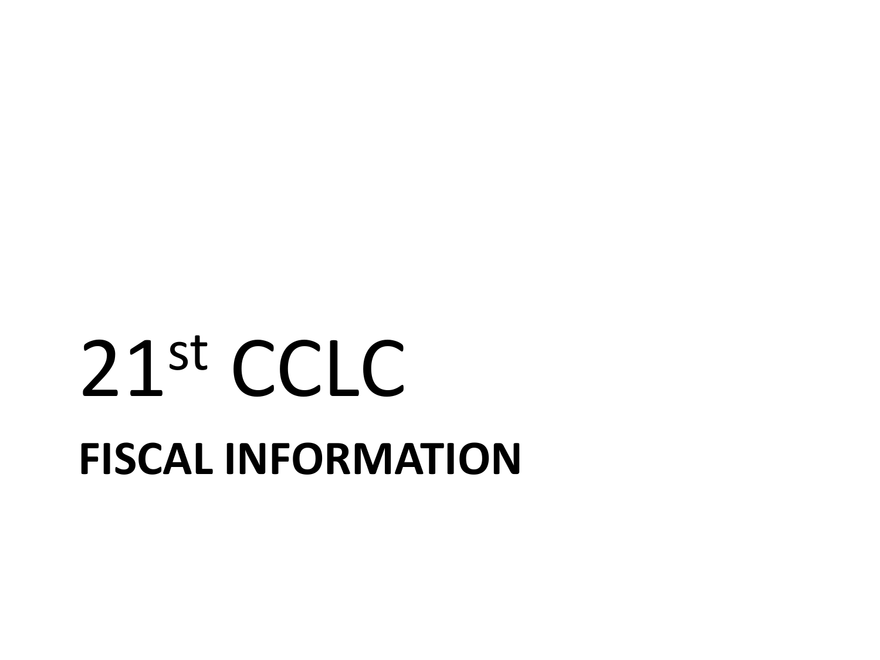# 21st CCLC

## FISCAL INFORMATION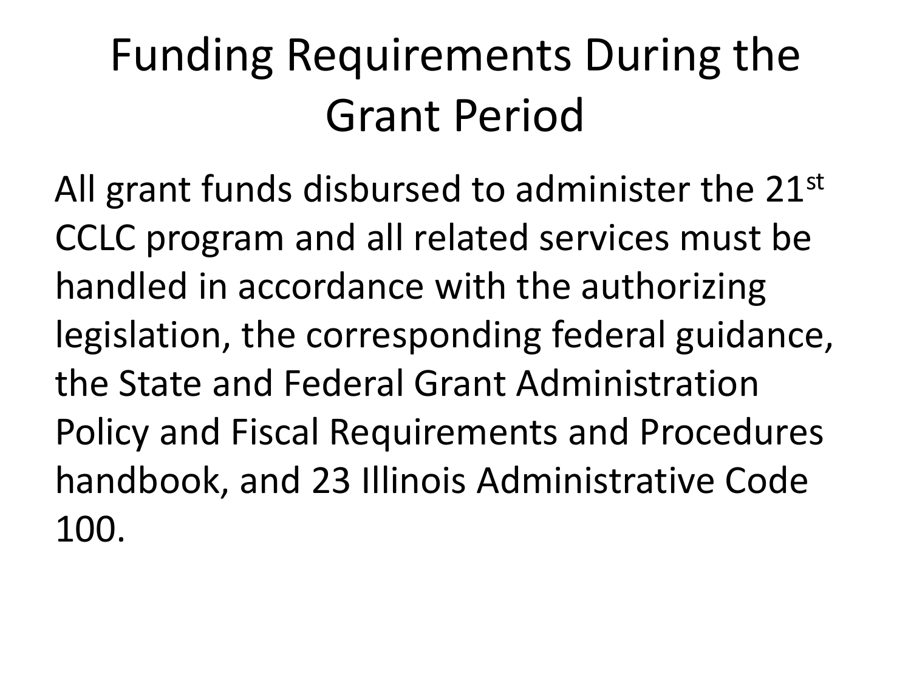# Funding Requirements During the Grant Period

All grant funds disbursed to administer the 21st CCLC program and all related services must be handled in accordance with the authorizing legislation, the corresponding federal guidance, the State and Federal Grant Administration Policy and Fiscal Requirements and Procedures handbook, and 23 Illinois Administrative Code 100.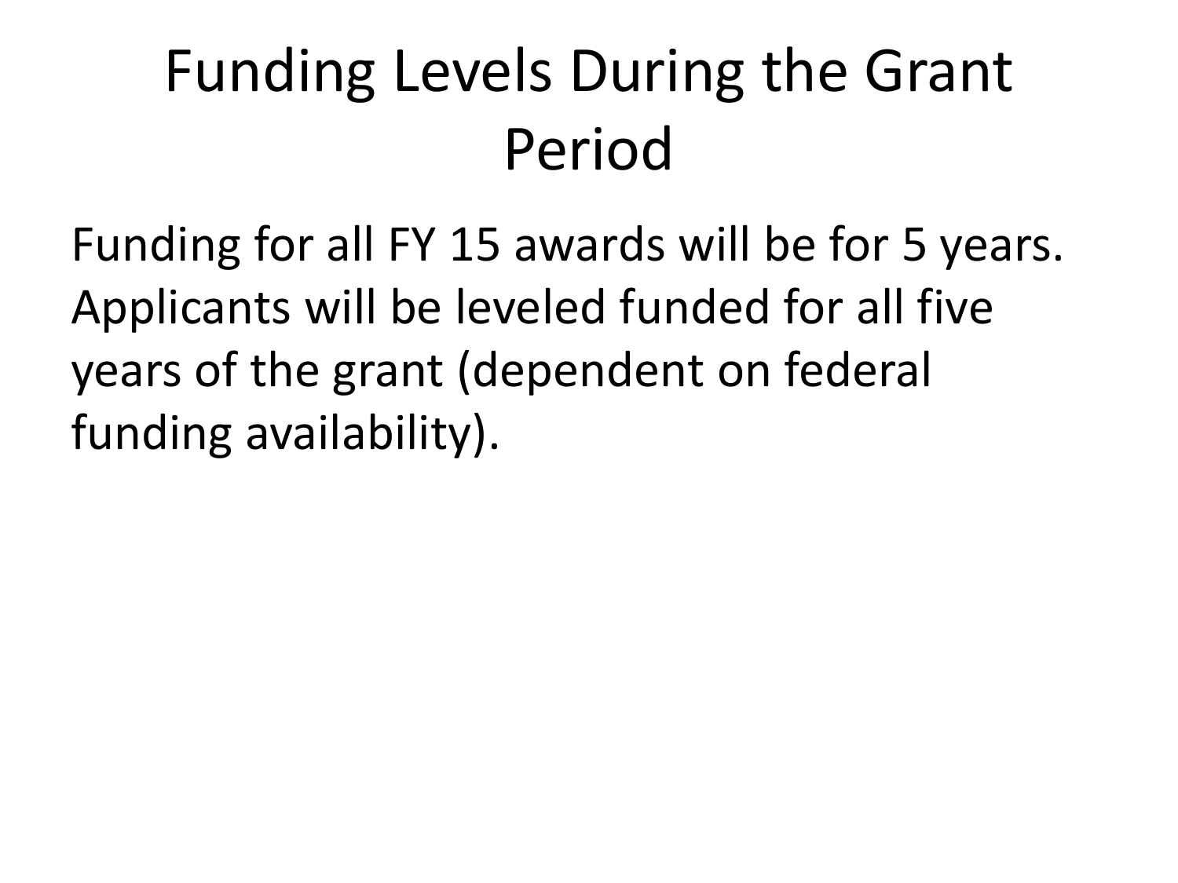# Funding Levels During the Grant Period

Funding for all FY 15 awards will be for 5 years. Applicants will be leveled funded for all five years of the grant (dependent on federal funding availability).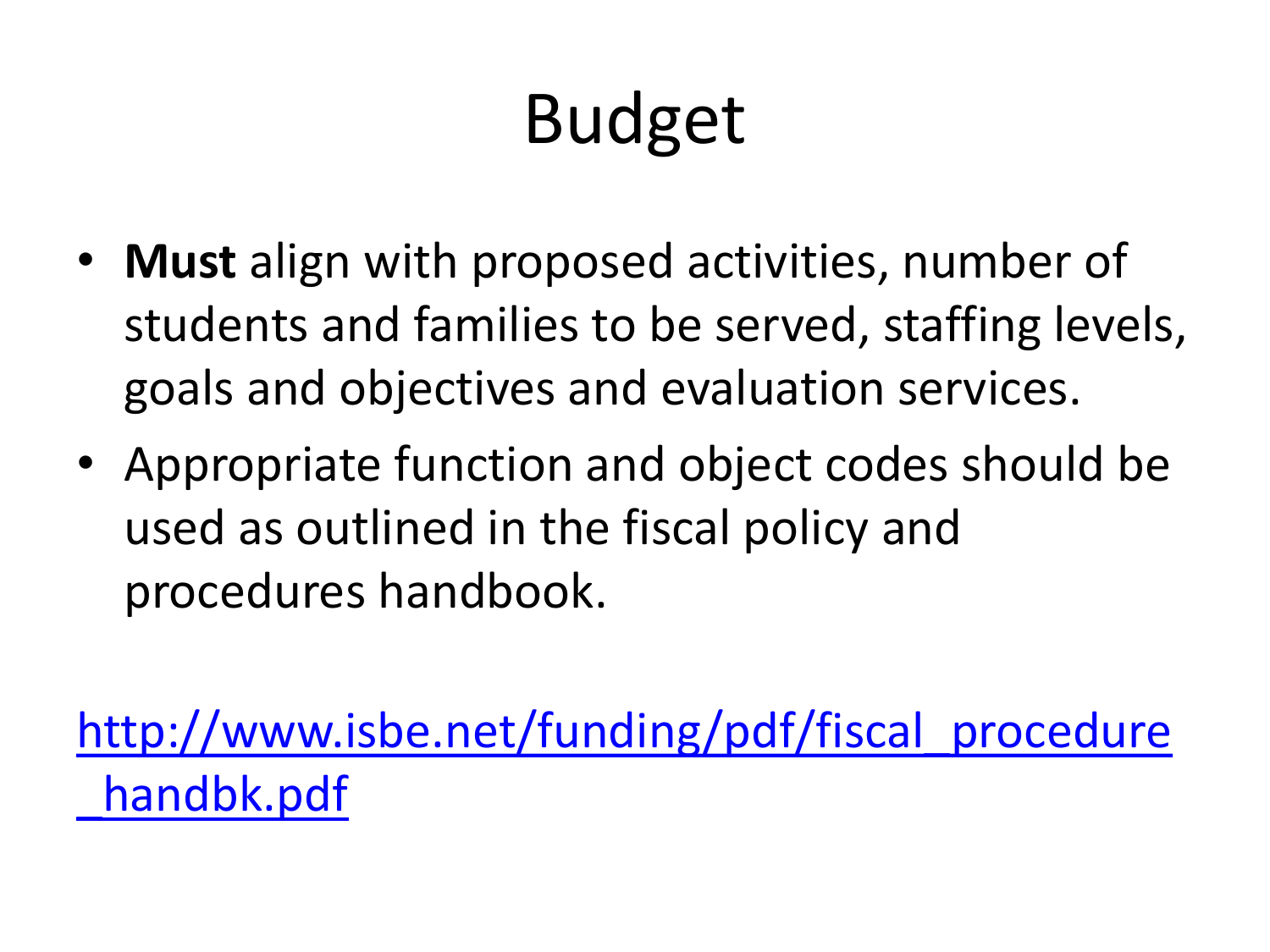# Budget

- **Must** align with proposed activities, number of students and families to be served, staffing levels, goals and objectives and evaluation services.
- Appropriate function and object codes should be used as outlined in the fiscal policy and procedures handbook.

[http://www.isbe.net/funding/pdf/fiscal_procedure_handbk.pdf](http://www.isbe.net/funding/pdf/fiscal_procedure_handbk.pdf)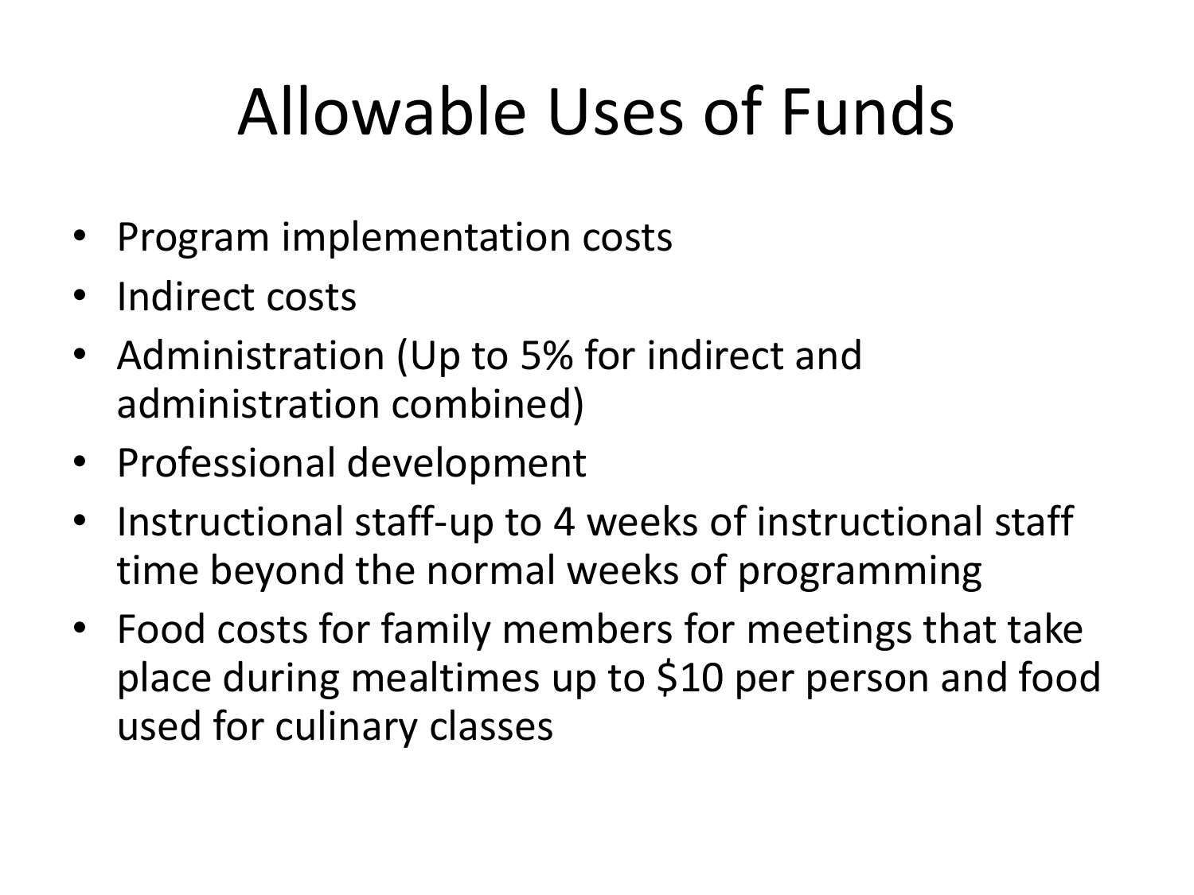# Allowable Uses of Funds

- Program implementation costs
- Indirect costs
- Administration (Up to 5% for indirect and administration combined)
- Professional development
- Instructional staff-up to 4 weeks of instructional staff time beyond the normal weeks of programming
- Food costs for family members for meetings that take place during mealtimes up to $10 per person and food used for culinary classes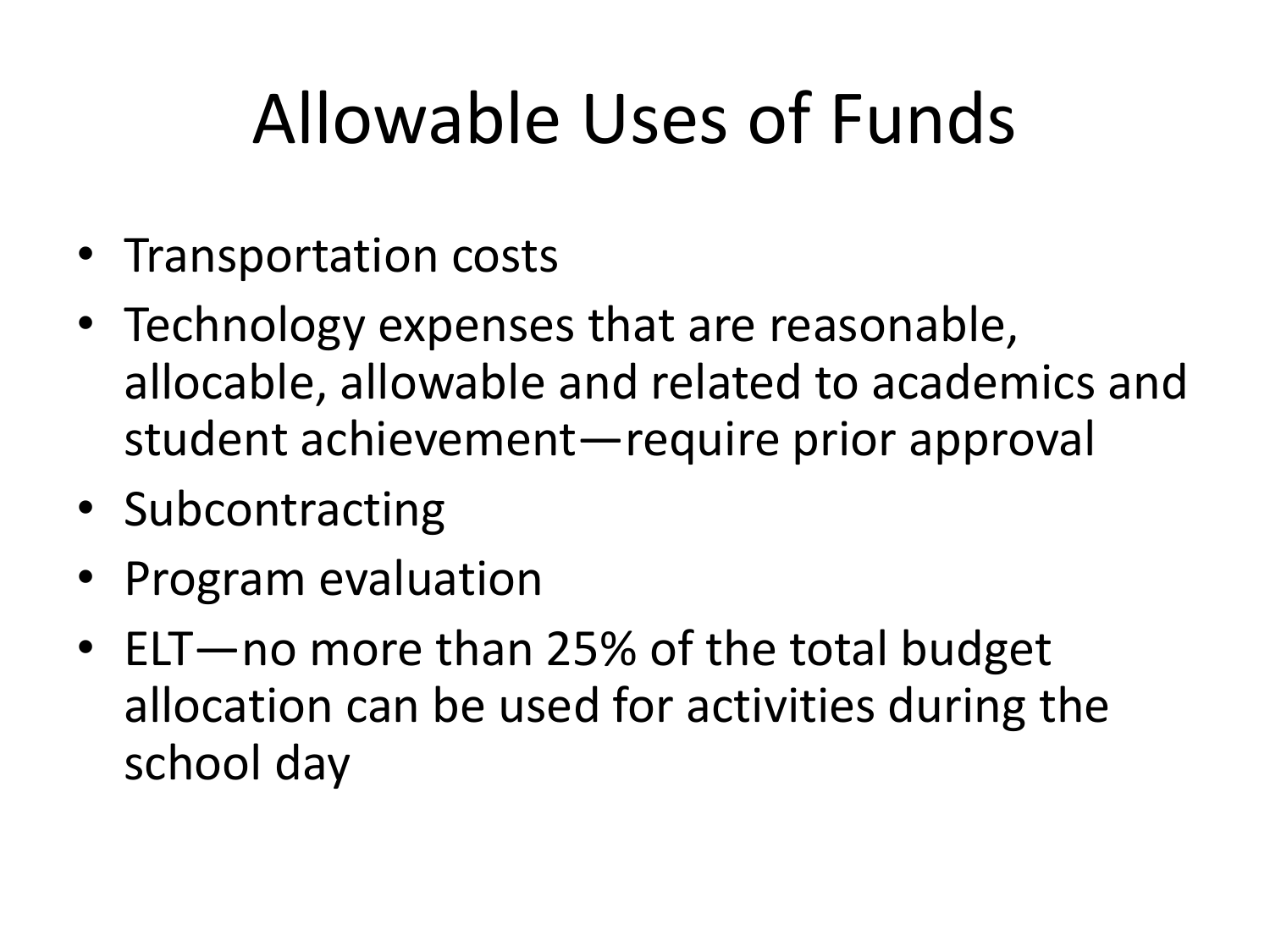# Allowable Uses of Funds

- Transportation costs
- Technology expenses that are reasonable, allocable, allowable and related to academics and student achievement—require prior approval
- Subcontracting
- Program evaluation
- ELT—no more than 25% of the total budget allocation can be used for activities during the school day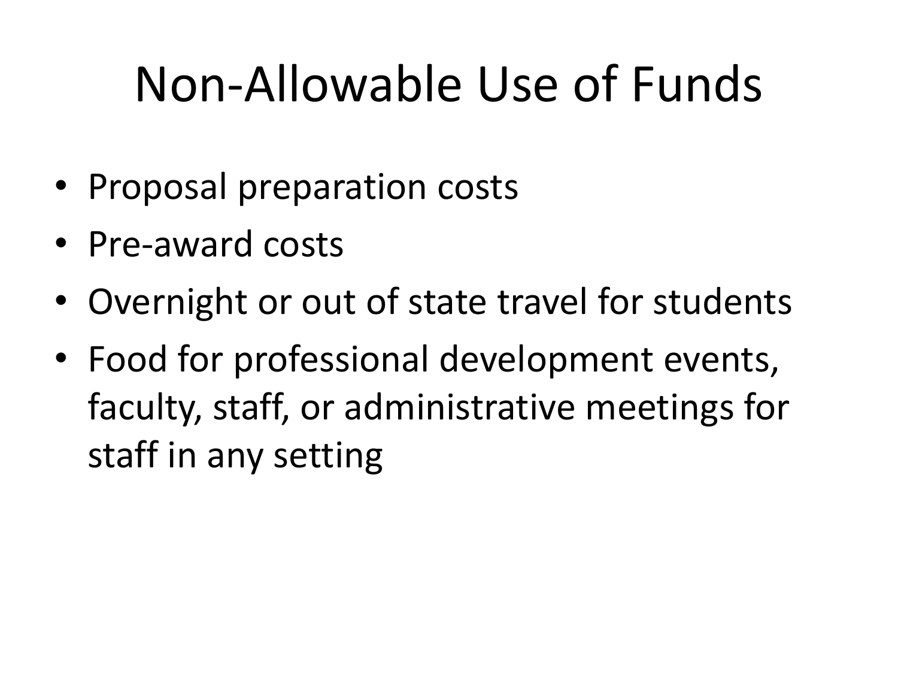# Non-Allowable Use of Funds

- Proposal preparation costs
- Pre-award costs
- Overnight or out of state travel for students
- Food for professional development events, faculty, staff, or administrative meetings for staff in any setting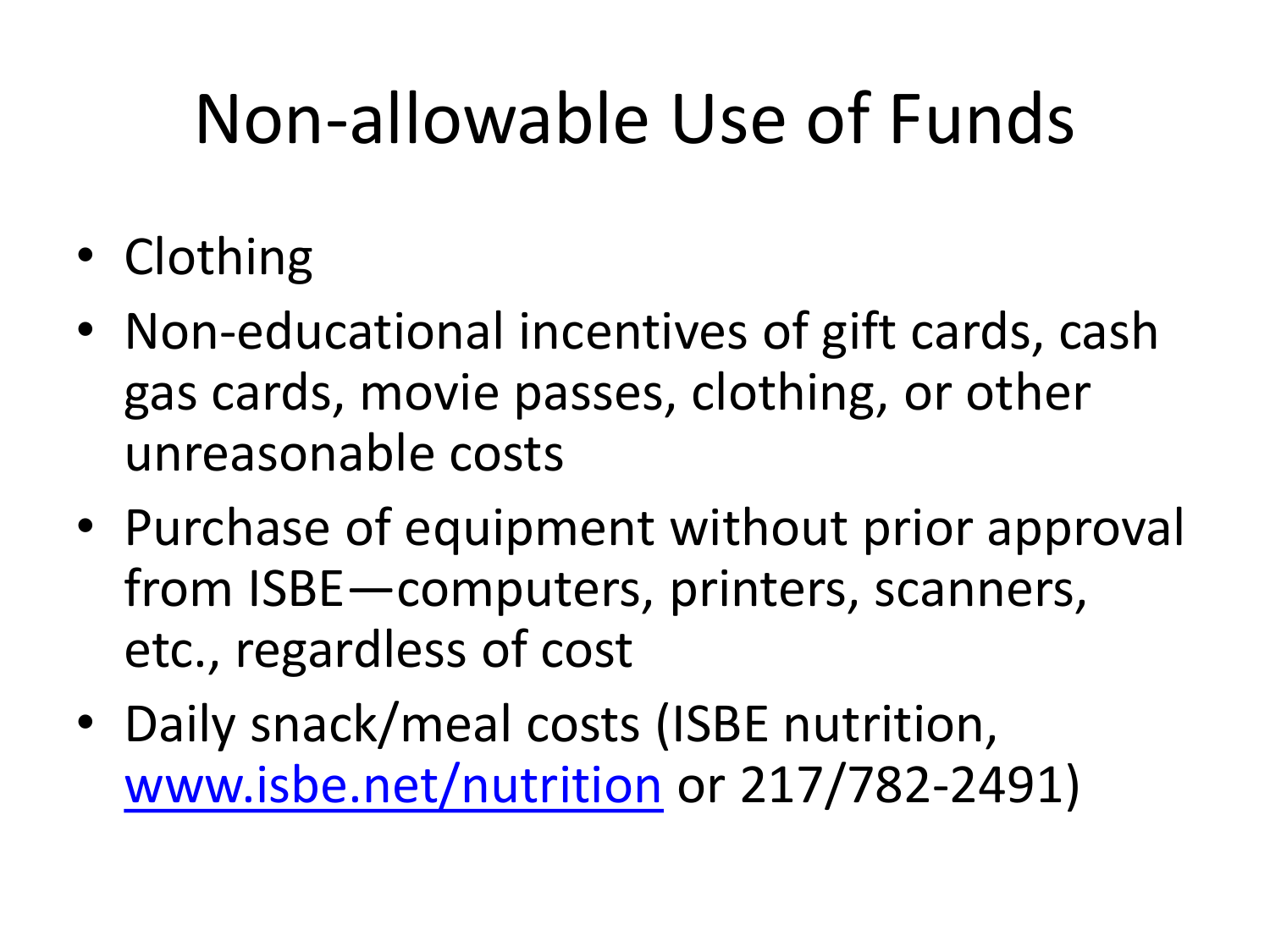# Non-allowable Use of Funds

- Clothing
- Non-educational incentives of gift cards, cash gas cards, movie passes, clothing, or other unreasonable costs
- Purchase of equipment without prior approval from ISBE—computers, printers, scanners, etc., regardless of cost
- Daily snack/meal costs (ISBE nutrition, [www.isbe.net/nutrition](http://www.isbe.net/nutrition) or 217/782-2491)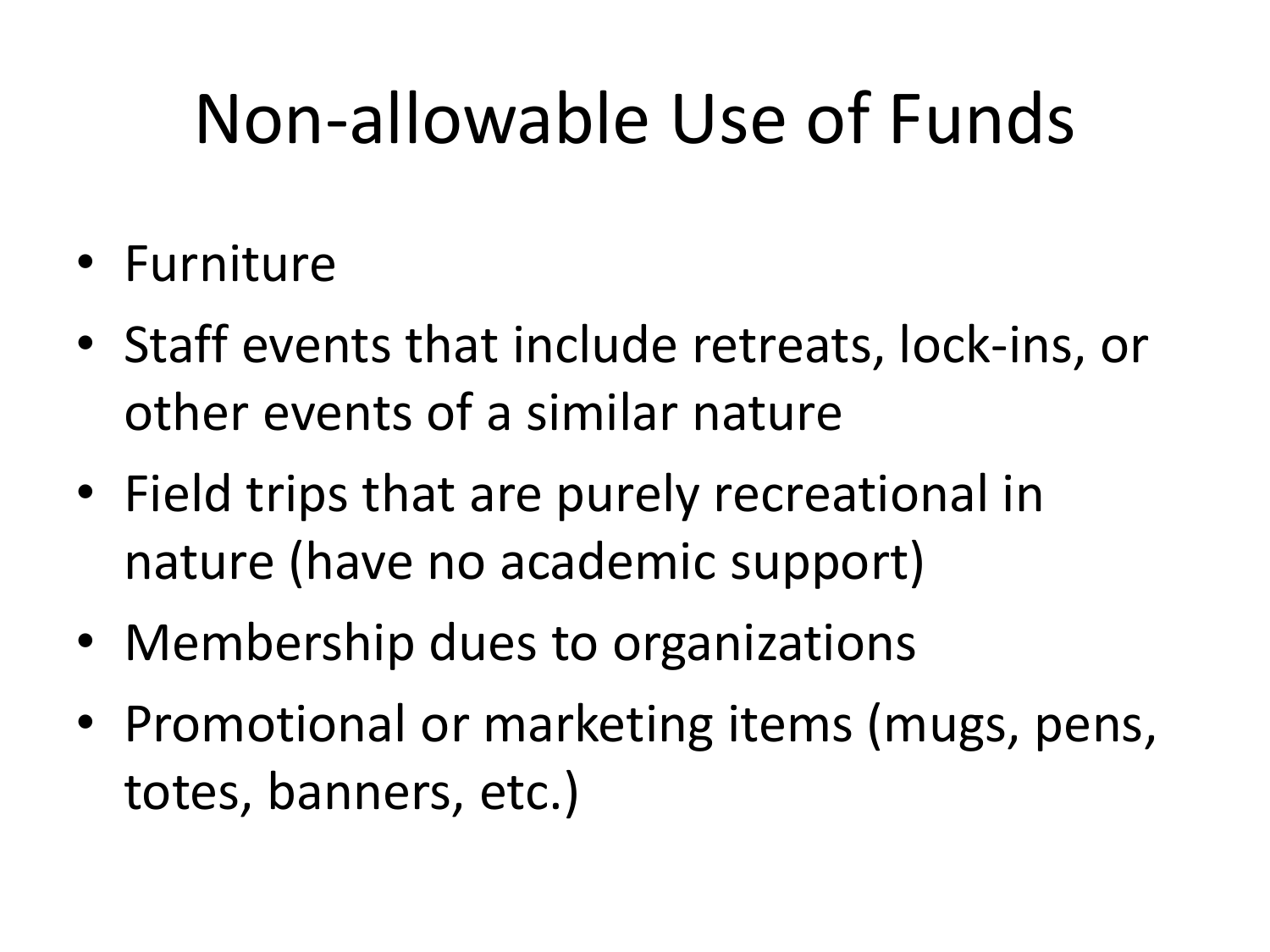# Non-allowable Use of Funds

- Furniture
- Staff events that include retreats, lock-ins, or other events of a similar nature
- Field trips that are purely recreational in nature (have no academic support)
- Membership dues to organizations
- Promotional or marketing items (mugs, pens, totes, banners, etc.)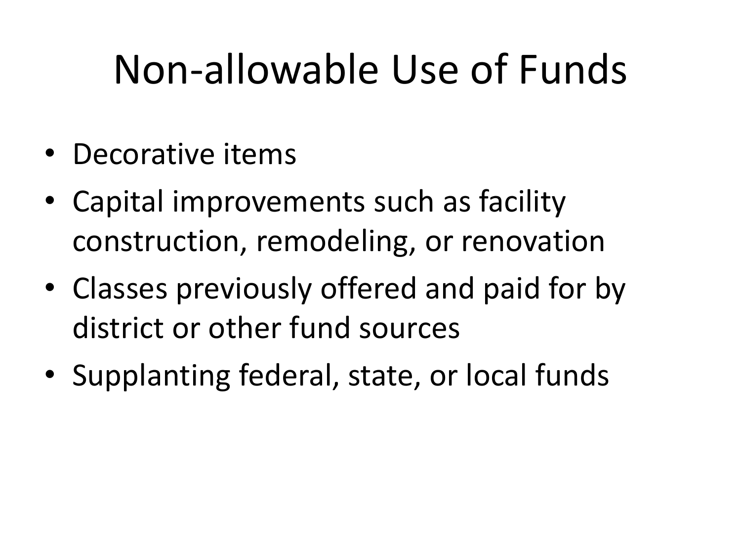# Non-allowable Use of Funds

- Decorative items
- Capital improvements such as facility construction, remodeling, or renovation
- Classes previously offered and paid for by district or other fund sources
- Supplanting federal, state, or local funds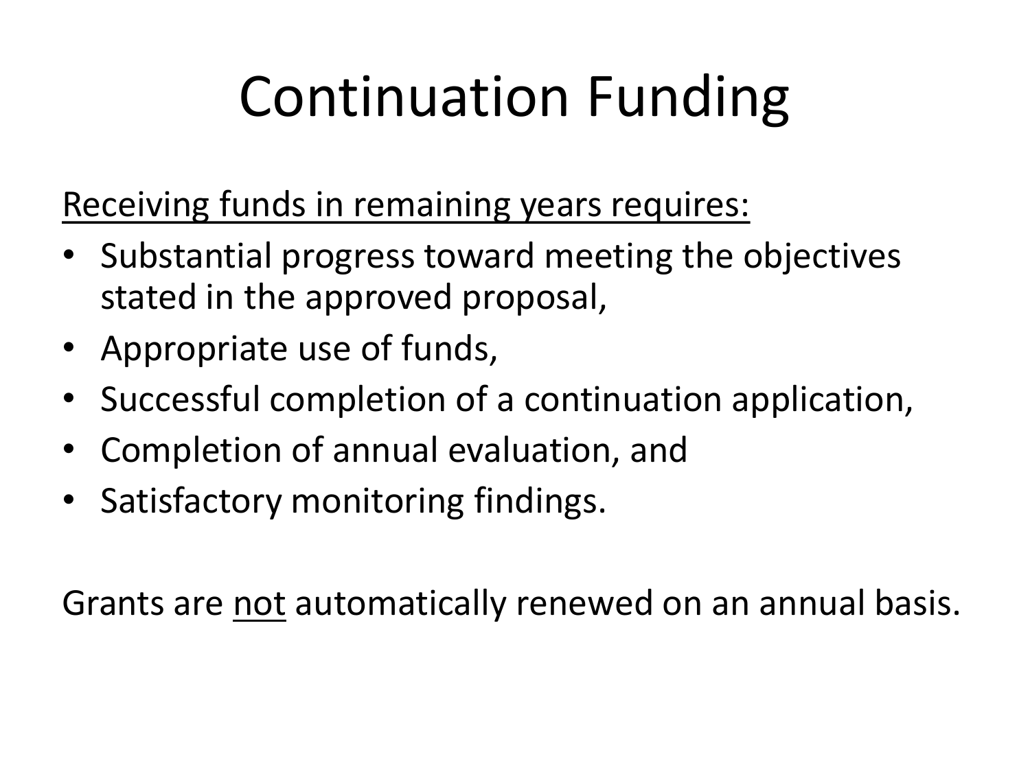# Continuation Funding

<u>Receiving funds in remaining years requires:</u>

- Substantial progress toward meeting the objectives stated in the approved proposal,
- Appropriate use of funds,
- Successful completion of a continuation application,
- Completion of annual evaluation, and
- Satisfactory monitoring findings.

Grants are <u>not</u> automatically renewed on an annual basis.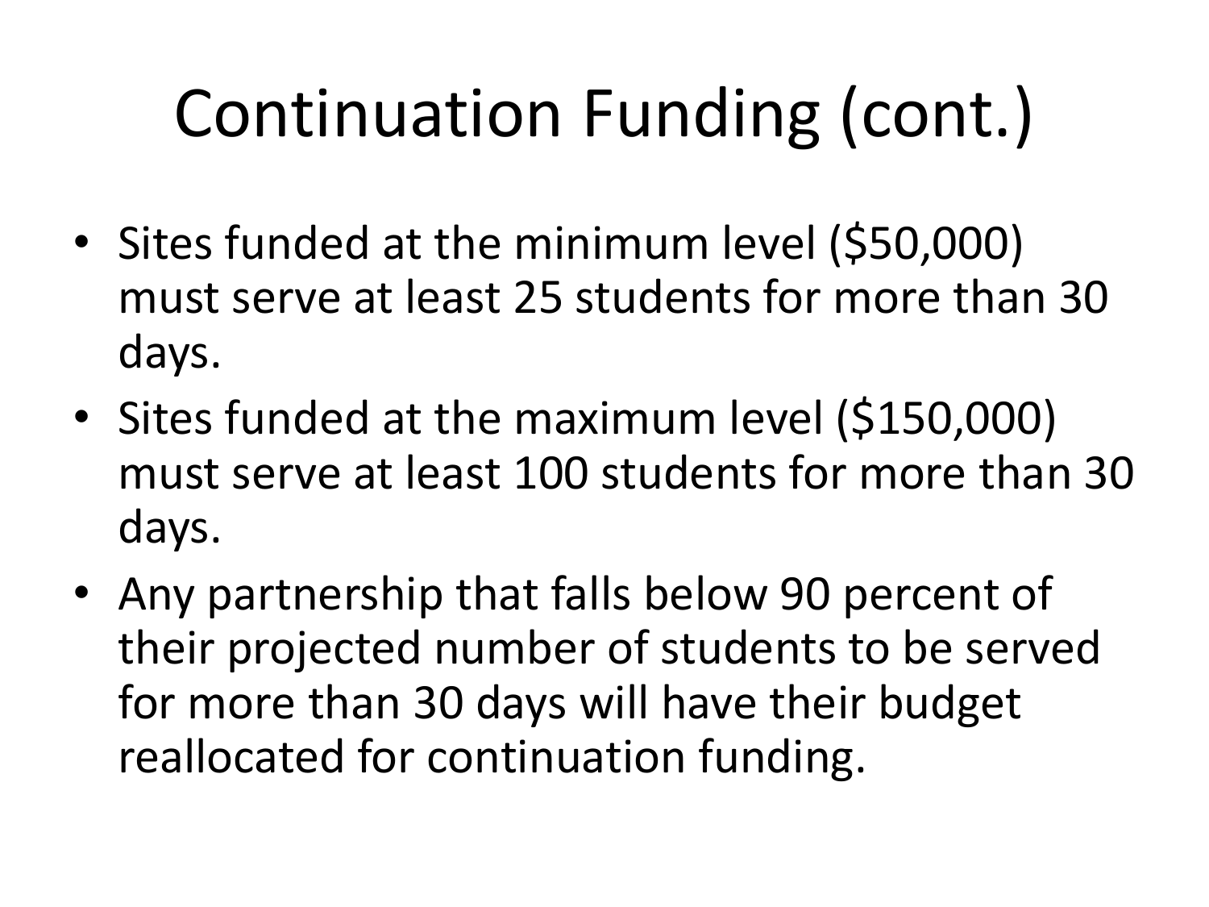# Continuation Funding (cont.)

- Sites funded at the minimum level ($50,000) must serve at least 25 students for more than 30 days.
- Sites funded at the maximum level ($150,000) must serve at least 100 students for more than 30 days.
- Any partnership that falls below 90 percent of their projected number of students to be served for more than 30 days will have their budget reallocated for continuation funding.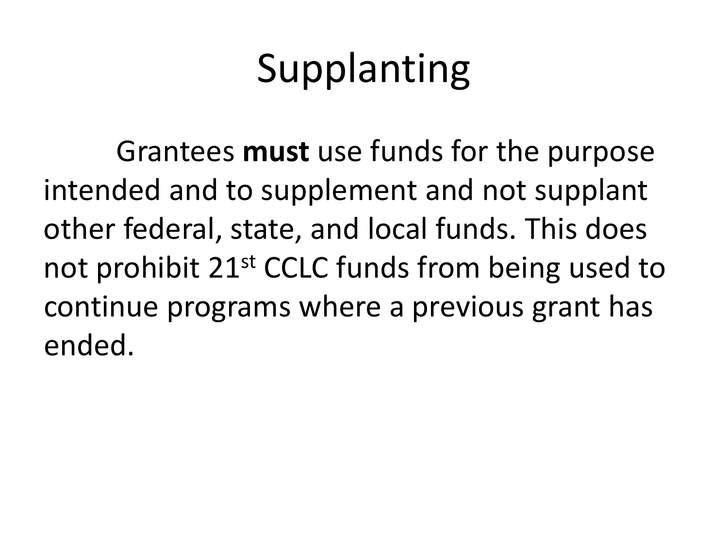# Supplanting

Grantees **must** use funds for the purpose intended and to supplement and not supplant other federal, state, and local funds. This does not prohibit 21st CCLC funds from being used to continue programs where a previous grant has ended.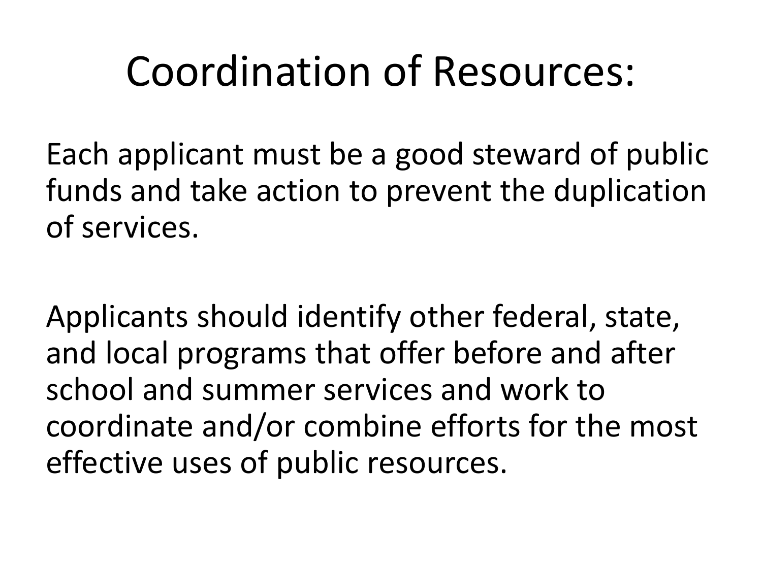# Coordination of Resources:

Each applicant must be a good steward of public funds and take action to prevent the duplication of services.

Applicants should identify other federal, state, and local programs that offer before and after school and summer services and work to coordinate and/or combine efforts for the most effective uses of public resources.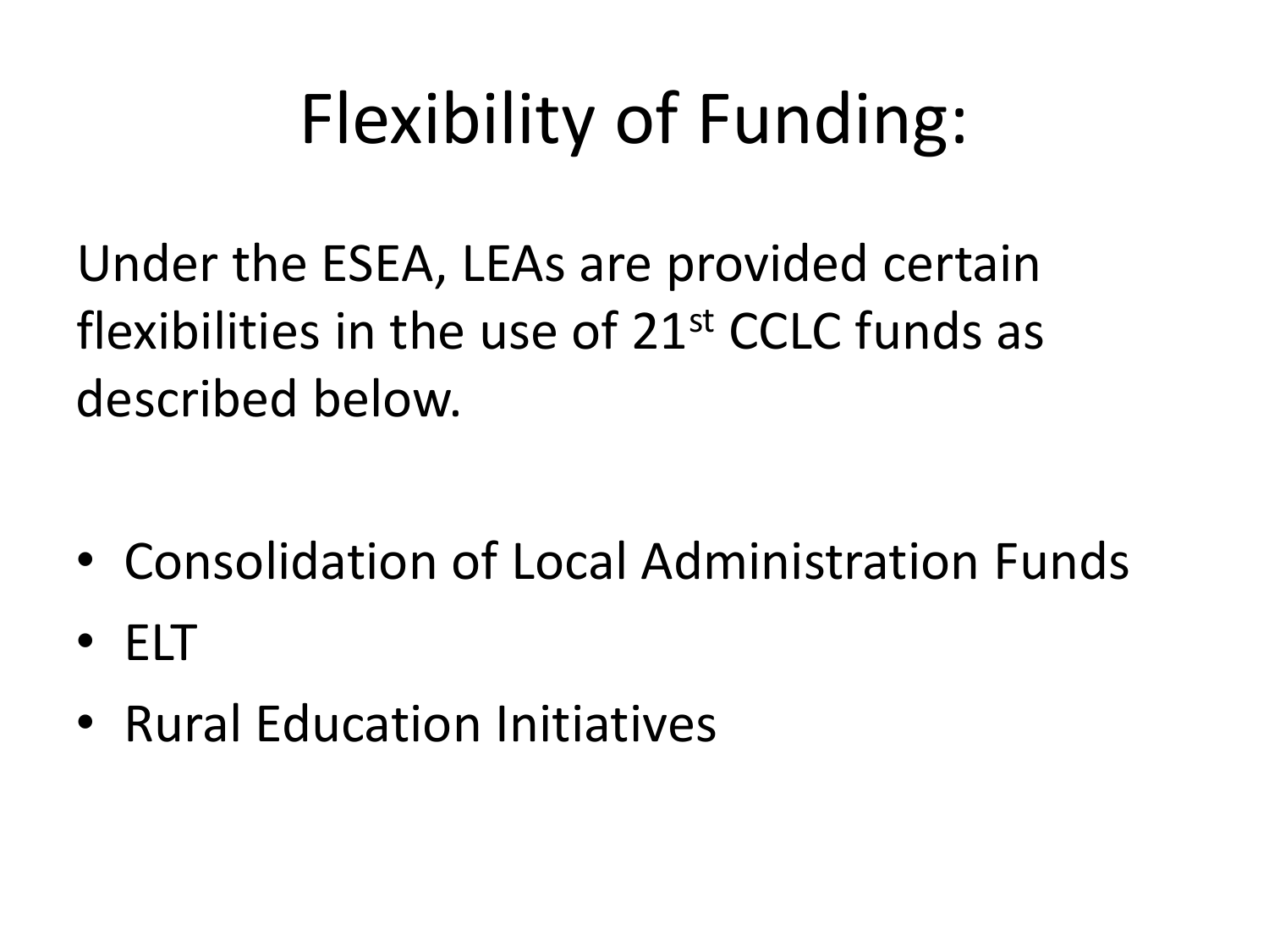# Flexibility of Funding:

Under the ESEA, LEAs are provided certain flexibilities in the use of 21st CCLC funds as described below.

- Consolidation of Local Administration Funds
- ELT
- Rural Education Initiatives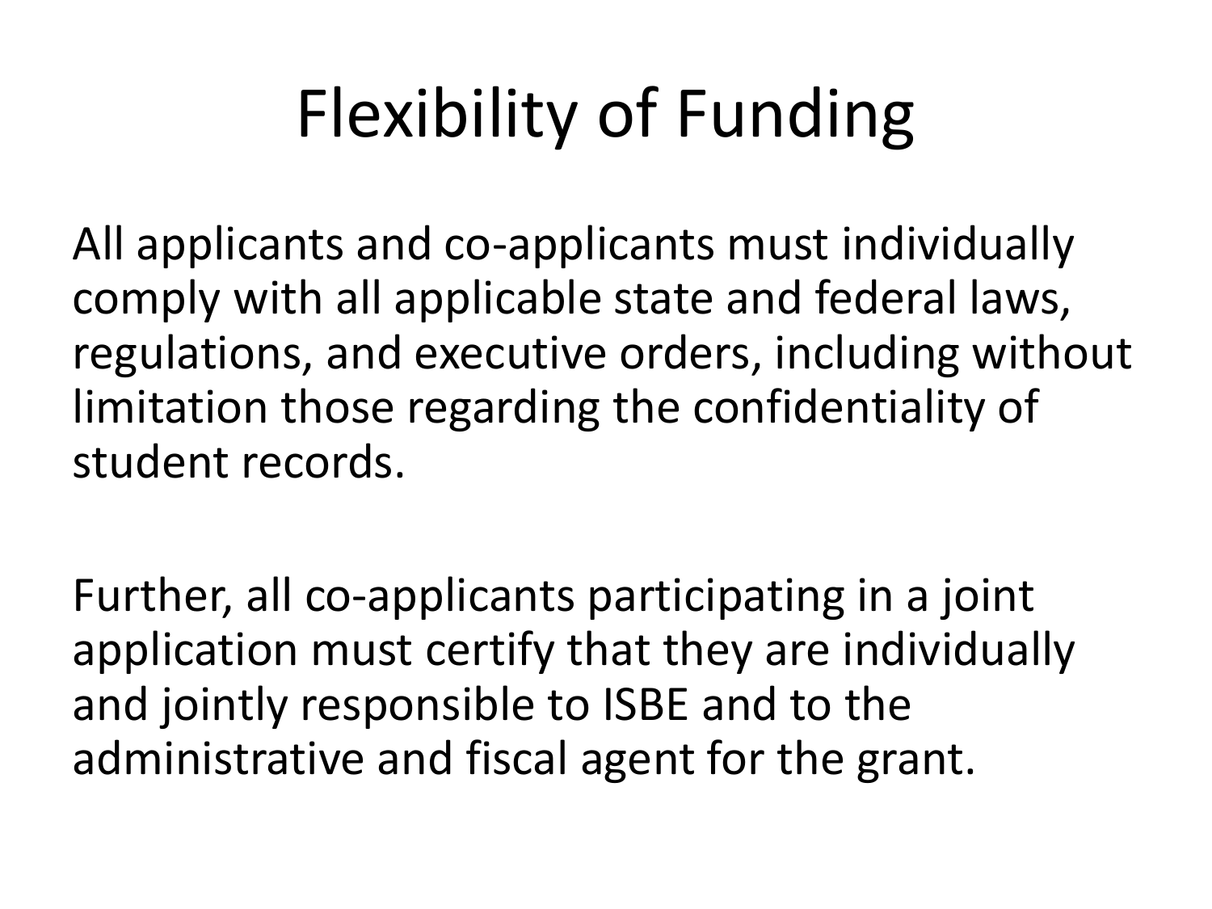# Flexibility of Funding

All applicants and co-applicants must individually comply with all applicable state and federal laws, regulations, and executive orders, including without limitation those regarding the confidentiality of student records.

Further, all co-applicants participating in a joint application must certify that they are individually and jointly responsible to ISBE and to the administrative and fiscal agent for the grant.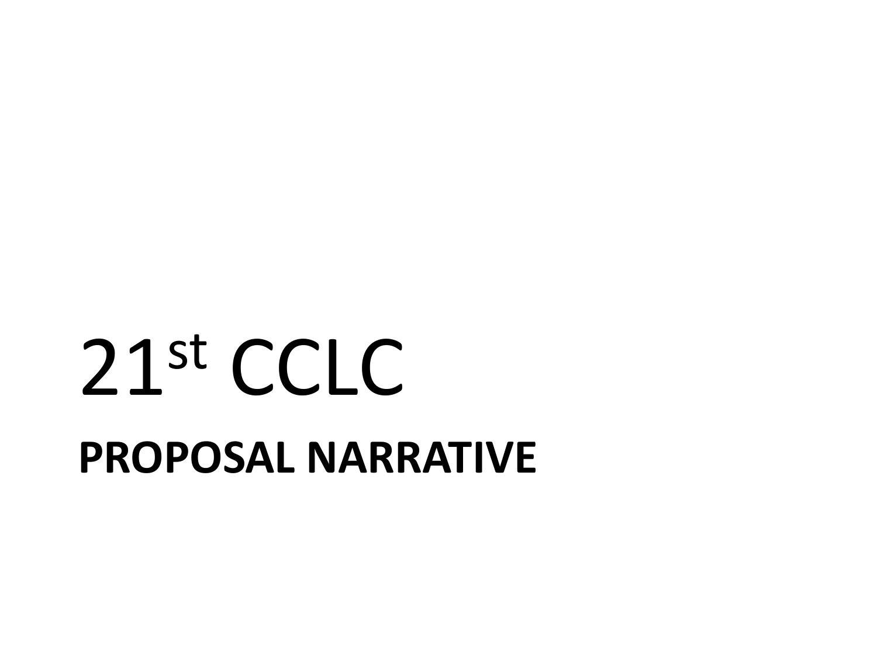# 21st CCLC

## PROPOSAL NARRATIVE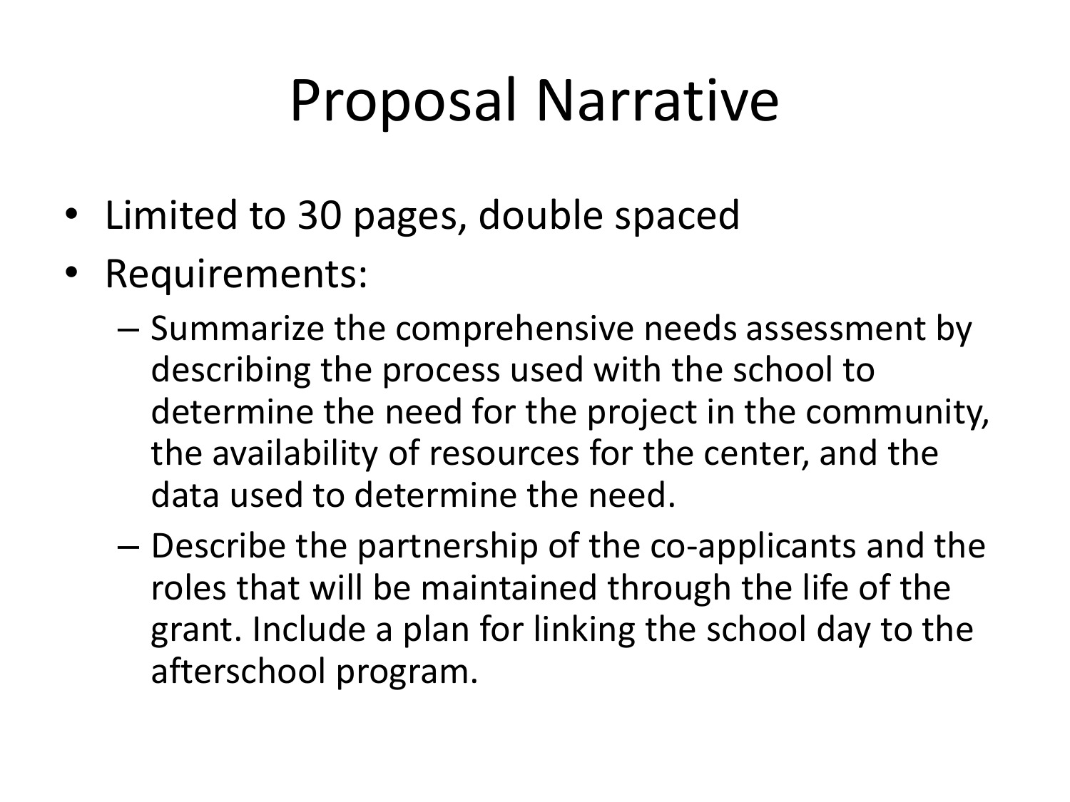# Proposal Narrative

- Limited to 30 pages, double spaced
- Requirements:
  - Summarize the comprehensive needs assessment by describing the process used with the school to determine the need for the project in the community, the availability of resources for the center, and the data used to determine the need.
  - Describe the partnership of the co-applicants and the roles that will be maintained through the life of the grant. Include a plan for linking the school day to the afterschool program.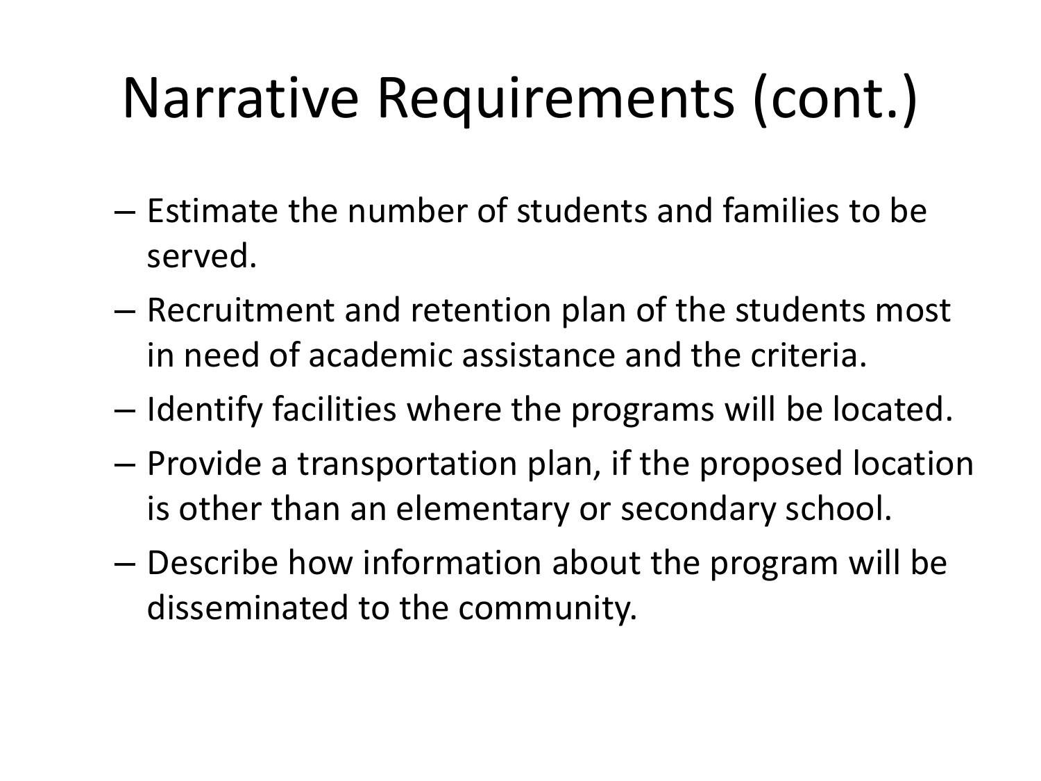# Narrative Requirements (cont.)

- Estimate the number of students and families to be served.
- Recruitment and retention plan of the students most in need of academic assistance and the criteria.
- Identify facilities where the programs will be located.
- Provide a transportation plan, if the proposed location is other than an elementary or secondary school.
- Describe how information about the program will be disseminated to the community.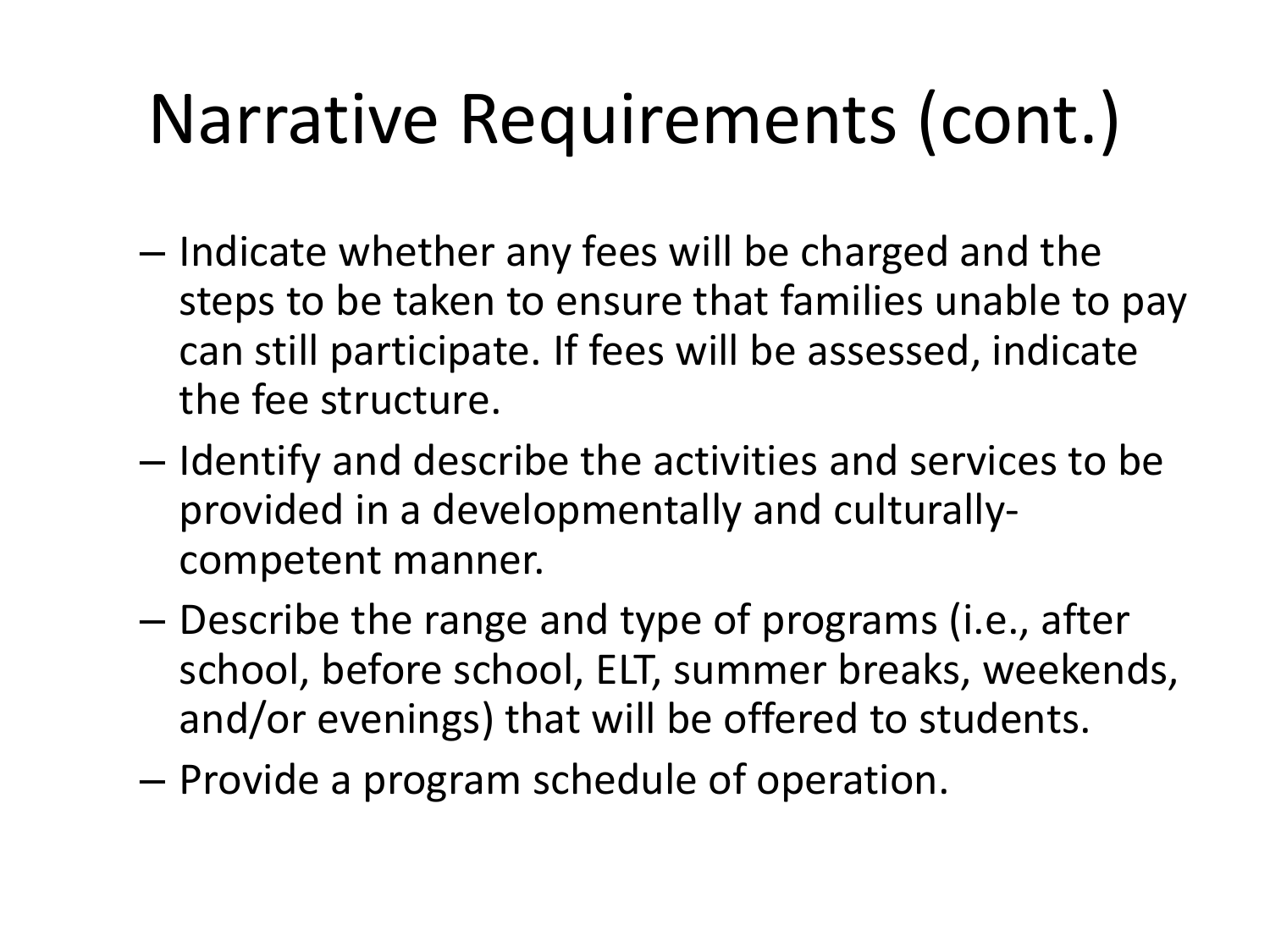# Narrative Requirements (cont.)

- Indicate whether any fees will be charged and the steps to be taken to ensure that families unable to pay can still participate. If fees will be assessed, indicate the fee structure.
- Identify and describe the activities and services to be provided in a developmentally and culturally-competent manner.
- Describe the range and type of programs (i.e., after school, before school, ELT, summer breaks, weekends, and/or evenings) that will be offered to students.
- Provide a program schedule of operation.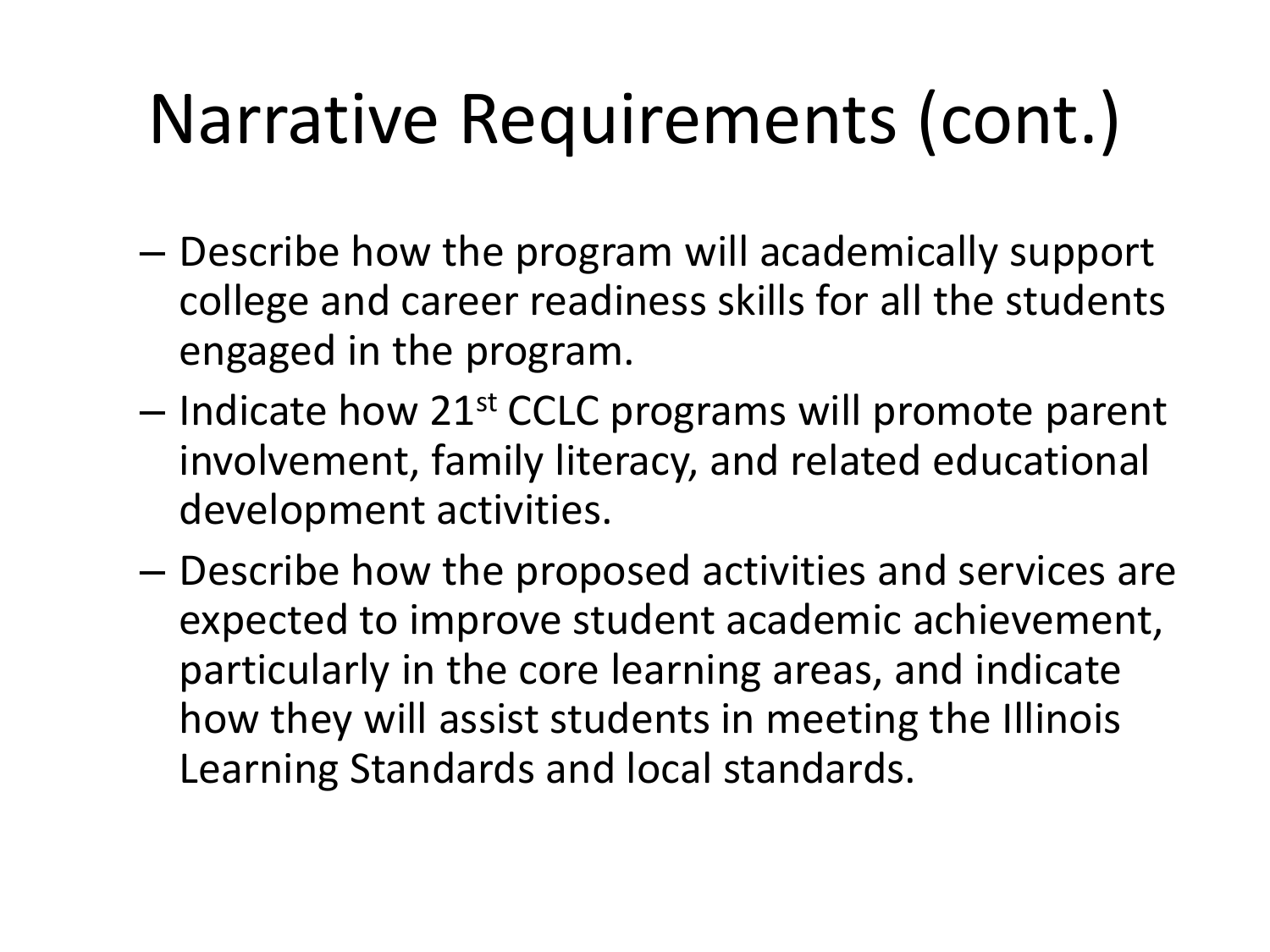# Narrative Requirements (cont.)

- Describe how the program will academically support college and career readiness skills for all the students engaged in the program.
- Indicate how 21st CCLC programs will promote parent involvement, family literacy, and related educational development activities.
- Describe how the proposed activities and services are expected to improve student academic achievement, particularly in the core learning areas, and indicate how they will assist students in meeting the Illinois Learning Standards and local standards.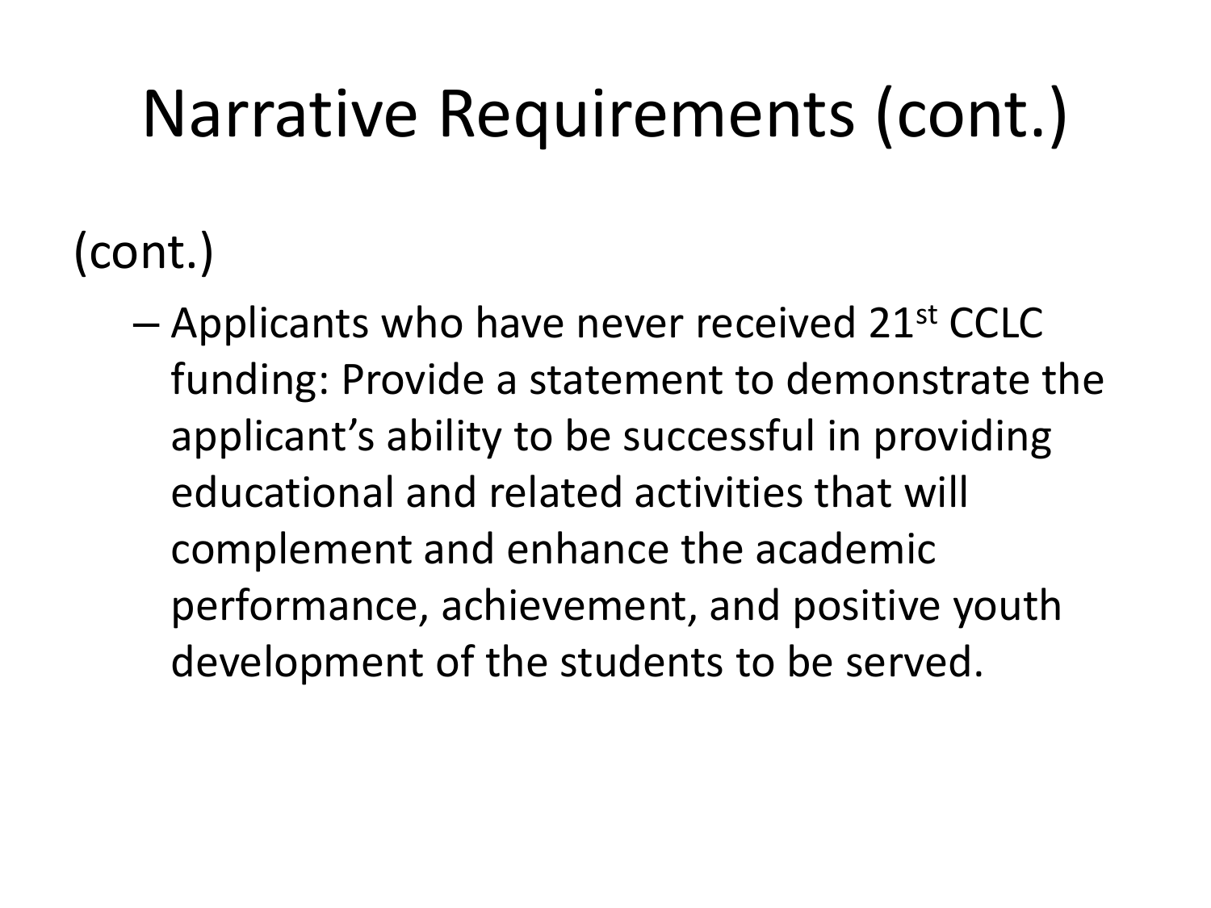# Narrative Requirements (cont.)

(cont.)

- Applicants who have never received 21st CCLC funding: Provide a statement to demonstrate the applicant's ability to be successful in providing educational and related activities that will complement and enhance the academic performance, achievement, and positive youth development of the students to be served.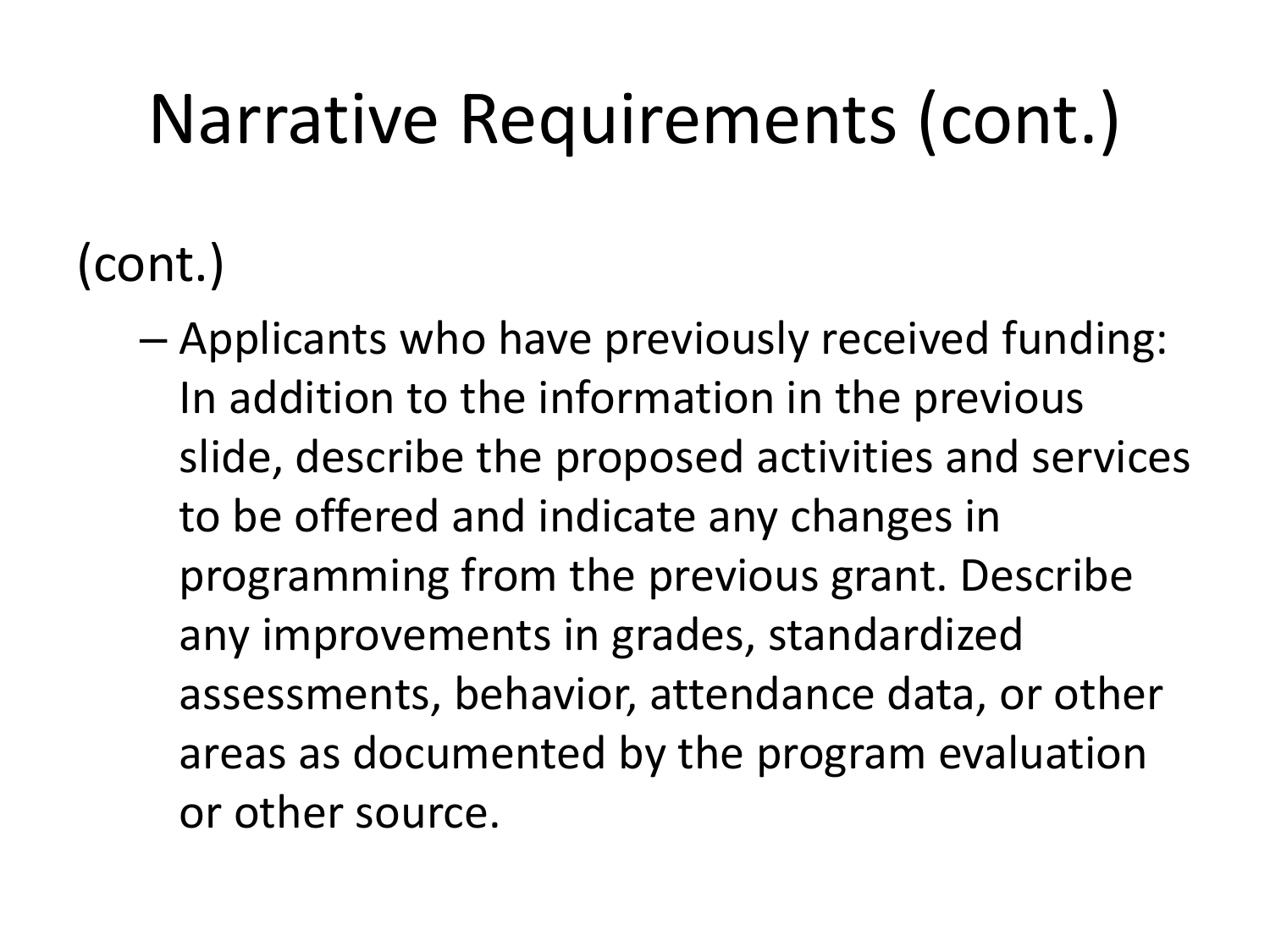# Narrative Requirements (cont.)

(cont.)

- Applicants who have previously received funding: In addition to the information in the previous slide, describe the proposed activities and services to be offered and indicate any changes in programming from the previous grant. Describe any improvements in grades, standardized assessments, behavior, attendance data, or other areas as documented by the program evaluation or other source.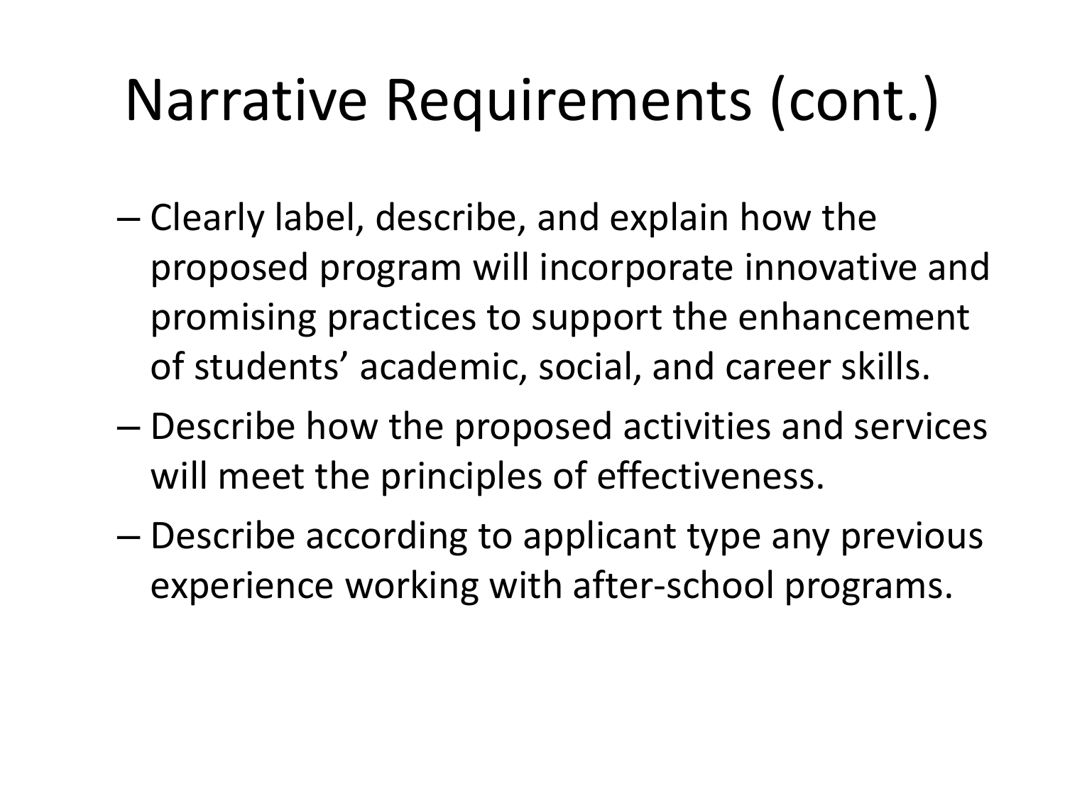# Narrative Requirements (cont.)

- Clearly label, describe, and explain how the proposed program will incorporate innovative and promising practices to support the enhancement of students' academic, social, and career skills.
- Describe how the proposed activities and services will meet the principles of effectiveness.
- Describe according to applicant type any previous experience working with after-school programs.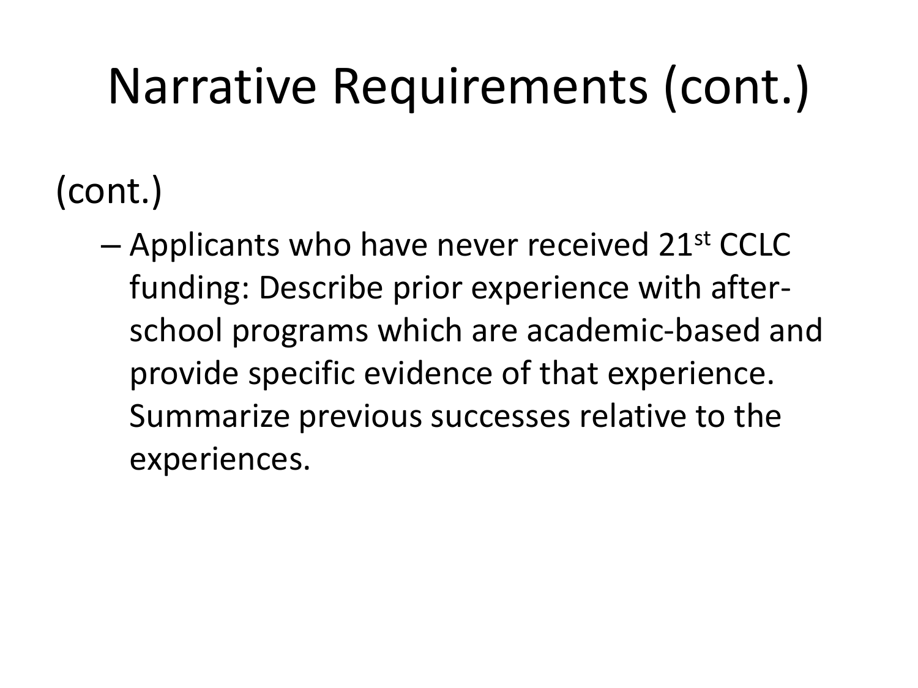# Narrative Requirements (cont.)

(cont.)

- Applicants who have never received 21st CCLC funding: Describe prior experience with after-school programs which are academic-based and provide specific evidence of that experience. Summarize previous successes relative to the experiences.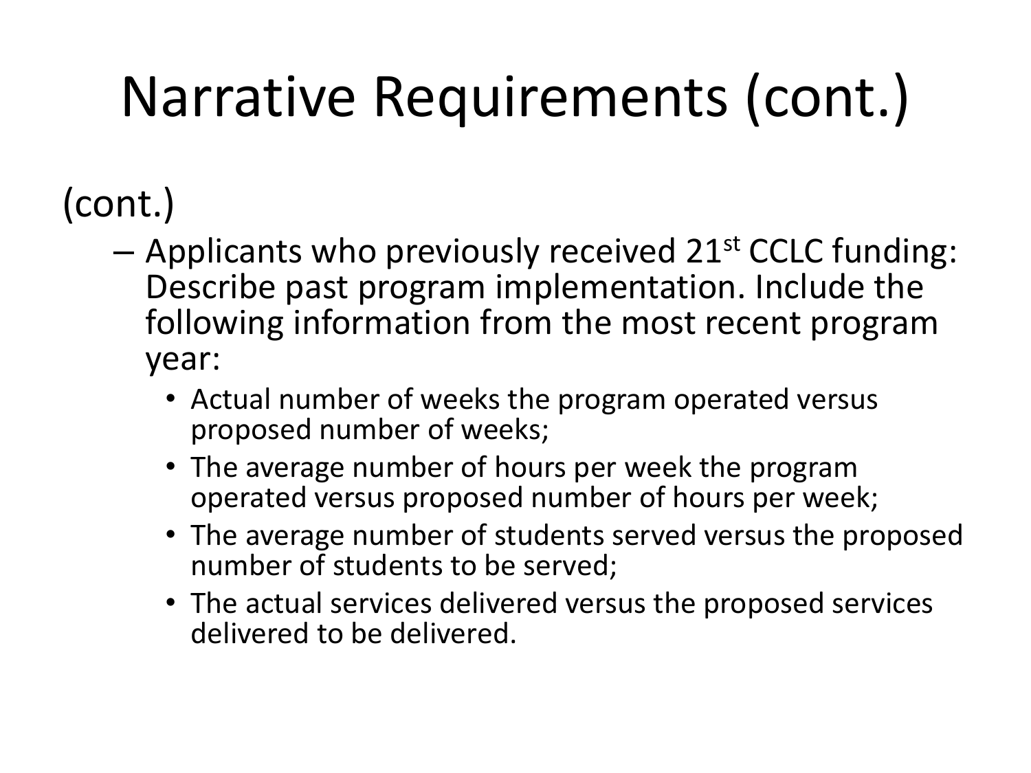# Narrative Requirements (cont.)

(cont.)

- Applicants who previously received 21st CCLC funding: Describe past program implementation. Include the following information from the most recent program year:
  - Actual number of weeks the program operated versus proposed number of weeks;
  - The average number of hours per week the program operated versus proposed number of hours per week;
  - The average number of students served versus the proposed number of students to be served;
  - The actual services delivered versus the proposed services delivered to be delivered.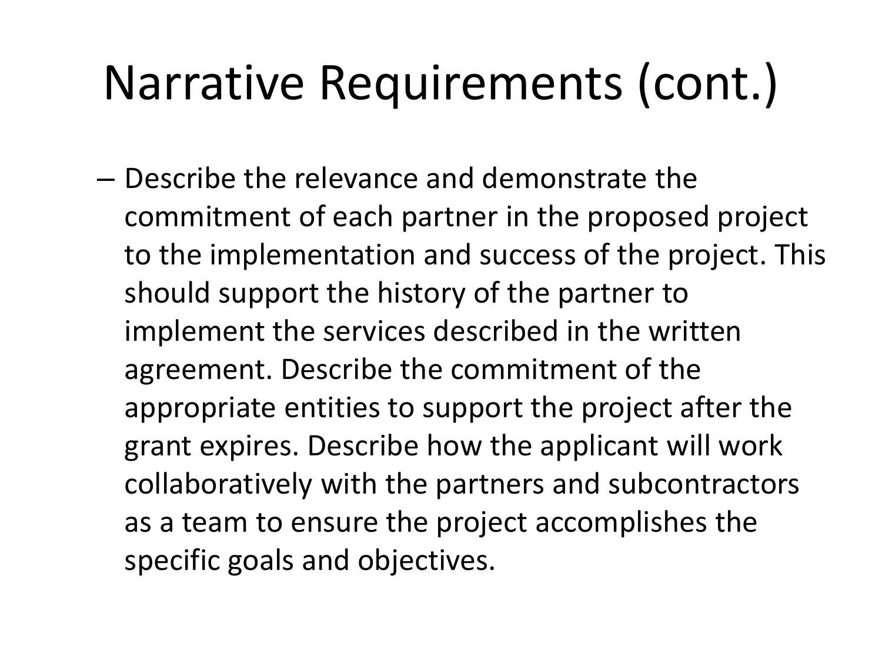# Narrative Requirements (cont.)

- Describe the relevance and demonstrate the commitment of each partner in the proposed project to the implementation and success of the project. This should support the history of the partner to implement the services described in the written agreement. Describe the commitment of the appropriate entities to support the project after the grant expires. Describe how the applicant will work collaboratively with the partners and subcontractors as a team to ensure the project accomplishes the specific goals and objectives.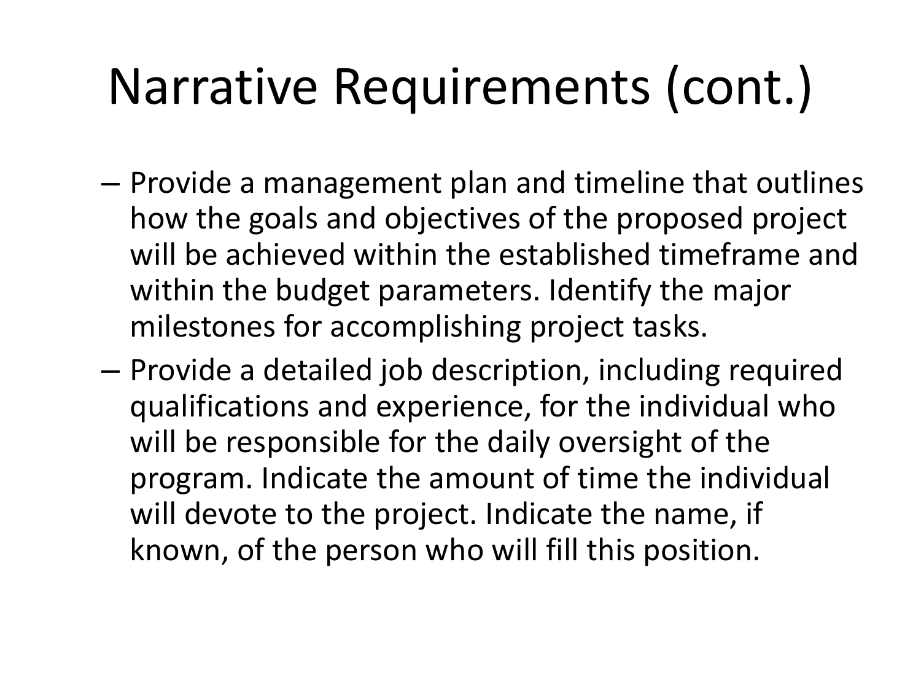# Narrative Requirements (cont.)

- Provide a management plan and timeline that outlines how the goals and objectives of the proposed project will be achieved within the established timeframe and within the budget parameters. Identify the major milestones for accomplishing project tasks.
- Provide a detailed job description, including required qualifications and experience, for the individual who will be responsible for the daily oversight of the program. Indicate the amount of time the individual will devote to the project. Indicate the name, if known, of the person who will fill this position.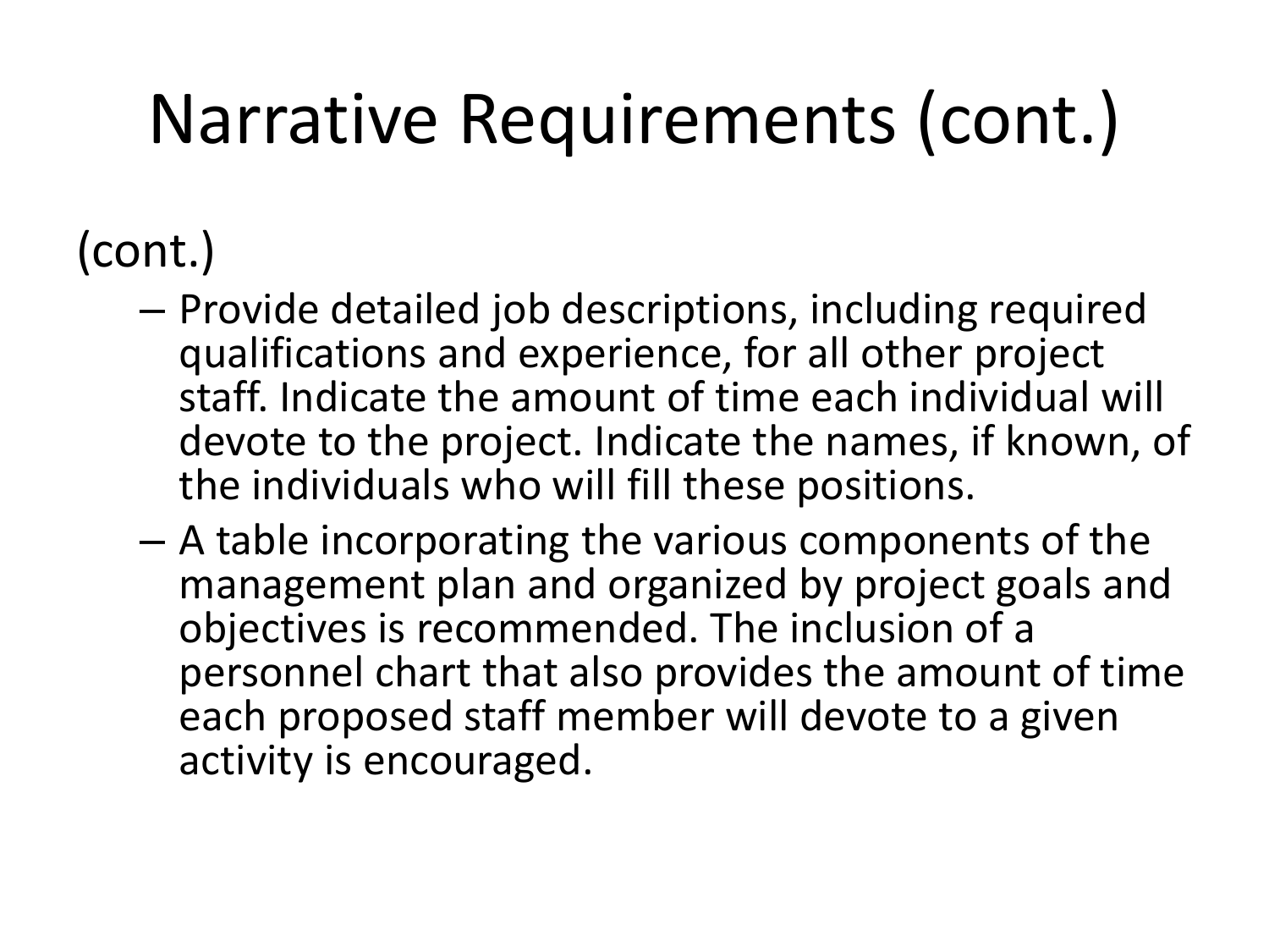# Narrative Requirements (cont.)

(cont.)

- Provide detailed job descriptions, including required qualifications and experience, for all other project staff. Indicate the amount of time each individual will devote to the project. Indicate the names, if known, of the individuals who will fill these positions.
- A table incorporating the various components of the management plan and organized by project goals and objectives is recommended. The inclusion of a personnel chart that also provides the amount of time each proposed staff member will devote to a given activity is encouraged.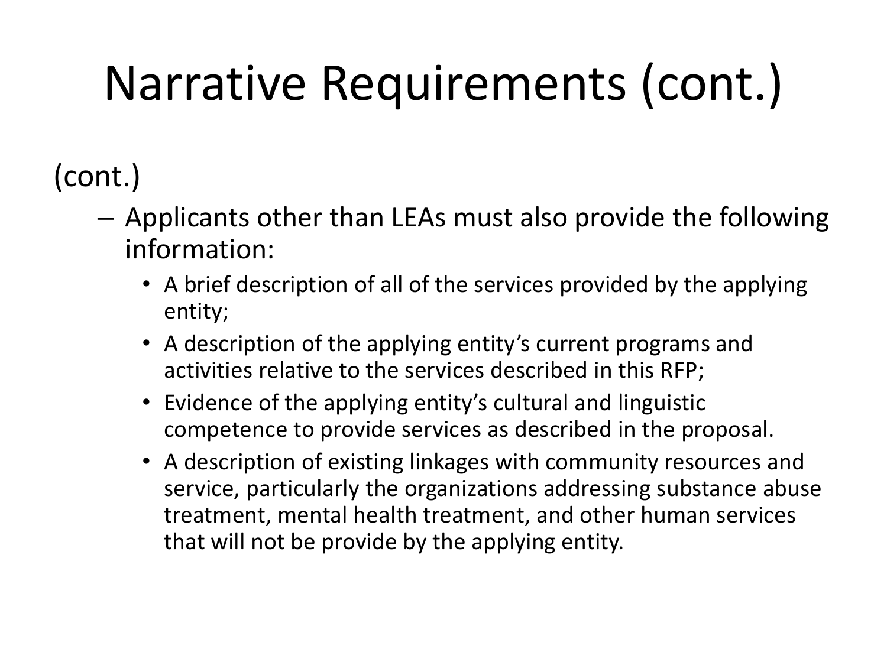# Narrative Requirements (cont.)

(cont.)

- Applicants other than LEAs must also provide the following information:
  - A brief description of all of the services provided by the applying entity;
  - A description of the applying entity's current programs and activities relative to the services described in this RFP;
  - Evidence of the applying entity's cultural and linguistic competence to provide services as described in the proposal.
  - A description of existing linkages with community resources and service, particularly the organizations addressing substance abuse treatment, mental health treatment, and other human services that will not be provide by the applying entity.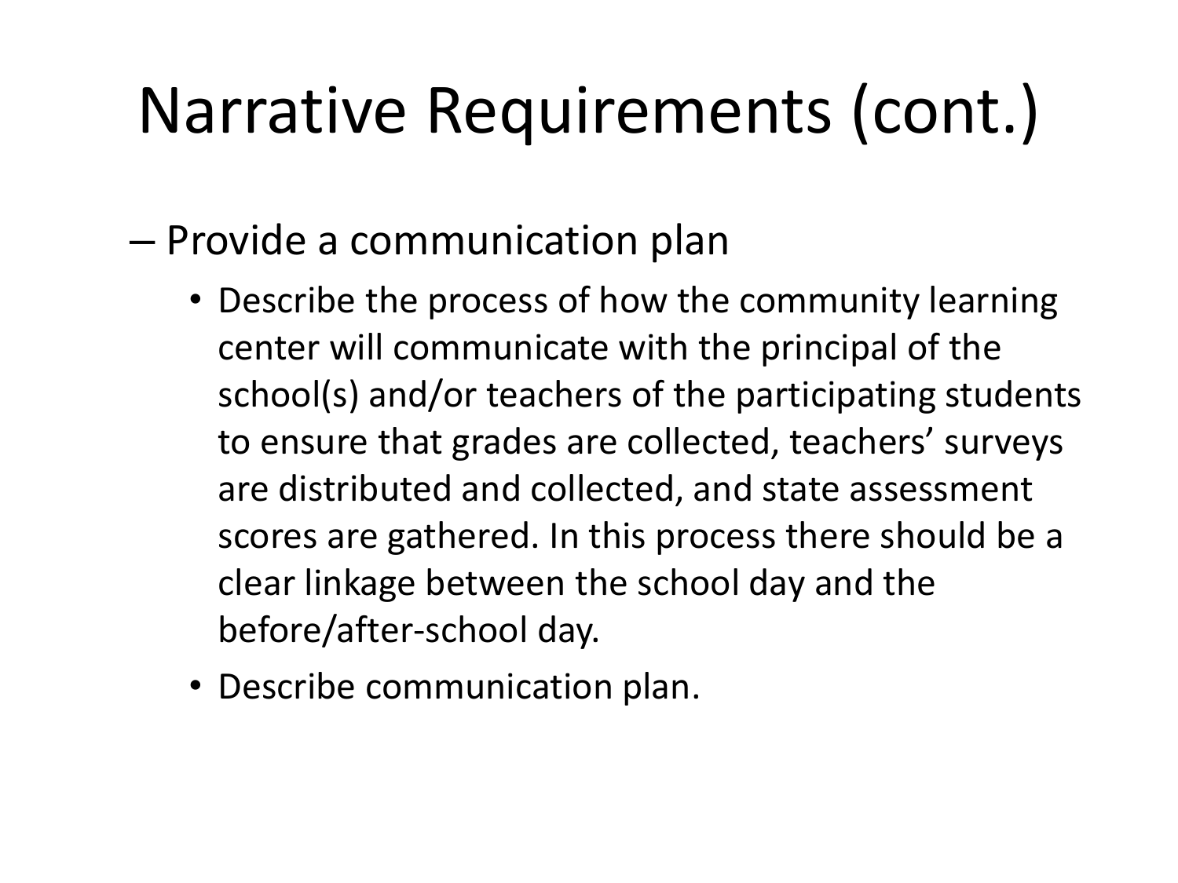# Narrative Requirements (cont.)

- Provide a communication plan
  - Describe the process of how the community learning center will communicate with the principal of the school(s) and/or teachers of the participating students to ensure that grades are collected, teachers' surveys are distributed and collected, and state assessment scores are gathered. In this process there should be a clear linkage between the school day and the before/after-school day.
  - Describe communication plan.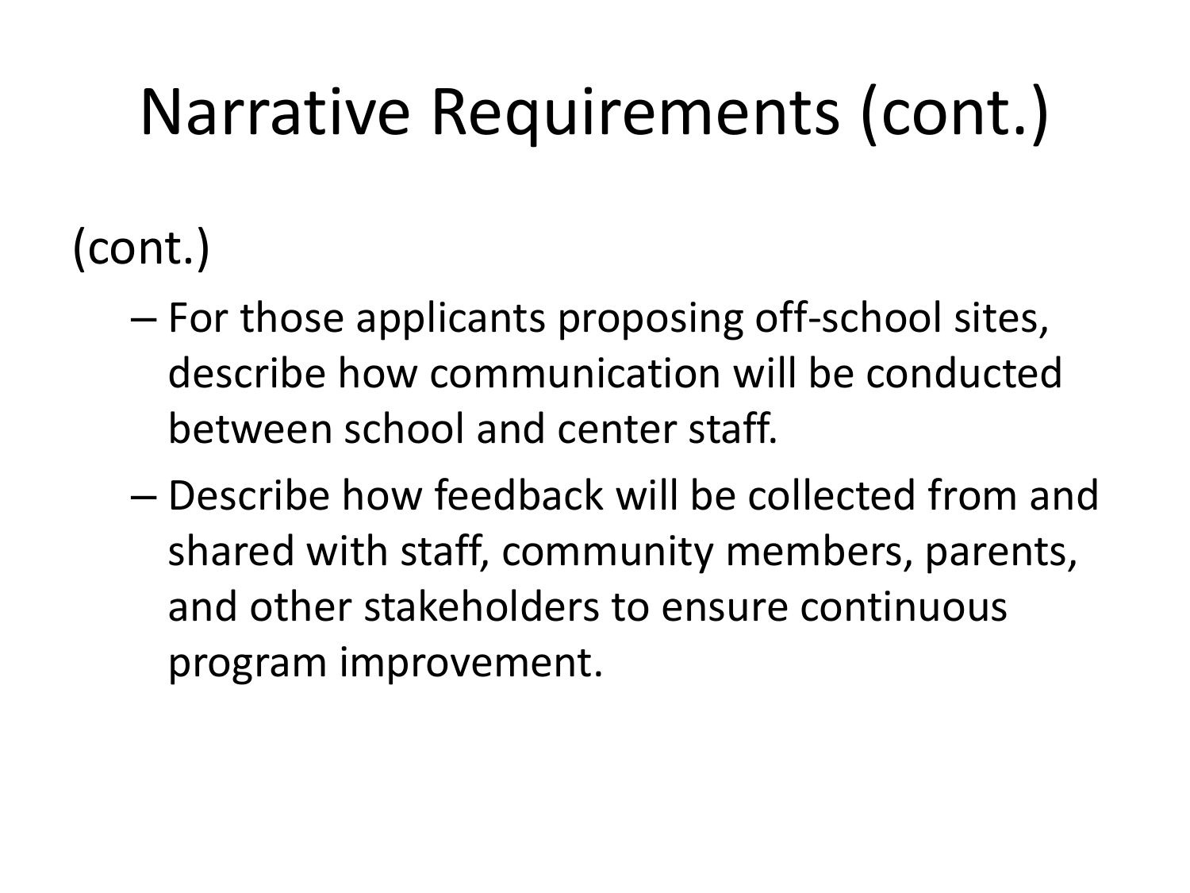# Narrative Requirements (cont.)

(cont.)

- For those applicants proposing off-school sites, describe how communication will be conducted between school and center staff.
- Describe how feedback will be collected from and shared with staff, community members, parents, and other stakeholders to ensure continuous program improvement.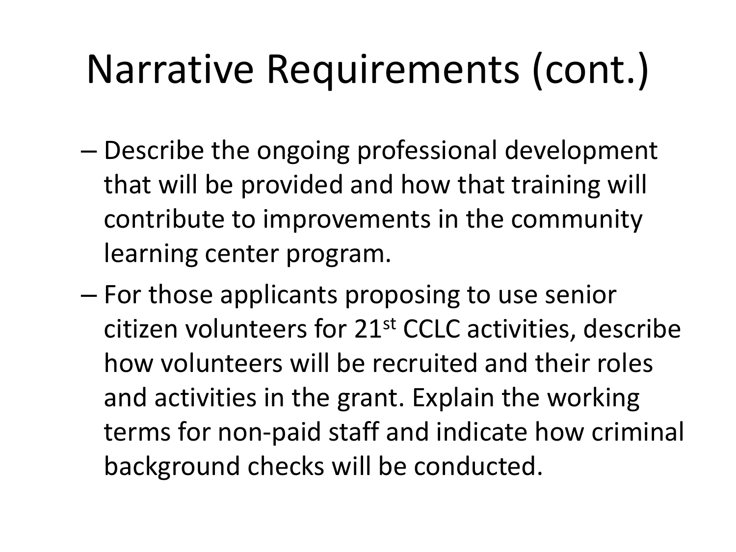# Narrative Requirements (cont.)

- Describe the ongoing professional development that will be provided and how that training will contribute to improvements in the community learning center program.
- For those applicants proposing to use senior citizen volunteers for 21st CCLC activities, describe how volunteers will be recruited and their roles and activities in the grant. Explain the working terms for non-paid staff and indicate how criminal background checks will be conducted.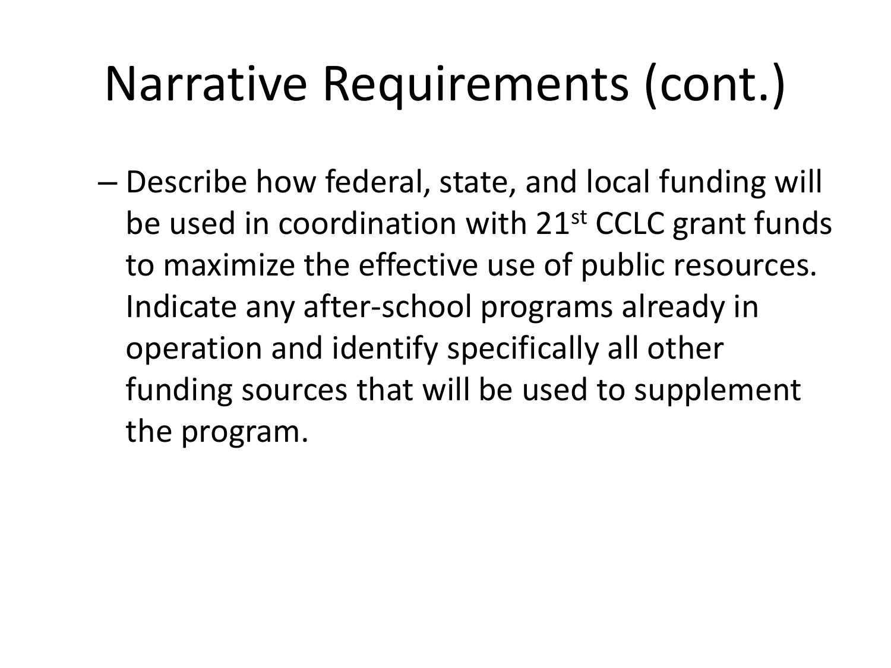# Narrative Requirements (cont.)

– Describe how federal, state, and local funding will be used in coordination with 21st CCLC grant funds to maximize the effective use of public resources. Indicate any after-school programs already in operation and identify specifically all other funding sources that will be used to supplement the program.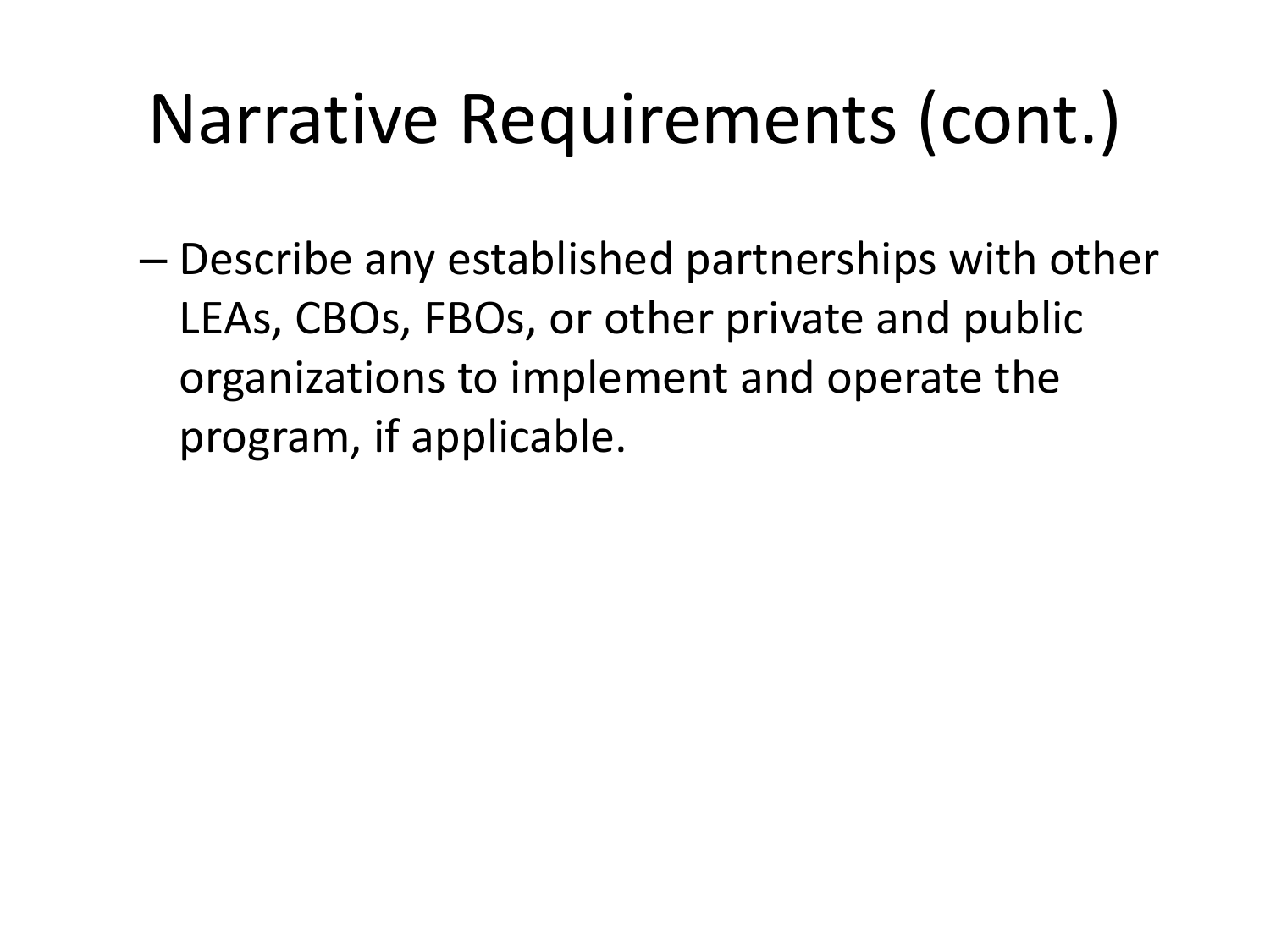# Narrative Requirements (cont.)

– Describe any established partnerships with other LEAs, CBOs, FBOs, or other private and public organizations to implement and operate the program, if applicable.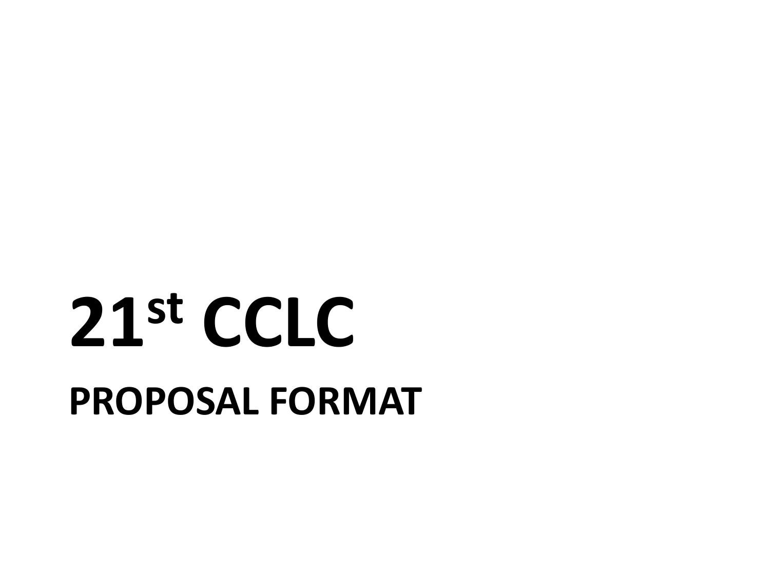# 21st CCLC

## PROPOSAL FORMAT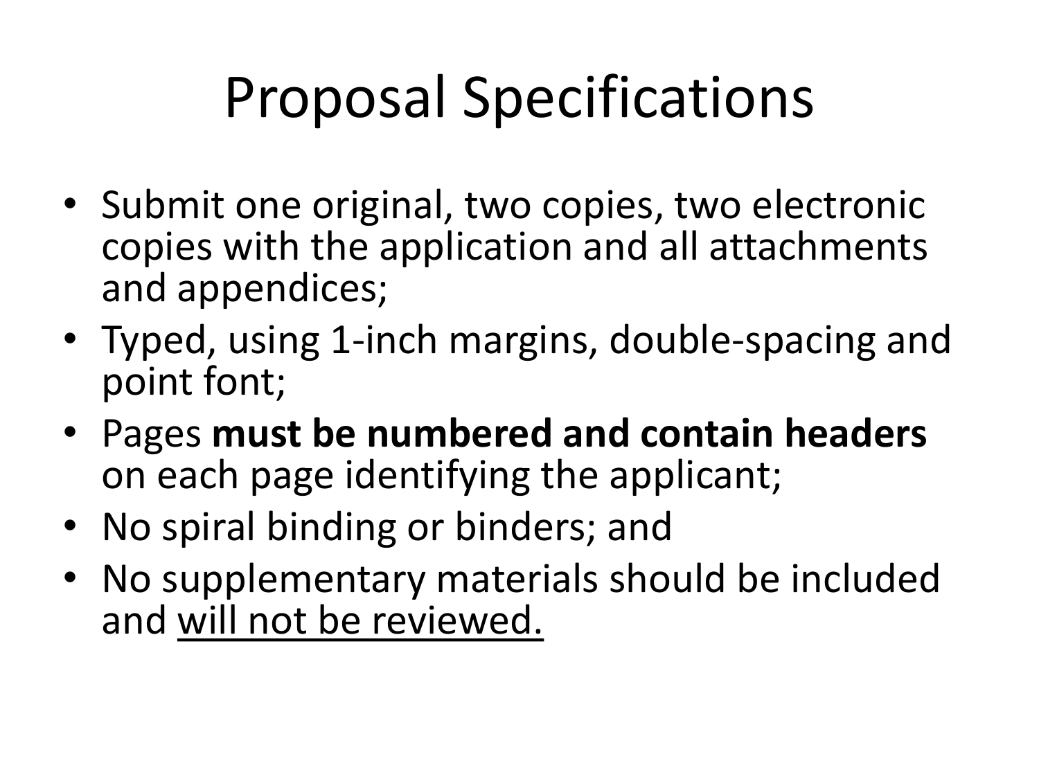# Proposal Specifications

- Submit one original, two copies, two electronic copies with the application and all attachments and appendices;
- Typed, using 1-inch margins, double-spacing and point font;
- Pages **must be numbered and contain headers** on each page identifying the applicant;
- No spiral binding or binders; and
- No supplementary materials should be included and <u>will not be reviewed.</u>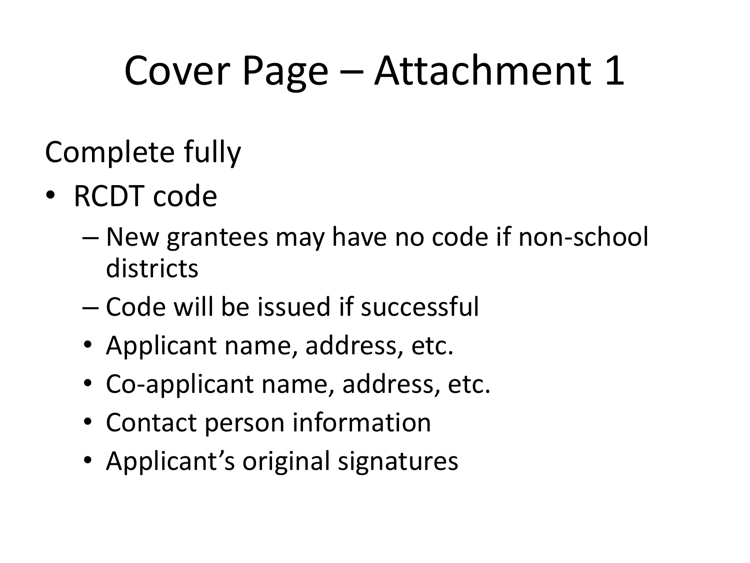# Cover Page – Attachment 1

Complete fully

- RCDT code
  - New grantees may have no code if non-school districts
  - Code will be issued if successful
  - Applicant name, address, etc.
  - Co-applicant name, address, etc.
  - Contact person information
  - Applicant's original signatures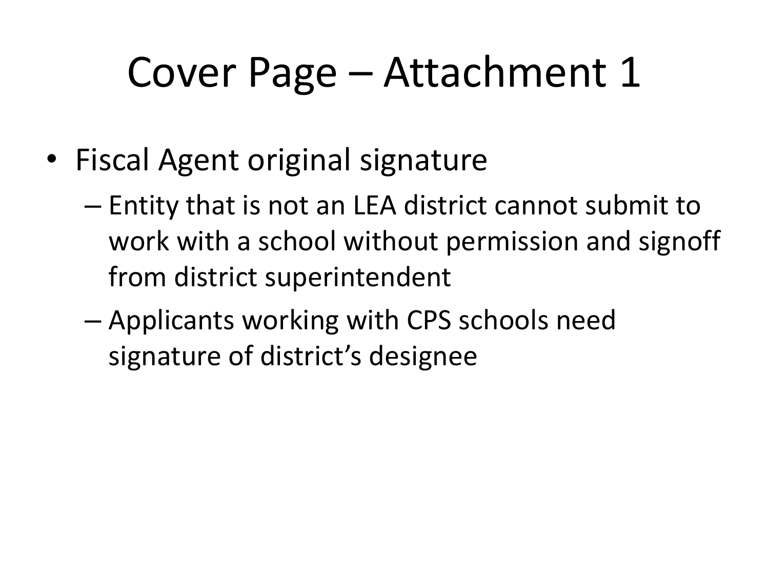# Cover Page – Attachment 1

- Fiscal Agent original signature
  - Entity that is not an LEA district cannot submit to work with a school without permission and signoff from district superintendent
  - Applicants working with CPS schools need signature of district's designee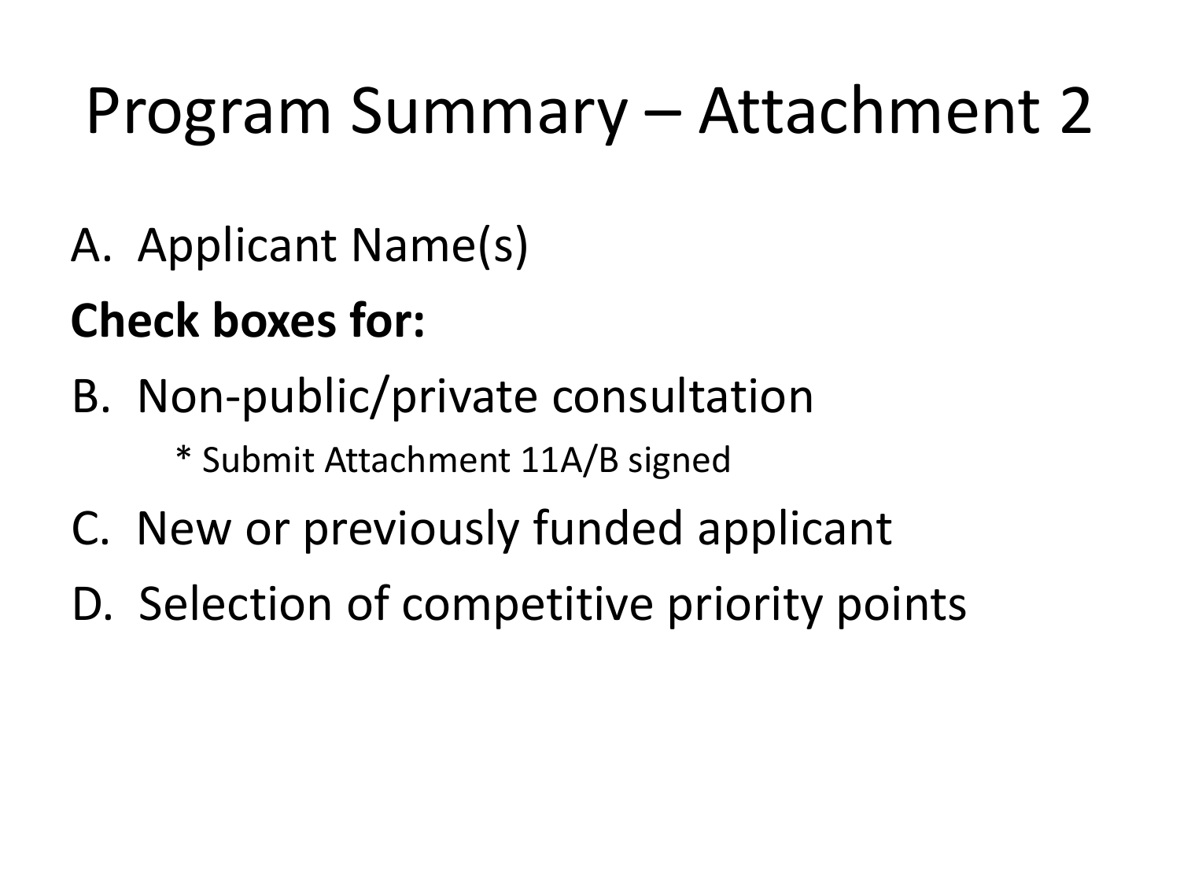# Program Summary – Attachment 2

A. Applicant Name(s)

**Check boxes for:**

B. Non-public/private consultation

   * Submit Attachment 11A/B signed

C. New or previously funded applicant

D. Selection of competitive priority points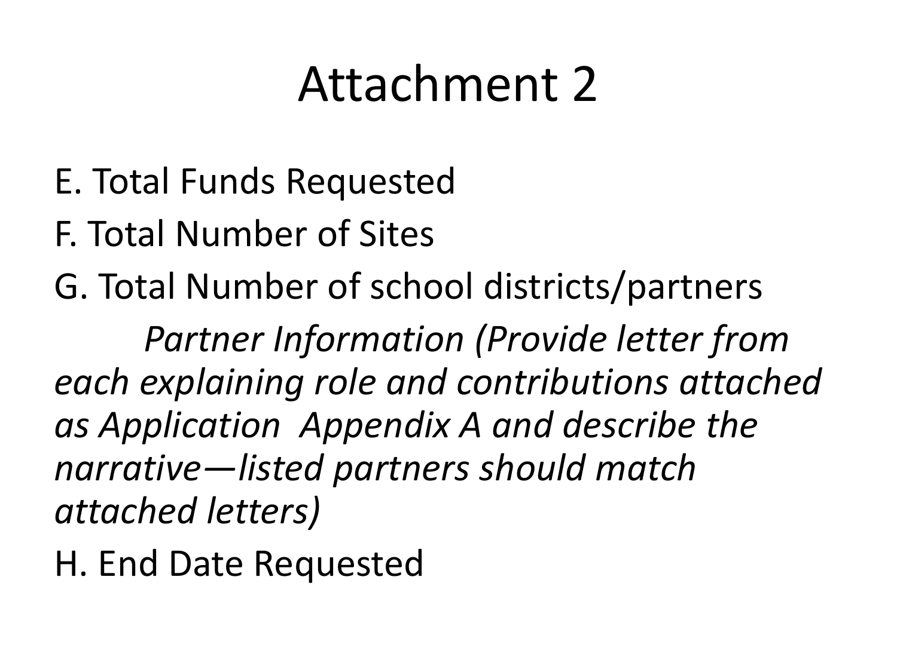# Attachment 2

E. Total Funds Requested

F. Total Number of Sites

G. Total Number of school districts/partners

*Partner Information (Provide letter from each explaining role and contributions attached as Application  Appendix A and describe the narrative—listed partners should match attached letters)*

H. End Date Requested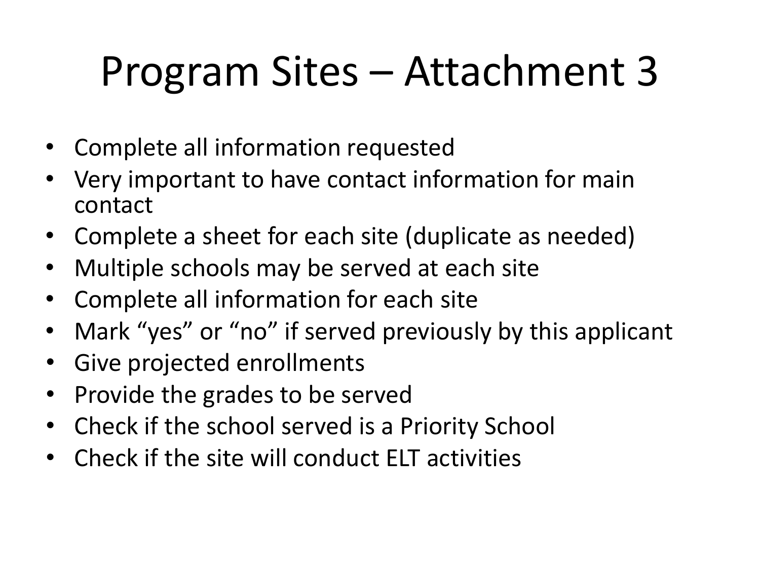# Program Sites – Attachment 3

- Complete all information requested
- Very important to have contact information for main contact
- Complete a sheet for each site (duplicate as needed)
- Multiple schools may be served at each site
- Complete all information for each site
- Mark "yes" or "no" if served previously by this applicant
- Give projected enrollments
- Provide the grades to be served
- Check if the school served is a Priority School
- Check if the site will conduct ELT activities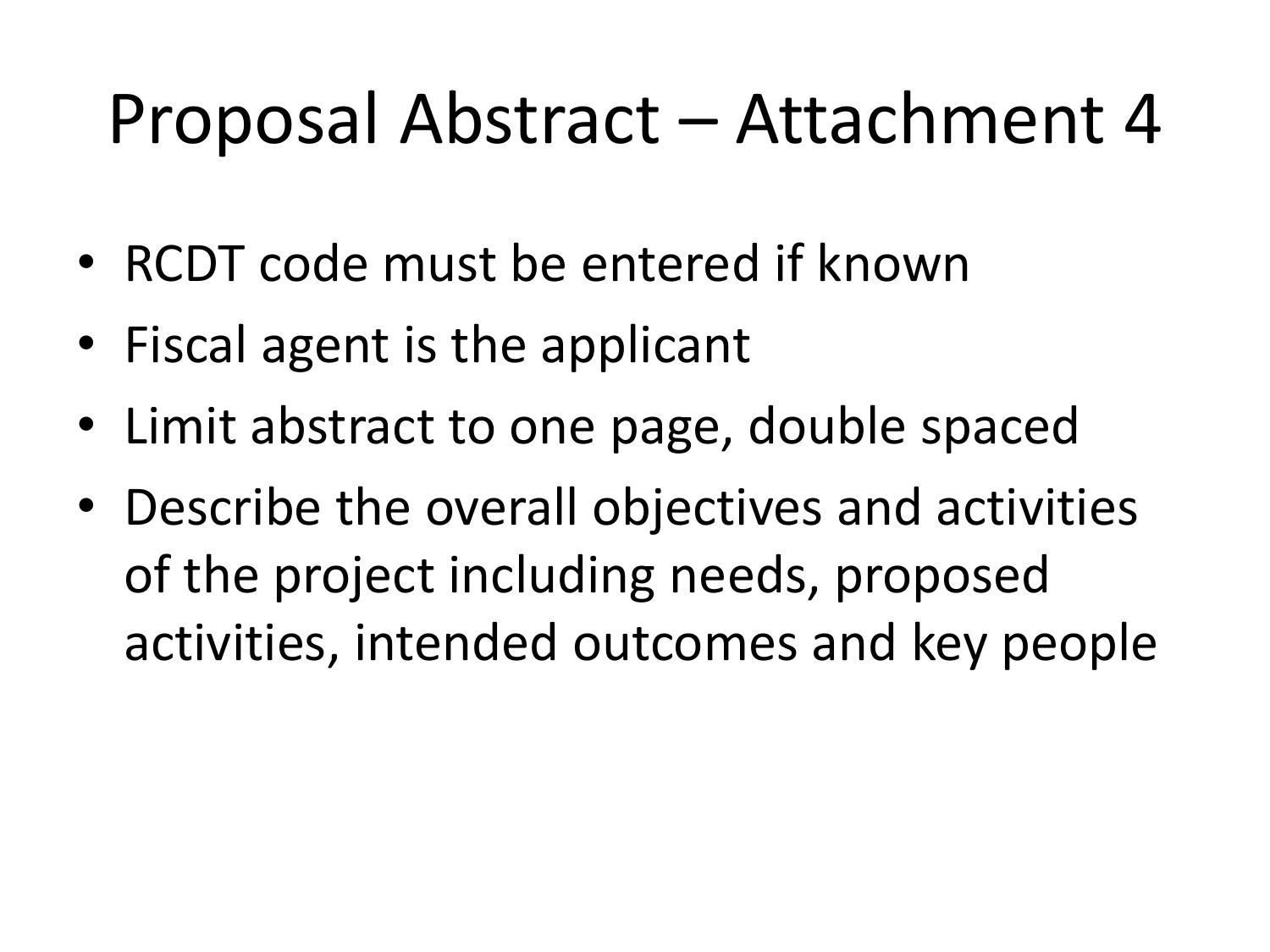# Proposal Abstract – Attachment 4

- RCDT code must be entered if known
- Fiscal agent is the applicant
- Limit abstract to one page, double spaced
- Describe the overall objectives and activities of the project including needs, proposed activities, intended outcomes and key people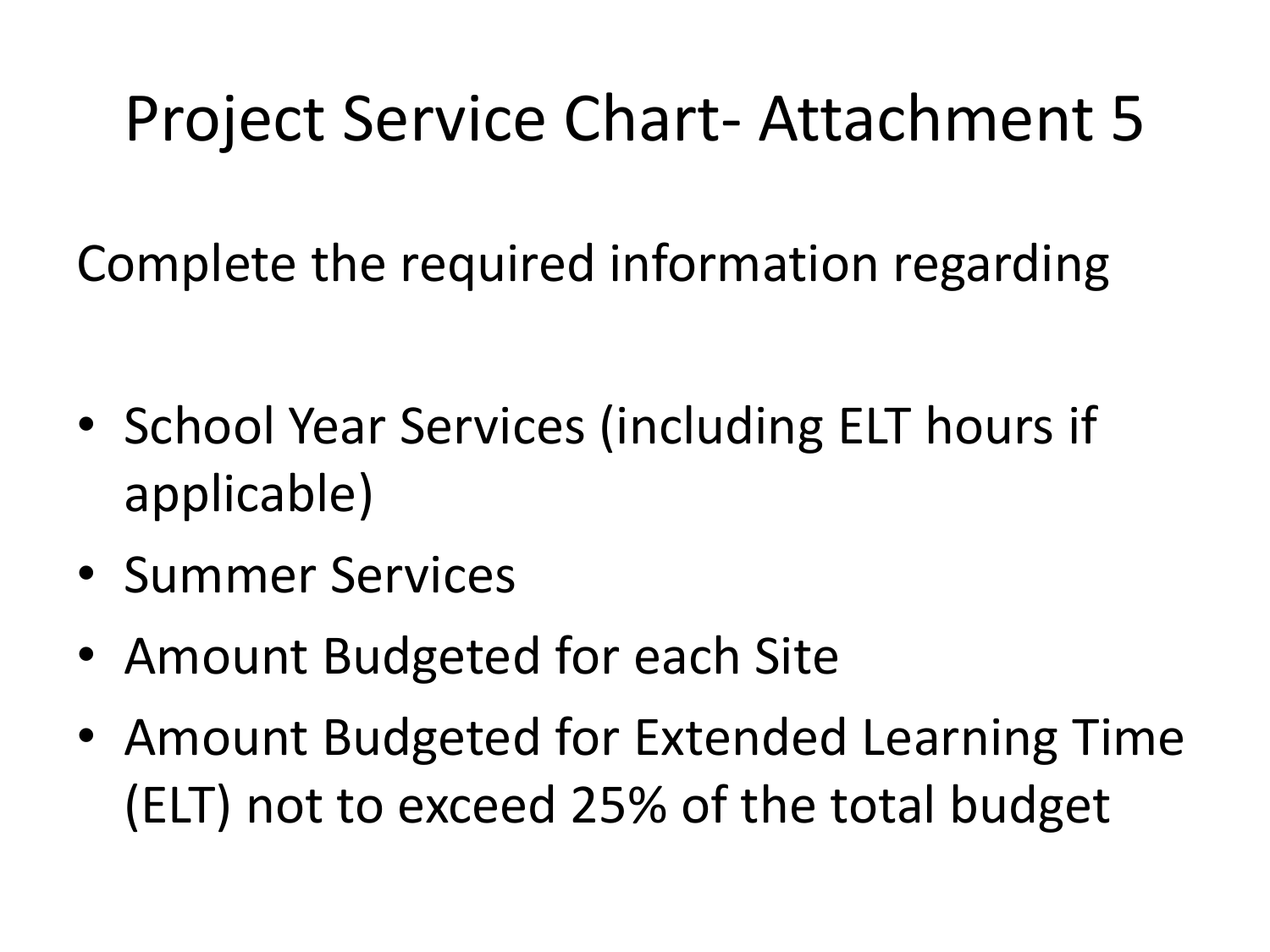# Project Service Chart- Attachment 5

Complete the required information regarding

- School Year Services (including ELT hours if applicable)
- Summer Services
- Amount Budgeted for each Site
- Amount Budgeted for Extended Learning Time (ELT) not to exceed 25% of the total budget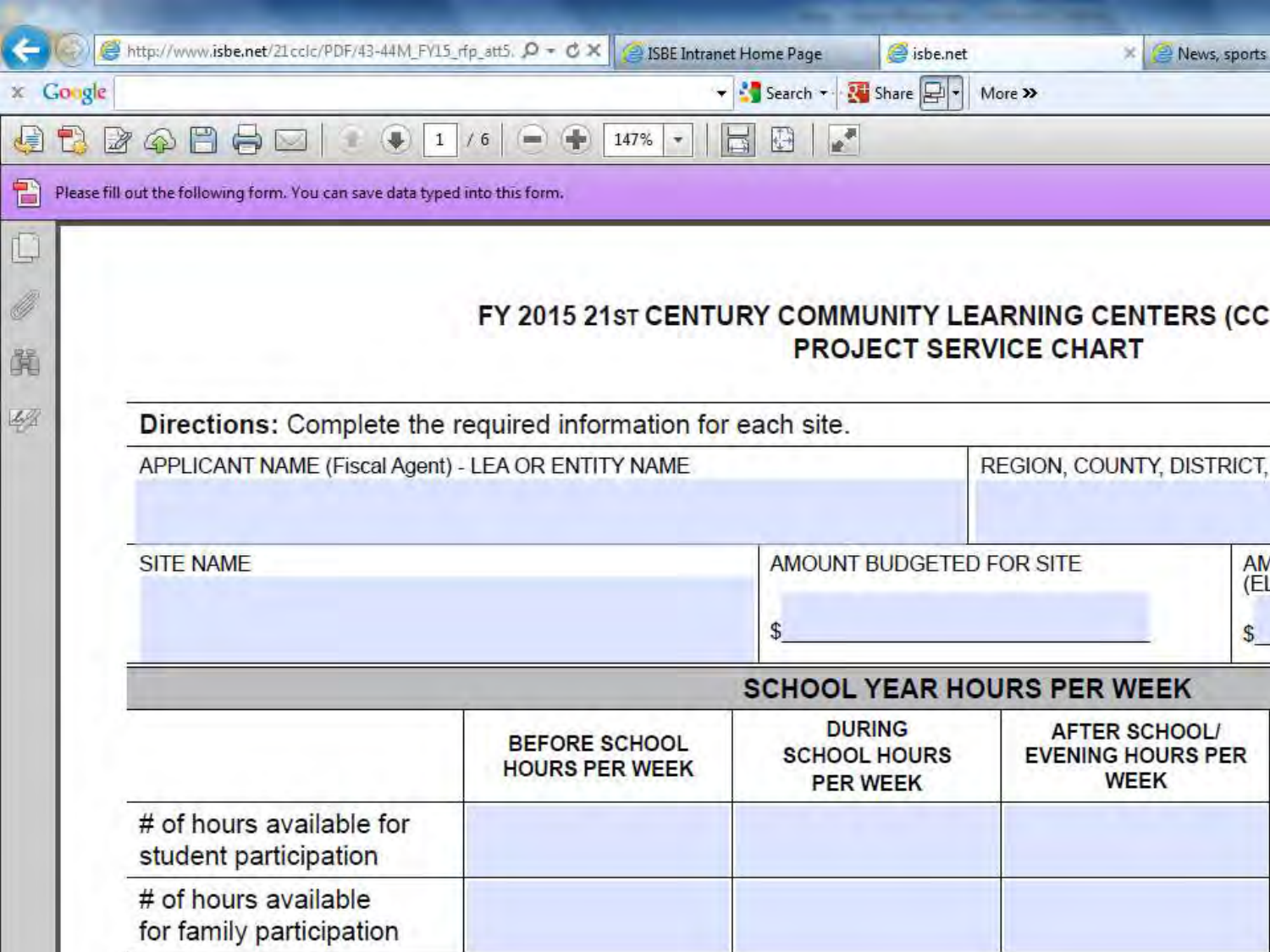http://www.isbe.net/21cclc/PDF/43-44M_FY15_rfp_att5. | ISBE Intranet Home Page | isbe.net | News, sports

Google | Search | Share | More »

1 / 6 | 147%

Please fill out the following form. You can save data typed into this form.

# FY 2015 21ST CENTURY COMMUNITY LEARNING CENTERS (CC
## PROJECT SERVICE CHART

**Directions:** Complete the required information for each site.

| APPLICANT NAME (Fiscal Agent) - LEA OR ENTITY NAME | REGION, COUNTY, DISTRICT, |
|---|---|
| | |

| SITE NAME | AMOUNT BUDGETED FOR SITE | AM (EL |
|---|---|---|
| | $ | $ |

| SCHOOL YEAR HOURS PER WEEK | | | |
|---|---|---|---|
| | BEFORE SCHOOL HOURS PER WEEK | DURING SCHOOL HOURS PER WEEK | AFTER SCHOOL/ EVENING HOURS PER WEEK |
| # of hours available for student participation | | | |
| # of hours available for family participation | | | |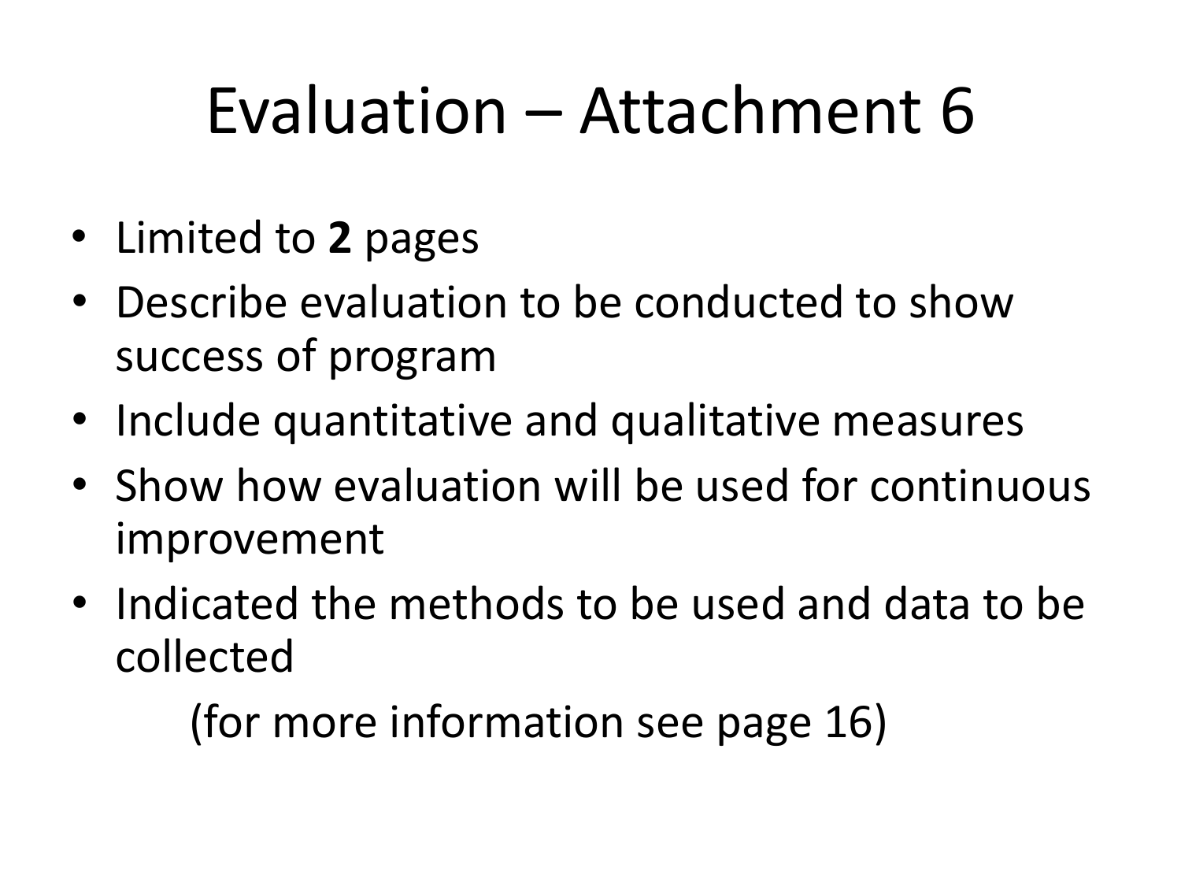# Evaluation – Attachment 6

- Limited to **2** pages
- Describe evaluation to be conducted to show success of program
- Include quantitative and qualitative measures
- Show how evaluation will be used for continuous improvement
- Indicated the methods to be used and data to be collected

  (for more information see page 16)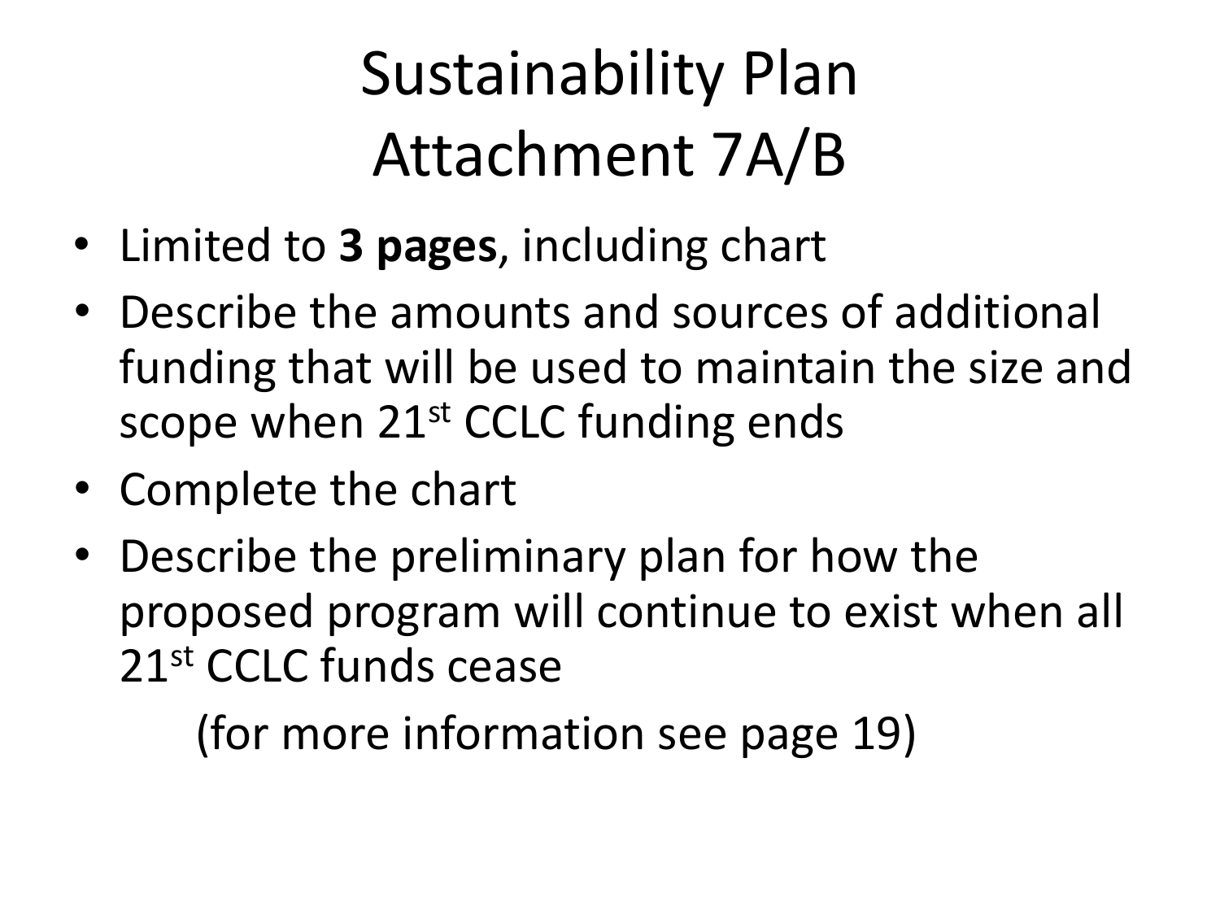# Sustainability Plan Attachment 7A/B

- Limited to **3 pages**, including chart
- Describe the amounts and sources of additional funding that will be used to maintain the size and scope when 21st CCLC funding ends
- Complete the chart
- Describe the preliminary plan for how the proposed program will continue to exist when all 21st CCLC funds cease

  (for more information see page 19)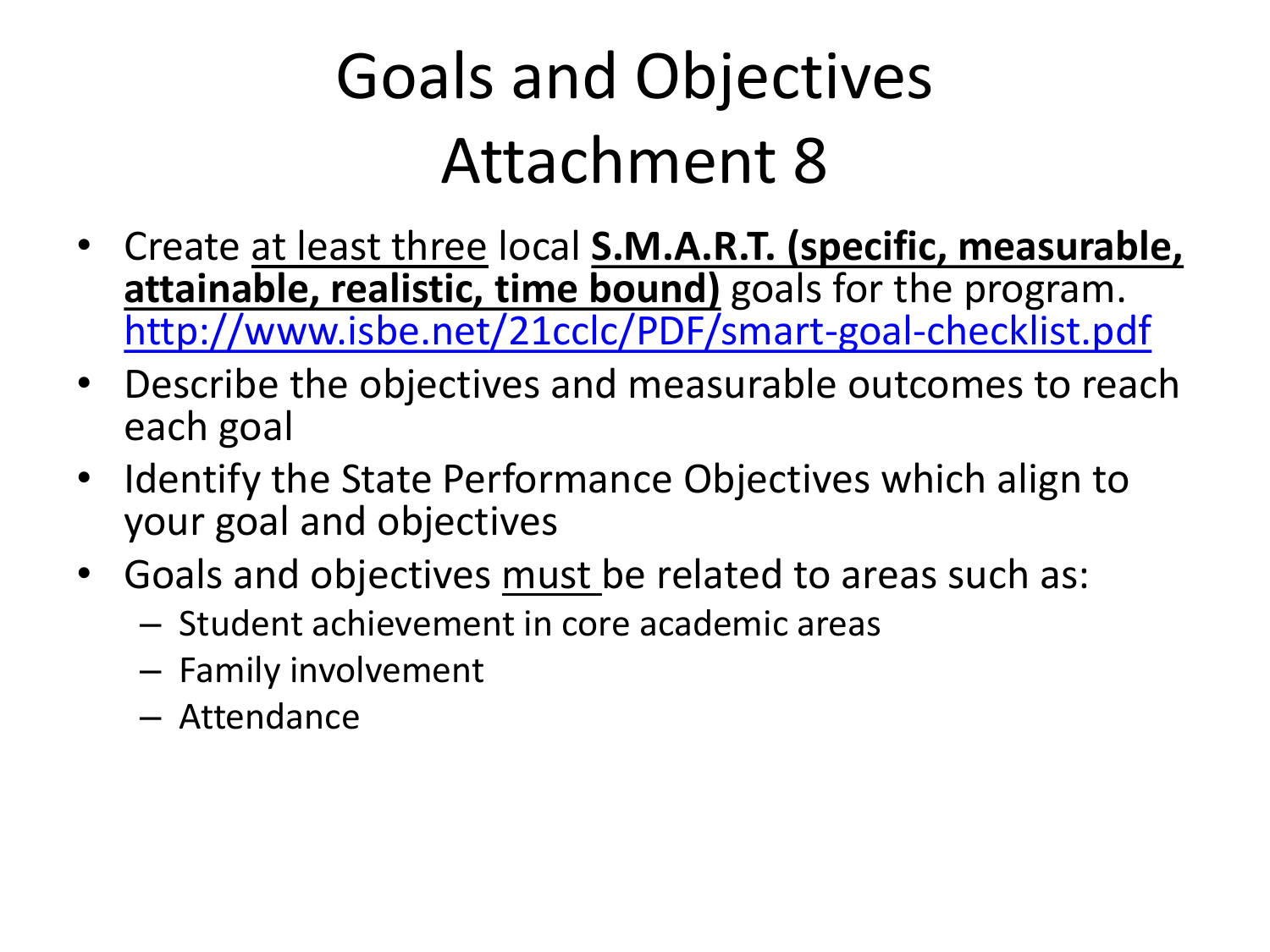# Goals and Objectives
# Attachment 8

- Create at least three local **S.M.A.R.T. (specific, measurable, attainable, realistic, time bound)** goals for the program. http://www.isbe.net/21cclc/PDF/smart-goal-checklist.pdf
- Describe the objectives and measurable outcomes to reach each goal
- Identify the State Performance Objectives which align to your goal and objectives
- Goals and objectives must be related to areas such as:
  - Student achievement in core academic areas
  - Family involvement
  - Attendance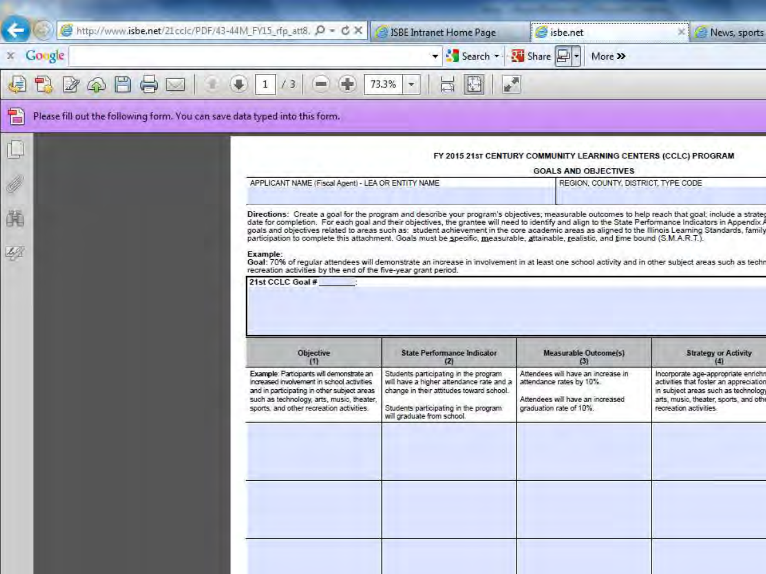FY 2015 21ST CENTURY COMMUNITY LEARNING CENTERS (CCLC) PROGRAM

GOALS AND OBJECTIVES

| APPLICANT NAME (Fiscal Agent) - LEA OR ENTITY NAME | REGION, COUNTY, DISTRICT, TYPE CODE |
|---|---|
| | |

**Directions:** Create a goal for the program and describe your program's objectives; measurable outcomes to help reach that goal; include a strateg date for completion. For each goal and their objectives, the grantee will need to identify and align to the State Performance Indicators in Appendix A goals and objectives related to areas such as: student achievement in the core academic areas as aligned to the Illinois Learning Standards, family participation to complete this attachment. Goals must be specific, measurable, attainable, realistic, and time bound (S.M.A.R.T.).

**Example:**
**Goal:** 70% of regular attendees will demonstrate an increase in involvement in at least one school activity and in other subject areas such as techn recreation activities by the end of the five-year grant period.

**21st CCLC Goal # ________:**

| Objective (1) | State Performance Indicator (2) | Measurable Outcome(s) (3) | Strategy or Activity (4) |
|---|---|---|---|
| **Example**: Participants will demonstrate an increased involvement in school activities and in participating in other subject areas such as technology, arts, music, theater, sports, and other recreation activities. | Students participating in the program will have a higher attendance rate and a change in their attitudes toward school.<br><br>Students participating in the program will graduate from school. | Attendees will have an increase in attendance rates by 10%.<br><br>Attendees will have an increased graduation rate of 10%. | Incorporate age-appropriate enrichm activities that foster an appreciation in subject areas such as technology arts, music, theater, sports, and othe recreation activities. |
| | | | |
| | | | |
| | | | |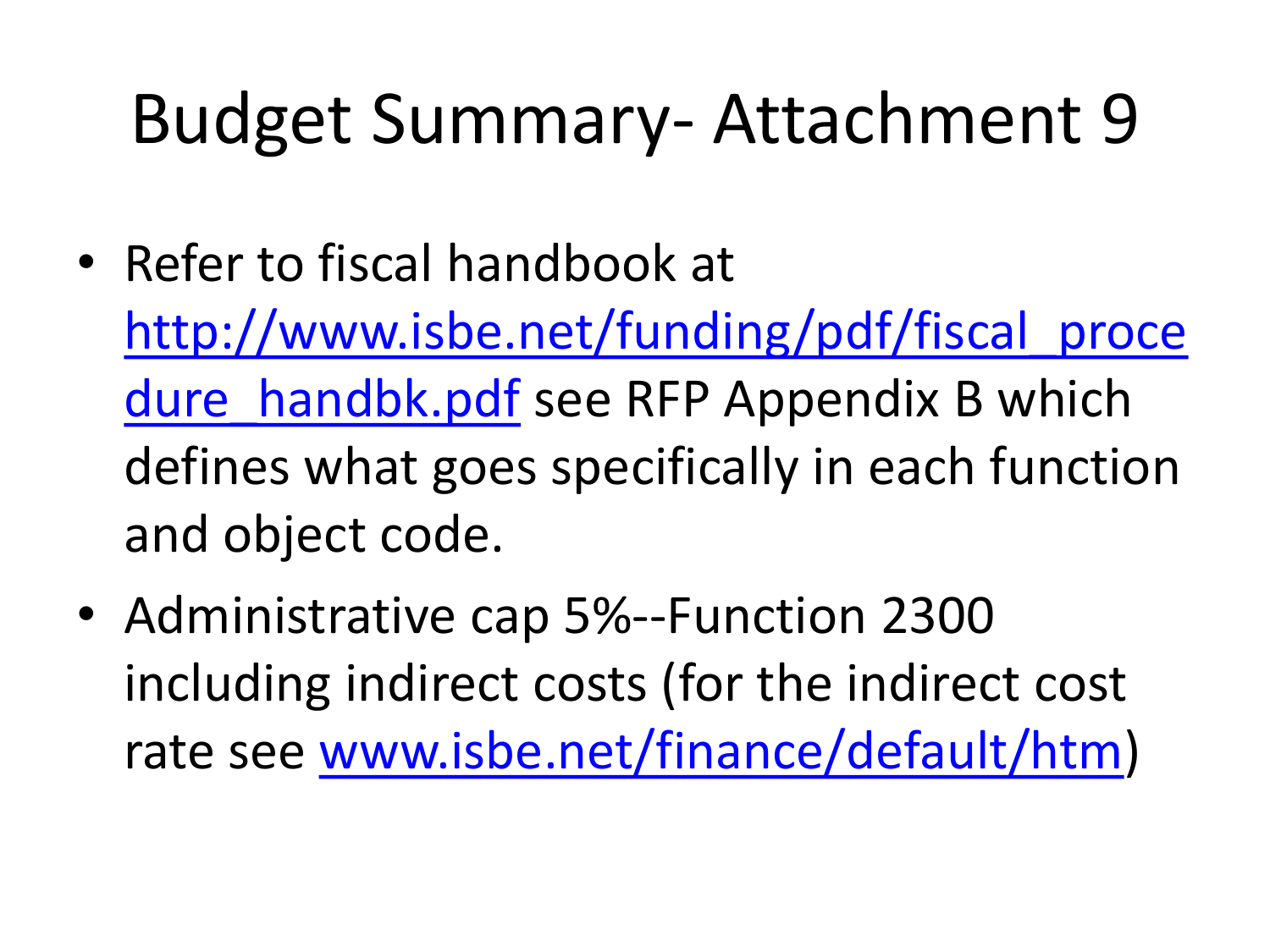# Budget Summary- Attachment 9

- Refer to fiscal handbook at http://www.isbe.net/funding/pdf/fiscal_procedure_handbk.pdf see RFP Appendix B which defines what goes specifically in each function and object code.
- Administrative cap 5%--Function 2300 including indirect costs (for the indirect cost rate see www.isbe.net/finance/default/htm)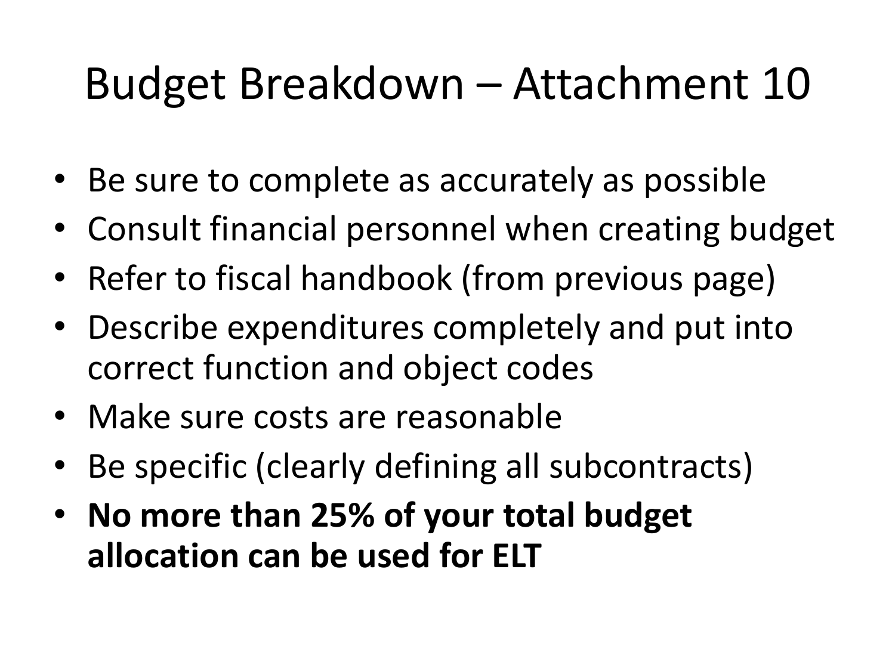# Budget Breakdown – Attachment 10

- Be sure to complete as accurately as possible
- Consult financial personnel when creating budget
- Refer to fiscal handbook (from previous page)
- Describe expenditures completely and put into correct function and object codes
- Make sure costs are reasonable
- Be specific (clearly defining all subcontracts)
- **No more than 25% of your total budget allocation can be used for ELT**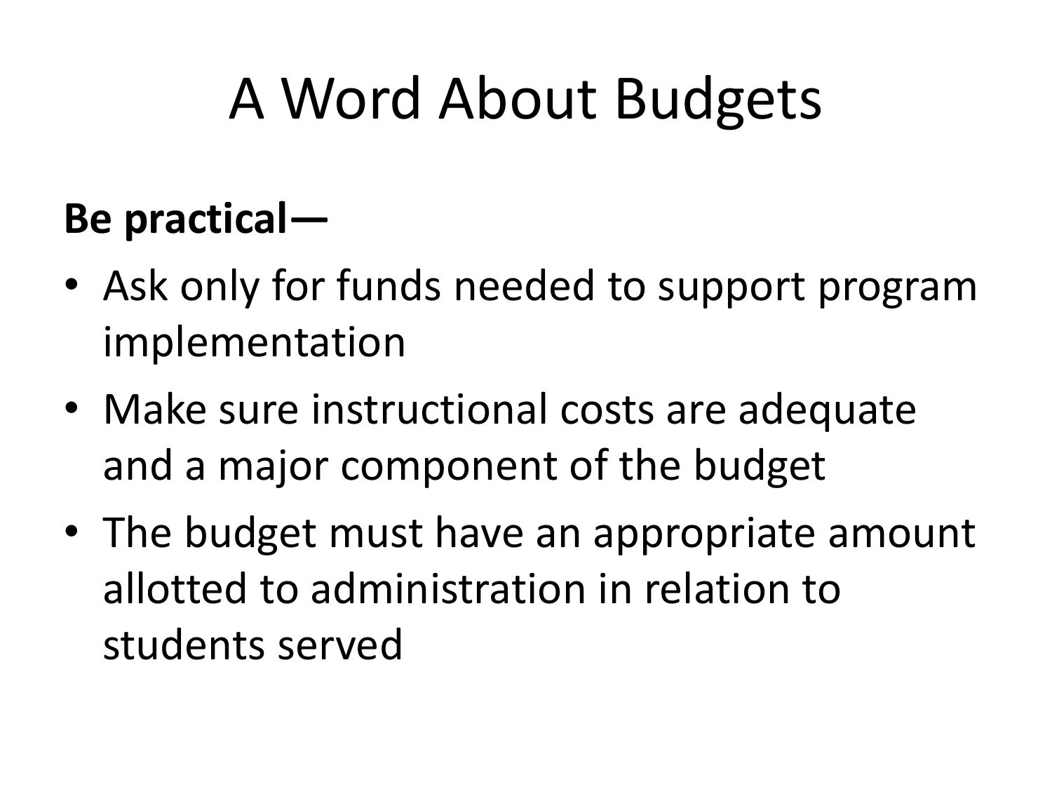# A Word About Budgets

**Be practical—**

- Ask only for funds needed to support program implementation
- Make sure instructional costs are adequate and a major component of the budget
- The budget must have an appropriate amount allotted to administration in relation to students served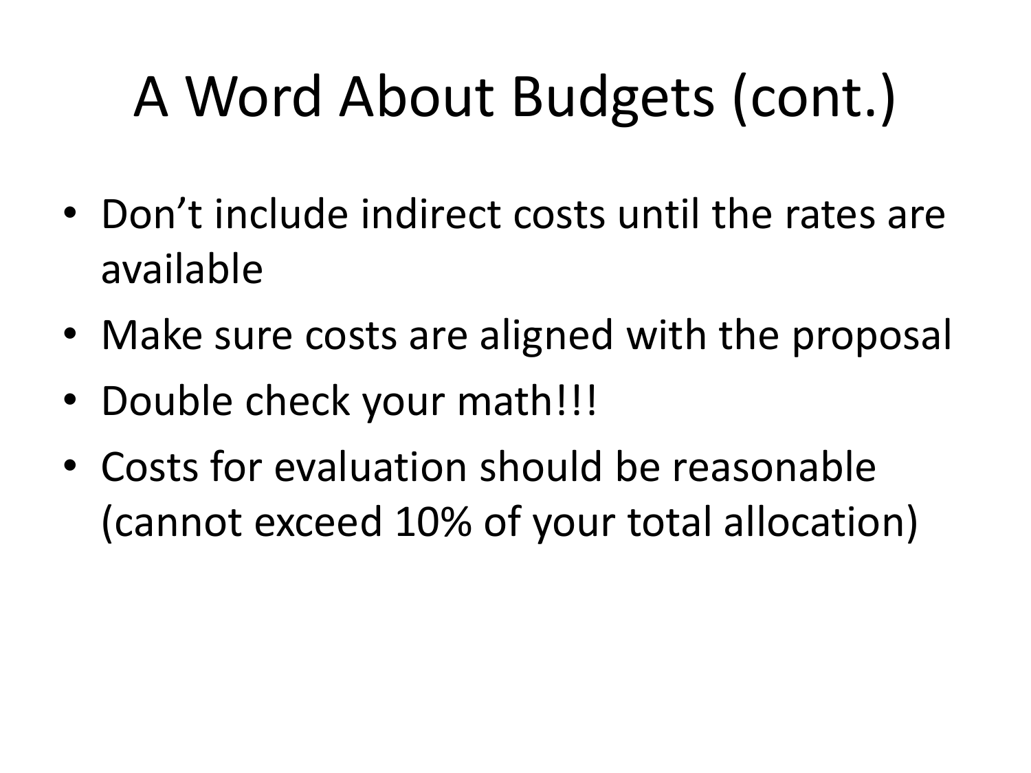# A Word About Budgets (cont.)

- Don’t include indirect costs until the rates are available
- Make sure costs are aligned with the proposal
- Double check your math!!!
- Costs for evaluation should be reasonable (cannot exceed 10% of your total allocation)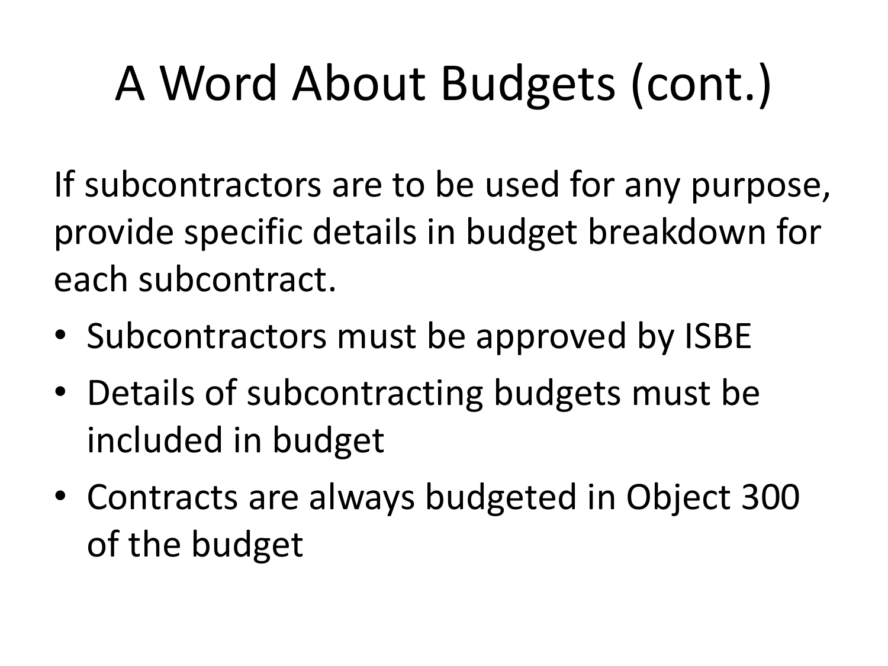# A Word About Budgets (cont.)

If subcontractors are to be used for any purpose, provide specific details in budget breakdown for each subcontract.

- Subcontractors must be approved by ISBE
- Details of subcontracting budgets must be included in budget
- Contracts are always budgeted in Object 300 of the budget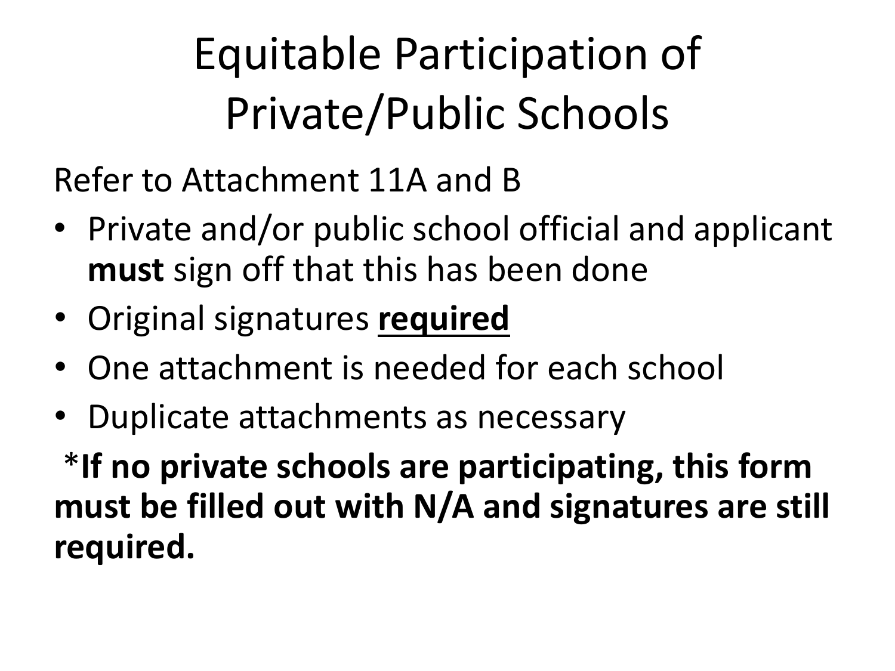# Equitable Participation of Private/Public Schools

Refer to Attachment 11A and B

- Private and/or public school official and applicant **must** sign off that this has been done
- Original signatures **required**
- One attachment is needed for each school
- Duplicate attachments as necessary

*__If no private schools are participating, this form must be filled out with N/A and signatures are still required.__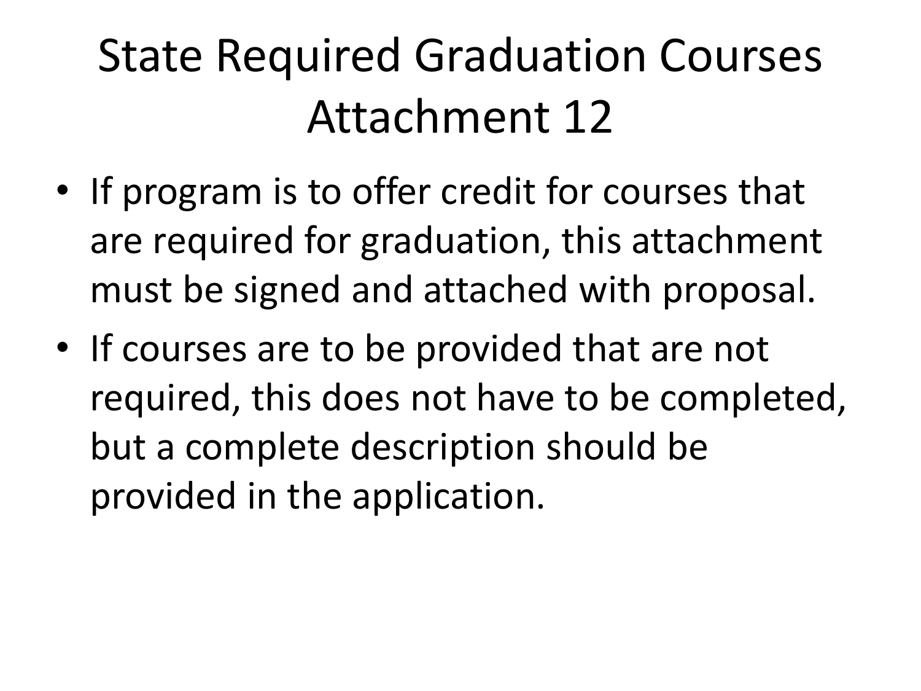# State Required Graduation Courses Attachment 12

- If program is to offer credit for courses that are required for graduation, this attachment must be signed and attached with proposal.
- If courses are to be provided that are not required, this does not have to be completed, but a complete description should be provided in the application.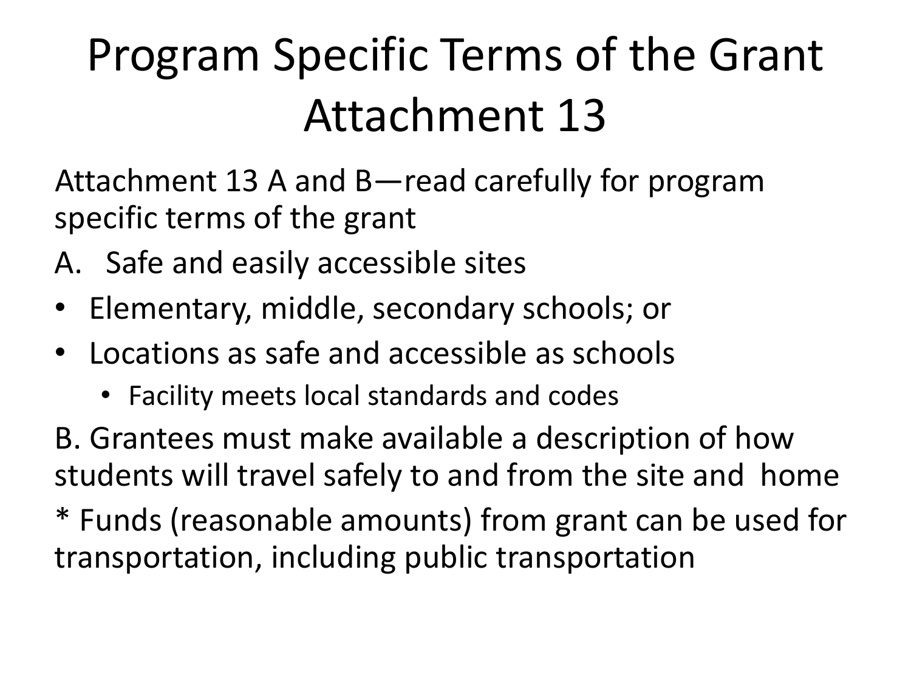# Program Specific Terms of the Grant Attachment 13

Attachment 13 A and B—read carefully for program specific terms of the grant

A. Safe and easily accessible sites

- Elementary, middle, secondary schools; or
- Locations as safe and accessible as schools
  - Facility meets local standards and codes

B. Grantees must make available a description of how students will travel safely to and from the site and home

* Funds (reasonable amounts) from grant can be used for transportation, including public transportation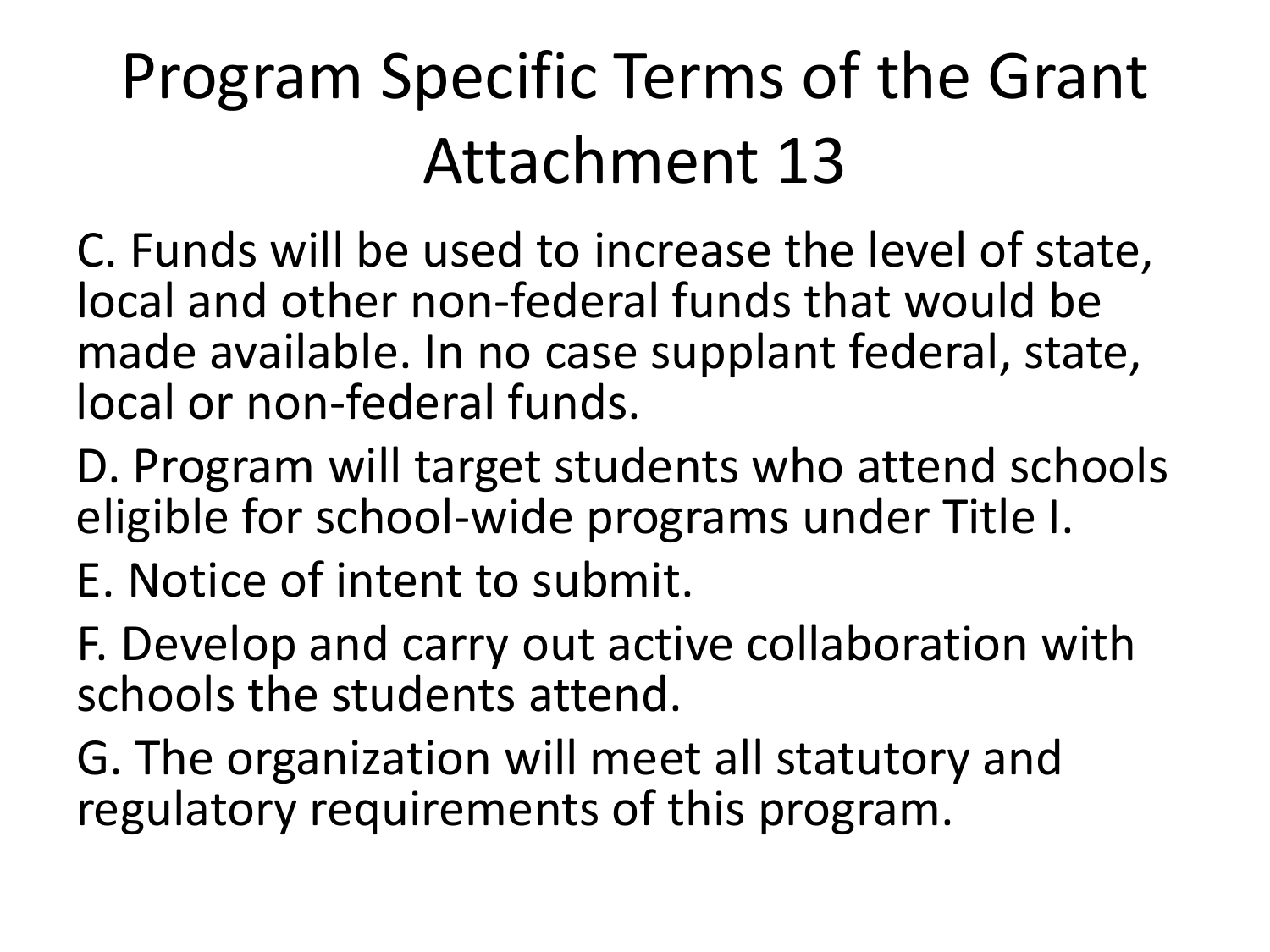# Program Specific Terms of the Grant Attachment 13

C. Funds will be used to increase the level of state, local and other non-federal funds that would be made available. In no case supplant federal, state, local or non-federal funds.

D. Program will target students who attend schools eligible for school-wide programs under Title I.

E. Notice of intent to submit.

F. Develop and carry out active collaboration with schools the students attend.

G. The organization will meet all statutory and regulatory requirements of this program.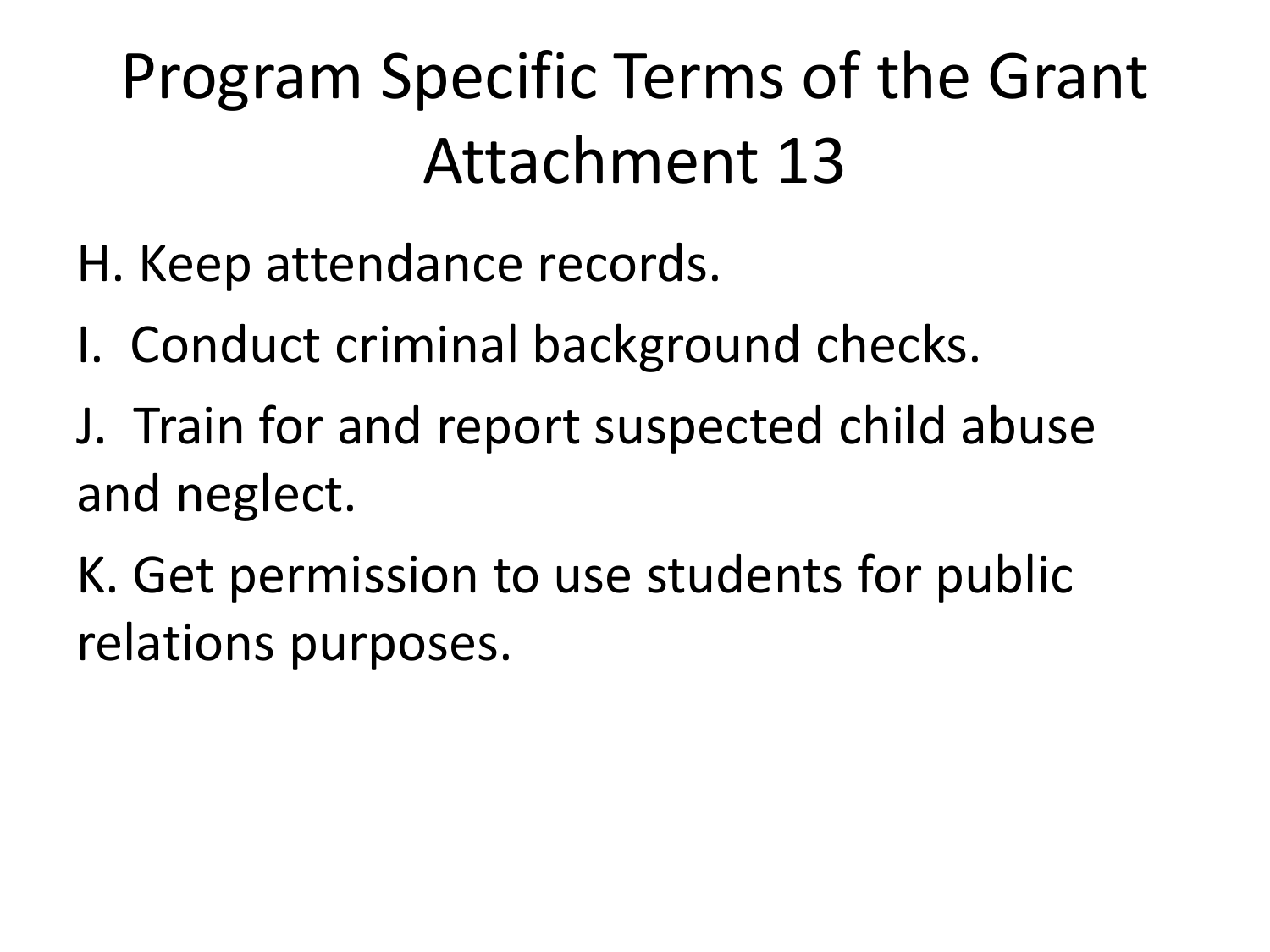# Program Specific Terms of the Grant Attachment 13

H. Keep attendance records.

I. Conduct criminal background checks.

J. Train for and report suspected child abuse and neglect.

K. Get permission to use students for public relations purposes.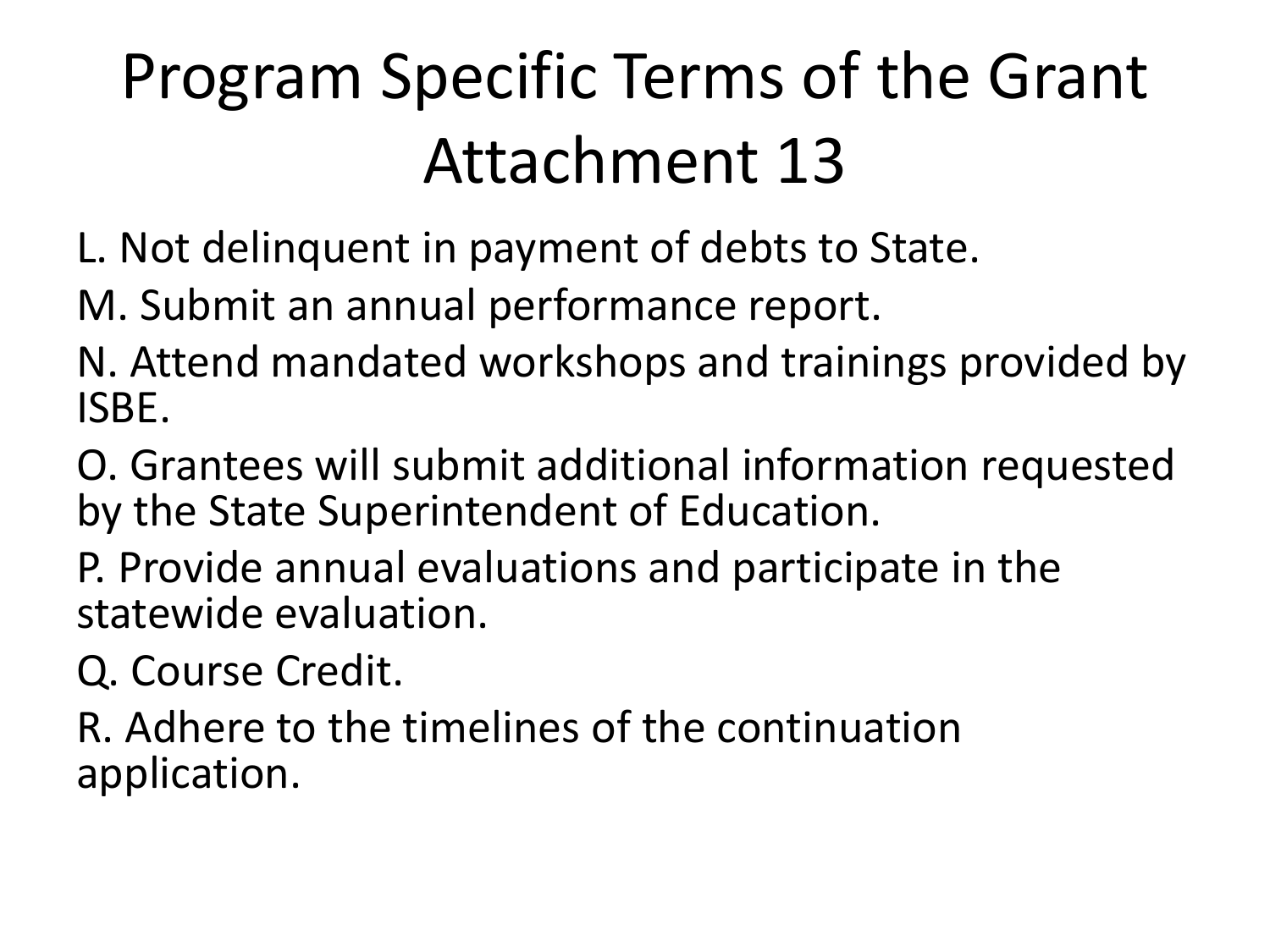# Program Specific Terms of the Grant Attachment 13

L. Not delinquent in payment of debts to State.

M. Submit an annual performance report.

N. Attend mandated workshops and trainings provided by ISBE.

O. Grantees will submit additional information requested by the State Superintendent of Education.

P. Provide annual evaluations and participate in the statewide evaluation.

Q. Course Credit.

R. Adhere to the timelines of the continuation application.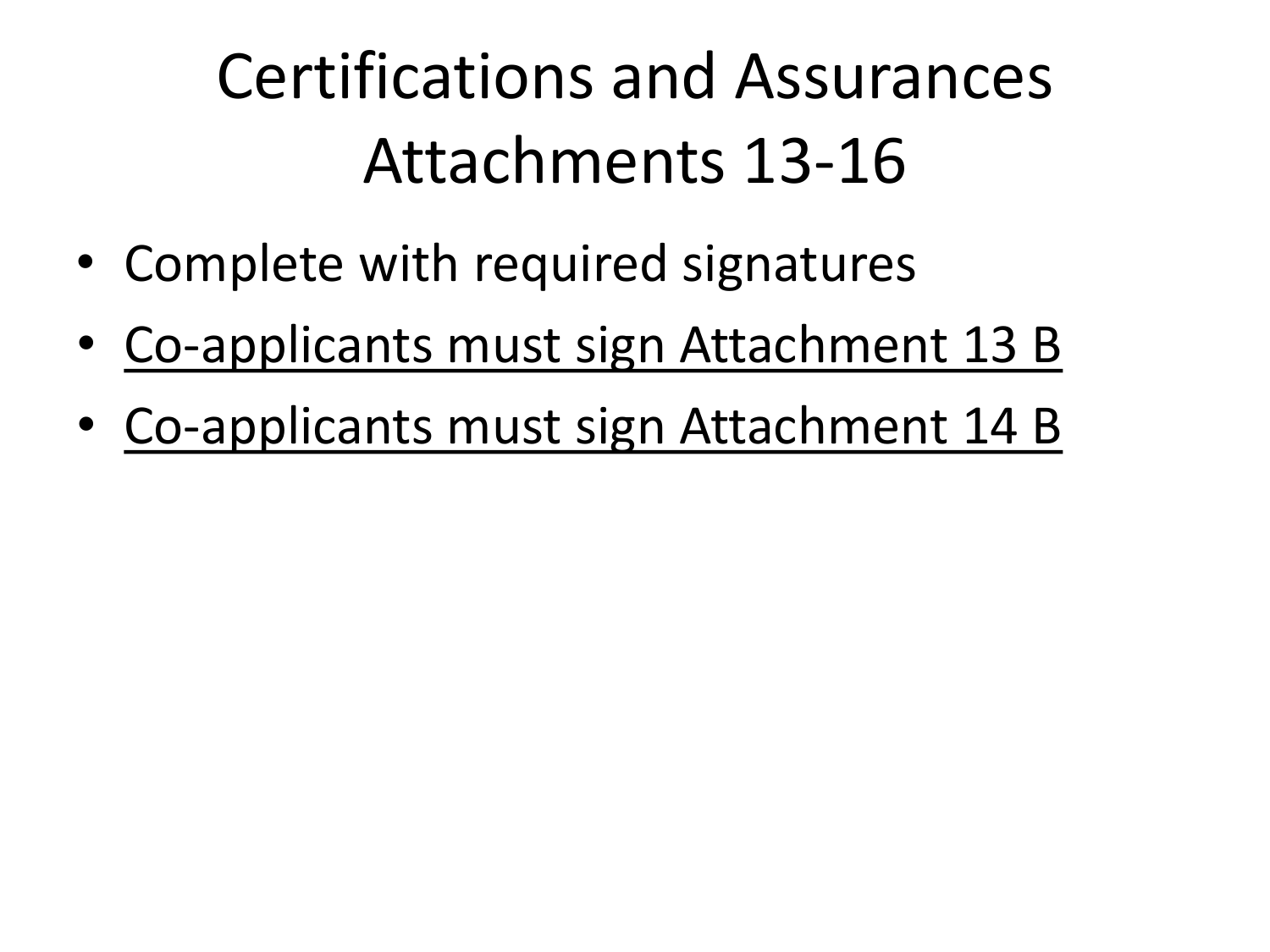# Certifications and Assurances Attachments 13-16

- Complete with required signatures
- <u>Co-applicants must sign Attachment 13 B</u>
- <u>Co-applicants must sign Attachment 14 B</u>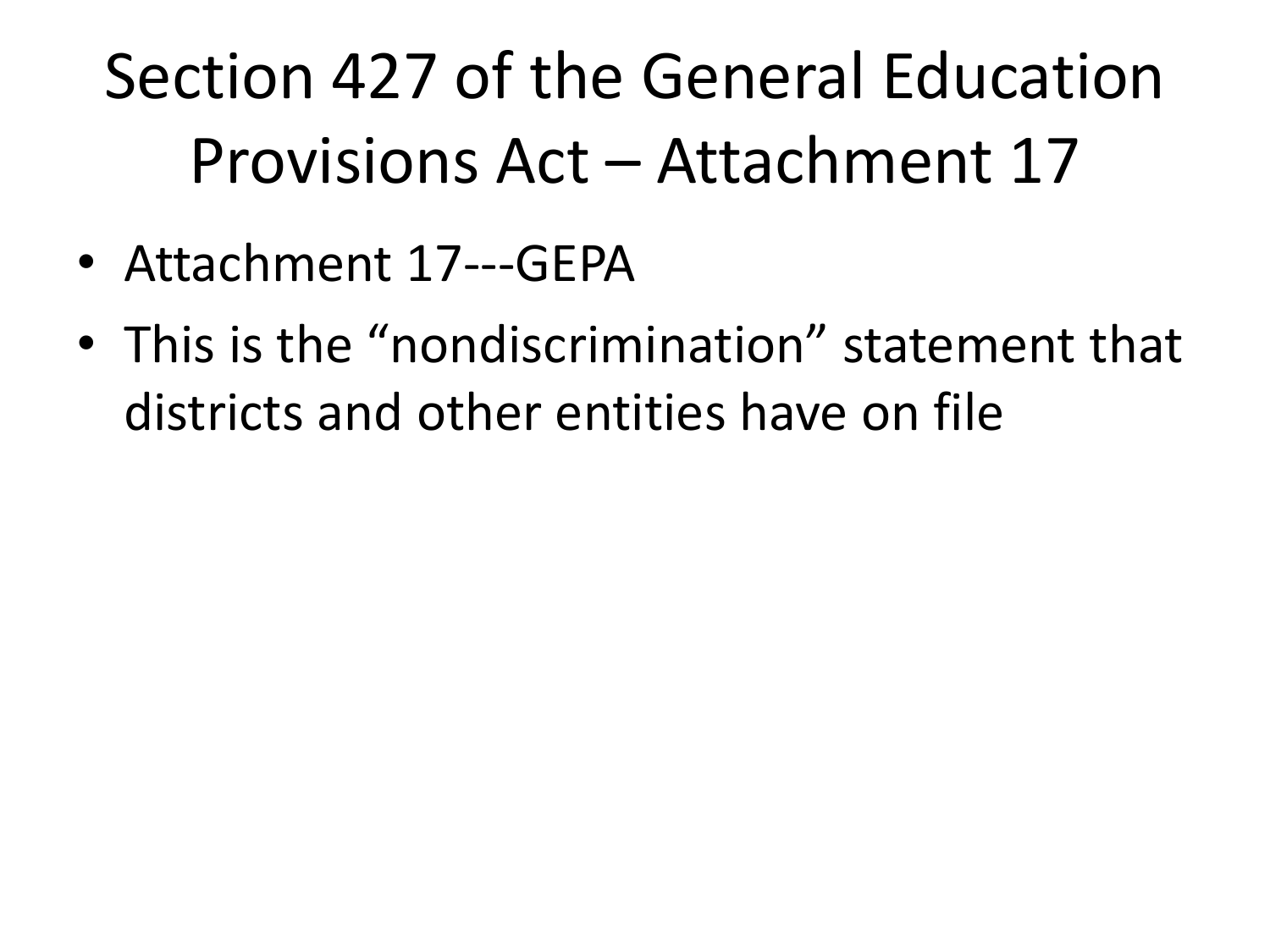# Section 427 of the General Education Provisions Act – Attachment 17

- Attachment 17---GEPA
- This is the "nondiscrimination" statement that districts and other entities have on file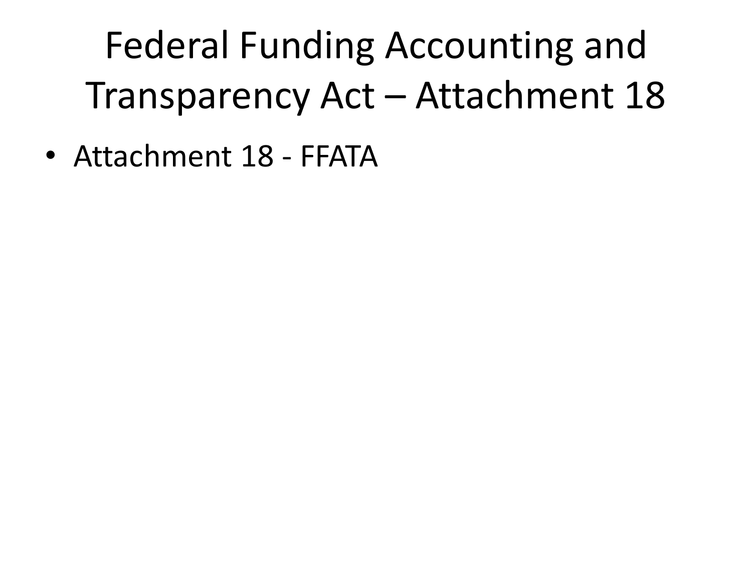# Federal Funding Accounting and Transparency Act – Attachment 18

- Attachment 18 - FFATA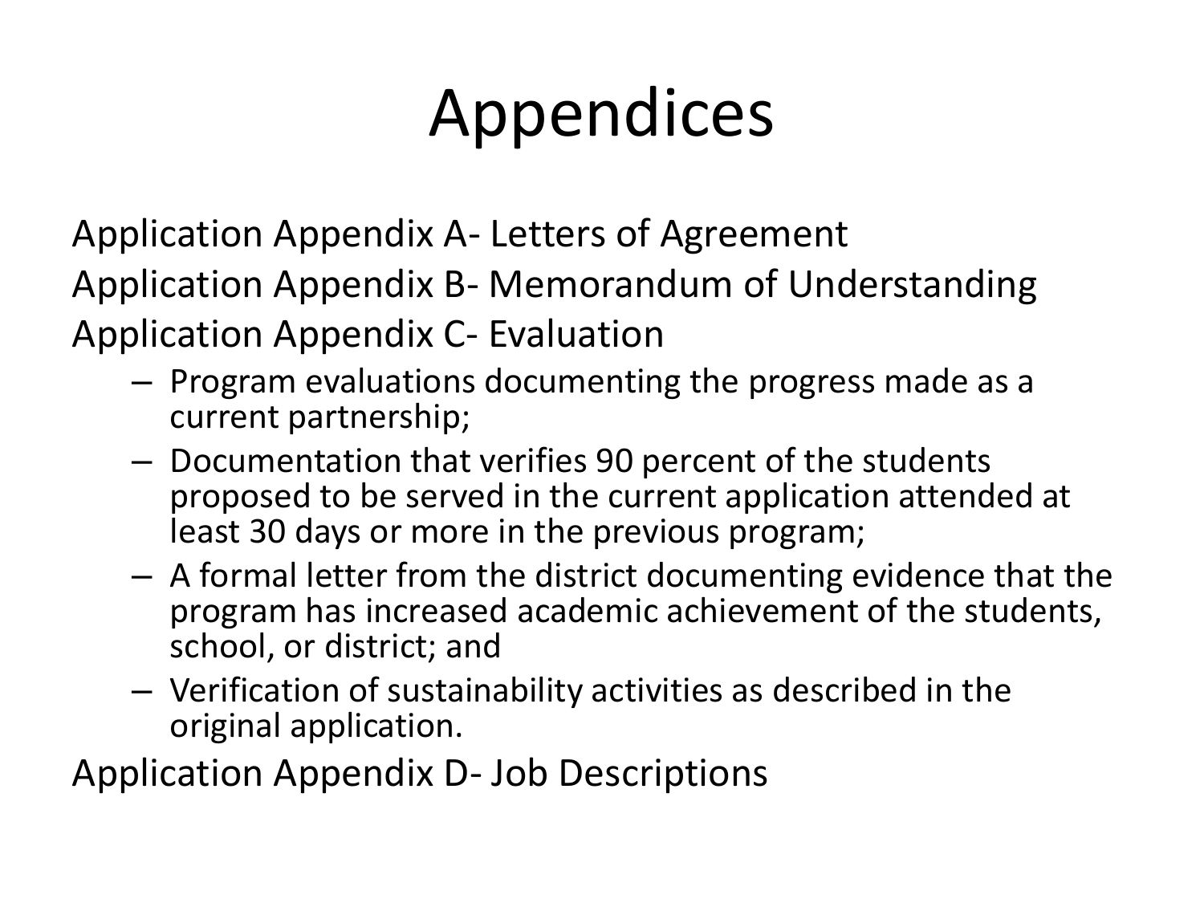# Appendices

Application Appendix A- Letters of Agreement

Application Appendix B- Memorandum of Understanding

Application Appendix C- Evaluation

- Program evaluations documenting the progress made as a current partnership;
- Documentation that verifies 90 percent of the students proposed to be served in the current application attended at least 30 days or more in the previous program;
- A formal letter from the district documenting evidence that the program has increased academic achievement of the students, school, or district; and
- Verification of sustainability activities as described in the original application.

Application Appendix D- Job Descriptions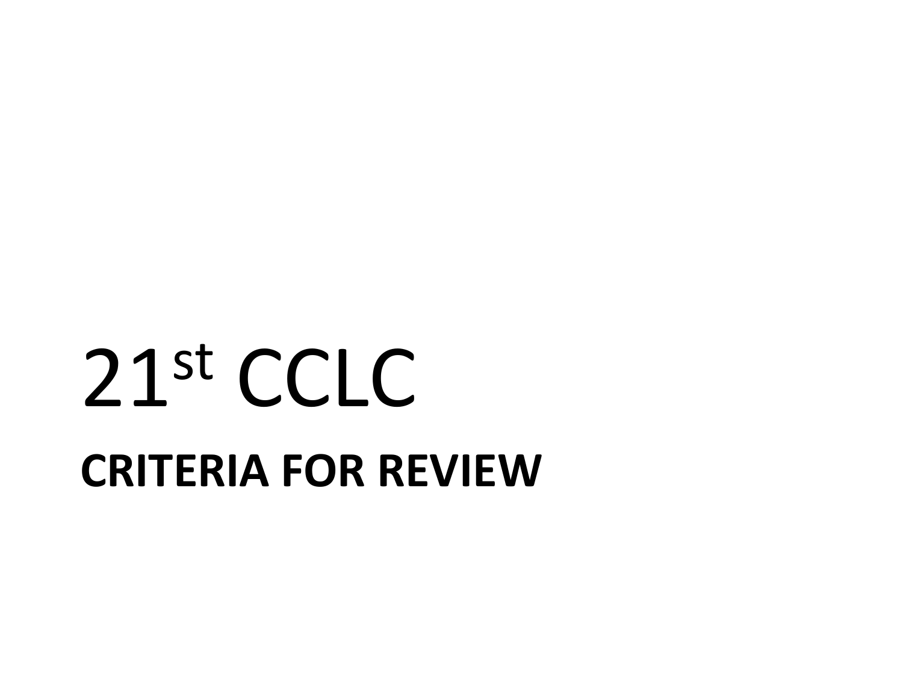# 21st CCLC

## CRITERIA FOR REVIEW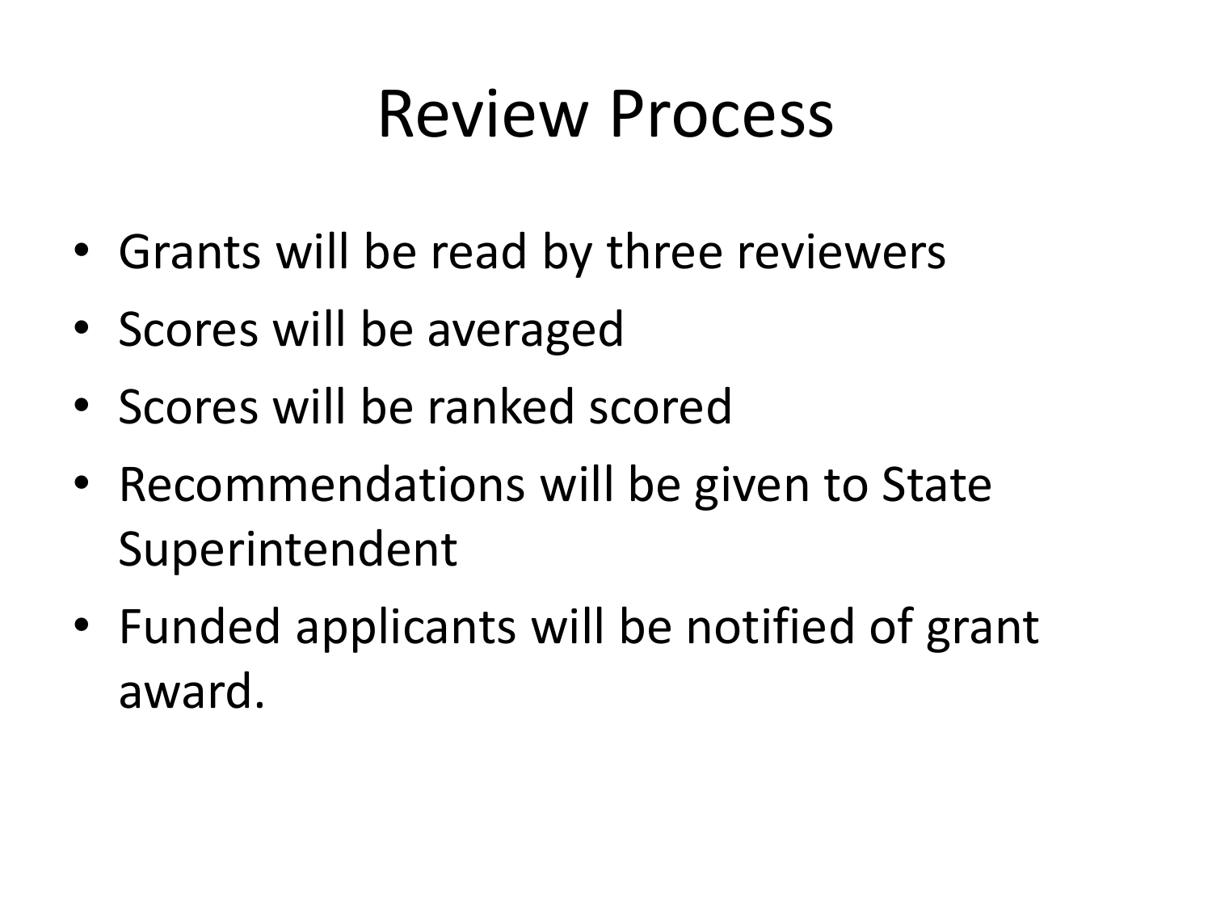# Review Process

- Grants will be read by three reviewers
- Scores will be averaged
- Scores will be ranked scored
- Recommendations will be given to State Superintendent
- Funded applicants will be notified of grant award.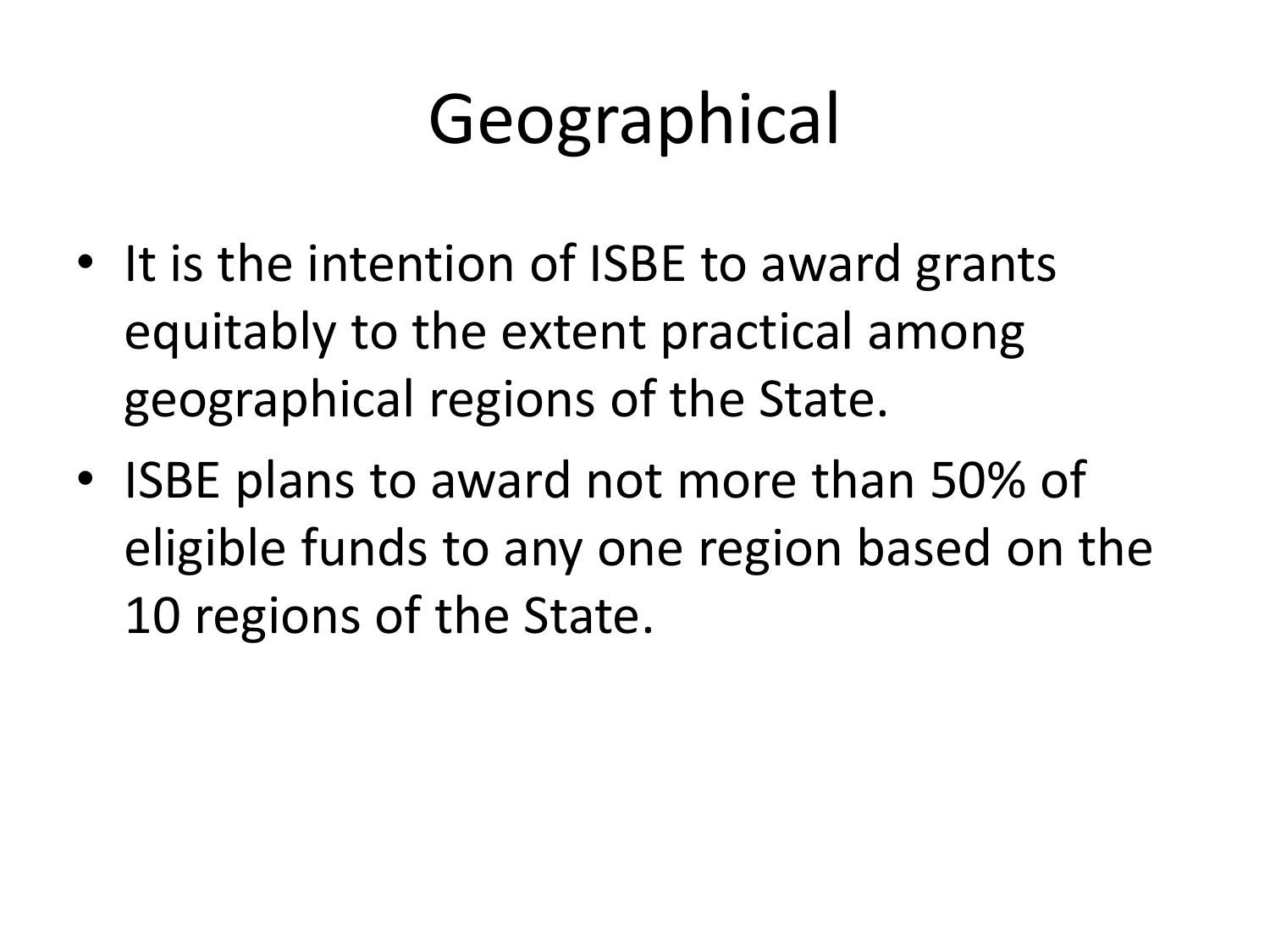# Geographical

- It is the intention of ISBE to award grants equitably to the extent practical among geographical regions of the State.
- ISBE plans to award not more than 50% of eligible funds to any one region based on the 10 regions of the State.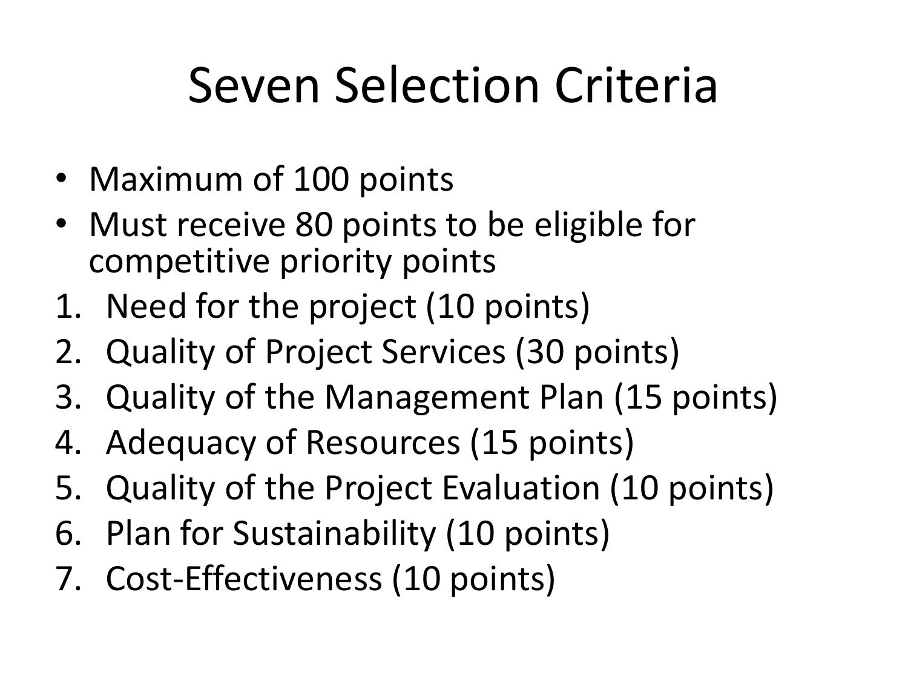# Seven Selection Criteria

- Maximum of 100 points
- Must receive 80 points to be eligible for competitive priority points

1. Need for the project (10 points)
2. Quality of Project Services (30 points)
3. Quality of the Management Plan (15 points)
4. Adequacy of Resources (15 points)
5. Quality of the Project Evaluation (10 points)
6. Plan for Sustainability (10 points)
7. Cost-Effectiveness (10 points)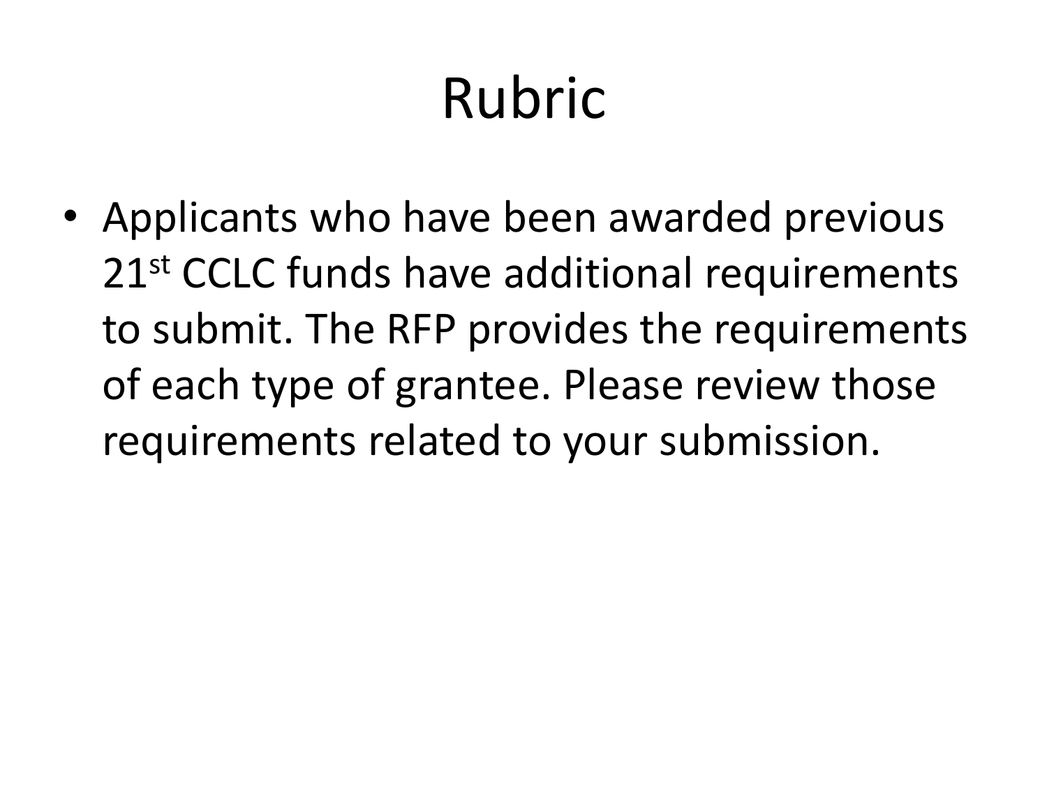# Rubric

- Applicants who have been awarded previous 21st CCLC funds have additional requirements to submit. The RFP provides the requirements of each type of grantee. Please review those requirements related to your submission.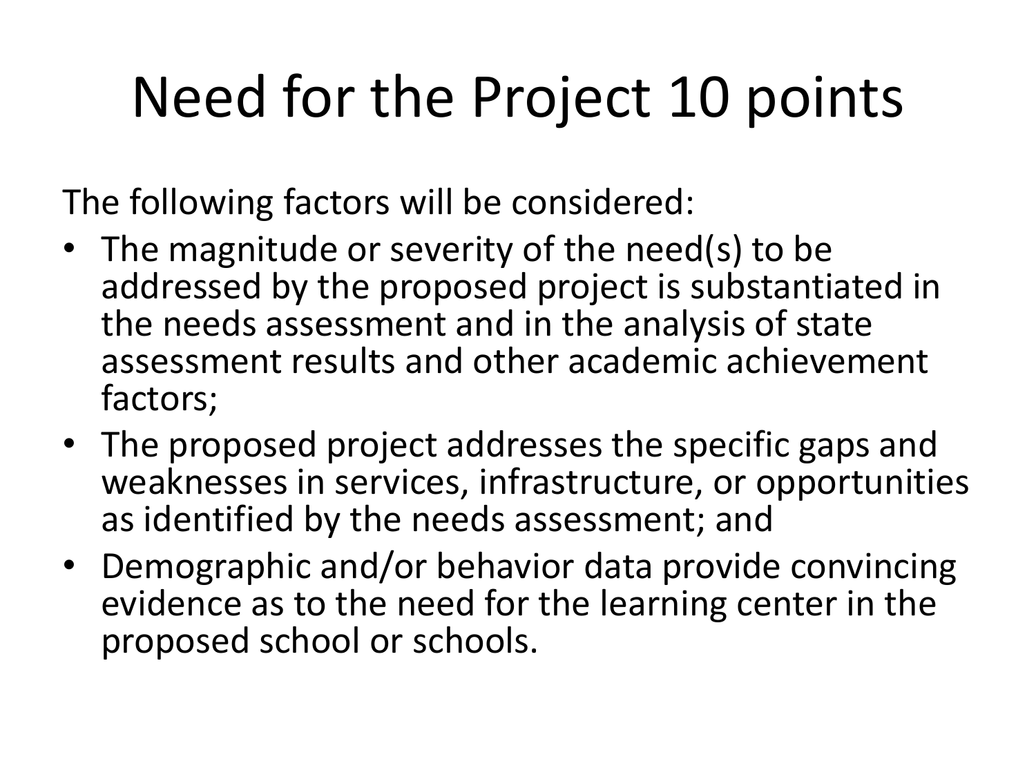# Need for the Project 10 points

The following factors will be considered:

- The magnitude or severity of the need(s) to be addressed by the proposed project is substantiated in the needs assessment and in the analysis of state assessment results and other academic achievement factors;
- The proposed project addresses the specific gaps and weaknesses in services, infrastructure, or opportunities as identified by the needs assessment; and
- Demographic and/or behavior data provide convincing evidence as to the need for the learning center in the proposed school or schools.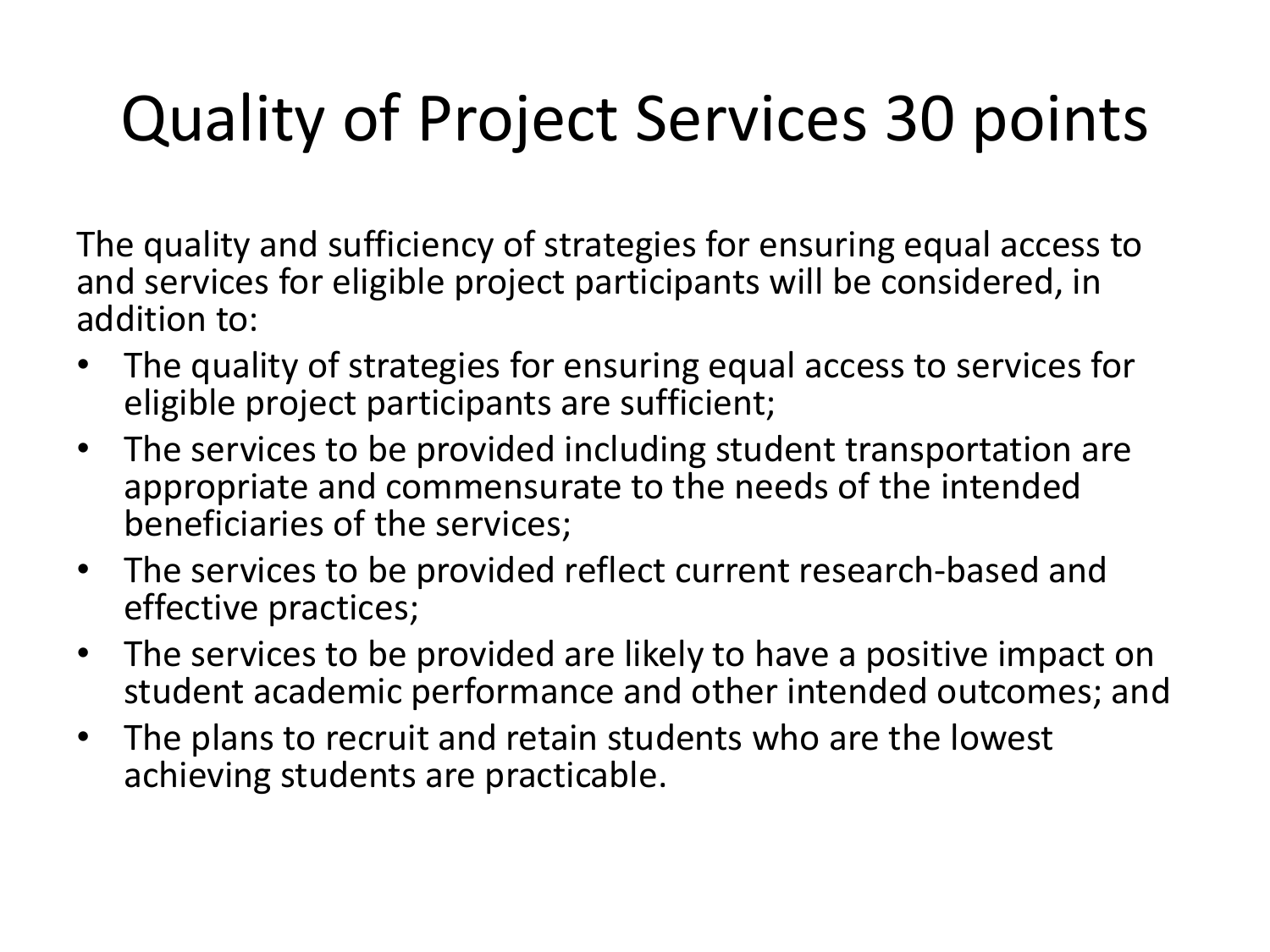# Quality of Project Services 30 points

The quality and sufficiency of strategies for ensuring equal access to and services for eligible project participants will be considered, in addition to:

- The quality of strategies for ensuring equal access to services for eligible project participants are sufficient;
- The services to be provided including student transportation are appropriate and commensurate to the needs of the intended beneficiaries of the services;
- The services to be provided reflect current research-based and effective practices;
- The services to be provided are likely to have a positive impact on student academic performance and other intended outcomes; and
- The plans to recruit and retain students who are the lowest achieving students are practicable.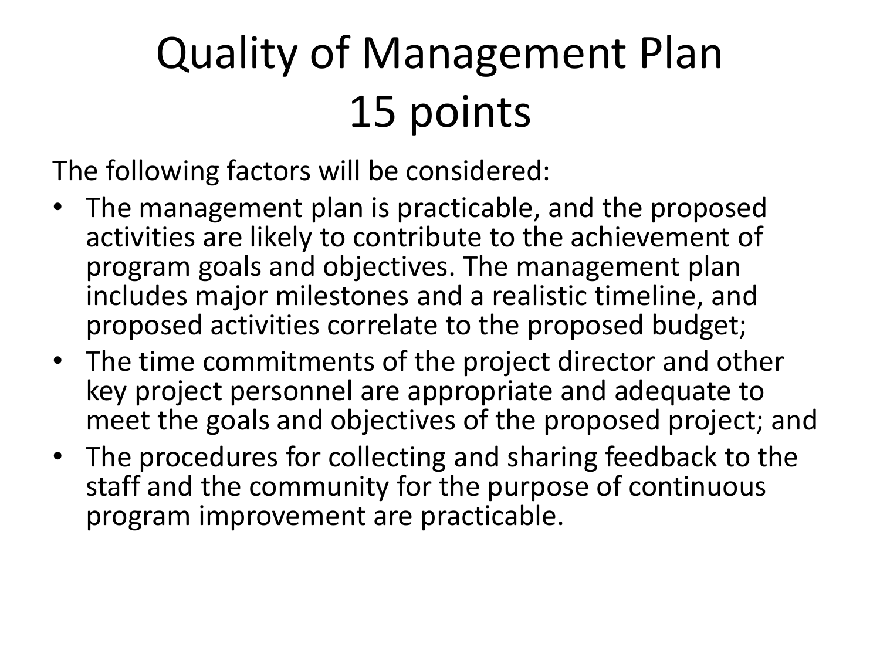# Quality of Management Plan 15 points

The following factors will be considered:

- The management plan is practicable, and the proposed activities are likely to contribute to the achievement of program goals and objectives. The management plan includes major milestones and a realistic timeline, and proposed activities correlate to the proposed budget;
- The time commitments of the project director and other key project personnel are appropriate and adequate to meet the goals and objectives of the proposed project; and
- The procedures for collecting and sharing feedback to the staff and the community for the purpose of continuous program improvement are practicable.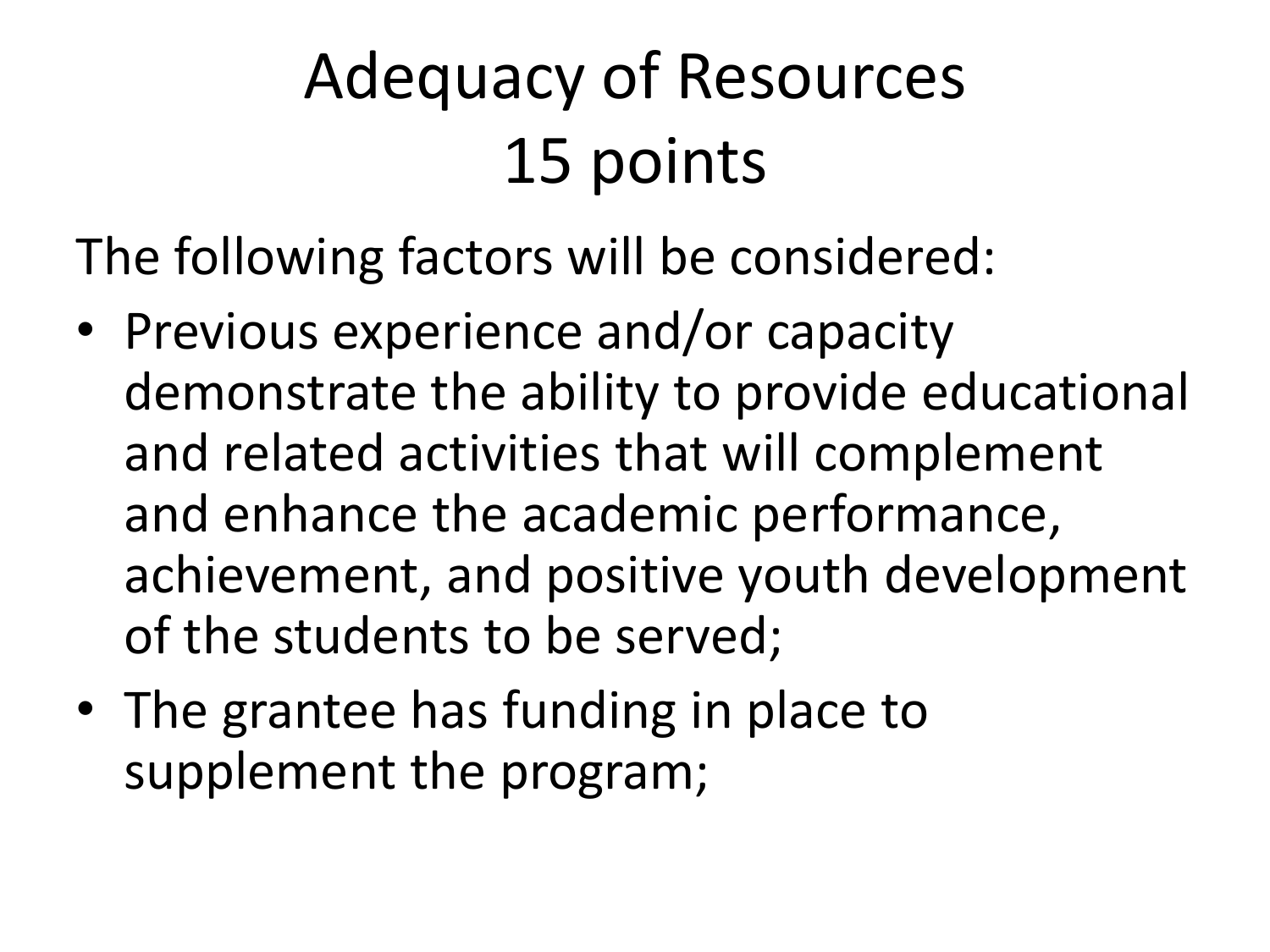# Adequacy of Resources
# 15 points

The following factors will be considered:

- Previous experience and/or capacity demonstrate the ability to provide educational and related activities that will complement and enhance the academic performance, achievement, and positive youth development of the students to be served;
- The grantee has funding in place to supplement the program;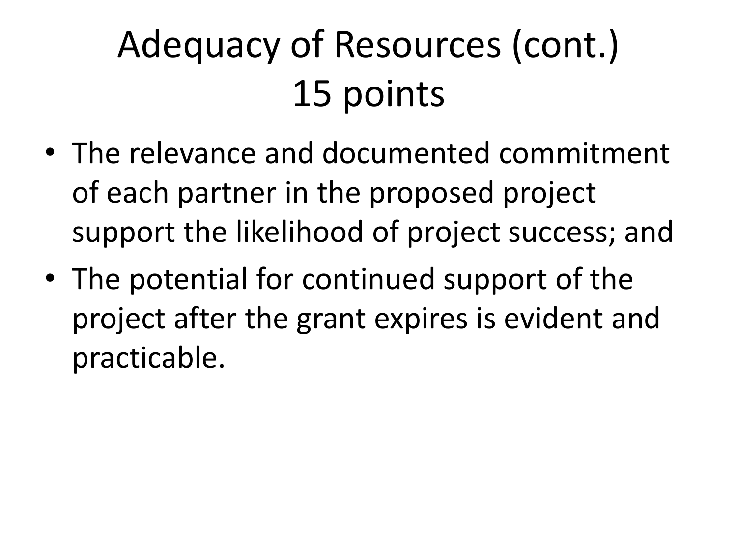# Adequacy of Resources (cont.) 15 points

- The relevance and documented commitment of each partner in the proposed project support the likelihood of project success; and
- The potential for continued support of the project after the grant expires is evident and practicable.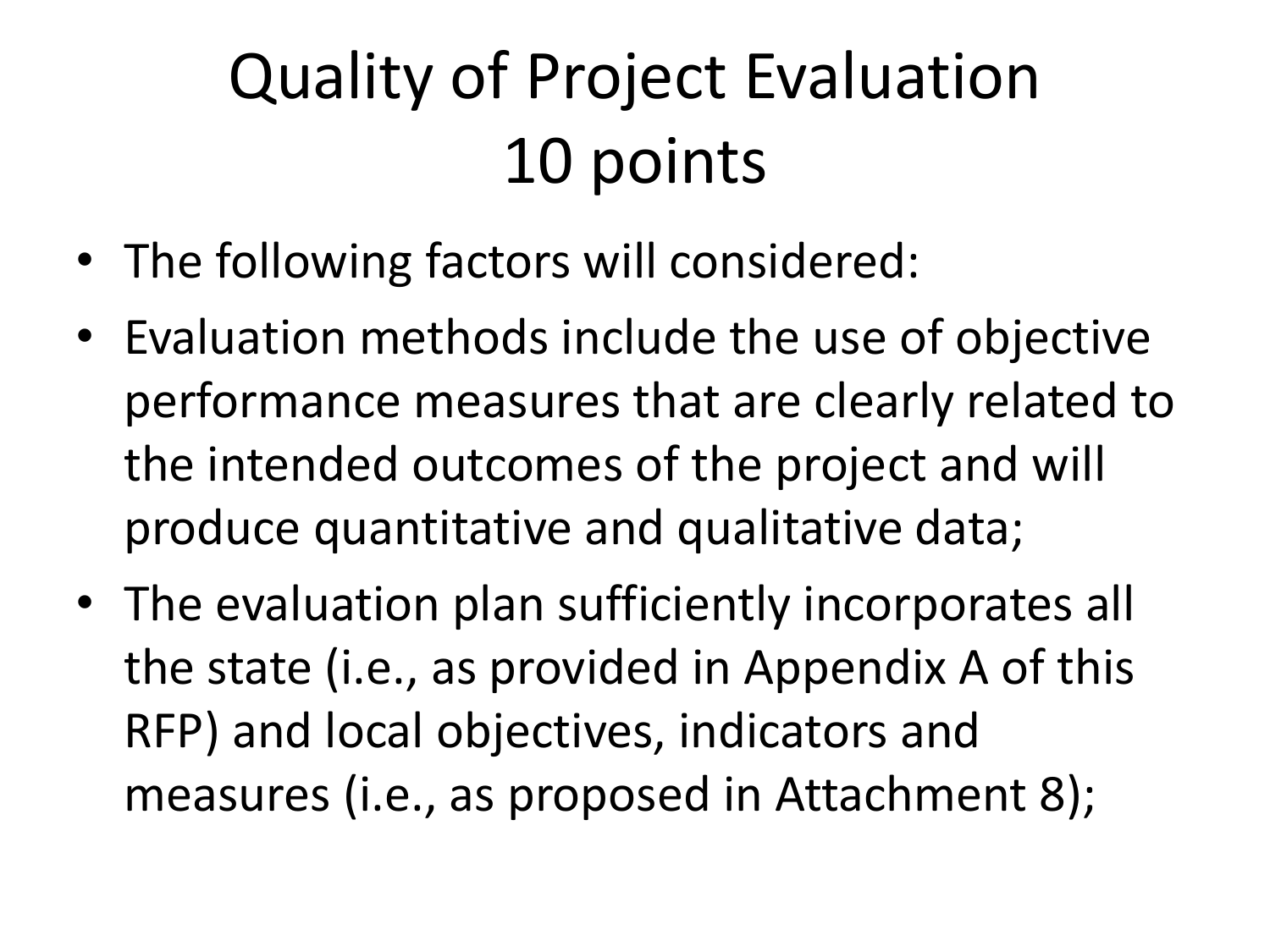# Quality of Project Evaluation 10 points

- The following factors will considered:
- Evaluation methods include the use of objective performance measures that are clearly related to the intended outcomes of the project and will produce quantitative and qualitative data;
- The evaluation plan sufficiently incorporates all the state (i.e., as provided in Appendix A of this RFP) and local objectives, indicators and measures (i.e., as proposed in Attachment 8);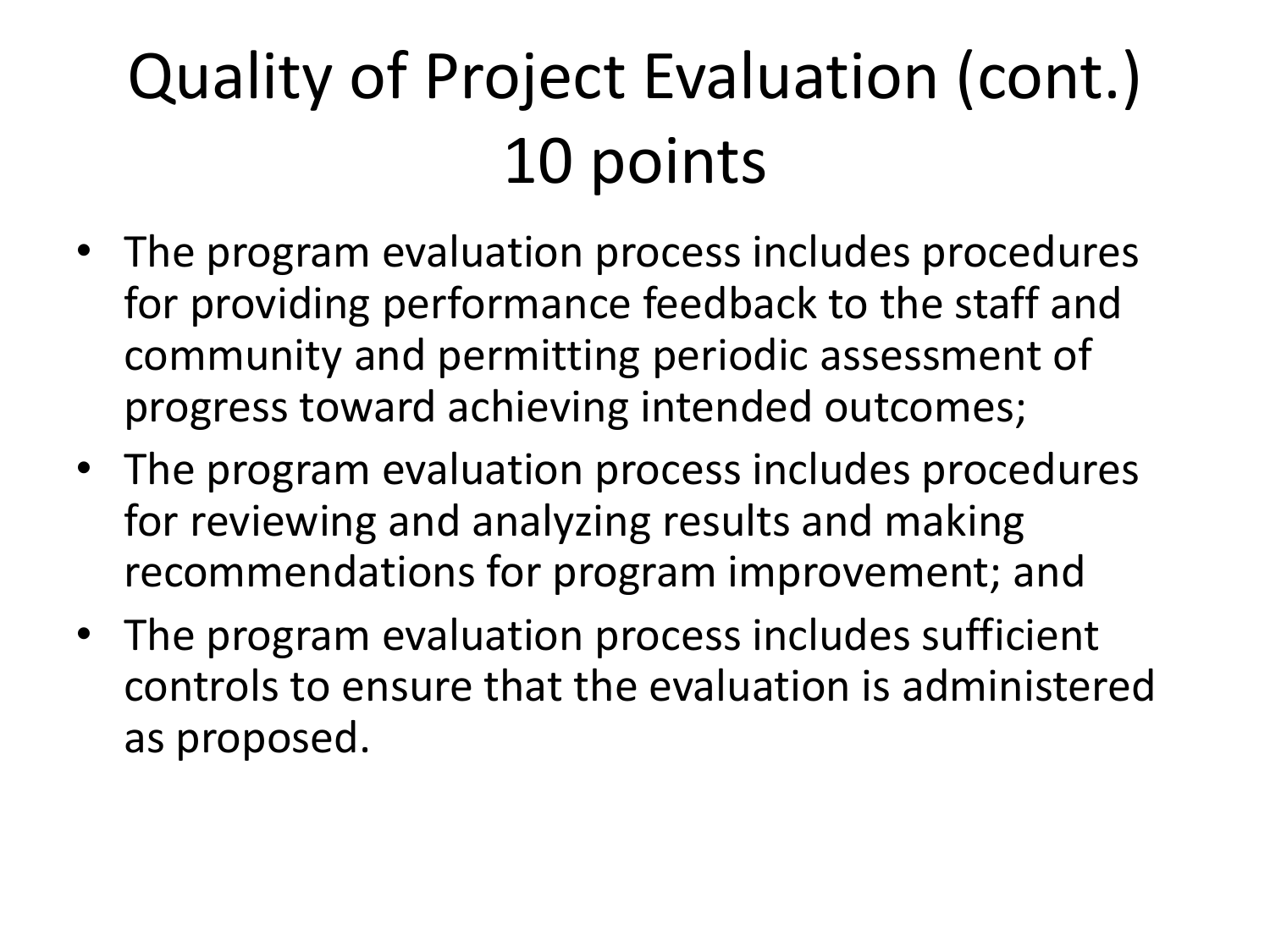# Quality of Project Evaluation (cont.) 10 points

- The program evaluation process includes procedures for providing performance feedback to the staff and community and permitting periodic assessment of progress toward achieving intended outcomes;
- The program evaluation process includes procedures for reviewing and analyzing results and making recommendations for program improvement; and
- The program evaluation process includes sufficient controls to ensure that the evaluation is administered as proposed.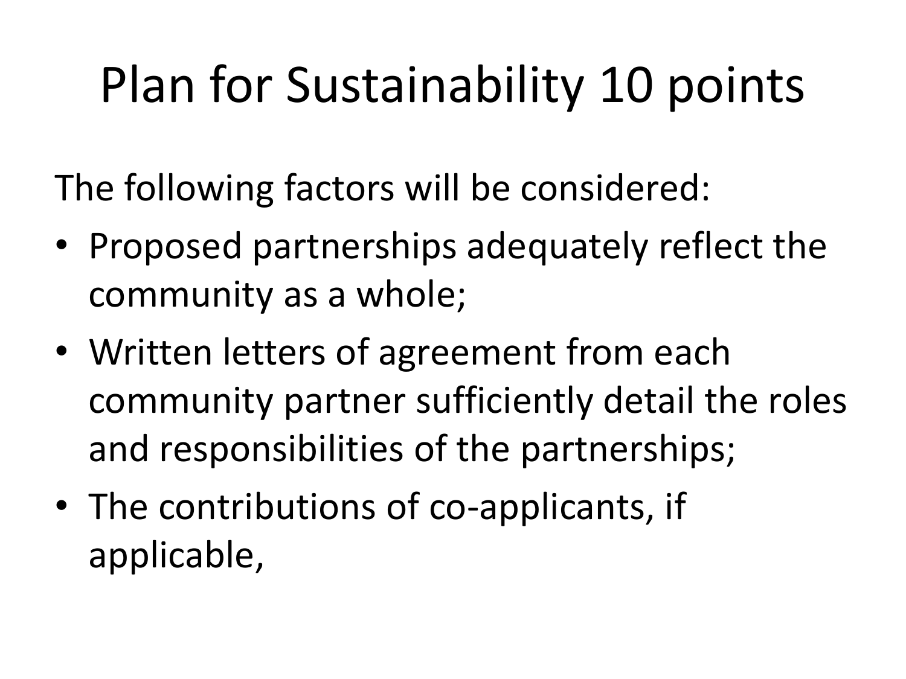# Plan for Sustainability 10 points

The following factors will be considered:

- Proposed partnerships adequately reflect the community as a whole;
- Written letters of agreement from each community partner sufficiently detail the roles and responsibilities of the partnerships;
- The contributions of co-applicants, if applicable,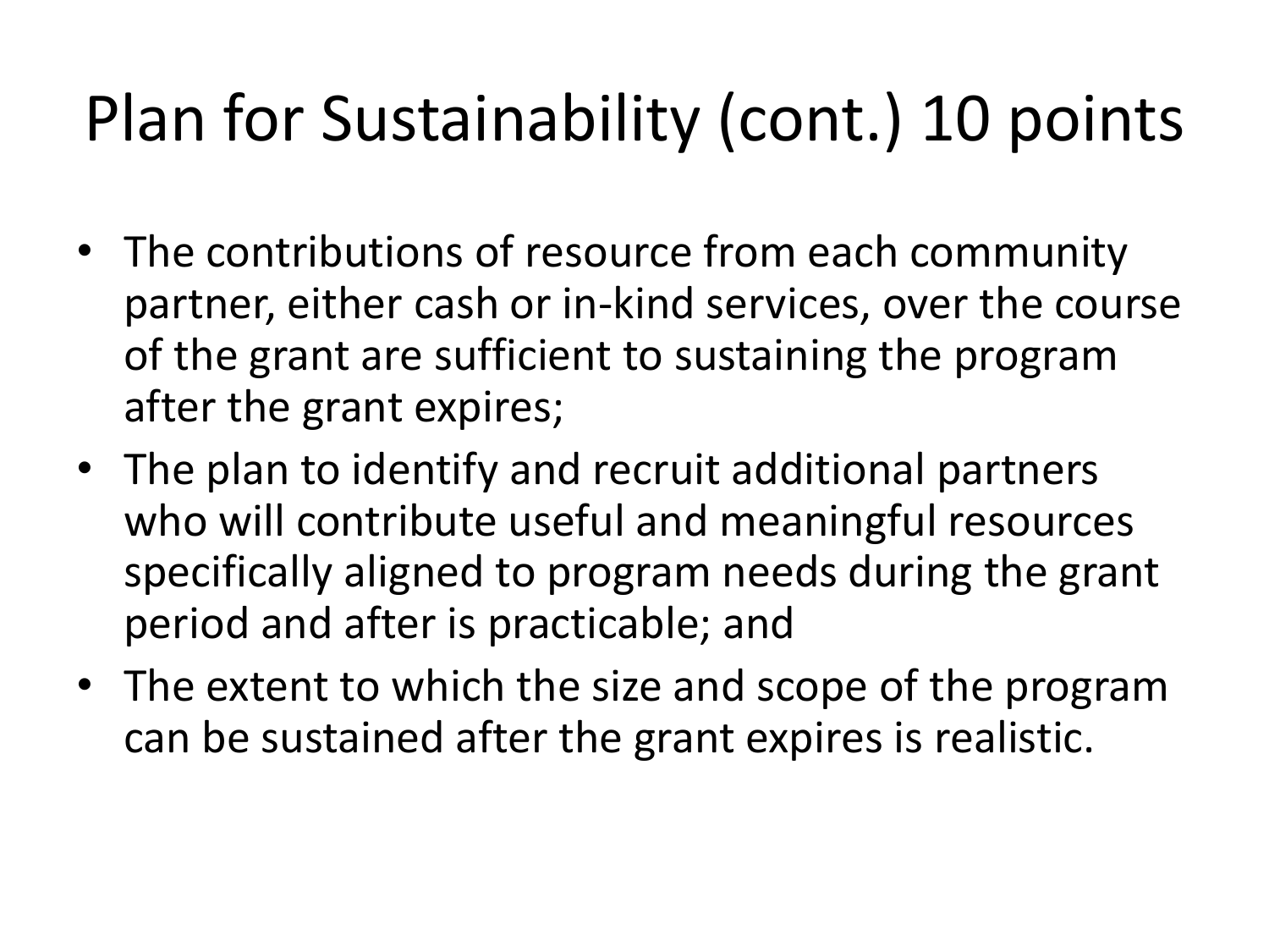# Plan for Sustainability (cont.) 10 points

- The contributions of resource from each community partner, either cash or in-kind services, over the course of the grant are sufficient to sustaining the program after the grant expires;
- The plan to identify and recruit additional partners who will contribute useful and meaningful resources specifically aligned to program needs during the grant period and after is practicable; and
- The extent to which the size and scope of the program can be sustained after the grant expires is realistic.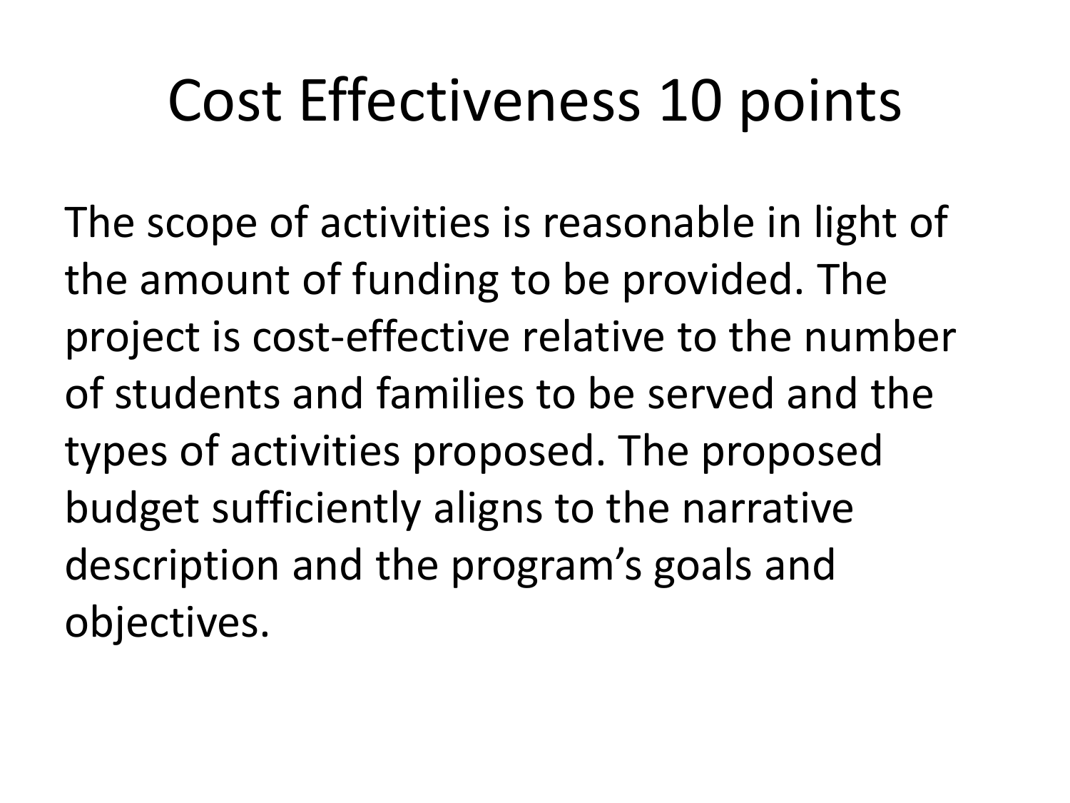# Cost Effectiveness 10 points

The scope of activities is reasonable in light of the amount of funding to be provided. The project is cost-effective relative to the number of students and families to be served and the types of activities proposed. The proposed budget sufficiently aligns to the narrative description and the program's goals and objectives.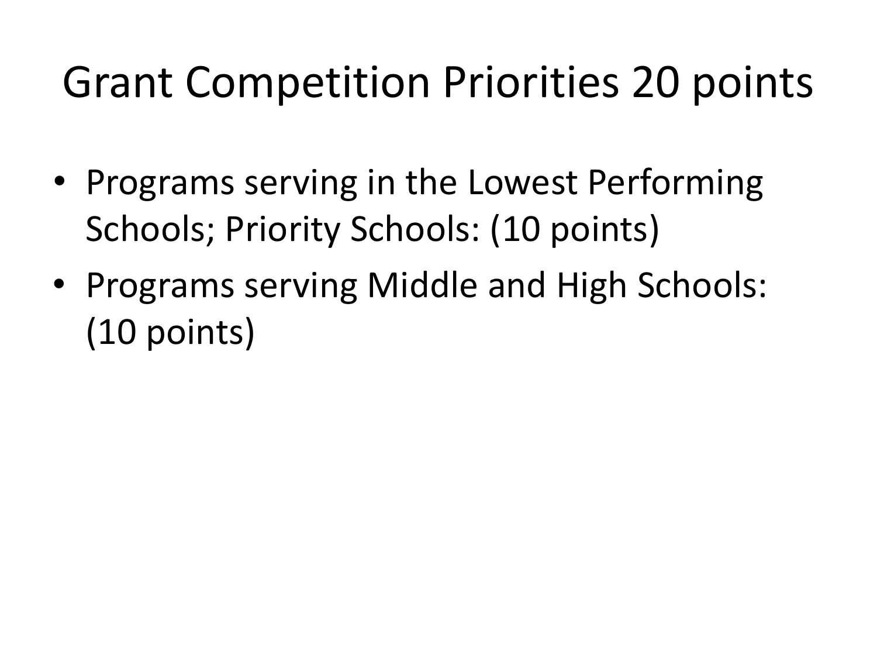# Grant Competition Priorities 20 points

- Programs serving in the Lowest Performing Schools; Priority Schools: (10 points)
- Programs serving Middle and High Schools: (10 points)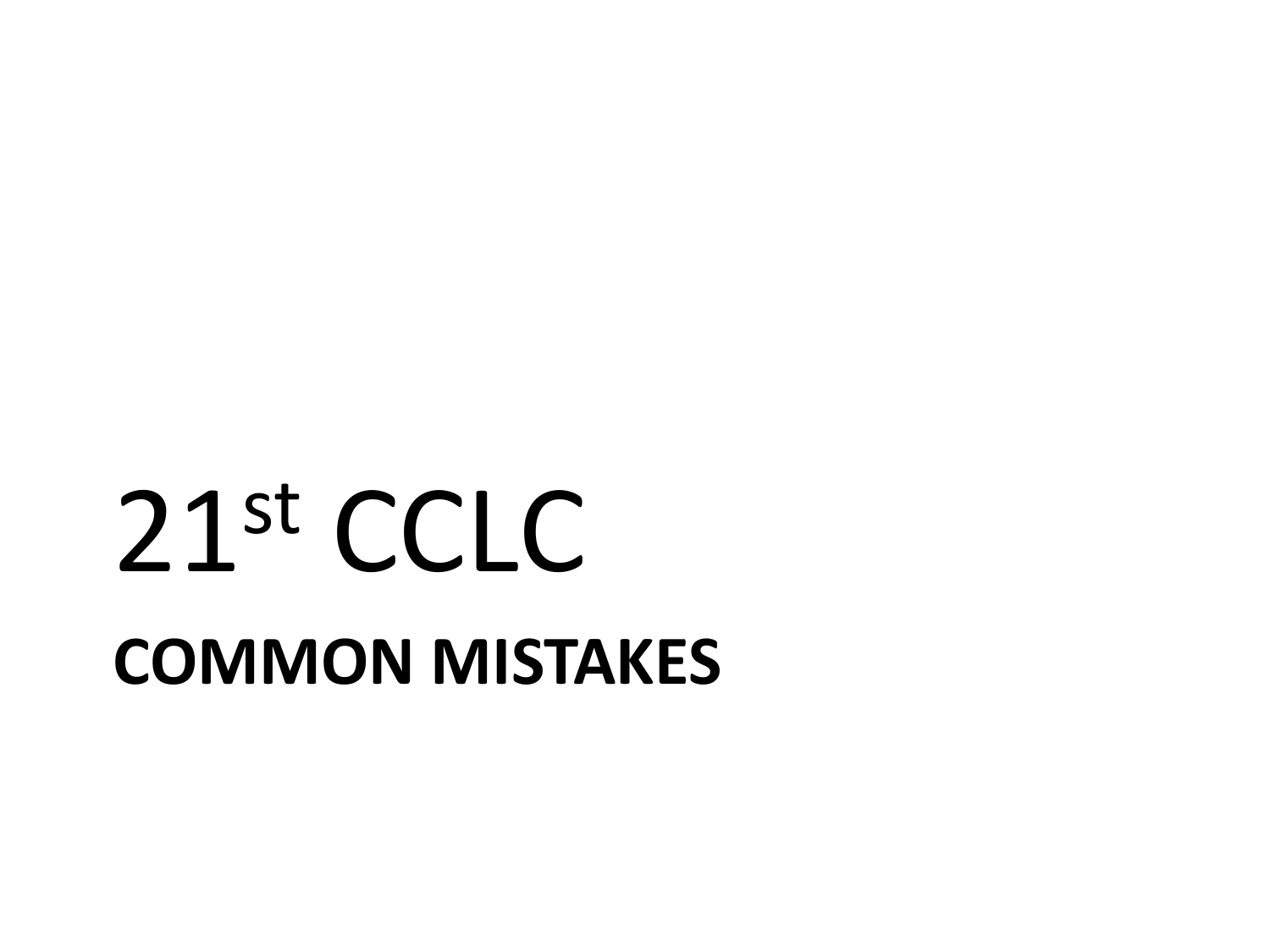# 21st CCLC

## COMMON MISTAKES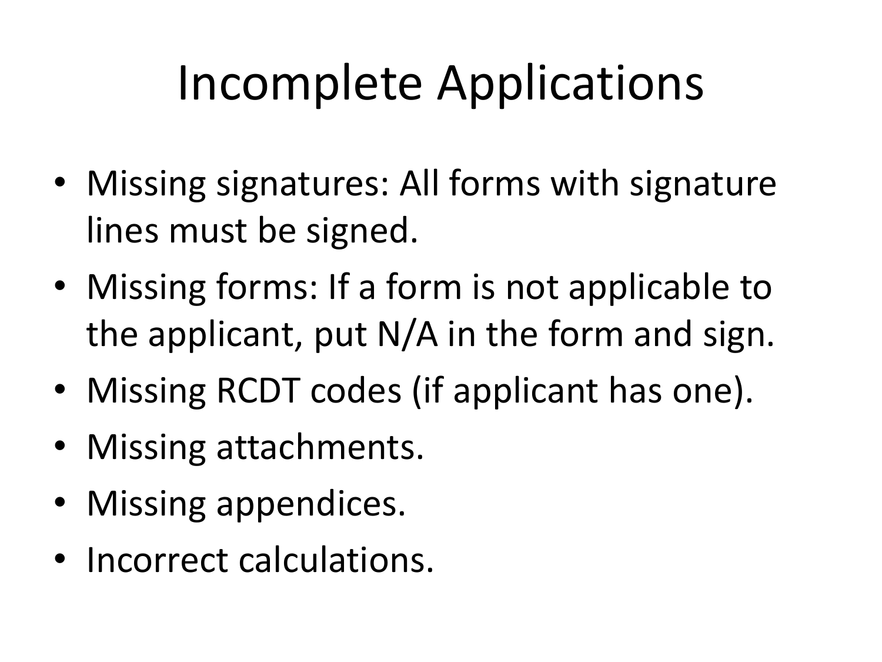# Incomplete Applications

- Missing signatures: All forms with signature lines must be signed.
- Missing forms: If a form is not applicable to the applicant, put N/A in the form and sign.
- Missing RCDT codes (if applicant has one).
- Missing attachments.
- Missing appendices.
- Incorrect calculations.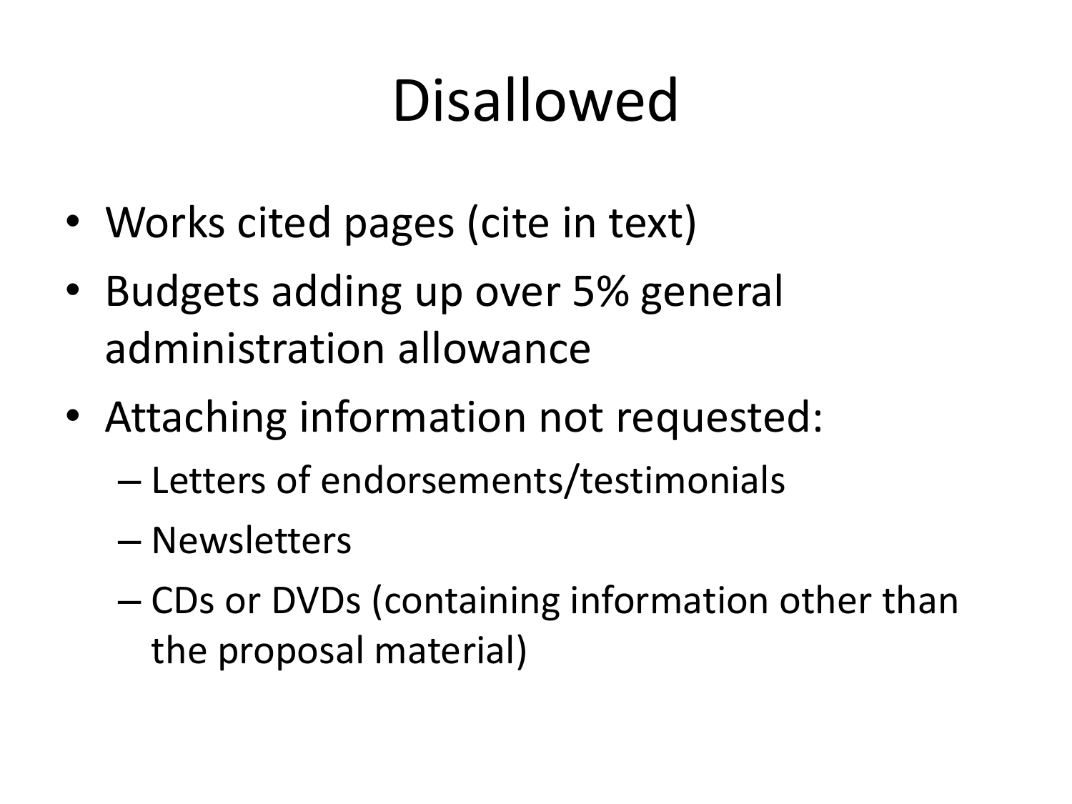# Disallowed

- Works cited pages (cite in text)
- Budgets adding up over 5% general administration allowance
- Attaching information not requested:
  - Letters of endorsements/testimonials
  - Newsletters
  - CDs or DVDs (containing information other than the proposal material)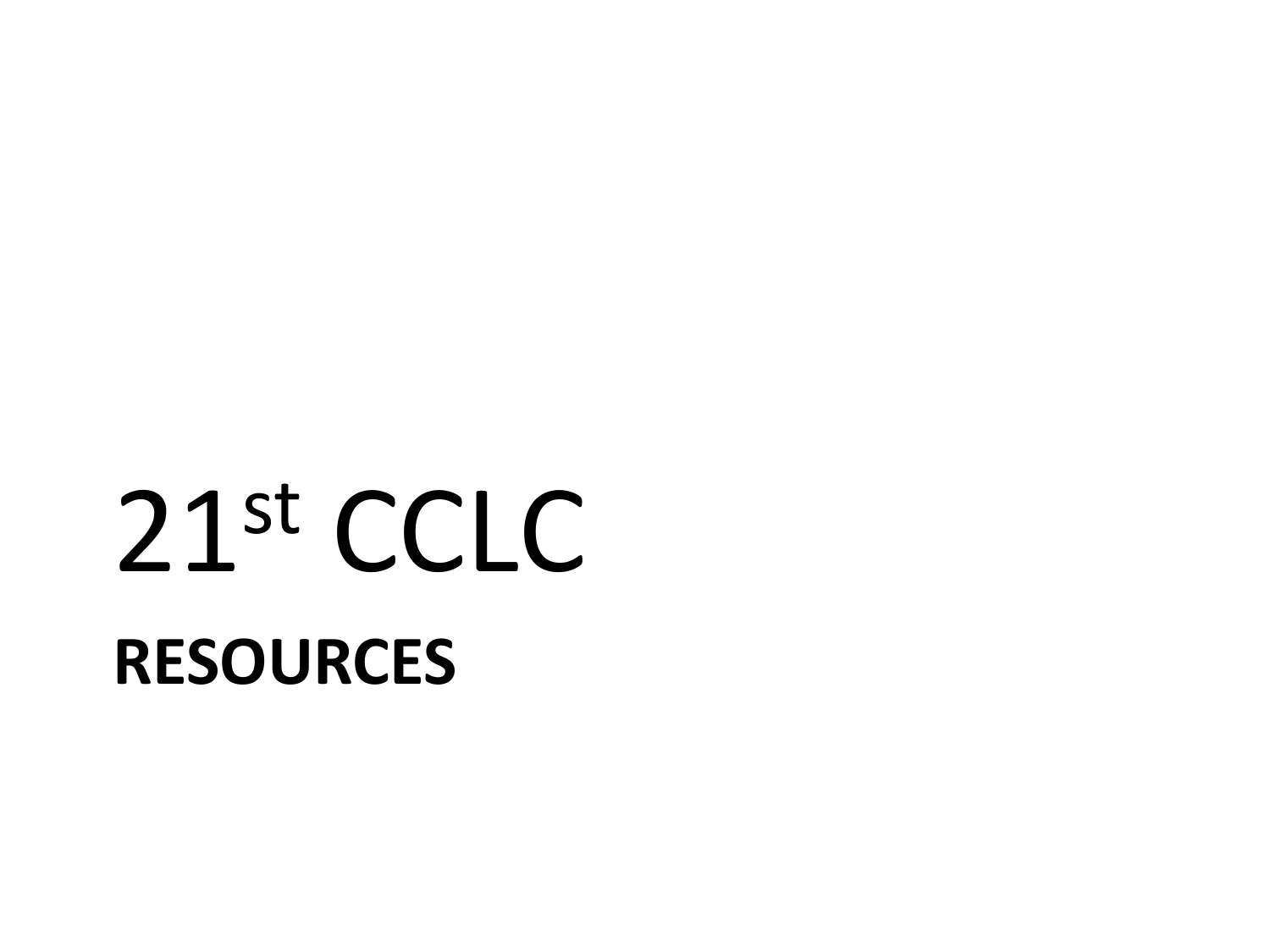# 21st CCLC

## RESOURCES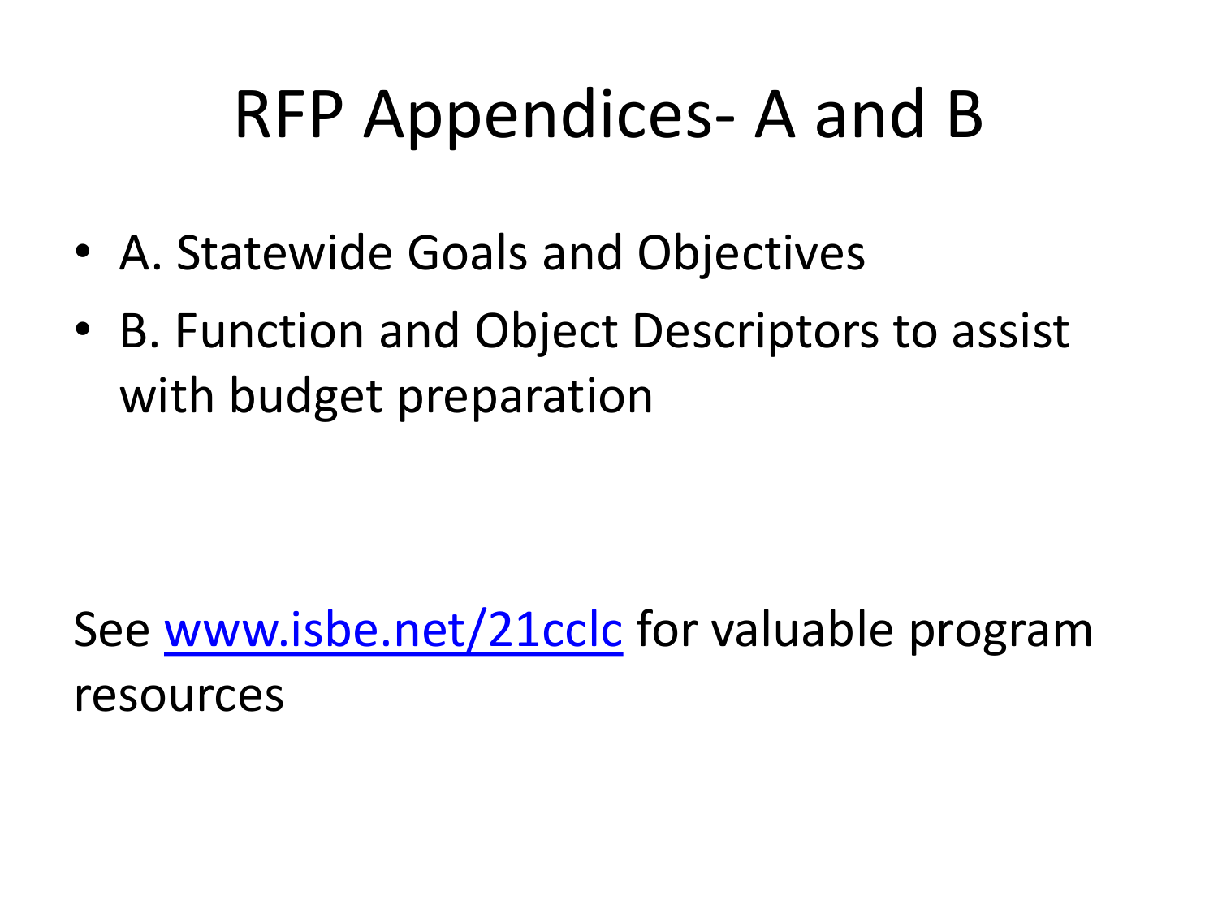# RFP Appendices- A and B

- A. Statewide Goals and Objectives
- B. Function and Object Descriptors to assist with budget preparation

See [www.isbe.net/21cclc](http://www.isbe.net/21cclc) for valuable program resources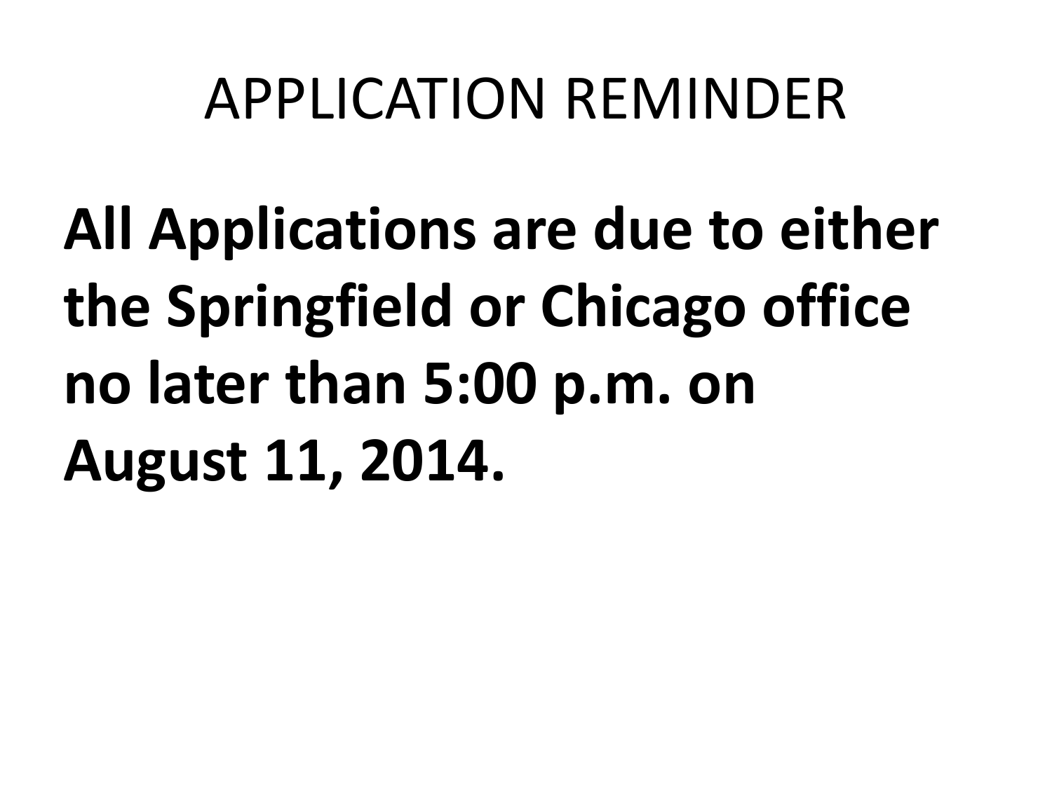# APPLICATION REMINDER

**All Applications are due to either the Springfield or Chicago office no later than 5:00 p.m. on August 11, 2014.**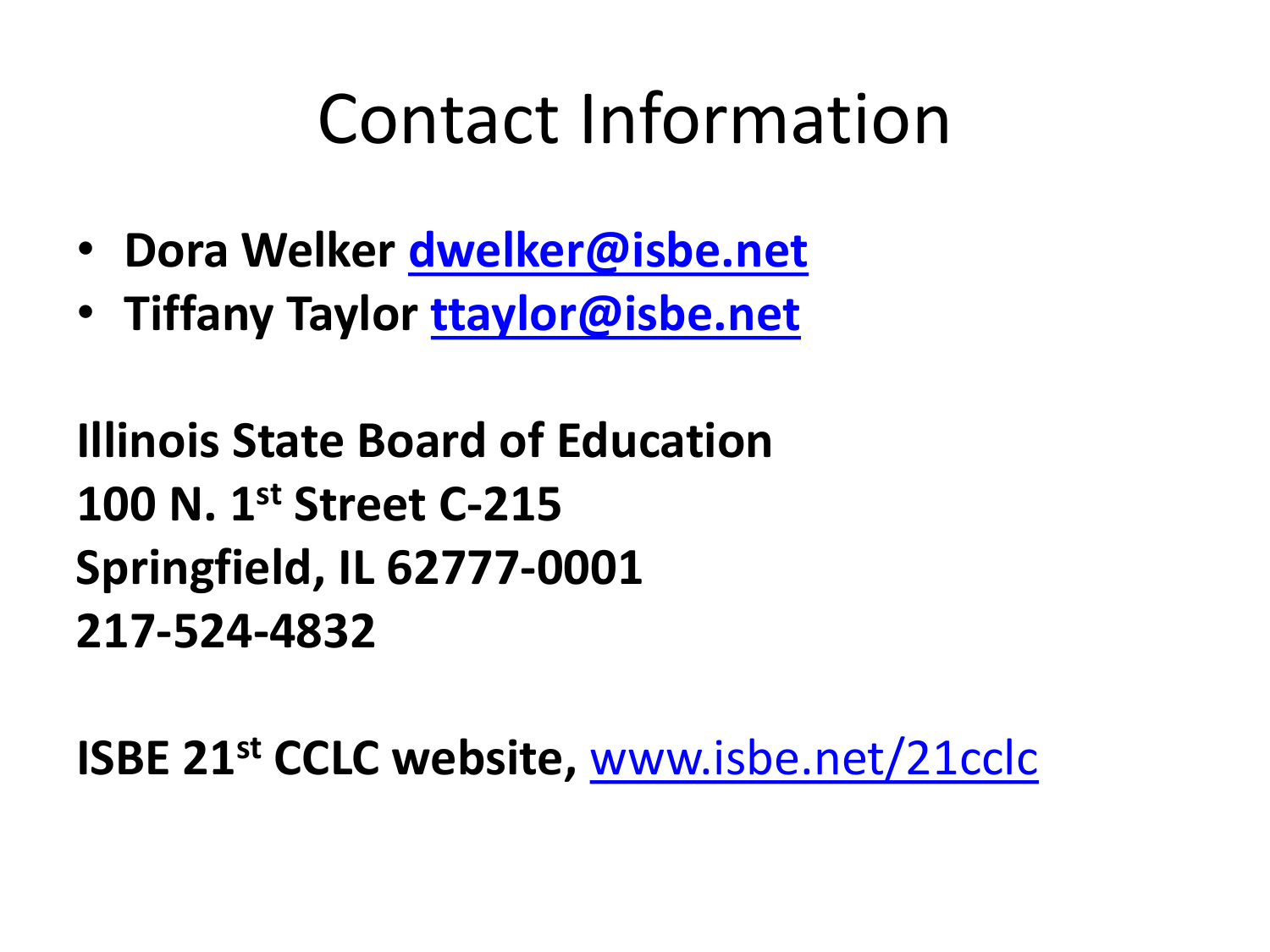# Contact Information

- **Dora Welker [dwelker@isbe.net](mailto:dwelker@isbe.net)**
- **Tiffany Taylor [ttaylor@isbe.net](mailto:ttaylor@isbe.net)**

**Illinois State Board of Education**
**100 N. 1st Street C-215**
**Springfield, IL 62777-0001**
**217-524-4832**

**ISBE 21st CCLC website,** [www.isbe.net/21cclc](http://www.isbe.net/21cclc)